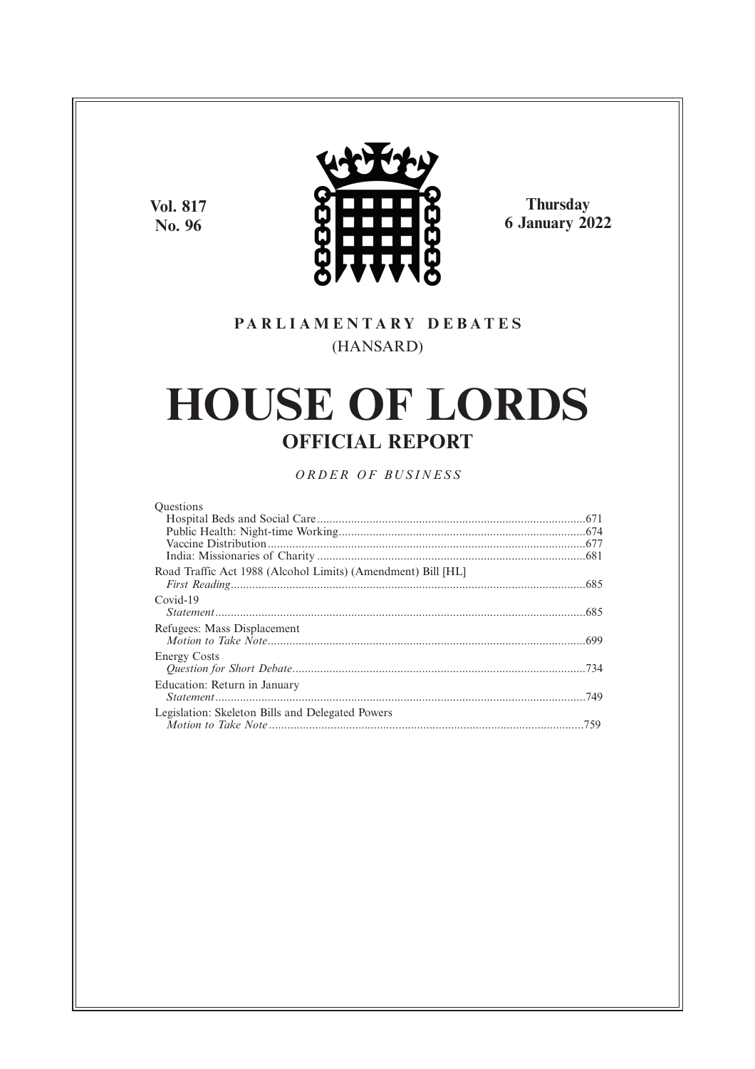Vol. 817
No. 96

Thursday
6 January 2022

PARLIAMENTARY DEBATES
(HANSARD)

# HOUSE OF LORDS

## OFFICIAL REPORT

*ORDER OF BUSINESS*

Questions
- Hospital Beds and Social Care ....................................................................................671
- Public Health: Night-time Working..............................................................................674
- Vaccine Distribution.....................................................................................................677
- India: Missionaries of Charity .....................................................................................681

Road Traffic Act 1988 (Alcohol Limits) (Amendment) Bill [HL]
- *First Reading*.............................................................................................................685

Covid-19
- *Statement*..................................................................................................................685

Refugees: Mass Displacement
- *Motion to Take Note*..................................................................................................699

Energy Costs
- *Question for Short Debate*..........................................................................................734

Education: Return in January
- *Statement*..................................................................................................................749

Legislation: Skeleton Bills and Delegated Powers
- *Motion to Take Note* .................................................................................................759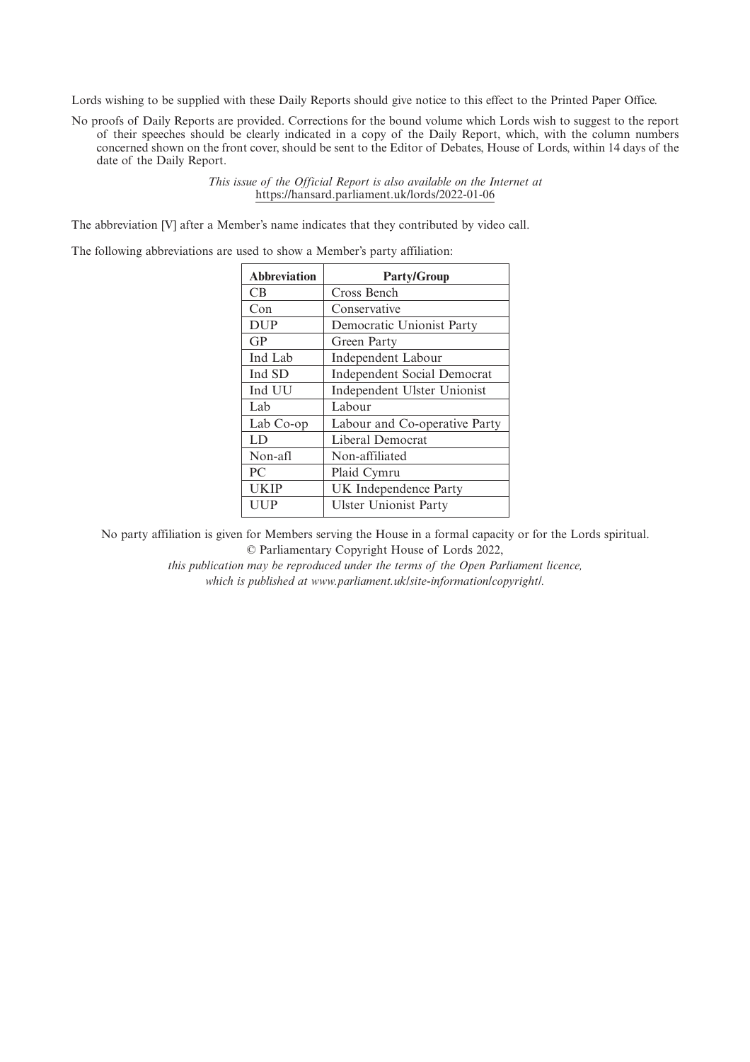Lords wishing to be supplied with these Daily Reports should give notice to this effect to the Printed Paper Office.

No proofs of Daily Reports are provided. Corrections for the bound volume which Lords wish to suggest to the report of their speeches should be clearly indicated in a copy of the Daily Report, which, with the column numbers concerned shown on the front cover, should be sent to the Editor of Debates, House of Lords, within 14 days of the date of the Daily Report.

*This issue of the Official Report is also available on the Internet at* https://hansard.parliament.uk/lords/2022-01-06

The abbreviation [V] after a Member's name indicates that they contributed by video call.

The following abbreviations are used to show a Member's party affiliation:

| Abbreviation | Party/Group |
|---|---|
| CB | Cross Bench |
| Con | Conservative |
| DUP | Democratic Unionist Party |
| GP | Green Party |
| Ind Lab | Independent Labour |
| Ind SD | Independent Social Democrat |
| Ind UU | Independent Ulster Unionist |
| Lab | Labour |
| Lab Co-op | Labour and Co-operative Party |
| LD | Liberal Democrat |
| Non-afl | Non-affiliated |
| PC | Plaid Cymru |
| UKIP | UK Independence Party |
| UUP | Ulster Unionist Party |

No party affiliation is given for Members serving the House in a formal capacity or for the Lords spiritual.

© Parliamentary Copyright House of Lords 2022,

*this publication may be reproduced under the terms of the Open Parliament licence, which is published at www.parliament.uk/site-information/copyright/.*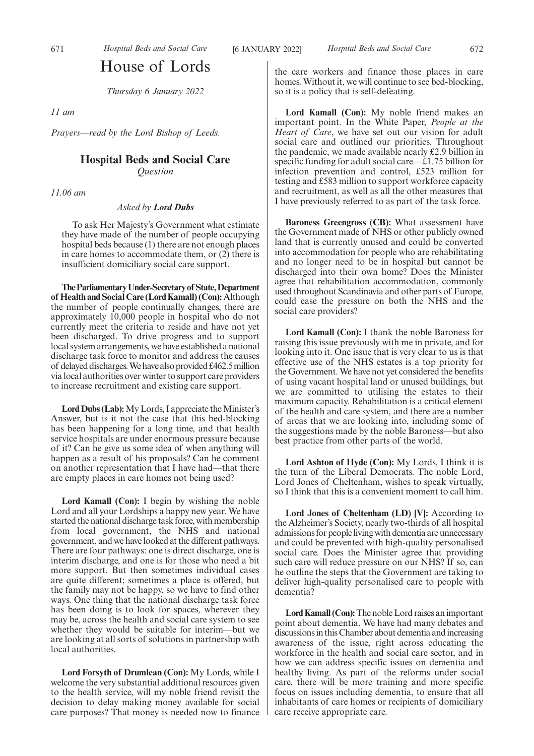# House of Lords

*Thursday 6 January 2022*

*11 am*

*Prayers—read by the Lord Bishop of Leeds.*

## Hospital Beds and Social Care

*Question*

*11.06 am*

*Asked by **Lord Dubs***

To ask Her Majesty's Government what estimate they have made of the number of people occupying hospital beds because (1) there are not enough places in care homes to accommodate them, or (2) there is insufficient domiciliary social care support.

**The Parliamentary Under-Secretary of State, Department of Health and Social Care (Lord Kamall) (Con):** Although the number of people continually changes, there are approximately 10,000 people in hospital who do not currently meet the criteria to reside and have not yet been discharged. To drive progress and to support local system arrangements, we have established a national discharge task force to monitor and address the causes of delayed discharges. We have also provided £462.5 million via local authorities over winter to support care providers to increase recruitment and existing care support.

**Lord Dubs (Lab):** My Lords, I appreciate the Minister's Answer, but is it not the case that this bed-blocking has been happening for a long time, and that health service hospitals are under enormous pressure because of it? Can he give us some idea of when anything will happen as a result of his proposals? Can he comment on another representation that I have had—that there are empty places in care homes not being used?

**Lord Kamall (Con):** I begin by wishing the noble Lord and all your Lordships a happy new year. We have started the national discharge task force, with membership from local government, the NHS and national government, and we have looked at the different pathways. There are four pathways: one is direct discharge, one is interim discharge, and one is for those who need a bit more support. But then sometimes individual cases are quite different; sometimes a place is offered, but the family may not be happy, so we have to find other ways. One thing that the national discharge task force has been doing is to look for spaces, wherever they may be, across the health and social care system to see whether they would be suitable for interim—but we are looking at all sorts of solutions in partnership with local authorities.

**Lord Forsyth of Drumlean (Con):** My Lords, while I welcome the very substantial additional resources given to the health service, will my noble friend revisit the decision to delay making money available for social care purposes? That money is needed now to finance the care workers and finance those places in care homes. Without it, we will continue to see bed-blocking, so it is a policy that is self-defeating.

**Lord Kamall (Con):** My noble friend makes an important point. In the White Paper, *People at the Heart of Care*, we have set out our vision for adult social care and outlined our priorities. Throughout the pandemic, we made available nearly £2.9 billion in specific funding for adult social care—£1.75 billion for infection prevention and control, £523 million for testing and £583 million to support workforce capacity and recruitment, as well as all the other measures that I have previously referred to as part of the task force.

**Baroness Greengross (CB):** What assessment have the Government made of NHS or other publicly owned land that is currently unused and could be converted into accommodation for people who are rehabilitating and no longer need to be in hospital but cannot be discharged into their own home? Does the Minister agree that rehabilitation accommodation, commonly used throughout Scandinavia and other parts of Europe, could ease the pressure on both the NHS and the social care providers?

**Lord Kamall (Con):** I thank the noble Baroness for raising this issue previously with me in private, and for looking into it. One issue that is very clear to us is that effective use of the NHS estates is a top priority for the Government. We have not yet considered the benefits of using vacant hospital land or unused buildings, but we are committed to utilising the estates to their maximum capacity. Rehabilitation is a critical element of the health and care system, and there are a number of areas that we are looking into, including some of the suggestions made by the noble Baroness—but also best practice from other parts of the world.

**Lord Ashton of Hyde (Con):** My Lords, I think it is the turn of the Liberal Democrats. The noble Lord, Lord Jones of Cheltenham, wishes to speak virtually, so I think that this is a convenient moment to call him.

**Lord Jones of Cheltenham (LD) [V]:** According to the Alzheimer's Society, nearly two-thirds of all hospital admissions for people living with dementia are unnecessary and could be prevented with high-quality personalised social care. Does the Minister agree that providing such care will reduce pressure on our NHS? If so, can he outline the steps that the Government are taking to deliver high-quality personalised care to people with dementia?

**Lord Kamall (Con):** The noble Lord raises an important point about dementia. We have had many debates and discussions in this Chamber about dementia and increasing awareness of the issue, right across educating the workforce in the health and social care sector, and in how we can address specific issues on dementia and healthy living. As part of the reforms under social care, there will be more training and more specific focus on issues including dementia, to ensure that all inhabitants of care homes or recipients of domiciliary care receive appropriate care.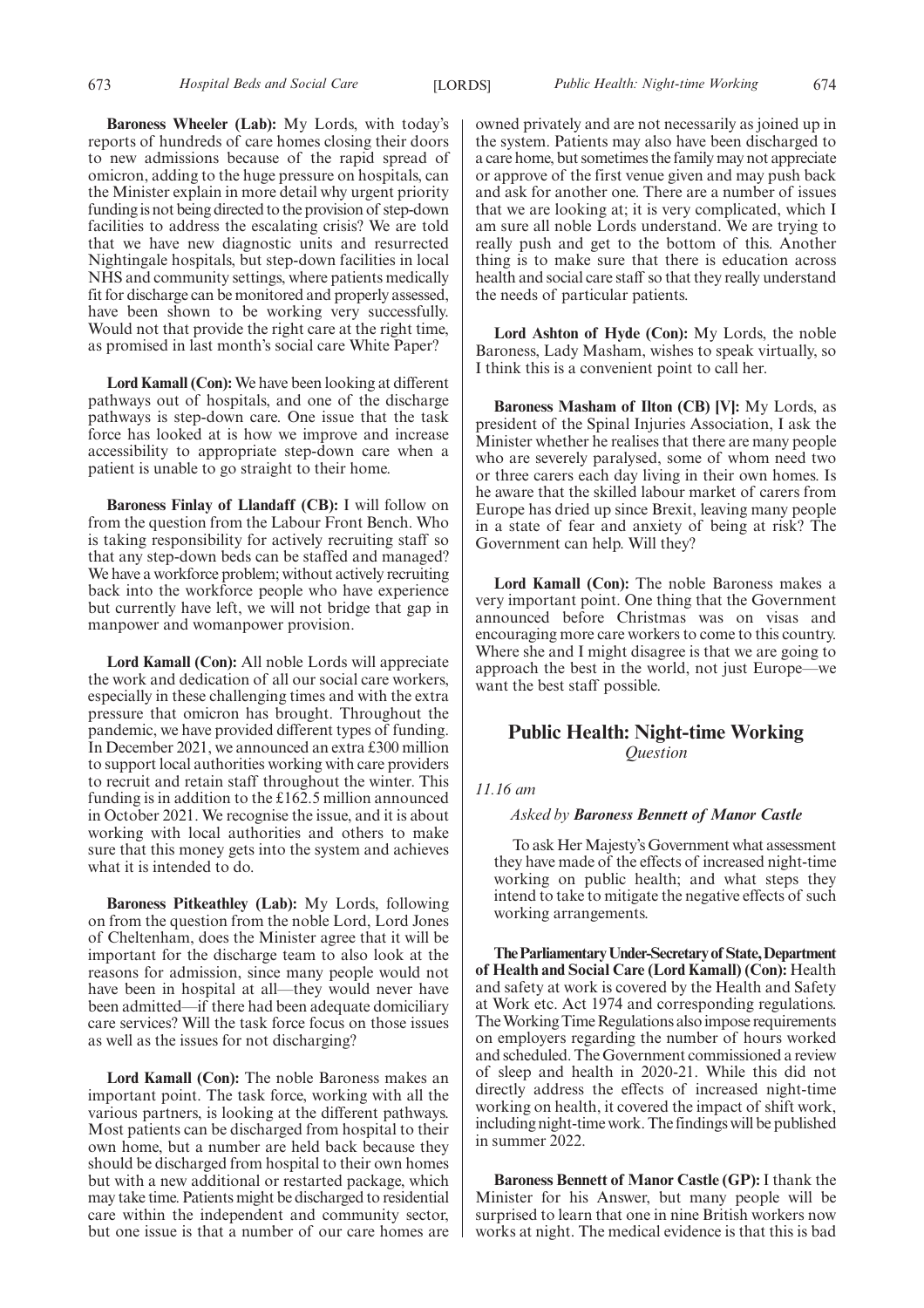**Baroness Wheeler (Lab):** My Lords, with today's reports of hundreds of care homes closing their doors to new admissions because of the rapid spread of omicron, adding to the huge pressure on hospitals, can the Minister explain in more detail why urgent priority funding is not being directed to the provision of step-down facilities to address the escalating crisis? We are told that we have new diagnostic units and resurrected Nightingale hospitals, but step-down facilities in local NHS and community settings, where patients medically fit for discharge can be monitored and properly assessed, have been shown to be working very successfully. Would not that provide the right care at the right time, as promised in last month's social care White Paper?

**Lord Kamall (Con):** We have been looking at different pathways out of hospitals, and one of the discharge pathways is step-down care. One issue that the task force has looked at is how we improve and increase accessibility to appropriate step-down care when a patient is unable to go straight to their home.

**Baroness Finlay of Llandaff (CB):** I will follow on from the question from the Labour Front Bench. Who is taking responsibility for actively recruiting staff so that any step-down beds can be staffed and managed? We have a workforce problem; without actively recruiting back into the workforce people who have experience but currently have left, we will not bridge that gap in manpower and womanpower provision.

**Lord Kamall (Con):** All noble Lords will appreciate the work and dedication of all our social care workers, especially in these challenging times and with the extra pressure that omicron has brought. Throughout the pandemic, we have provided different types of funding. In December 2021, we announced an extra £300 million to support local authorities working with care providers to recruit and retain staff throughout the winter. This funding is in addition to the £162.5 million announced in October 2021. We recognise the issue, and it is about working with local authorities and others to make sure that this money gets into the system and achieves what it is intended to do.

**Baroness Pitkeathley (Lab):** My Lords, following on from the question from the noble Lord, Lord Jones of Cheltenham, does the Minister agree that it will be important for the discharge team to also look at the reasons for admission, since many people would not have been in hospital at all—they would never have been admitted—if there had been adequate domiciliary care services? Will the task force focus on those issues as well as the issues for not discharging?

**Lord Kamall (Con):** The noble Baroness makes an important point. The task force, working with all the various partners, is looking at the different pathways. Most patients can be discharged from hospital to their own home, but a number are held back because they should be discharged from hospital to their own homes but with a new additional or restarted package, which may take time. Patients might be discharged to residential care within the independent and community sector, but one issue is that a number of our care homes are owned privately and are not necessarily as joined up in the system. Patients may also have been discharged to a care home, but sometimes the family may not appreciate or approve of the first venue given and may push back and ask for another one. There are a number of issues that we are looking at; it is very complicated, which I am sure all noble Lords understand. We are trying to really push and get to the bottom of this. Another thing is to make sure that there is education across health and social care staff so that they really understand the needs of particular patients.

**Lord Ashton of Hyde (Con):** My Lords, the noble Baroness, Lady Masham, wishes to speak virtually, so I think this is a convenient point to call her.

**Baroness Masham of Ilton (CB) [V]:** My Lords, as president of the Spinal Injuries Association, I ask the Minister whether he realises that there are many people who are severely paralysed, some of whom need two or three carers each day living in their own homes. Is he aware that the skilled labour market of carers from Europe has dried up since Brexit, leaving many people in a state of fear and anxiety of being at risk? The Government can help. Will they?

**Lord Kamall (Con):** The noble Baroness makes a very important point. One thing that the Government announced before Christmas was on visas and encouraging more care workers to come to this country. Where she and I might disagree is that we are going to approach the best in the world, not just Europe—we want the best staff possible.

## Public Health: Night-time Working

*Question*

*11.16 am*

*Asked by* ***Baroness Bennett of Manor Castle***

To ask Her Majesty's Government what assessment they have made of the effects of increased night-time working on public health; and what steps they intend to take to mitigate the negative effects of such working arrangements.

**The Parliamentary Under-Secretary of State, Department of Health and Social Care (Lord Kamall) (Con):** Health and safety at work is covered by the Health and Safety at Work etc. Act 1974 and corresponding regulations. The Working Time Regulations also impose requirements on employers regarding the number of hours worked and scheduled. The Government commissioned a review of sleep and health in 2020-21. While this did not directly address the effects of increased night-time working on health, it covered the impact of shift work, including night-time work. The findings will be published in summer 2022.

**Baroness Bennett of Manor Castle (GP):** I thank the Minister for his Answer, but many people will be surprised to learn that one in nine British workers now works at night. The medical evidence is that this is bad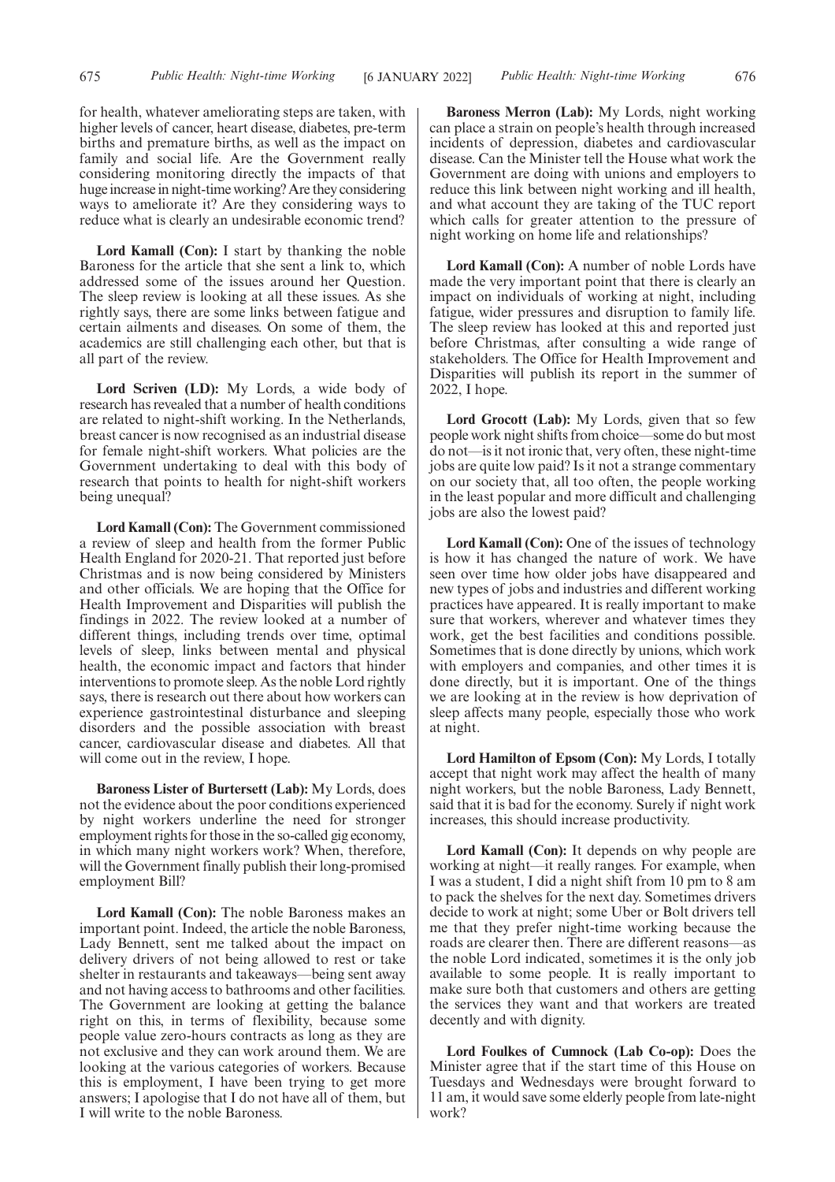for health, whatever ameliorating steps are taken, with higher levels of cancer, heart disease, diabetes, pre-term births and premature births, as well as the impact on family and social life. Are the Government really considering monitoring directly the impacts of that huge increase in night-time working? Are they considering ways to ameliorate it? Are they considering ways to reduce what is clearly an undesirable economic trend?

**Lord Kamall (Con):** I start by thanking the noble Baroness for the article that she sent a link to, which addressed some of the issues around her Question. The sleep review is looking at all these issues. As she rightly says, there are some links between fatigue and certain ailments and diseases. On some of them, the academics are still challenging each other, but that is all part of the review.

**Lord Scriven (LD):** My Lords, a wide body of research has revealed that a number of health conditions are related to night-shift working. In the Netherlands, breast cancer is now recognised as an industrial disease for female night-shift workers. What policies are the Government undertaking to deal with this body of research that points to health for night-shift workers being unequal?

**Lord Kamall (Con):** The Government commissioned a review of sleep and health from the former Public Health England for 2020-21. That reported just before Christmas and is now being considered by Ministers and other officials. We are hoping that the Office for Health Improvement and Disparities will publish the findings in 2022. The review looked at a number of different things, including trends over time, optimal levels of sleep, links between mental and physical health, the economic impact and factors that hinder interventions to promote sleep. As the noble Lord rightly says, there is research out there about how workers can experience gastrointestinal disturbance and sleeping disorders and the possible association with breast cancer, cardiovascular disease and diabetes. All that will come out in the review, I hope.

**Baroness Lister of Burtersett (Lab):** My Lords, does not the evidence about the poor conditions experienced by night workers underline the need for stronger employment rights for those in the so-called gig economy, in which many night workers work? When, therefore, will the Government finally publish their long-promised employment Bill?

**Lord Kamall (Con):** The noble Baroness makes an important point. Indeed, the article the noble Baroness, Lady Bennett, sent me talked about the impact on delivery drivers of not being allowed to rest or take shelter in restaurants and takeaways—being sent away and not having access to bathrooms and other facilities. The Government are looking at getting the balance right on this, in terms of flexibility, because some people value zero-hours contracts as long as they are not exclusive and they can work around them. We are looking at the various categories of workers. Because this is employment, I have been trying to get more answers; I apologise that I do not have all of them, but I will write to the noble Baroness.

**Baroness Merron (Lab):** My Lords, night working can place a strain on people's health through increased incidents of depression, diabetes and cardiovascular disease. Can the Minister tell the House what work the Government are doing with unions and employers to reduce this link between night working and ill health, and what account they are taking of the TUC report which calls for greater attention to the pressure of night working on home life and relationships?

**Lord Kamall (Con):** A number of noble Lords have made the very important point that there is clearly an impact on individuals of working at night, including fatigue, wider pressures and disruption to family life. The sleep review has looked at this and reported just before Christmas, after consulting a wide range of stakeholders. The Office for Health Improvement and Disparities will publish its report in the summer of 2022, I hope.

**Lord Grocott (Lab):** My Lords, given that so few people work night shifts from choice—some do but most do not—is it not ironic that, very often, these night-time jobs are quite low paid? Is it not a strange commentary on our society that, all too often, the people working in the least popular and more difficult and challenging jobs are also the lowest paid?

**Lord Kamall (Con):** One of the issues of technology is how it has changed the nature of work. We have seen over time how older jobs have disappeared and new types of jobs and industries and different working practices have appeared. It is really important to make sure that workers, wherever and whatever times they work, get the best facilities and conditions possible. Sometimes that is done directly by unions, which work with employers and companies, and other times it is done directly, but it is important. One of the things we are looking at in the review is how deprivation of sleep affects many people, especially those who work at night.

**Lord Hamilton of Epsom (Con):** My Lords, I totally accept that night work may affect the health of many night workers, but the noble Baroness, Lady Bennett, said that it is bad for the economy. Surely if night work increases, this should increase productivity.

**Lord Kamall (Con):** It depends on why people are working at night—it really ranges. For example, when I was a student, I did a night shift from 10 pm to 8 am to pack the shelves for the next day. Sometimes drivers decide to work at night; some Uber or Bolt drivers tell me that they prefer night-time working because the roads are clearer then. There are different reasons—as the noble Lord indicated, sometimes it is the only job available to some people. It is really important to make sure both that customers and others are getting the services they want and that workers are treated decently and with dignity.

**Lord Foulkes of Cumnock (Lab Co-op):** Does the Minister agree that if the start time of this House on Tuesdays and Wednesdays were brought forward to 11 am, it would save some elderly people from late-night work?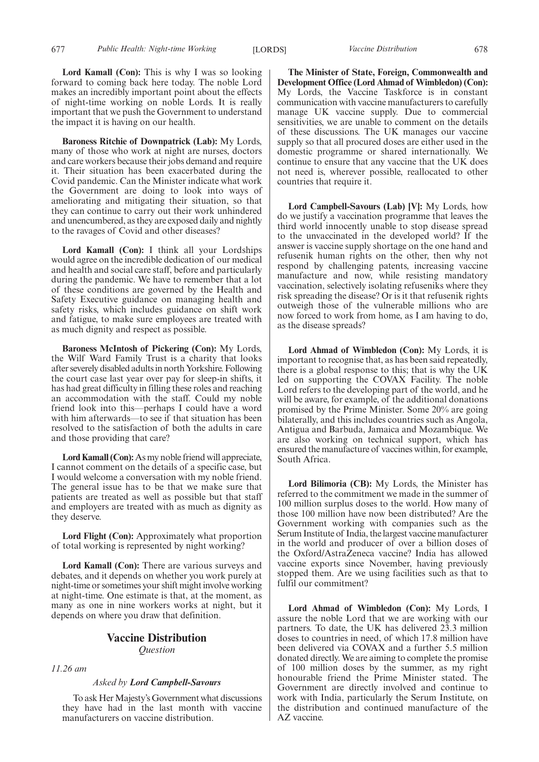**Lord Kamall (Con):** This is why I was so looking forward to coming back here today. The noble Lord makes an incredibly important point about the effects of night-time working on noble Lords. It is really important that we push the Government to understand the impact it is having on our health.

**Baroness Ritchie of Downpatrick (Lab):** My Lords, many of those who work at night are nurses, doctors and care workers because their jobs demand and require it. Their situation has been exacerbated during the Covid pandemic. Can the Minister indicate what work the Government are doing to look into ways of ameliorating and mitigating their situation, so that they can continue to carry out their work unhindered and unencumbered, as they are exposed daily and nightly to the ravages of Covid and other diseases?

**Lord Kamall (Con):** I think all your Lordships would agree on the incredible dedication of our medical and health and social care staff, before and particularly during the pandemic. We have to remember that a lot of these conditions are governed by the Health and Safety Executive guidance on managing health and safety risks, which includes guidance on shift work and fatigue, to make sure employees are treated with as much dignity and respect as possible.

**Baroness McIntosh of Pickering (Con):** My Lords, the Wilf Ward Family Trust is a charity that looks after severely disabled adults in north Yorkshire. Following the court case last year over pay for sleep-in shifts, it has had great difficulty in filling these roles and reaching an accommodation with the staff. Could my noble friend look into this—perhaps I could have a word with him afterwards—to see if that situation has been resolved to the satisfaction of both the adults in care and those providing that care?

**Lord Kamall (Con):** As my noble friend will appreciate, I cannot comment on the details of a specific case, but I would welcome a conversation with my noble friend. The general issue has to be that we make sure that patients are treated as well as possible but that staff and employers are treated with as much as dignity as they deserve.

**Lord Flight (Con):** Approximately what proportion of total working is represented by night working?

**Lord Kamall (Con):** There are various surveys and debates, and it depends on whether you work purely at night-time or sometimes your shift might involve working at night-time. One estimate is that, at the moment, as many as one in nine workers works at night, but it depends on where you draw that definition.

## Vaccine Distribution

*Question*

*11.26 am*

*Asked by **Lord Campbell-Savours***

To ask Her Majesty's Government what discussions they have had in the last month with vaccine manufacturers on vaccine distribution.

**The Minister of State, Foreign, Commonwealth and Development Office (Lord Ahmad of Wimbledon) (Con):** My Lords, the Vaccine Taskforce is in constant communication with vaccine manufacturers to carefully manage UK vaccine supply. Due to commercial sensitivities, we are unable to comment on the details of these discussions. The UK manages our vaccine supply so that all procured doses are either used in the domestic programme or shared internationally. We continue to ensure that any vaccine that the UK does not need is, wherever possible, reallocated to other countries that require it.

**Lord Campbell-Savours (Lab) [V]:** My Lords, how do we justify a vaccination programme that leaves the third world innocently unable to stop disease spread to the unvaccinated in the developed world? If the answer is vaccine supply shortage on the one hand and refusenik human rights on the other, then why not respond by challenging patents, increasing vaccine manufacture and now, while resisting mandatory vaccination, selectively isolating refuseniks where they risk spreading the disease? Or is it that refusenik rights outweigh those of the vulnerable millions who are now forced to work from home, as I am having to do, as the disease spreads?

**Lord Ahmad of Wimbledon (Con):** My Lords, it is important to recognise that, as has been said repeatedly, there is a global response to this; that is why the UK led on supporting the COVAX Facility. The noble Lord refers to the developing part of the world, and he will be aware, for example, of the additional donations promised by the Prime Minister. Some 20% are going bilaterally, and this includes countries such as Angola, Antigua and Barbuda, Jamaica and Mozambique. We are also working on technical support, which has ensured the manufacture of vaccines within, for example, South Africa.

**Lord Bilimoria (CB):** My Lords, the Minister has referred to the commitment we made in the summer of 100 million surplus doses to the world. How many of those 100 million have now been distributed? Are the Government working with companies such as the Serum Institute of India, the largest vaccine manufacturer in the world and producer of over a billion doses of the Oxford/AstraZeneca vaccine? India has allowed vaccine exports since November, having previously stopped them. Are we using facilities such as that to fulfil our commitment?

**Lord Ahmad of Wimbledon (Con):** My Lords, I assure the noble Lord that we are working with our partners. To date, the UK has delivered 23.3 million doses to countries in need, of which 17.8 million have been delivered via COVAX and a further 5.5 million donated directly. We are aiming to complete the promise of 100 million doses by the summer, as my right honourable friend the Prime Minister stated. The Government are directly involved and continue to work with India, particularly the Serum Institute, on the distribution and continued manufacture of the AZ vaccine.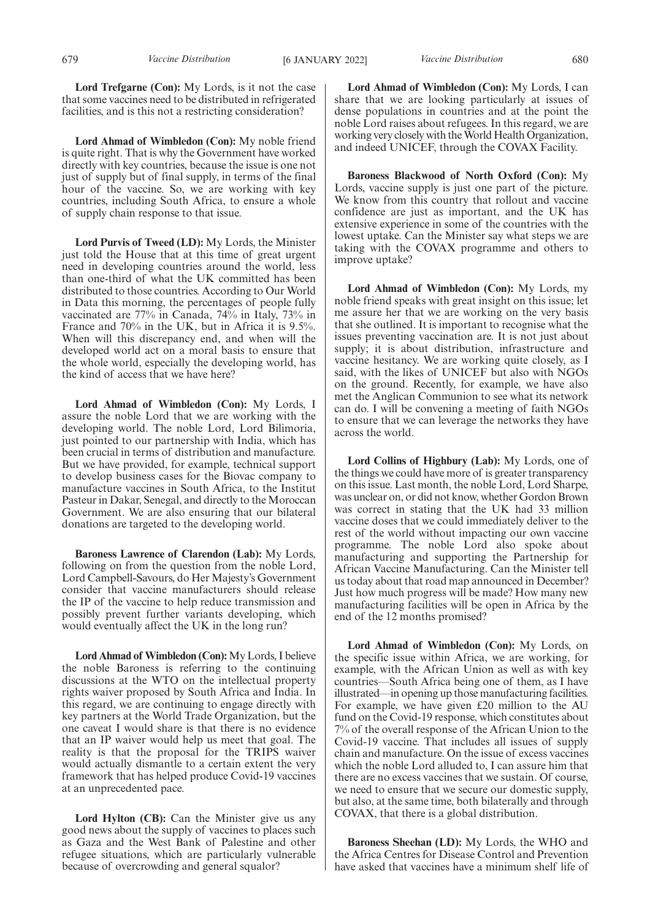**Lord Trefgarne (Con):** My Lords, is it not the case that some vaccines need to be distributed in refrigerated facilities, and is this not a restricting consideration?

**Lord Ahmad of Wimbledon (Con):** My noble friend is quite right. That is why the Government have worked directly with key countries, because the issue is one not just of supply but of final supply, in terms of the final hour of the vaccine. So, we are working with key countries, including South Africa, to ensure a whole of supply chain response to that issue.

**Lord Purvis of Tweed (LD):** My Lords, the Minister just told the House that at this time of great urgent need in developing countries around the world, less than one-third of what the UK committed has been distributed to those countries. According to Our World in Data this morning, the percentages of people fully vaccinated are 77% in Canada, 74% in Italy, 73% in France and 70% in the UK, but in Africa it is 9.5%. When will this discrepancy end, and when will the developed world act on a moral basis to ensure that the whole world, especially the developing world, has the kind of access that we have here?

**Lord Ahmad of Wimbledon (Con):** My Lords, I assure the noble Lord that we are working with the developing world. The noble Lord, Lord Bilimoria, just pointed to our partnership with India, which has been crucial in terms of distribution and manufacture. But we have provided, for example, technical support to develop business cases for the Biovac company to manufacture vaccines in South Africa, to the Institut Pasteur in Dakar, Senegal, and directly to the Moroccan Government. We are also ensuring that our bilateral donations are targeted to the developing world.

**Baroness Lawrence of Clarendon (Lab):** My Lords, following on from the question from the noble Lord, Lord Campbell-Savours, do Her Majesty's Government consider that vaccine manufacturers should release the IP of the vaccine to help reduce transmission and possibly prevent further variants developing, which would eventually affect the UK in the long run?

**Lord Ahmad of Wimbledon (Con):** My Lords, I believe the noble Baroness is referring to the continuing discussions at the WTO on the intellectual property rights waiver proposed by South Africa and India. In this regard, we are continuing to engage directly with key partners at the World Trade Organization, but the one caveat I would share is that there is no evidence that an IP waiver would help us meet that goal. The reality is that the proposal for the TRIPS waiver would actually dismantle to a certain extent the very framework that has helped produce Covid-19 vaccines at an unprecedented pace.

**Lord Hylton (CB):** Can the Minister give us any good news about the supply of vaccines to places such as Gaza and the West Bank of Palestine and other refugee situations, which are particularly vulnerable because of overcrowding and general squalor?

**Lord Ahmad of Wimbledon (Con):** My Lords, I can share that we are looking particularly at issues of dense populations in countries and at the point the noble Lord raises about refugees. In this regard, we are working very closely with the World Health Organization, and indeed UNICEF, through the COVAX Facility.

**Baroness Blackwood of North Oxford (Con):** My Lords, vaccine supply is just one part of the picture. We know from this country that rollout and vaccine confidence are just as important, and the UK has extensive experience in some of the countries with the lowest uptake. Can the Minister say what steps we are taking with the COVAX programme and others to improve uptake?

**Lord Ahmad of Wimbledon (Con):** My Lords, my noble friend speaks with great insight on this issue; let me assure her that we are working on the very basis that she outlined. It is important to recognise what the issues preventing vaccination are. It is not just about supply; it is about distribution, infrastructure and vaccine hesitancy. We are working quite closely, as I said, with the likes of UNICEF but also with NGOs on the ground. Recently, for example, we have also met the Anglican Communion to see what its network can do. I will be convening a meeting of faith NGOs to ensure that we can leverage the networks they have across the world.

**Lord Collins of Highbury (Lab):** My Lords, one of the things we could have more of is greater transparency on this issue. Last month, the noble Lord, Lord Sharpe, was unclear on, or did not know, whether Gordon Brown was correct in stating that the UK had 33 million vaccine doses that we could immediately deliver to the rest of the world without impacting our own vaccine programme. The noble Lord also spoke about manufacturing and supporting the Partnership for African Vaccine Manufacturing. Can the Minister tell us today about that road map announced in December? Just how much progress will be made? How many new manufacturing facilities will be open in Africa by the end of the 12 months promised?

**Lord Ahmad of Wimbledon (Con):** My Lords, on the specific issue within Africa, we are working, for example, with the African Union as well as with key countries—South Africa being one of them, as I have illustrated—in opening up those manufacturing facilities. For example, we have given £20 million to the AU fund on the Covid-19 response, which constitutes about 7% of the overall response of the African Union to the Covid-19 vaccine. That includes all issues of supply chain and manufacture. On the issue of excess vaccines which the noble Lord alluded to, I can assure him that there are no excess vaccines that we sustain. Of course, we need to ensure that we secure our domestic supply, but also, at the same time, both bilaterally and through COVAX, that there is a global distribution.

**Baroness Sheehan (LD):** My Lords, the WHO and the Africa Centres for Disease Control and Prevention have asked that vaccines have a minimum shelf life of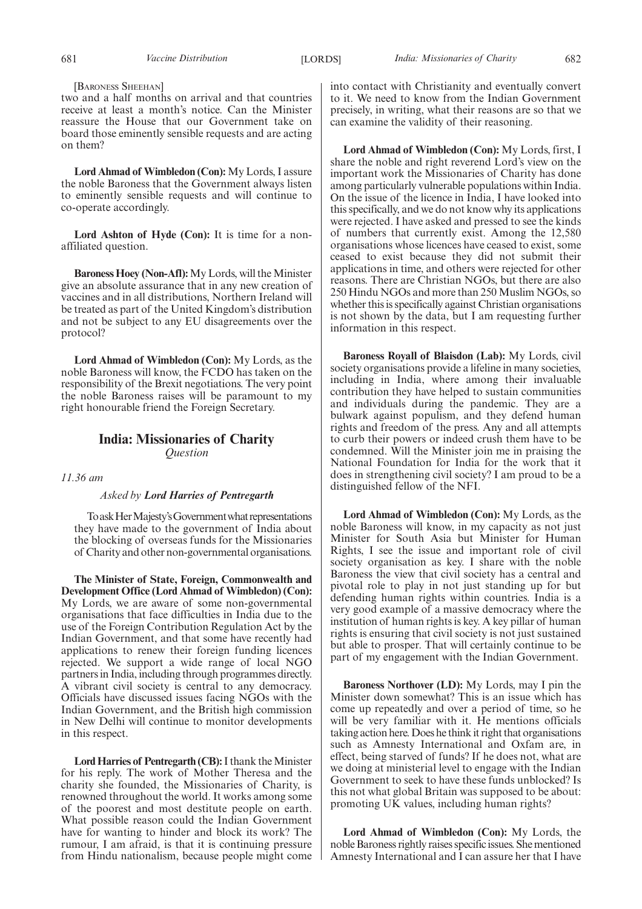[BARONESS SHEEHAN]

two and a half months on arrival and that countries receive at least a month's notice. Can the Minister reassure the House that our Government take on board those eminently sensible requests and are acting on them?

**Lord Ahmad of Wimbledon (Con):** My Lords, I assure the noble Baroness that the Government always listen to eminently sensible requests and will continue to co-operate accordingly.

**Lord Ashton of Hyde (Con):** It is time for a non-affiliated question.

**Baroness Hoey (Non-Afl):** My Lords, will the Minister give an absolute assurance that in any new creation of vaccines and in all distributions, Northern Ireland will be treated as part of the United Kingdom's distribution and not be subject to any EU disagreements over the protocol?

**Lord Ahmad of Wimbledon (Con):** My Lords, as the noble Baroness will know, the FCDO has taken on the responsibility of the Brexit negotiations. The very point the noble Baroness raises will be paramount to my right honourable friend the Foreign Secretary.

## India: Missionaries of Charity

*Question*

*11.36 am*

*Asked by* ***Lord Harries of Pentregarth***

To ask Her Majesty's Government what representations they have made to the government of India about the blocking of overseas funds for the Missionaries of Charity and other non-governmental organisations.

**The Minister of State, Foreign, Commonwealth and Development Office (Lord Ahmad of Wimbledon) (Con):** My Lords, we are aware of some non-governmental organisations that face difficulties in India due to the use of the Foreign Contribution Regulation Act by the Indian Government, and that some have recently had applications to renew their foreign funding licences rejected. We support a wide range of local NGO partners in India, including through programmes directly. A vibrant civil society is central to any democracy. Officials have discussed issues facing NGOs with the Indian Government, and the British high commission in New Delhi will continue to monitor developments in this respect.

**Lord Harries of Pentregarth (CB):** I thank the Minister for his reply. The work of Mother Theresa and the charity she founded, the Missionaries of Charity, is renowned throughout the world. It works among some of the poorest and most destitute people on earth. What possible reason could the Indian Government have for wanting to hinder and block its work? The rumour, I am afraid, is that it is continuing pressure from Hindu nationalism, because people might come into contact with Christianity and eventually convert to it. We need to know from the Indian Government precisely, in writing, what their reasons are so that we can examine the validity of their reasoning.

**Lord Ahmad of Wimbledon (Con):** My Lords, first, I share the noble and right reverend Lord's view on the important work the Missionaries of Charity has done among particularly vulnerable populations within India. On the issue of the licence in India, I have looked into this specifically, and we do not know why its applications were rejected. I have asked and pressed to see the kinds of numbers that currently exist. Among the 12,580 organisations whose licences have ceased to exist, some ceased to exist because they did not submit their applications in time, and others were rejected for other reasons. There are Christian NGOs, but there are also 250 Hindu NGOs and more than 250 Muslim NGOs, so whether this is specifically against Christian organisations is not shown by the data, but I am requesting further information in this respect.

**Baroness Royall of Blaisdon (Lab):** My Lords, civil society organisations provide a lifeline in many societies, including in India, where among their invaluable contribution they have helped to sustain communities and individuals during the pandemic. They are a bulwark against populism, and they defend human rights and freedom of the press. Any and all attempts to curb their powers or indeed crush them have to be condemned. Will the Minister join me in praising the National Foundation for India for the work that it does in strengthening civil society? I am proud to be a distinguished fellow of the NFI.

**Lord Ahmad of Wimbledon (Con):** My Lords, as the noble Baroness will know, in my capacity as not just Minister for South Asia but Minister for Human Rights, I see the issue and important role of civil society organisation as key. I share with the noble Baroness the view that civil society has a central and pivotal role to play in not just standing up for but defending human rights within countries. India is a very good example of a massive democracy where the institution of human rights is key. A key pillar of human rights is ensuring that civil society is not just sustained but able to prosper. That will certainly continue to be part of my engagement with the Indian Government.

**Baroness Northover (LD):** My Lords, may I pin the Minister down somewhat? This is an issue which has come up repeatedly and over a period of time, so he will be very familiar with it. He mentions officials taking action here. Does he think it right that organisations such as Amnesty International and Oxfam are, in effect, being starved of funds? If he does not, what are we doing at ministerial level to engage with the Indian Government to seek to have these funds unblocked? Is this not what global Britain was supposed to be about: promoting UK values, including human rights?

**Lord Ahmad of Wimbledon (Con):** My Lords, the noble Baroness rightly raises specific issues. She mentioned Amnesty International and I can assure her that I have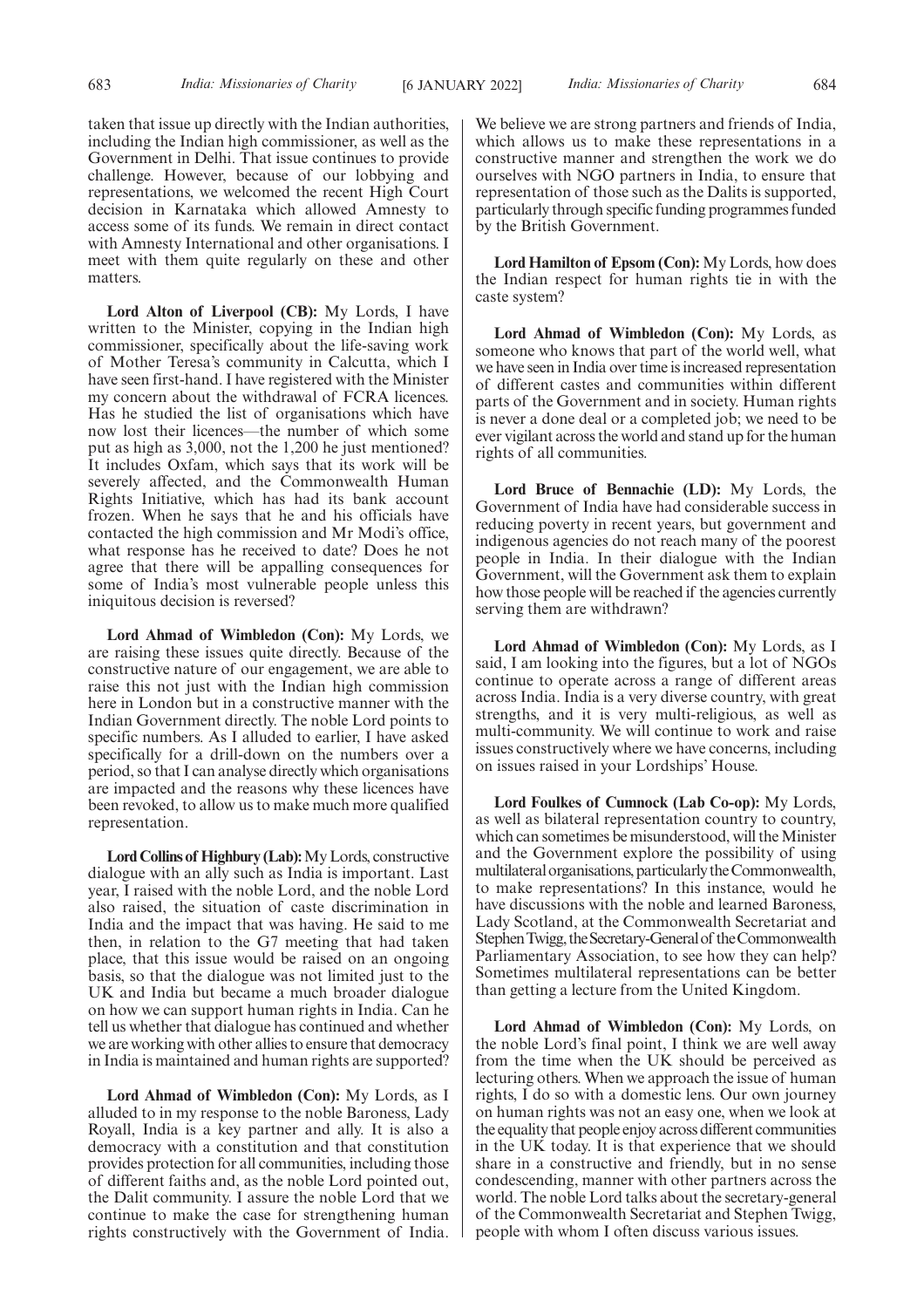taken that issue up directly with the Indian authorities, including the Indian high commissioner, as well as the Government in Delhi. That issue continues to provide challenge. However, because of our lobbying and representations, we welcomed the recent High Court decision in Karnataka which allowed Amnesty to access some of its funds. We remain in direct contact with Amnesty International and other organisations. I meet with them quite regularly on these and other matters.

**Lord Alton of Liverpool (CB):** My Lords, I have written to the Minister, copying in the Indian high commissioner, specifically about the life-saving work of Mother Teresa's community in Calcutta, which I have seen first-hand. I have registered with the Minister my concern about the withdrawal of FCRA licences. Has he studied the list of organisations which have now lost their licences—the number of which some put as high as 3,000, not the 1,200 he just mentioned? It includes Oxfam, which says that its work will be severely affected, and the Commonwealth Human Rights Initiative, which has had its bank account frozen. When he says that he and his officials have contacted the high commission and Mr Modi's office, what response has he received to date? Does he not agree that there will be appalling consequences for some of India's most vulnerable people unless this iniquitous decision is reversed?

**Lord Ahmad of Wimbledon (Con):** My Lords, we are raising these issues quite directly. Because of the constructive nature of our engagement, we are able to raise this not just with the Indian high commission here in London but in a constructive manner with the Indian Government directly. The noble Lord points to specific numbers. As I alluded to earlier, I have asked specifically for a drill-down on the numbers over a period, so that I can analyse directly which organisations are impacted and the reasons why these licences have been revoked, to allow us to make much more qualified representation.

**Lord Collins of Highbury (Lab):** My Lords, constructive dialogue with an ally such as India is important. Last year, I raised with the noble Lord, and the noble Lord also raised, the situation of caste discrimination in India and the impact that was having. He said to me then, in relation to the G7 meeting that had taken place, that this issue would be raised on an ongoing basis, so that the dialogue was not limited just to the UK and India but became a much broader dialogue on how we can support human rights in India. Can he tell us whether that dialogue has continued and whether we are working with other allies to ensure that democracy in India is maintained and human rights are supported?

**Lord Ahmad of Wimbledon (Con):** My Lords, as I alluded to in my response to the noble Baroness, Lady Royall, India is a key partner and ally. It is also a democracy with a constitution and that constitution provides protection for all communities, including those of different faiths and, as the noble Lord pointed out, the Dalit community. I assure the noble Lord that we continue to make the case for strengthening human rights constructively with the Government of India. We believe we are strong partners and friends of India, which allows us to make these representations in a constructive manner and strengthen the work we do ourselves with NGO partners in India, to ensure that representation of those such as the Dalits is supported, particularly through specific funding programmes funded by the British Government.

**Lord Hamilton of Epsom (Con):** My Lords, how does the Indian respect for human rights tie in with the caste system?

**Lord Ahmad of Wimbledon (Con):** My Lords, as someone who knows that part of the world well, what we have seen in India over time is increased representation of different castes and communities within different parts of the Government and in society. Human rights is never a done deal or a completed job; we need to be ever vigilant across the world and stand up for the human rights of all communities.

**Lord Bruce of Bennachie (LD):** My Lords, the Government of India have had considerable success in reducing poverty in recent years, but government and indigenous agencies do not reach many of the poorest people in India. In their dialogue with the Indian Government, will the Government ask them to explain how those people will be reached if the agencies currently serving them are withdrawn?

**Lord Ahmad of Wimbledon (Con):** My Lords, as I said, I am looking into the figures, but a lot of NGOs continue to operate across a range of different areas across India. India is a very diverse country, with great strengths, and it is very multi-religious, as well as multi-community. We will continue to work and raise issues constructively where we have concerns, including on issues raised in your Lordships' House.

**Lord Foulkes of Cumnock (Lab Co-op):** My Lords, as well as bilateral representation country to country, which can sometimes be misunderstood, will the Minister and the Government explore the possibility of using multilateral organisations, particularly the Commonwealth, to make representations? In this instance, would he have discussions with the noble and learned Baroness, Lady Scotland, at the Commonwealth Secretariat and Stephen Twigg, the Secretary-General of the Commonwealth Parliamentary Association, to see how they can help? Sometimes multilateral representations can be better than getting a lecture from the United Kingdom.

**Lord Ahmad of Wimbledon (Con):** My Lords, on the noble Lord's final point, I think we are well away from the time when the UK should be perceived as lecturing others. When we approach the issue of human rights, I do so with a domestic lens. Our own journey on human rights was not an easy one, when we look at the equality that people enjoy across different communities in the UK today. It is that experience that we should share in a constructive and friendly, but in no sense condescending, manner with other partners across the world. The noble Lord talks about the secretary-general of the Commonwealth Secretariat and Stephen Twigg, people with whom I often discuss various issues.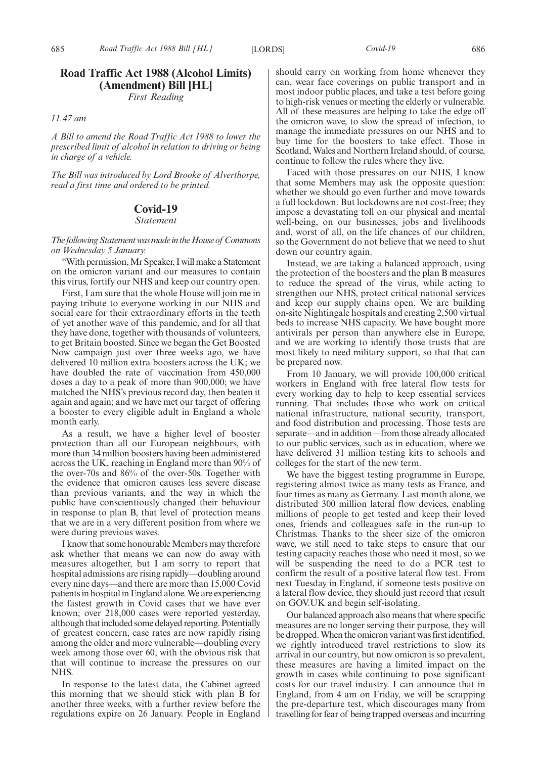## Road Traffic Act 1988 (Alcohol Limits) (Amendment) Bill [HL]

*First Reading*

*11.47 am*

*A Bill to amend the Road Traffic Act 1988 to lower the prescribed limit of alcohol in relation to driving or being in charge of a vehicle.*

*The Bill was introduced by Lord Brooke of Alverthorpe, read a first time and ordered to be printed.*

## Covid-19

*Statement*

*The following Statement was made in the House of Commons on Wednesday 5 January.*

"With permission, Mr Speaker, I will make a Statement on the omicron variant and our measures to contain this virus, fortify our NHS and keep our country open.

First, I am sure that the whole House will join me in paying tribute to everyone working in our NHS and social care for their extraordinary efforts in the teeth of yet another wave of this pandemic, and for all that they have done, together with thousands of volunteers, to get Britain boosted. Since we began the Get Boosted Now campaign just over three weeks ago, we have delivered 10 million extra boosters across the UK; we have doubled the rate of vaccination from 450,000 doses a day to a peak of more than 900,000; we have matched the NHS's previous record day, then beaten it again and again; and we have met our target of offering a booster to every eligible adult in England a whole month early.

As a result, we have a higher level of booster protection than all our European neighbours, with more than 34 million boosters having been administered across the UK, reaching in England more than 90% of the over-70s and 86% of the over-50s. Together with the evidence that omicron causes less severe disease than previous variants, and the way in which the public have conscientiously changed their behaviour in response to plan B, that level of protection means that we are in a very different position from where we were during previous waves.

I know that some honourable Members may therefore ask whether that means we can now do away with measures altogether, but I am sorry to report that hospital admissions are rising rapidly—doubling around every nine days—and there are more than 15,000 Covid patients in hospital in England alone. We are experiencing the fastest growth in Covid cases that we have ever known; over 218,000 cases were reported yesterday, although that included some delayed reporting. Potentially of greatest concern, case rates are now rapidly rising among the older and more vulnerable—doubling every week among those over 60, with the obvious risk that that will continue to increase the pressures on our NHS.

In response to the latest data, the Cabinet agreed this morning that we should stick with plan B for another three weeks, with a further review before the regulations expire on 26 January. People in England should carry on working from home whenever they can, wear face coverings on public transport and in most indoor public places, and take a test before going to high-risk venues or meeting the elderly or vulnerable. All of these measures are helping to take the edge off the omicron wave, to slow the spread of infection, to manage the immediate pressures on our NHS and to buy time for the boosters to take effect. Those in Scotland, Wales and Northern Ireland should, of course, continue to follow the rules where they live.

Faced with those pressures on our NHS, I know that some Members may ask the opposite question: whether we should go even further and move towards a full lockdown. But lockdowns are not cost-free; they impose a devastating toll on our physical and mental well-being, on our businesses, jobs and livelihoods and, worst of all, on the life chances of our children, so the Government do not believe that we need to shut down our country again.

Instead, we are taking a balanced approach, using the protection of the boosters and the plan B measures to reduce the spread of the virus, while acting to strengthen our NHS, protect critical national services and keep our supply chains open. We are building on-site Nightingale hospitals and creating 2,500 virtual beds to increase NHS capacity. We have bought more antivirals per person than anywhere else in Europe, and we are working to identify those trusts that are most likely to need military support, so that that can be prepared now.

From 10 January, we will provide 100,000 critical workers in England with free lateral flow tests for every working day to help to keep essential services running. That includes those who work on critical national infrastructure, national security, transport, and food distribution and processing. Those tests are separate—and in addition—from those already allocated to our public services, such as in education, where we have delivered 31 million testing kits to schools and colleges for the start of the new term.

We have the biggest testing programme in Europe, registering almost twice as many tests as France, and four times as many as Germany. Last month alone, we distributed 300 million lateral flow devices, enabling millions of people to get tested and keep their loved ones, friends and colleagues safe in the run-up to Christmas. Thanks to the sheer size of the omicron wave, we still need to take steps to ensure that our testing capacity reaches those who need it most, so we will be suspending the need to do a PCR test to confirm the result of a positive lateral flow test. From next Tuesday in England, if someone tests positive on a lateral flow device, they should just record that result on GOV.UK and begin self-isolating.

Our balanced approach also means that where specific measures are no longer serving their purpose, they will be dropped. When the omicron variant was first identified, we rightly introduced travel restrictions to slow its arrival in our country, but now omicron is so prevalent, these measures are having a limited impact on the growth in cases while continuing to pose significant costs for our travel industry. I can announce that in England, from 4 am on Friday, we will be scrapping the pre-departure test, which discourages many from travelling for fear of being trapped overseas and incurring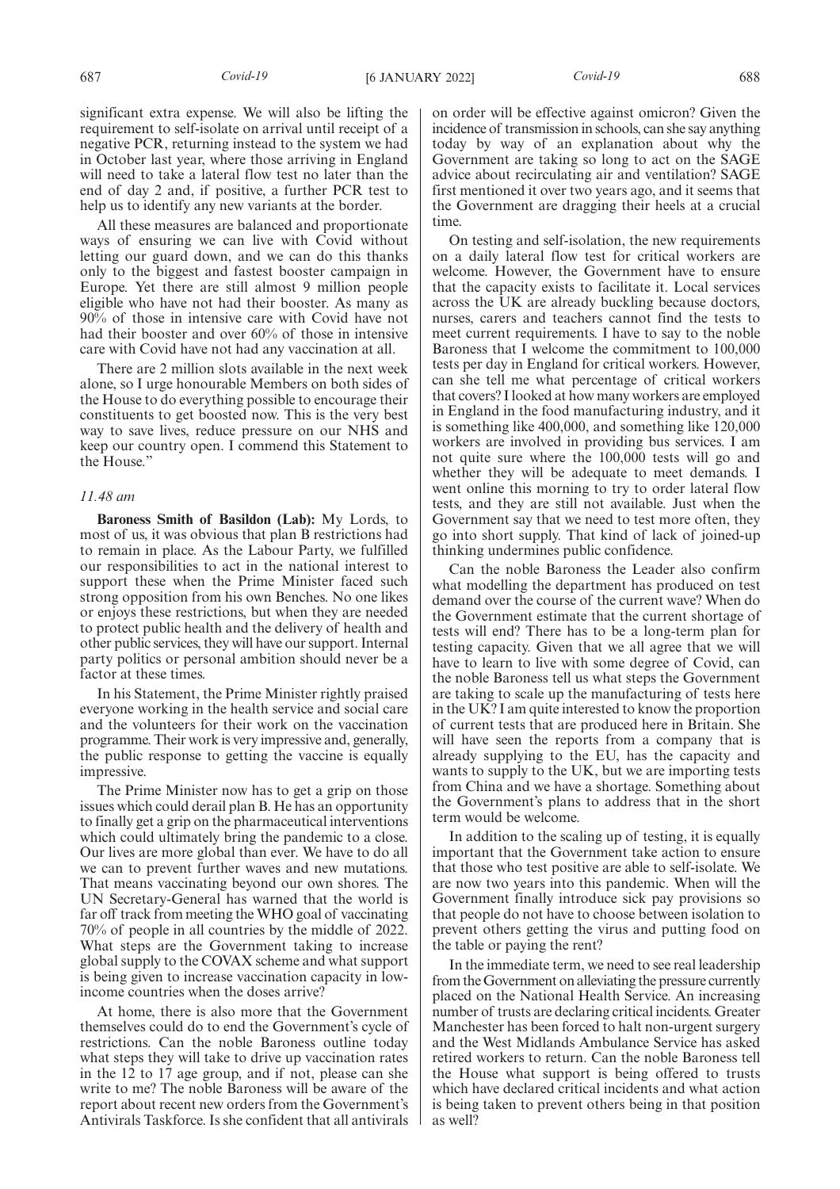significant extra expense. We will also be lifting the requirement to self-isolate on arrival until receipt of a negative PCR, returning instead to the system we had in October last year, where those arriving in England will need to take a lateral flow test no later than the end of day 2 and, if positive, a further PCR test to help us to identify any new variants at the border.

All these measures are balanced and proportionate ways of ensuring we can live with Covid without letting our guard down, and we can do this thanks only to the biggest and fastest booster campaign in Europe. Yet there are still almost 9 million people eligible who have not had their booster. As many as 90% of those in intensive care with Covid have not had their booster and over 60% of those in intensive care with Covid have not had any vaccination at all.

There are 2 million slots available in the next week alone, so I urge honourable Members on both sides of the House to do everything possible to encourage their constituents to get boosted now. This is the very best way to save lives, reduce pressure on our NHS and keep our country open. I commend this Statement to the House."

*11.48 am*

**Baroness Smith of Basildon (Lab):** My Lords, to most of us, it was obvious that plan B restrictions had to remain in place. As the Labour Party, we fulfilled our responsibilities to act in the national interest to support these when the Prime Minister faced such strong opposition from his own Benches. No one likes or enjoys these restrictions, but when they are needed to protect public health and the delivery of health and other public services, they will have our support. Internal party politics or personal ambition should never be a factor at these times.

In his Statement, the Prime Minister rightly praised everyone working in the health service and social care and the volunteers for their work on the vaccination programme. Their work is very impressive and, generally, the public response to getting the vaccine is equally impressive.

The Prime Minister now has to get a grip on those issues which could derail plan B. He has an opportunity to finally get a grip on the pharmaceutical interventions which could ultimately bring the pandemic to a close. Our lives are more global than ever. We have to do all we can to prevent further waves and new mutations. That means vaccinating beyond our own shores. The UN Secretary-General has warned that the world is far off track from meeting the WHO goal of vaccinating 70% of people in all countries by the middle of 2022. What steps are the Government taking to increase global supply to the COVAX scheme and what support is being given to increase vaccination capacity in low-income countries when the doses arrive?

At home, there is also more that the Government themselves could do to end the Government's cycle of restrictions. Can the noble Baroness outline today what steps they will take to drive up vaccination rates in the 12 to 17 age group, and if not, please can she write to me? The noble Baroness will be aware of the report about recent new orders from the Government's Antivirals Taskforce. Is she confident that all antivirals on order will be effective against omicron? Given the incidence of transmission in schools, can she say anything today by way of an explanation about why the Government are taking so long to act on the SAGE advice about recirculating air and ventilation? SAGE first mentioned it over two years ago, and it seems that the Government are dragging their heels at a crucial time.

On testing and self-isolation, the new requirements on a daily lateral flow test for critical workers are welcome. However, the Government have to ensure that the capacity exists to facilitate it. Local services across the UK are already buckling because doctors, nurses, carers and teachers cannot find the tests to meet current requirements. I have to say to the noble Baroness that I welcome the commitment to 100,000 tests per day in England for critical workers. However, can she tell me what percentage of critical workers that covers? I looked at how many workers are employed in England in the food manufacturing industry, and it is something like 400,000, and something like 120,000 workers are involved in providing bus services. I am not quite sure where the 100,000 tests will go and whether they will be adequate to meet demands. I went online this morning to try to order lateral flow tests, and they are still not available. Just when the Government say that we need to test more often, they go into short supply. That kind of lack of joined-up thinking undermines public confidence.

Can the noble Baroness the Leader also confirm what modelling the department has produced on test demand over the course of the current wave? When do the Government estimate that the current shortage of tests will end? There has to be a long-term plan for testing capacity. Given that we all agree that we will have to learn to live with some degree of Covid, can the noble Baroness tell us what steps the Government are taking to scale up the manufacturing of tests here in the UK? I am quite interested to know the proportion of current tests that are produced here in Britain. She will have seen the reports from a company that is already supplying to the EU, has the capacity and wants to supply to the UK, but we are importing tests from China and we have a shortage. Something about the Government's plans to address that in the short term would be welcome.

In addition to the scaling up of testing, it is equally important that the Government take action to ensure that those who test positive are able to self-isolate. We are now two years into this pandemic. When will the Government finally introduce sick pay provisions so that people do not have to choose between isolation to prevent others getting the virus and putting food on the table or paying the rent?

In the immediate term, we need to see real leadership from the Government on alleviating the pressure currently placed on the National Health Service. An increasing number of trusts are declaring critical incidents. Greater Manchester has been forced to halt non-urgent surgery and the West Midlands Ambulance Service has asked retired workers to return. Can the noble Baroness tell the House what support is being offered to trusts which have declared critical incidents and what action is being taken to prevent others being in that position as well?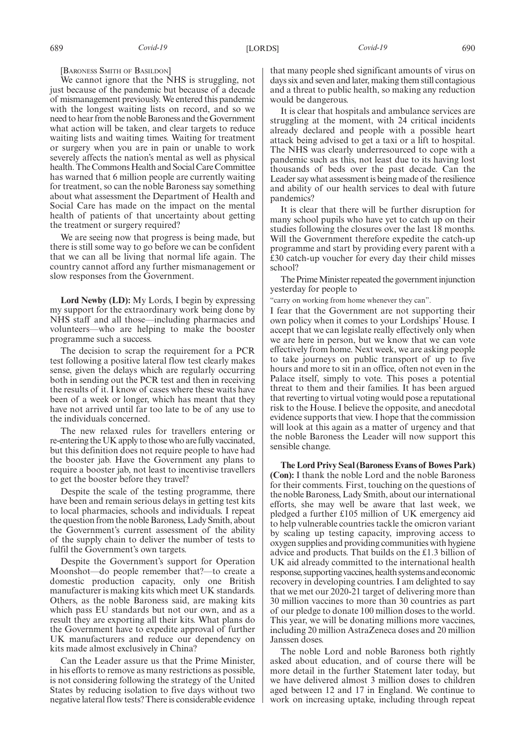[BARONESS SMITH OF BASILDON]

We cannot ignore that the NHS is struggling, not just because of the pandemic but because of a decade of mismanagement previously. We entered this pandemic with the longest waiting lists on record, and so we need to hear from the noble Baroness and the Government what action will be taken, and clear targets to reduce waiting lists and waiting times. Waiting for treatment or surgery when you are in pain or unable to work severely affects the nation's mental as well as physical health. The Commons Health and Social Care Committee has warned that 6 million people are currently waiting for treatment, so can the noble Baroness say something about what assessment the Department of Health and Social Care has made on the impact on the mental health of patients of that uncertainty about getting the treatment or surgery required?

We are seeing now that progress is being made, but there is still some way to go before we can be confident that we can all be living that normal life again. The country cannot afford any further mismanagement or slow responses from the Government.

**Lord Newby (LD):** My Lords, I begin by expressing my support for the extraordinary work being done by NHS staff and all those—including pharmacies and volunteers—who are helping to make the booster programme such a success.

The decision to scrap the requirement for a PCR test following a positive lateral flow test clearly makes sense, given the delays which are regularly occurring both in sending out the PCR test and then in receiving the results of it. I know of cases where these waits have been of a week or longer, which has meant that they have not arrived until far too late to be of any use to the individuals concerned.

The new relaxed rules for travellers entering or re-entering the UK apply to those who are fully vaccinated, but this definition does not require people to have had the booster jab. Have the Government any plans to require a booster jab, not least to incentivise travellers to get the booster before they travel?

Despite the scale of the testing programme, there have been and remain serious delays in getting test kits to local pharmacies, schools and individuals. I repeat the question from the noble Baroness, Lady Smith, about the Government's current assessment of the ability of the supply chain to deliver the number of tests to fulfil the Government's own targets.

Despite the Government's support for Operation Moonshot—do people remember that?—to create a domestic production capacity, only one British manufacturer is making kits which meet UK standards. Others, as the noble Baroness said, are making kits which pass EU standards but not our own, and as a result they are exporting all their kits. What plans do the Government have to expedite approval of further UK manufacturers and reduce our dependency on kits made almost exclusively in China?

Can the Leader assure us that the Prime Minister, in his efforts to remove as many restrictions as possible, is not considering following the strategy of the United States by reducing isolation to five days without two negative lateral flow tests? There is considerable evidence that many people shed significant amounts of virus on days six and seven and later, making them still contagious and a threat to public health, so making any reduction would be dangerous.

It is clear that hospitals and ambulance services are struggling at the moment, with 24 critical incidents already declared and people with a possible heart attack being advised to get a taxi or a lift to hospital. The NHS was clearly underresourced to cope with a pandemic such as this, not least due to its having lost thousands of beds over the past decade. Can the Leader say what assessment is being made of the resilience and ability of our health services to deal with future pandemics?

It is clear that there will be further disruption for many school pupils who have yet to catch up on their studies following the closures over the last 18 months. Will the Government therefore expedite the catch-up programme and start by providing every parent with a £30 catch-up voucher for every day their child misses school?

The Prime Minister repeated the government injunction yesterday for people to

"carry on working from home whenever they can".

I fear that the Government are not supporting their own policy when it comes to your Lordships' House. I accept that we can legislate really effectively only when we are here in person, but we know that we can vote effectively from home. Next week, we are asking people to take journeys on public transport of up to five hours and more to sit in an office, often not even in the Palace itself, simply to vote. This poses a potential threat to them and their families. It has been argued that reverting to virtual voting would pose a reputational risk to the House. I believe the opposite, and anecdotal evidence supports that view. I hope that the commission will look at this again as a matter of urgency and that the noble Baroness the Leader will now support this sensible change.

**The Lord Privy Seal (Baroness Evans of Bowes Park) (Con):** I thank the noble Lord and the noble Baroness for their comments. First, touching on the questions of the noble Baroness, Lady Smith, about our international efforts, she may well be aware that last week, we pledged a further £105 million of UK emergency aid to help vulnerable countries tackle the omicron variant by scaling up testing capacity, improving access to oxygen supplies and providing communities with hygiene advice and products. That builds on the £1.3 billion of UK aid already committed to the international health response, supporting vaccines, health systems and economic recovery in developing countries. I am delighted to say that we met our 2020-21 target of delivering more than 30 million vaccines to more than 30 countries as part of our pledge to donate 100 million doses to the world. This year, we will be donating millions more vaccines, including 20 million AstraZeneca doses and 20 million Janssen doses.

The noble Lord and noble Baroness both rightly asked about education, and of course there will be more detail in the further Statement later today, but we have delivered almost 3 million doses to children aged between 12 and 17 in England. We continue to work on increasing uptake, including through repeat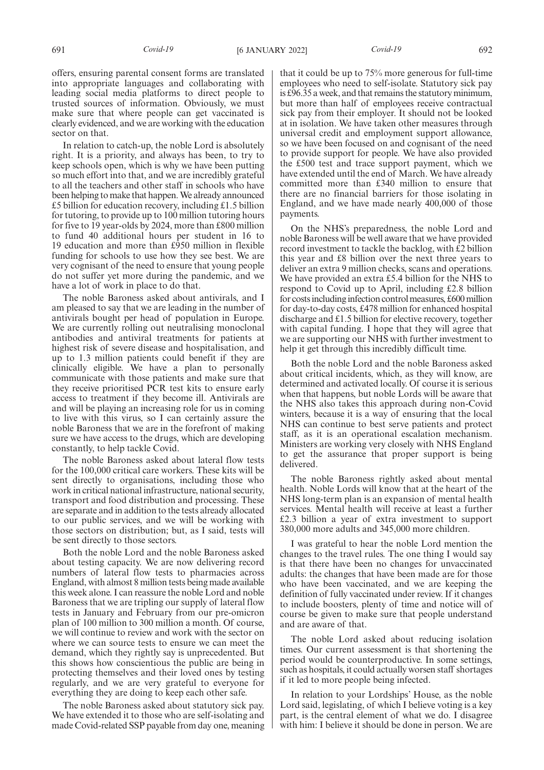offers, ensuring parental consent forms are translated into appropriate languages and collaborating with leading social media platforms to direct people to trusted sources of information. Obviously, we must make sure that where people can get vaccinated is clearly evidenced, and we are working with the education sector on that.

In relation to catch-up, the noble Lord is absolutely right. It is a priority, and always has been, to try to keep schools open, which is why we have been putting so much effort into that, and we are incredibly grateful to all the teachers and other staff in schools who have been helping to make that happen. We already announced £5 billion for education recovery, including £1.5 billion for tutoring, to provide up to 100 million tutoring hours for five to 19 year-olds by 2024, more than £800 million to fund 40 additional hours per student in 16 to 19 education and more than £950 million in flexible funding for schools to use how they see best. We are very cognisant of the need to ensure that young people do not suffer yet more during the pandemic, and we have a lot of work in place to do that.

The noble Baroness asked about antivirals, and I am pleased to say that we are leading in the number of antivirals bought per head of population in Europe. We are currently rolling out neutralising monoclonal antibodies and antiviral treatments for patients at highest risk of severe disease and hospitalisation, and up to 1.3 million patients could benefit if they are clinically eligible. We have a plan to personally communicate with those patients and make sure that they receive prioritised PCR test kits to ensure early access to treatment if they become ill. Antivirals are and will be playing an increasing role for us in coming to live with this virus, so I can certainly assure the noble Baroness that we are in the forefront of making sure we have access to the drugs, which are developing constantly, to help tackle Covid.

The noble Baroness asked about lateral flow tests for the 100,000 critical care workers. These kits will be sent directly to organisations, including those who work in critical national infrastructure, national security, transport and food distribution and processing. These are separate and in addition to the tests already allocated to our public services, and we will be working with those sectors on distribution; but, as I said, tests will be sent directly to those sectors.

Both the noble Lord and the noble Baroness asked about testing capacity. We are now delivering record numbers of lateral flow tests to pharmacies across England, with almost 8 million tests being made available this week alone. I can reassure the noble Lord and noble Baroness that we are tripling our supply of lateral flow tests in January and February from our pre-omicron plan of 100 million to 300 million a month. Of course, we will continue to review and work with the sector on where we can source tests to ensure we can meet the demand, which they rightly say is unprecedented. But this shows how conscientious the public are being in protecting themselves and their loved ones by testing regularly, and we are very grateful to everyone for everything they are doing to keep each other safe.

The noble Baroness asked about statutory sick pay. We have extended it to those who are self-isolating and made Covid-related SSP payable from day one, meaning that it could be up to 75% more generous for full-time employees who need to self-isolate. Statutory sick pay is £96.35 a week, and that remains the statutory minimum, but more than half of employees receive contractual sick pay from their employer. It should not be looked at in isolation. We have taken other measures through universal credit and employment support allowance, so we have been focused on and cognisant of the need to provide support for people. We have also provided the £500 test and trace support payment, which we have extended until the end of March. We have already committed more than £340 million to ensure that there are no financial barriers for those isolating in England, and we have made nearly 400,000 of those payments.

On the NHS's preparedness, the noble Lord and noble Baroness will be well aware that we have provided record investment to tackle the backlog, with £2 billion this year and £8 billion over the next three years to deliver an extra 9 million checks, scans and operations. We have provided an extra £5.4 billion for the NHS to respond to Covid up to April, including £2.8 billion for costs including infection control measures, £600 million for day-to-day costs, £478 million for enhanced hospital discharge and £1.5 billion for elective recovery, together with capital funding. I hope that they will agree that we are supporting our NHS with further investment to help it get through this incredibly difficult time.

Both the noble Lord and the noble Baroness asked about critical incidents, which, as they will know, are determined and activated locally. Of course it is serious when that happens, but noble Lords will be aware that the NHS also takes this approach during non-Covid winters, because it is a way of ensuring that the local NHS can continue to best serve patients and protect staff, as it is an operational escalation mechanism. Ministers are working very closely with NHS England to get the assurance that proper support is being delivered.

The noble Baroness rightly asked about mental health. Noble Lords will know that at the heart of the NHS long-term plan is an expansion of mental health services. Mental health will receive at least a further £2.3 billion a year of extra investment to support 380,000 more adults and 345,000 more children.

I was grateful to hear the noble Lord mention the changes to the travel rules. The one thing I would say is that there have been no changes for unvaccinated adults: the changes that have been made are for those who have been vaccinated, and we are keeping the definition of fully vaccinated under review. If it changes to include boosters, plenty of time and notice will of course be given to make sure that people understand and are aware of that.

The noble Lord asked about reducing isolation times. Our current assessment is that shortening the period would be counterproductive. In some settings, such as hospitals, it could actually worsen staff shortages if it led to more people being infected.

In relation to your Lordships' House, as the noble Lord said, legislating, of which I believe voting is a key part, is the central element of what we do. I disagree with him: I believe it should be done in person. We are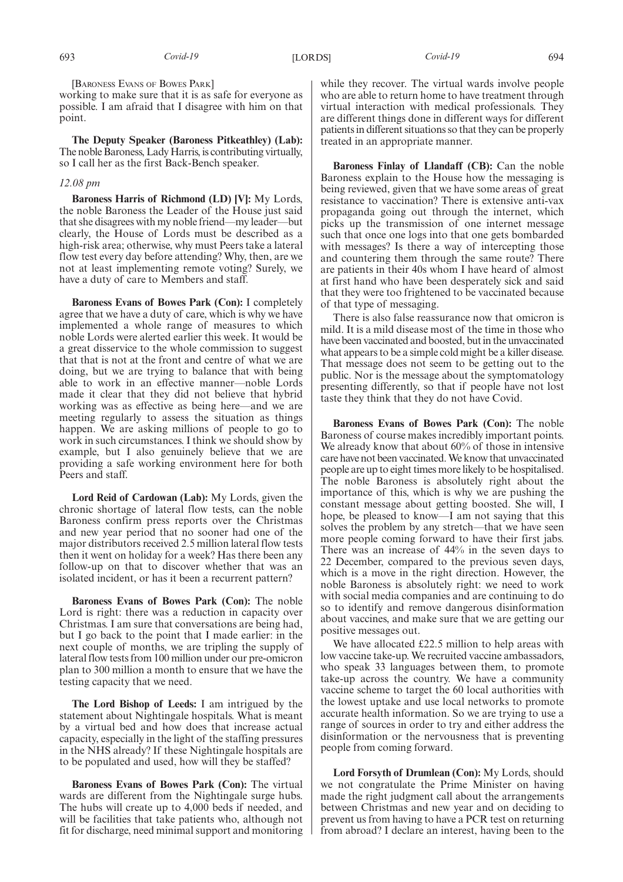[Baroness Evans of Bowes Park]

working to make sure that it is as safe for everyone as possible. I am afraid that I disagree with him on that point.

**The Deputy Speaker (Baroness Pitkeathley) (Lab):** The noble Baroness, Lady Harris, is contributing virtually, so I call her as the first Back-Bench speaker.

*12.08 pm*

**Baroness Harris of Richmond (LD) [V]:** My Lords, the noble Baroness the Leader of the House just said that she disagrees with my noble friend—my leader—but clearly, the House of Lords must be described as a high-risk area; otherwise, why must Peers take a lateral flow test every day before attending? Why, then, are we not at least implementing remote voting? Surely, we have a duty of care to Members and staff.

**Baroness Evans of Bowes Park (Con):** I completely agree that we have a duty of care, which is why we have implemented a whole range of measures to which noble Lords were alerted earlier this week. It would be a great disservice to the whole commission to suggest that that is not at the front and centre of what we are doing, but we are trying to balance that with being able to work in an effective manner—noble Lords made it clear that they did not believe that hybrid working was as effective as being here—and we are meeting regularly to assess the situation as things happen. We are asking millions of people to go to work in such circumstances. I think we should show by example, but I also genuinely believe that we are providing a safe working environment here for both Peers and staff.

**Lord Reid of Cardowan (Lab):** My Lords, given the chronic shortage of lateral flow tests, can the noble Baroness confirm press reports over the Christmas and new year period that no sooner had one of the major distributors received 2.5 million lateral flow tests then it went on holiday for a week? Has there been any follow-up on that to discover whether that was an isolated incident, or has it been a recurrent pattern?

**Baroness Evans of Bowes Park (Con):** The noble Lord is right: there was a reduction in capacity over Christmas. I am sure that conversations are being had, but I go back to the point that I made earlier: in the next couple of months, we are tripling the supply of lateral flow tests from 100 million under our pre-omicron plan to 300 million a month to ensure that we have the testing capacity that we need.

**The Lord Bishop of Leeds:** I am intrigued by the statement about Nightingale hospitals. What is meant by a virtual bed and how does that increase actual capacity, especially in the light of the staffing pressures in the NHS already? If these Nightingale hospitals are to be populated and used, how will they be staffed?

**Baroness Evans of Bowes Park (Con):** The virtual wards are different from the Nightingale surge hubs. The hubs will create up to 4,000 beds if needed, and will be facilities that take patients who, although not fit for discharge, need minimal support and monitoring while they recover. The virtual wards involve people who are able to return home to have treatment through virtual interaction with medical professionals. They are different things done in different ways for different patients in different situations so that they can be properly treated in an appropriate manner.

**Baroness Finlay of Llandaff (CB):** Can the noble Baroness explain to the House how the messaging is being reviewed, given that we have some areas of great resistance to vaccination? There is extensive anti-vax propaganda going out through the internet, which picks up the transmission of one internet message such that once one logs into that one gets bombarded with messages? Is there a way of intercepting those and countering them through the same route? There are patients in their 40s whom I have heard of almost at first hand who have been desperately sick and said that they were too frightened to be vaccinated because of that type of messaging.

There is also false reassurance now that omicron is mild. It is a mild disease most of the time in those who have been vaccinated and boosted, but in the unvaccinated what appears to be a simple cold might be a killer disease. That message does not seem to be getting out to the public. Nor is the message about the symptomatology presenting differently, so that if people have not lost taste they think that they do not have Covid.

**Baroness Evans of Bowes Park (Con):** The noble Baroness of course makes incredibly important points. We already know that about 60% of those in intensive care have not been vaccinated. We know that unvaccinated people are up to eight times more likely to be hospitalised. The noble Baroness is absolutely right about the importance of this, which is why we are pushing the constant message about getting boosted. She will, I hope, be pleased to know—I am not saying that this solves the problem by any stretch—that we have seen more people coming forward to have their first jabs. There was an increase of 44% in the seven days to 22 December, compared to the previous seven days, which is a move in the right direction. However, the noble Baroness is absolutely right: we need to work with social media companies and are continuing to do so to identify and remove dangerous disinformation about vaccines, and make sure that we are getting our positive messages out.

We have allocated £22.5 million to help areas with low vaccine take-up. We recruited vaccine ambassadors, who speak 33 languages between them, to promote take-up across the country. We have a community vaccine scheme to target the 60 local authorities with the lowest uptake and use local networks to promote accurate health information. So we are trying to use a range of sources in order to try and either address the disinformation or the nervousness that is preventing people from coming forward.

**Lord Forsyth of Drumlean (Con):** My Lords, should we not congratulate the Prime Minister on having made the right judgment call about the arrangements between Christmas and new year and on deciding to prevent us from having to have a PCR test on returning from abroad? I declare an interest, having been to the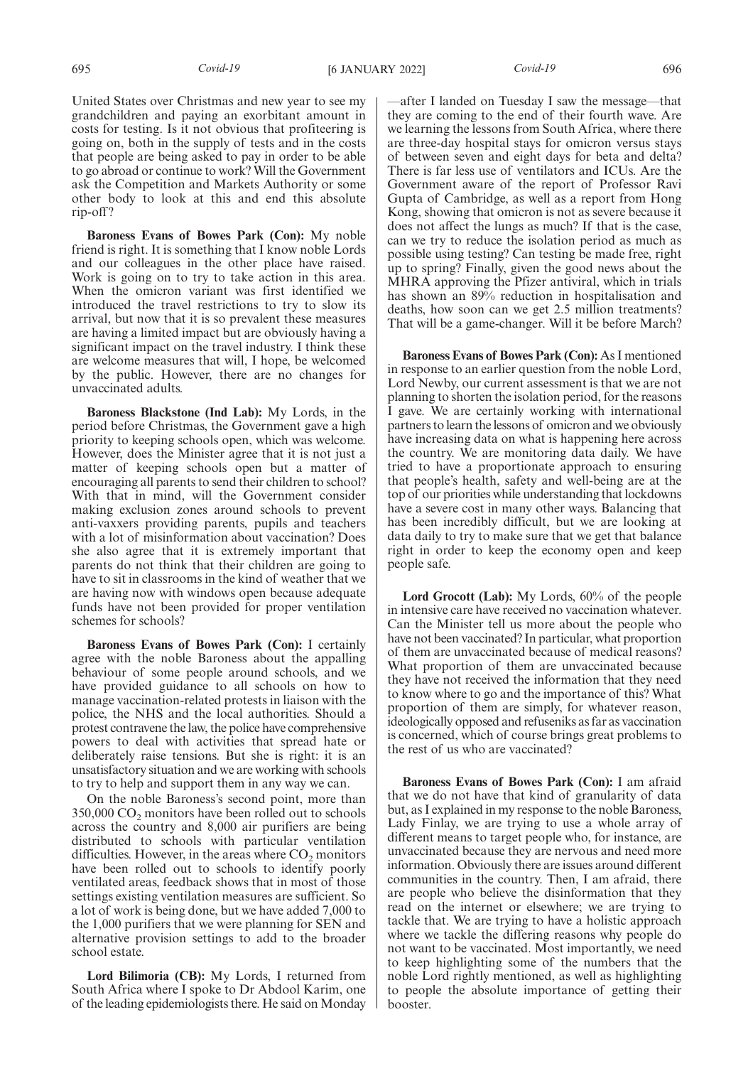United States over Christmas and new year to see my grandchildren and paying an exorbitant amount in costs for testing. Is it not obvious that profiteering is going on, both in the supply of tests and in the costs that people are being asked to pay in order to be able to go abroad or continue to work? Will the Government ask the Competition and Markets Authority or some other body to look at this and end this absolute rip-off?

**Baroness Evans of Bowes Park (Con):** My noble friend is right. It is something that I know noble Lords and our colleagues in the other place have raised. Work is going on to try to take action in this area. When the omicron variant was first identified we introduced the travel restrictions to try to slow its arrival, but now that it is so prevalent these measures are having a limited impact but are obviously having a significant impact on the travel industry. I think these are welcome measures that will, I hope, be welcomed by the public. However, there are no changes for unvaccinated adults.

**Baroness Blackstone (Ind Lab):** My Lords, in the period before Christmas, the Government gave a high priority to keeping schools open, which was welcome. However, does the Minister agree that it is not just a matter of keeping schools open but a matter of encouraging all parents to send their children to school? With that in mind, will the Government consider making exclusion zones around schools to prevent anti-vaxxers providing parents, pupils and teachers with a lot of misinformation about vaccination? Does she also agree that it is extremely important that parents do not think that their children are going to have to sit in classrooms in the kind of weather that we are having now with windows open because adequate funds have not been provided for proper ventilation schemes for schools?

**Baroness Evans of Bowes Park (Con):** I certainly agree with the noble Baroness about the appalling behaviour of some people around schools, and we have provided guidance to all schools on how to manage vaccination-related protests in liaison with the police, the NHS and the local authorities. Should a protest contravene the law, the police have comprehensive powers to deal with activities that spread hate or deliberately raise tensions. But she is right: it is an unsatisfactory situation and we are working with schools to try to help and support them in any way we can.

On the noble Baroness's second point, more than 350,000 $CO_2$ monitors have been rolled out to schools across the country and 8,000 air purifiers are being distributed to schools with particular ventilation difficulties. However, in the areas where $CO_2$ monitors have been rolled out to schools to identify poorly ventilated areas, feedback shows that in most of those settings existing ventilation measures are sufficient. So a lot of work is being done, but we have added 7,000 to the 1,000 purifiers that we were planning for SEN and alternative provision settings to add to the broader school estate.

**Lord Bilimoria (CB):** My Lords, I returned from South Africa where I spoke to Dr Abdool Karim, one of the leading epidemiologists there. He said on Monday —after I landed on Tuesday I saw the message—that they are coming to the end of their fourth wave. Are we learning the lessons from South Africa, where there are three-day hospital stays for omicron versus stays of between seven and eight days for beta and delta? There is far less use of ventilators and ICUs. Are the Government aware of the report of Professor Ravi Gupta of Cambridge, as well as a report from Hong Kong, showing that omicron is not as severe because it does not affect the lungs as much? If that is the case, can we try to reduce the isolation period as much as possible using testing? Can testing be made free, right up to spring? Finally, given the good news about the MHRA approving the Pfizer antiviral, which in trials has shown an 89% reduction in hospitalisation and deaths, how soon can we get 2.5 million treatments? That will be a game-changer. Will it be before March?

**Baroness Evans of Bowes Park (Con):** As I mentioned in response to an earlier question from the noble Lord, Lord Newby, our current assessment is that we are not planning to shorten the isolation period, for the reasons I gave. We are certainly working with international partners to learn the lessons of omicron and we obviously have increasing data on what is happening here across the country. We are monitoring data daily. We have tried to have a proportionate approach to ensuring that people's health, safety and well-being are at the top of our priorities while understanding that lockdowns have a severe cost in many other ways. Balancing that has been incredibly difficult, but we are looking at data daily to try to make sure that we get that balance right in order to keep the economy open and keep people safe.

**Lord Grocott (Lab):** My Lords, 60% of the people in intensive care have received no vaccination whatever. Can the Minister tell us more about the people who have not been vaccinated? In particular, what proportion of them are unvaccinated because of medical reasons? What proportion of them are unvaccinated because they have not received the information that they need to know where to go and the importance of this? What proportion of them are simply, for whatever reason, ideologically opposed and refuseniks as far as vaccination is concerned, which of course brings great problems to the rest of us who are vaccinated?

**Baroness Evans of Bowes Park (Con):** I am afraid that we do not have that kind of granularity of data but, as I explained in my response to the noble Baroness, Lady Finlay, we are trying to use a whole array of different means to target people who, for instance, are unvaccinated because they are nervous and need more information. Obviously there are issues around different communities in the country. Then, I am afraid, there are people who believe the disinformation that they read on the internet or elsewhere; we are trying to tackle that. We are trying to have a holistic approach where we tackle the differing reasons why people do not want to be vaccinated. Most importantly, we need to keep highlighting some of the numbers that the noble Lord rightly mentioned, as well as highlighting to people the absolute importance of getting their booster.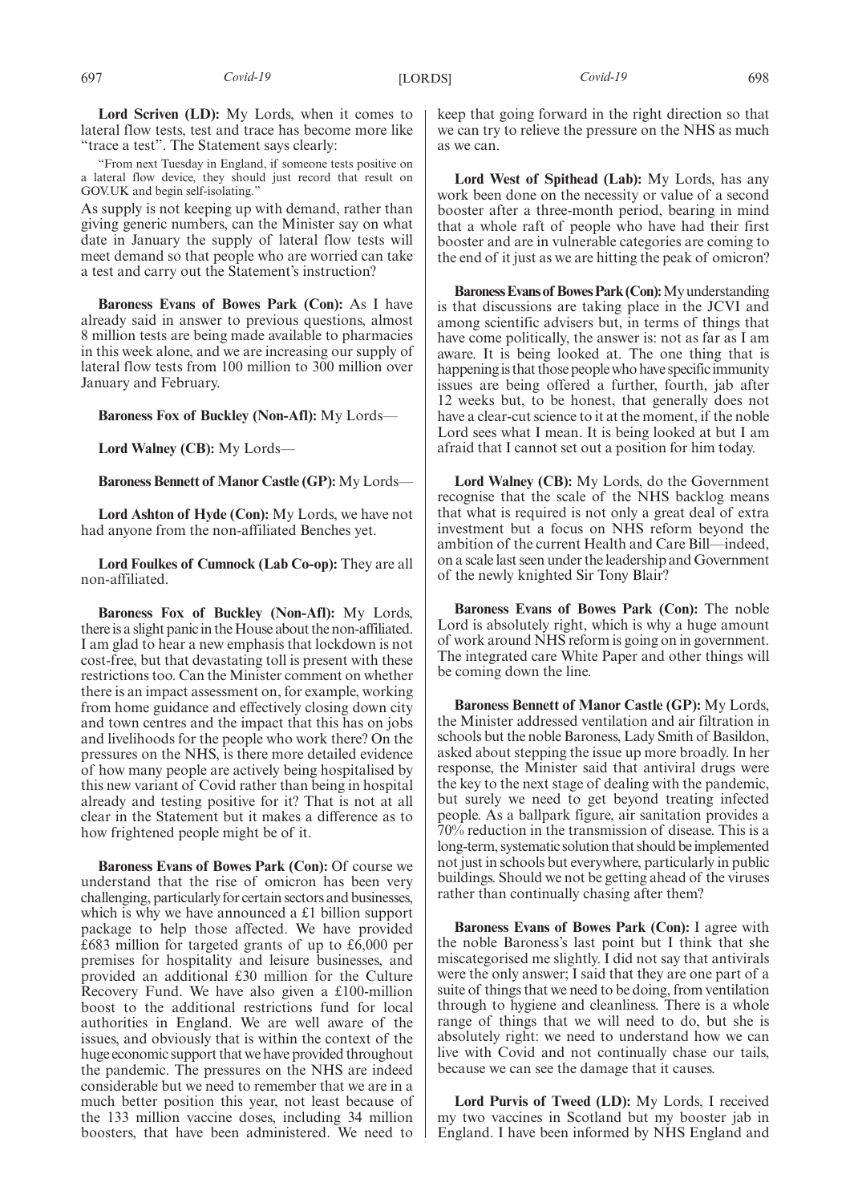**Lord Scriven (LD):** My Lords, when it comes to lateral flow tests, test and trace has become more like "trace a test". The Statement says clearly:

"From next Tuesday in England, if someone tests positive on a lateral flow device, they should just record that result on GOV.UK and begin self-isolating."

As supply is not keeping up with demand, rather than giving generic numbers, can the Minister say on what date in January the supply of lateral flow tests will meet demand so that people who are worried can take a test and carry out the Statement's instruction?

**Baroness Evans of Bowes Park (Con):** As I have already said in answer to previous questions, almost 8 million tests are being made available to pharmacies in this week alone, and we are increasing our supply of lateral flow tests from 100 million to 300 million over January and February.

**Baroness Fox of Buckley (Non-Afl):** My Lords—

**Lord Walney (CB):** My Lords—

**Baroness Bennett of Manor Castle (GP):** My Lords—

**Lord Ashton of Hyde (Con):** My Lords, we have not had anyone from the non-affiliated Benches yet.

**Lord Foulkes of Cumnock (Lab Co-op):** They are all non-affiliated.

**Baroness Fox of Buckley (Non-Afl):** My Lords, there is a slight panic in the House about the non-affiliated. I am glad to hear a new emphasis that lockdown is not cost-free, but that devastating toll is present with these restrictions too. Can the Minister comment on whether there is an impact assessment on, for example, working from home guidance and effectively closing down city and town centres and the impact that this has on jobs and livelihoods for the people who work there? On the pressures on the NHS, is there more detailed evidence of how many people are actively being hospitalised by this new variant of Covid rather than being in hospital already and testing positive for it? That is not at all clear in the Statement but it makes a difference as to how frightened people might be of it.

**Baroness Evans of Bowes Park (Con):** Of course we understand that the rise of omicron has been very challenging, particularly for certain sectors and businesses, which is why we have announced a £1 billion support package to help those affected. We have provided £683 million for targeted grants of up to £6,000 per premises for hospitality and leisure businesses, and provided an additional £30 million for the Culture Recovery Fund. We have also given a £100-million boost to the additional restrictions fund for local authorities in England. We are well aware of the issues, and obviously that is within the context of the huge economic support that we have provided throughout the pandemic. The pressures on the NHS are indeed considerable but we need to remember that we are in a much better position this year, not least because of the 133 million vaccine doses, including 34 million boosters, that have been administered. We need to keep that going forward in the right direction so that we can try to relieve the pressure on the NHS as much as we can.

**Lord West of Spithead (Lab):** My Lords, has any work been done on the necessity or value of a second booster after a three-month period, bearing in mind that a whole raft of people who have had their first booster and are in vulnerable categories are coming to the end of it just as we are hitting the peak of omicron?

**Baroness Evans of Bowes Park (Con):** My understanding is that discussions are taking place in the JCVI and among scientific advisers but, in terms of things that have come politically, the answer is: not as far as I am aware. It is being looked at. The one thing that is happening is that those people who have specific immunity issues are being offered a further, fourth, jab after 12 weeks but, to be honest, that generally does not have a clear-cut science to it at the moment, if the noble Lord sees what I mean. It is being looked at but I am afraid that I cannot set out a position for him today.

**Lord Walney (CB):** My Lords, do the Government recognise that the scale of the NHS backlog means that what is required is not only a great deal of extra investment but a focus on NHS reform beyond the ambition of the current Health and Care Bill—indeed, on a scale last seen under the leadership and Government of the newly knighted Sir Tony Blair?

**Baroness Evans of Bowes Park (Con):** The noble Lord is absolutely right, which is why a huge amount of work around NHS reform is going on in government. The integrated care White Paper and other things will be coming down the line.

**Baroness Bennett of Manor Castle (GP):** My Lords, the Minister addressed ventilation and air filtration in schools but the noble Baroness, Lady Smith of Basildon, asked about stepping the issue up more broadly. In her response, the Minister said that antiviral drugs were the key to the next stage of dealing with the pandemic, but surely we need to get beyond treating infected people. As a ballpark figure, air sanitation provides a 70% reduction in the transmission of disease. This is a long-term, systematic solution that should be implemented not just in schools but everywhere, particularly in public buildings. Should we not be getting ahead of the viruses rather than continually chasing after them?

**Baroness Evans of Bowes Park (Con):** I agree with the noble Baroness's last point but I think that she miscategorised me slightly. I did not say that antivirals were the only answer; I said that they are one part of a suite of things that we need to be doing, from ventilation through to hygiene and cleanliness. There is a whole range of things that we will need to do, but she is absolutely right: we need to understand how we can live with Covid and not continually chase our tails, because we can see the damage that it causes.

**Lord Purvis of Tweed (LD):** My Lords, I received my two vaccines in Scotland but my booster jab in England. I have been informed by NHS England and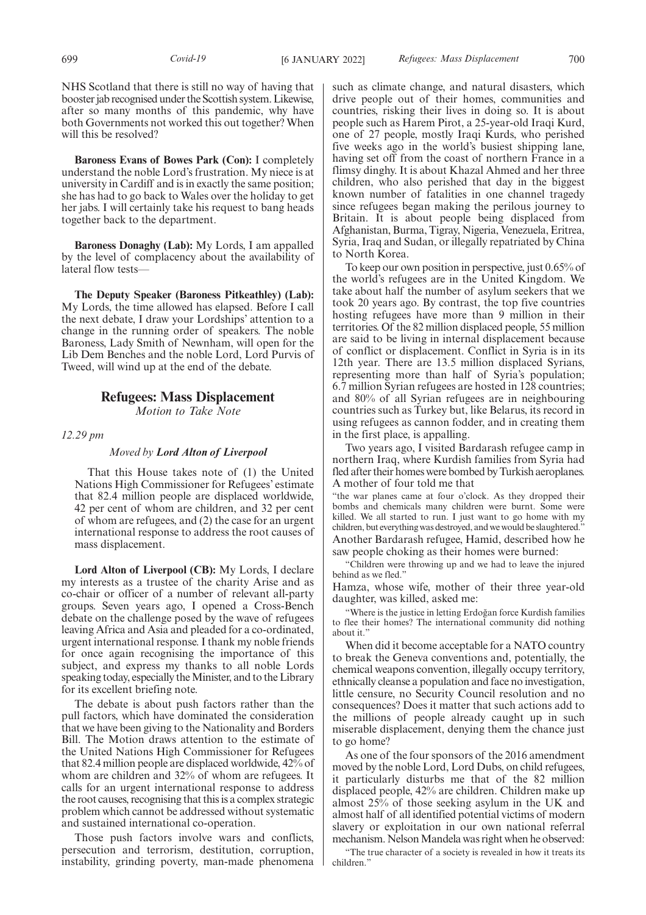NHS Scotland that there is still no way of having that booster jab recognised under the Scottish system. Likewise, after so many months of this pandemic, why have both Governments not worked this out together? When will this be resolved?

**Baroness Evans of Bowes Park (Con):** I completely understand the noble Lord's frustration. My niece is at university in Cardiff and is in exactly the same position; she has had to go back to Wales over the holiday to get her jabs. I will certainly take his request to bang heads together back to the department.

**Baroness Donaghy (Lab):** My Lords, I am appalled by the level of complacency about the availability of lateral flow tests—

**The Deputy Speaker (Baroness Pitkeathley) (Lab):** My Lords, the time allowed has elapsed. Before I call the next debate, I draw your Lordships' attention to a change in the running order of speakers. The noble Baroness, Lady Smith of Newnham, will open for the Lib Dem Benches and the noble Lord, Lord Purvis of Tweed, will wind up at the end of the debate.

## Refugees: Mass Displacement

*Motion to Take Note*

*12.29 pm*

*Moved by* ***Lord Alton of Liverpool***

That this House takes note of (1) the United Nations High Commissioner for Refugees' estimate that 82.4 million people are displaced worldwide, 42 per cent of whom are children, and 32 per cent of whom are refugees, and (2) the case for an urgent international response to address the root causes of mass displacement.

**Lord Alton of Liverpool (CB):** My Lords, I declare my interests as a trustee of the charity Arise and as co-chair or officer of a number of relevant all-party groups. Seven years ago, I opened a Cross-Bench debate on the challenge posed by the wave of refugees leaving Africa and Asia and pleaded for a co-ordinated, urgent international response. I thank my noble friends for once again recognising the importance of this subject, and express my thanks to all noble Lords speaking today, especially the Minister, and to the Library for its excellent briefing note.

The debate is about push factors rather than the pull factors, which have dominated the consideration that we have been giving to the Nationality and Borders Bill. The Motion draws attention to the estimate of the United Nations High Commissioner for Refugees that 82.4 million people are displaced worldwide, 42% of whom are children and 32% of whom are refugees. It calls for an urgent international response to address the root causes, recognising that this is a complex strategic problem which cannot be addressed without systematic and sustained international co-operation.

Those push factors involve wars and conflicts, persecution and terrorism, destitution, corruption, instability, grinding poverty, man-made phenomena such as climate change, and natural disasters, which drive people out of their homes, communities and countries, risking their lives in doing so. It is about people such as Harem Pirot, a 25-year-old Iraqi Kurd, one of 27 people, mostly Iraqi Kurds, who perished five weeks ago in the world's busiest shipping lane, having set off from the coast of northern France in a flimsy dinghy. It is about Khazal Ahmed and her three children, who also perished that day in the biggest known number of fatalities in one channel tragedy since refugees began making the perilous journey to Britain. It is about people being displaced from Afghanistan, Burma, Tigray, Nigeria, Venezuela, Eritrea, Syria, Iraq and Sudan, or illegally repatriated by China to North Korea.

To keep our own position in perspective, just 0.65% of the world's refugees are in the United Kingdom. We take about half the number of asylum seekers that we took 20 years ago. By contrast, the top five countries hosting refugees have more than 9 million in their territories. Of the 82 million displaced people, 55 million are said to be living in internal displacement because of conflict or displacement. Conflict in Syria is in its 12th year. There are 13.5 million displaced Syrians, representing more than half of Syria's population; 6.7 million Syrian refugees are hosted in 128 countries; and 80% of all Syrian refugees are in neighbouring countries such as Turkey but, like Belarus, its record in using refugees as cannon fodder, and in creating them in the first place, is appalling.

Two years ago, I visited Bardarash refugee camp in northern Iraq, where Kurdish families from Syria had fled after their homes were bombed by Turkish aeroplanes. A mother of four told me that

"the war planes came at four o'clock. As they dropped their bombs and chemicals many children were burnt. Some were killed. We all started to run. I just want to go home with my children, but everything was destroyed, and we would be slaughtered."

Another Bardarash refugee, Hamid, described how he saw people choking as their homes were burned:

"Children were throwing up and we had to leave the injured behind as we fled."

Hamza, whose wife, mother of their three year-old daughter, was killed, asked me:

"Where is the justice in letting Erdoğan force Kurdish families to flee their homes? The international community did nothing about it."

When did it become acceptable for a NATO country to break the Geneva conventions and, potentially, the chemical weapons convention, illegally occupy territory, ethnically cleanse a population and face no investigation, little censure, no Security Council resolution and no consequences? Does it matter that such actions add to the millions of people already caught up in such miserable displacement, denying them the chance just to go home?

As one of the four sponsors of the 2016 amendment moved by the noble Lord, Lord Dubs, on child refugees, it particularly disturbs me that of the 82 million displaced people, 42% are children. Children make up almost 25% of those seeking asylum in the UK and almost half of all identified potential victims of modern slavery or exploitation in our own national referral mechanism. Nelson Mandela was right when he observed:

"The true character of a society is revealed in how it treats its children."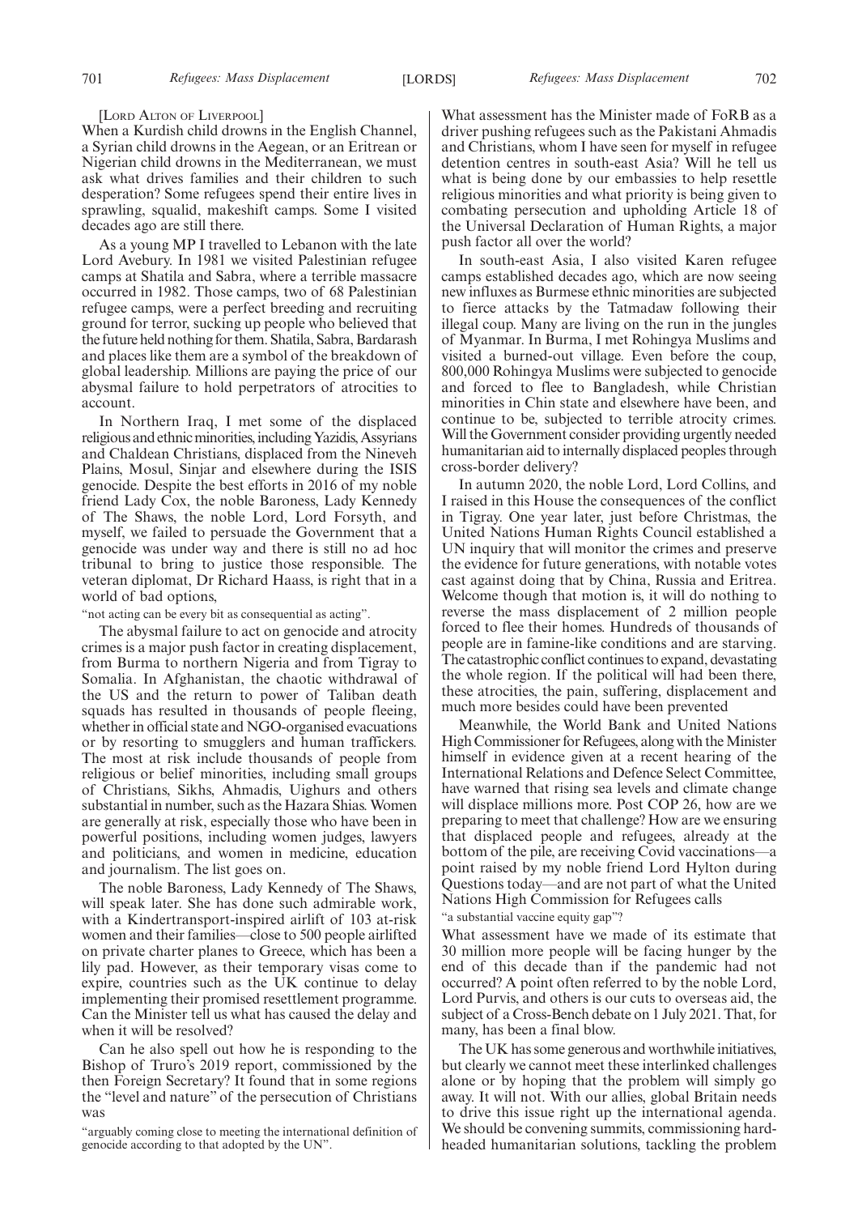[LORD ALTON OF LIVERPOOL]

When a Kurdish child drowns in the English Channel, a Syrian child drowns in the Aegean, or an Eritrean or Nigerian child drowns in the Mediterranean, we must ask what drives families and their children to such desperation? Some refugees spend their entire lives in sprawling, squalid, makeshift camps. Some I visited decades ago are still there.

As a young MP I travelled to Lebanon with the late Lord Avebury. In 1981 we visited Palestinian refugee camps at Shatila and Sabra, where a terrible massacre occurred in 1982. Those camps, two of 68 Palestinian refugee camps, were a perfect breeding and recruiting ground for terror, sucking up people who believed that the future held nothing for them. Shatila, Sabra, Bardarash and places like them are a symbol of the breakdown of global leadership. Millions are paying the price of our abysmal failure to hold perpetrators of atrocities to account.

In Northern Iraq, I met some of the displaced religious and ethnic minorities, including Yazidis, Assyrians and Chaldean Christians, displaced from the Nineveh Plains, Mosul, Sinjar and elsewhere during the ISIS genocide. Despite the best efforts in 2016 of my noble friend Lady Cox, the noble Baroness, Lady Kennedy of The Shaws, the noble Lord, Lord Forsyth, and myself, we failed to persuade the Government that a genocide was under way and there is still no ad hoc tribunal to bring to justice those responsible. The veteran diplomat, Dr Richard Haass, is right that in a world of bad options,

"not acting can be every bit as consequential as acting".

The abysmal failure to act on genocide and atrocity crimes is a major push factor in creating displacement, from Burma to northern Nigeria and from Tigray to Somalia. In Afghanistan, the chaotic withdrawal of the US and the return to power of Taliban death squads has resulted in thousands of people fleeing, whether in official state and NGO-organised evacuations or by resorting to smugglers and human traffickers. The most at risk include thousands of people from religious or belief minorities, including small groups of Christians, Sikhs, Ahmadis, Uighurs and others substantial in number, such as the Hazara Shias. Women are generally at risk, especially those who have been in powerful positions, including women judges, lawyers and politicians, and women in medicine, education and journalism. The list goes on.

The noble Baroness, Lady Kennedy of The Shaws, will speak later. She has done such admirable work, with a Kindertransport-inspired airlift of 103 at-risk women and their families—close to 500 people airlifted on private charter planes to Greece, which has been a lily pad. However, as their temporary visas come to expire, countries such as the UK continue to delay implementing their promised resettlement programme. Can the Minister tell us what has caused the delay and when it will be resolved?

Can he also spell out how he is responding to the Bishop of Truro's 2019 report, commissioned by the then Foreign Secretary? It found that in some regions the "level and nature" of the persecution of Christians was

"arguably coming close to meeting the international definition of genocide according to that adopted by the UN".

What assessment has the Minister made of FoRB as a driver pushing refugees such as the Pakistani Ahmadis and Christians, whom I have seen for myself in refugee detention centres in south-east Asia? Will he tell us what is being done by our embassies to help resettle religious minorities and what priority is being given to combating persecution and upholding Article 18 of the Universal Declaration of Human Rights, a major push factor all over the world?

In south-east Asia, I also visited Karen refugee camps established decades ago, which are now seeing new influxes as Burmese ethnic minorities are subjected to fierce attacks by the Tatmadaw following their illegal coup. Many are living on the run in the jungles of Myanmar. In Burma, I met Rohingya Muslims and visited a burned-out village. Even before the coup, 800,000 Rohingya Muslims were subjected to genocide and forced to flee to Bangladesh, while Christian minorities in Chin state and elsewhere have been, and continue to be, subjected to terrible atrocity crimes. Will the Government consider providing urgently needed humanitarian aid to internally displaced peoples through cross-border delivery?

In autumn 2020, the noble Lord, Lord Collins, and I raised in this House the consequences of the conflict in Tigray. One year later, just before Christmas, the United Nations Human Rights Council established a UN inquiry that will monitor the crimes and preserve the evidence for future generations, with notable votes cast against doing that by China, Russia and Eritrea. Welcome though that motion is, it will do nothing to reverse the mass displacement of 2 million people forced to flee their homes. Hundreds of thousands of people are in famine-like conditions and are starving. The catastrophic conflict continues to expand, devastating the whole region. If the political will had been there, these atrocities, the pain, suffering, displacement and much more besides could have been prevented

Meanwhile, the World Bank and United Nations High Commissioner for Refugees, along with the Minister himself in evidence given at a recent hearing of the International Relations and Defence Select Committee, have warned that rising sea levels and climate change will displace millions more. Post COP 26, how are we preparing to meet that challenge? How are we ensuring that displaced people and refugees, already at the bottom of the pile, are receiving Covid vaccinations—a point raised by my noble friend Lord Hylton during Questions today—and are not part of what the United Nations High Commission for Refugees calls

"a substantial vaccine equity gap"?

What assessment have we made of its estimate that 30 million more people will be facing hunger by the end of this decade than if the pandemic had not occurred? A point often referred to by the noble Lord, Lord Purvis, and others is our cuts to overseas aid, the subject of a Cross-Bench debate on 1 July 2021. That, for many, has been a final blow.

The UK has some generous and worthwhile initiatives, but clearly we cannot meet these interlinked challenges alone or by hoping that the problem will simply go away. It will not. With our allies, global Britain needs to drive this issue right up the international agenda. We should be convening summits, commissioning hard-headed humanitarian solutions, tackling the problem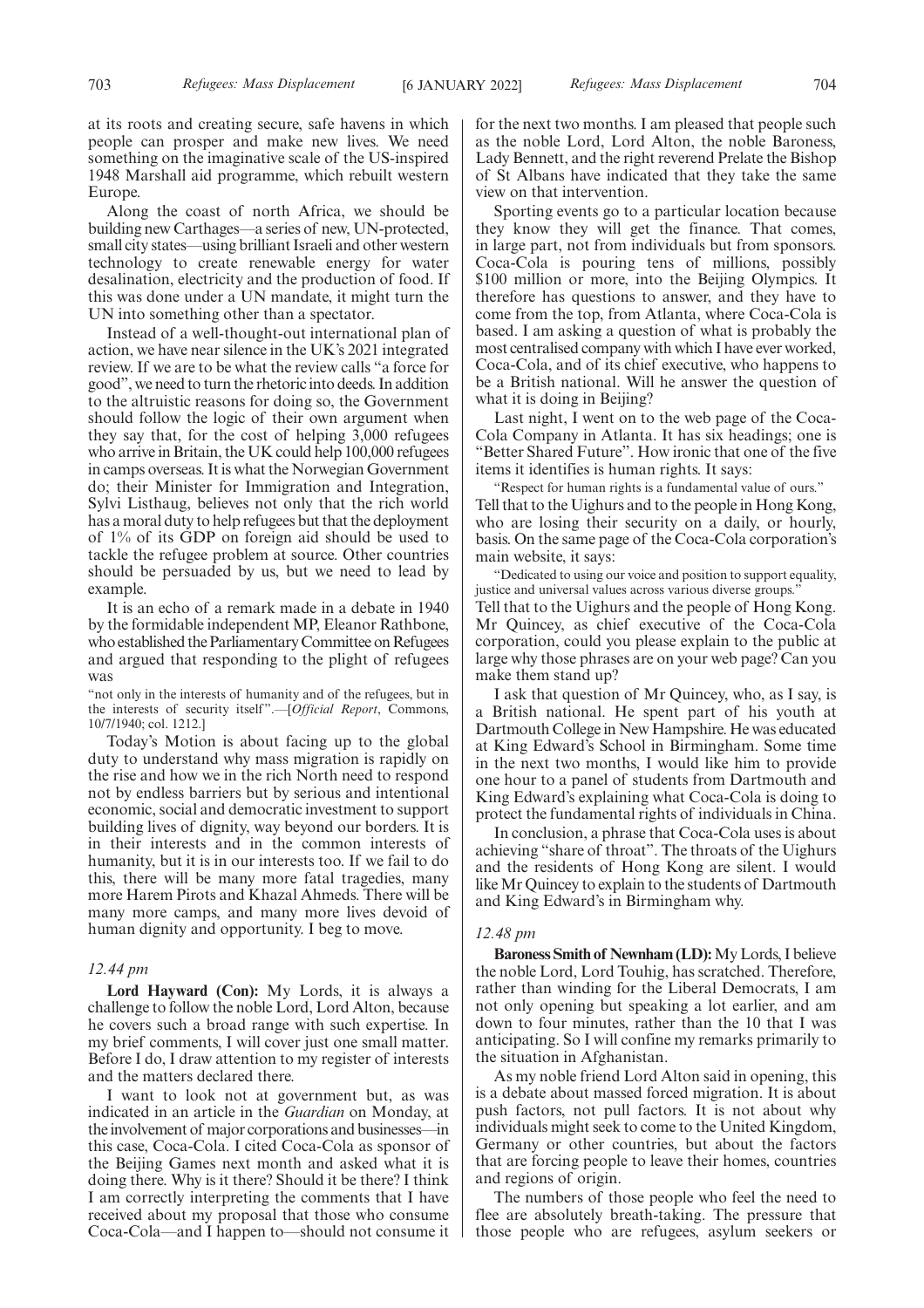at its roots and creating secure, safe havens in which people can prosper and make new lives. We need something on the imaginative scale of the US-inspired 1948 Marshall aid programme, which rebuilt western Europe.

Along the coast of north Africa, we should be building new Carthages—a series of new, UN-protected, small city states—using brilliant Israeli and other western technology to create renewable energy for water desalination, electricity and the production of food. If this was done under a UN mandate, it might turn the UN into something other than a spectator.

Instead of a well-thought-out international plan of action, we have near silence in the UK's 2021 integrated review. If we are to be what the review calls "a force for good", we need to turn the rhetoric into deeds. In addition to the altruistic reasons for doing so, the Government should follow the logic of their own argument when they say that, for the cost of helping 3,000 refugees who arrive in Britain, the UK could help 100,000 refugees in camps overseas. It is what the Norwegian Government do; their Minister for Immigration and Integration, Sylvi Listhaug, believes not only that the rich world has a moral duty to help refugees but that the deployment of 1% of its GDP on foreign aid should be used to tackle the refugee problem at source. Other countries should be persuaded by us, but we need to lead by example.

It is an echo of a remark made in a debate in 1940 by the formidable independent MP, Eleanor Rathbone, who established the Parliamentary Committee on Refugees and argued that responding to the plight of refugees was

"not only in the interests of humanity and of the refugees, but in the interests of security itself".—[*Official Report*, Commons, 10/7/1940; col. 1212.]

Today's Motion is about facing up to the global duty to understand why mass migration is rapidly on the rise and how we in the rich North need to respond not by endless barriers but by serious and intentional economic, social and democratic investment to support building lives of dignity, way beyond our borders. It is in their interests and in the common interests of humanity, but it is in our interests too. If we fail to do this, there will be many more fatal tragedies, many more Harem Pirots and Khazal Ahmeds. There will be many more camps, and many more lives devoid of human dignity and opportunity. I beg to move.

*12.44 pm*

**Lord Hayward (Con):** My Lords, it is always a challenge to follow the noble Lord, Lord Alton, because he covers such a broad range with such expertise. In my brief comments, I will cover just one small matter. Before I do, I draw attention to my register of interests and the matters declared there.

I want to look not at government but, as was indicated in an article in the *Guardian* on Monday, at the involvement of major corporations and businesses—in this case, Coca-Cola. I cited Coca-Cola as sponsor of the Beijing Games next month and asked what it is doing there. Why is it there? Should it be there? I think I am correctly interpreting the comments that I have received about my proposal that those who consume Coca-Cola—and I happen to—should not consume it for the next two months. I am pleased that people such as the noble Lord, Lord Alton, the noble Baroness, Lady Bennett, and the right reverend Prelate the Bishop of St Albans have indicated that they take the same view on that intervention.

Sporting events go to a particular location because they know they will get the finance. That comes, in large part, not from individuals but from sponsors. Coca-Cola is pouring tens of millions, possibly $100 million or more, into the Beijing Olympics. It therefore has questions to answer, and they have to come from the top, from Atlanta, where Coca-Cola is based. I am asking a question of what is probably the most centralised company with which I have ever worked, Coca-Cola, and of its chief executive, who happens to be a British national. Will he answer the question of what it is doing in Beijing?

Last night, I went on to the web page of the Coca-Cola Company in Atlanta. It has six headings; one is "Better Shared Future". How ironic that one of the five items it identifies is human rights. It says:

"Respect for human rights is a fundamental value of ours."

Tell that to the Uighurs and to the people in Hong Kong, who are losing their security on a daily, or hourly, basis. On the same page of the Coca-Cola corporation's main website, it says:

"Dedicated to using our voice and position to support equality, justice and universal values across various diverse groups."

Tell that to the Uighurs and the people of Hong Kong. Mr Quincey, as chief executive of the Coca-Cola corporation, could you please explain to the public at large why those phrases are on your web page? Can you make them stand up?

I ask that question of Mr Quincey, who, as I say, is a British national. He spent part of his youth at Dartmouth College in New Hampshire. He was educated at King Edward's School in Birmingham. Some time in the next two months, I would like him to provide one hour to a panel of students from Dartmouth and King Edward's explaining what Coca-Cola is doing to protect the fundamental rights of individuals in China.

In conclusion, a phrase that Coca-Cola uses is about achieving "share of throat". The throats of the Uighurs and the residents of Hong Kong are silent. I would like Mr Quincey to explain to the students of Dartmouth and King Edward's in Birmingham why.

*12.48 pm*

**Baroness Smith of Newnham (LD):** My Lords, I believe the noble Lord, Lord Touhig, has scratched. Therefore, rather than winding for the Liberal Democrats, I am not only opening but speaking a lot earlier, and am down to four minutes, rather than the 10 that I was anticipating. So I will confine my remarks primarily to the situation in Afghanistan.

As my noble friend Lord Alton said in opening, this is a debate about massed forced migration. It is about push factors, not pull factors. It is not about why individuals might seek to come to the United Kingdom, Germany or other countries, but about the factors that are forcing people to leave their homes, countries and regions of origin.

The numbers of those people who feel the need to flee are absolutely breath-taking. The pressure that those people who are refugees, asylum seekers or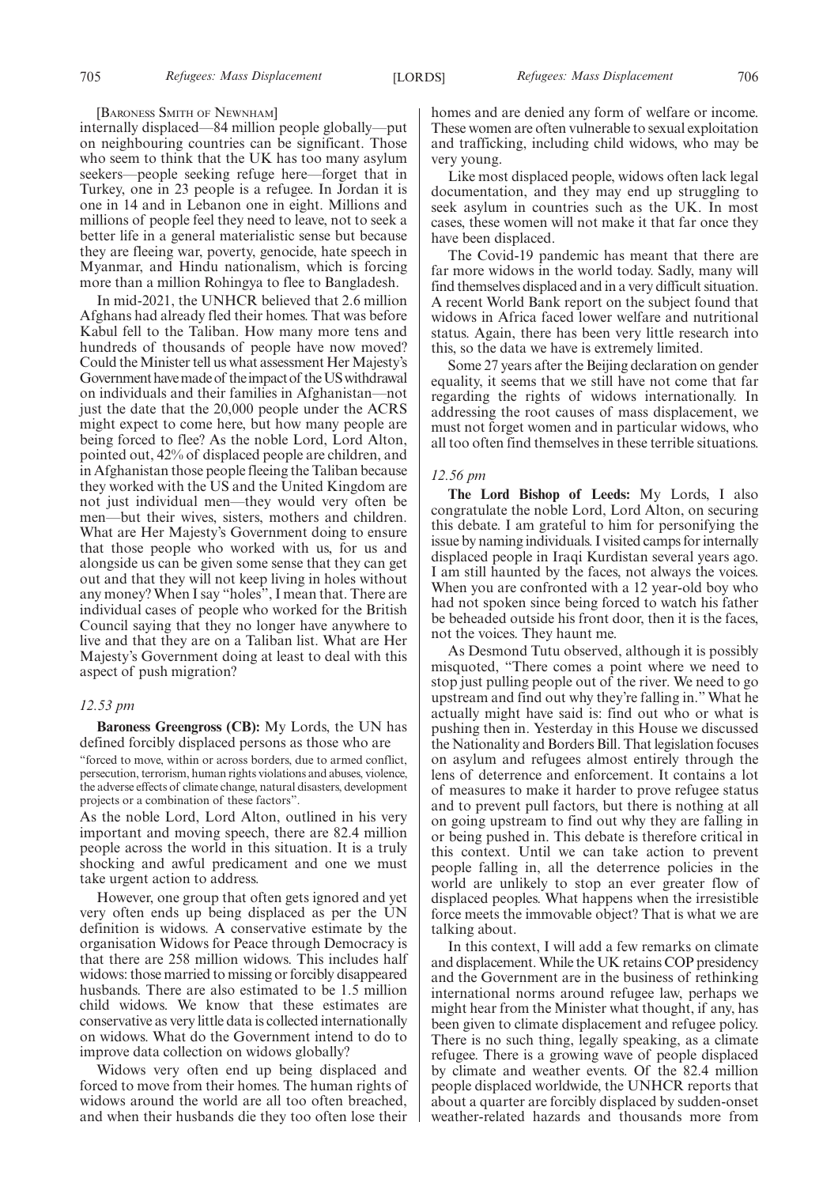[BARONESS SMITH OF NEWNHAM]

internally displaced—84 million people globally—put on neighbouring countries can be significant. Those who seem to think that the UK has too many asylum seekers—people seeking refuge here—forget that in Turkey, one in 23 people is a refugee. In Jordan it is one in 14 and in Lebanon one in eight. Millions and millions of people feel they need to leave, not to seek a better life in a general materialistic sense but because they are fleeing war, poverty, genocide, hate speech in Myanmar, and Hindu nationalism, which is forcing more than a million Rohingya to flee to Bangladesh.

In mid-2021, the UNHCR believed that 2.6 million Afghans had already fled their homes. That was before Kabul fell to the Taliban. How many more tens and hundreds of thousands of people have now moved? Could the Minister tell us what assessment Her Majesty's Government have made of the impact of the US withdrawal on individuals and their families in Afghanistan—not just the date that the 20,000 people under the ACRS might expect to come here, but how many people are being forced to flee? As the noble Lord, Lord Alton, pointed out, 42% of displaced people are children, and in Afghanistan those people fleeing the Taliban because they worked with the US and the United Kingdom are not just individual men—they would very often be men—but their wives, sisters, mothers and children. What are Her Majesty's Government doing to ensure that those people who worked with us, for us and alongside us can be given some sense that they can get out and that they will not keep living in holes without any money? When I say "holes", I mean that. There are individual cases of people who worked for the British Council saying that they no longer have anywhere to live and that they are on a Taliban list. What are Her Majesty's Government doing at least to deal with this aspect of push migration?

*12.53 pm*

**Baroness Greengross (CB):** My Lords, the UN has defined forcibly displaced persons as those who are

"forced to move, within or across borders, due to armed conflict, persecution, terrorism, human rights violations and abuses, violence, the adverse effects of climate change, natural disasters, development projects or a combination of these factors".

As the noble Lord, Lord Alton, outlined in his very important and moving speech, there are 82.4 million people across the world in this situation. It is a truly shocking and awful predicament and one we must take urgent action to address.

However, one group that often gets ignored and yet very often ends up being displaced as per the UN definition is widows. A conservative estimate by the organisation Widows for Peace through Democracy is that there are 258 million widows. This includes half widows: those married to missing or forcibly disappeared husbands. There are also estimated to be 1.5 million child widows. We know that these estimates are conservative as very little data is collected internationally on widows. What do the Government intend to do to improve data collection on widows globally?

Widows very often end up being displaced and forced to move from their homes. The human rights of widows around the world are all too often breached, and when their husbands die they too often lose their homes and are denied any form of welfare or income. These women are often vulnerable to sexual exploitation and trafficking, including child widows, who may be very young.

Like most displaced people, widows often lack legal documentation, and they may end up struggling to seek asylum in countries such as the UK. In most cases, these women will not make it that far once they have been displaced.

The Covid-19 pandemic has meant that there are far more widows in the world today. Sadly, many will find themselves displaced and in a very difficult situation. A recent World Bank report on the subject found that widows in Africa faced lower welfare and nutritional status. Again, there has been very little research into this, so the data we have is extremely limited.

Some 27 years after the Beijing declaration on gender equality, it seems that we still have not come that far regarding the rights of widows internationally. In addressing the root causes of mass displacement, we must not forget women and in particular widows, who all too often find themselves in these terrible situations.

*12.56 pm*

**The Lord Bishop of Leeds:** My Lords, I also congratulate the noble Lord, Lord Alton, on securing this debate. I am grateful to him for personifying the issue by naming individuals. I visited camps for internally displaced people in Iraqi Kurdistan several years ago. I am still haunted by the faces, not always the voices. When you are confronted with a 12 year-old boy who had not spoken since being forced to watch his father be beheaded outside his front door, then it is the faces, not the voices. They haunt me.

As Desmond Tutu observed, although it is possibly misquoted, "There comes a point where we need to stop just pulling people out of the river. We need to go upstream and find out why they're falling in." What he actually might have said is: find out who or what is pushing then in. Yesterday in this House we discussed the Nationality and Borders Bill. That legislation focuses on asylum and refugees almost entirely through the lens of deterrence and enforcement. It contains a lot of measures to make it harder to prove refugee status and to prevent pull factors, but there is nothing at all on going upstream to find out why they are falling in or being pushed in. This debate is therefore critical in this context. Until we can take action to prevent people falling in, all the deterrence policies in the world are unlikely to stop an ever greater flow of displaced peoples. What happens when the irresistible force meets the immovable object? That is what we are talking about.

In this context, I will add a few remarks on climate and displacement. While the UK retains COP presidency and the Government are in the business of rethinking international norms around refugee law, perhaps we might hear from the Minister what thought, if any, has been given to climate displacement and refugee policy. There is no such thing, legally speaking, as a climate refugee. There is a growing wave of people displaced by climate and weather events. Of the 82.4 million people displaced worldwide, the UNHCR reports that about a quarter are forcibly displaced by sudden-onset weather-related hazards and thousands more from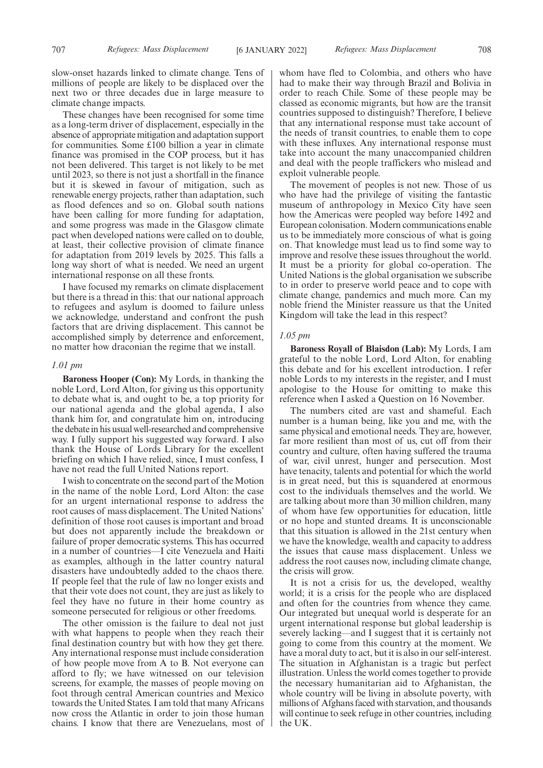slow-onset hazards linked to climate change. Tens of millions of people are likely to be displaced over the next two or three decades due in large measure to climate change impacts.

These changes have been recognised for some time as a long-term driver of displacement, especially in the absence of appropriate mitigation and adaptation support for communities. Some £100 billion a year in climate finance was promised in the COP process, but it has not been delivered. This target is not likely to be met until 2023, so there is not just a shortfall in the finance but it is skewed in favour of mitigation, such as renewable energy projects, rather than adaptation, such as flood defences and so on. Global south nations have been calling for more funding for adaptation, and some progress was made in the Glasgow climate pact when developed nations were called on to double, at least, their collective provision of climate finance for adaptation from 2019 levels by 2025. This falls a long way short of what is needed. We need an urgent international response on all these fronts.

I have focused my remarks on climate displacement but there is a thread in this: that our national approach to refugees and asylum is doomed to failure unless we acknowledge, understand and confront the push factors that are driving displacement. This cannot be accomplished simply by deterrence and enforcement, no matter how draconian the regime that we install.

*1.01 pm*

**Baroness Hooper (Con):** My Lords, in thanking the noble Lord, Lord Alton, for giving us this opportunity to debate what is, and ought to be, a top priority for our national agenda and the global agenda, I also thank him for, and congratulate him on, introducing the debate in his usual well-researched and comprehensive way. I fully support his suggested way forward. I also thank the House of Lords Library for the excellent briefing on which I have relied, since, I must confess, I have not read the full United Nations report.

I wish to concentrate on the second part of the Motion in the name of the noble Lord, Lord Alton: the case for an urgent international response to address the root causes of mass displacement. The United Nations' definition of those root causes is important and broad but does not apparently include the breakdown or failure of proper democratic systems. This has occurred in a number of countries—I cite Venezuela and Haiti as examples, although in the latter country natural disasters have undoubtedly added to the chaos there. If people feel that the rule of law no longer exists and that their vote does not count, they are just as likely to feel they have no future in their home country as someone persecuted for religious or other freedoms.

The other omission is the failure to deal not just with what happens to people when they reach their final destination country but with how they get there. Any international response must include consideration of how people move from A to B. Not everyone can afford to fly; we have witnessed on our television screens, for example, the masses of people moving on foot through central American countries and Mexico towards the United States. I am told that many Africans now cross the Atlantic in order to join those human chains. I know that there are Venezuelans, most of whom have fled to Colombia, and others who have had to make their way through Brazil and Bolivia in order to reach Chile. Some of these people may be classed as economic migrants, but how are the transit countries supposed to distinguish? Therefore, I believe that any international response must take account of the needs of transit countries, to enable them to cope with these influxes. Any international response must take into account the many unaccompanied children and deal with the people traffickers who mislead and exploit vulnerable people.

The movement of peoples is not new. Those of us who have had the privilege of visiting the fantastic museum of anthropology in Mexico City have seen how the Americas were peopled way before 1492 and European colonisation. Modern communications enable us to be immediately more conscious of what is going on. That knowledge must lead us to find some way to improve and resolve these issues throughout the world. It must be a priority for global co-operation. The United Nations is the global organisation we subscribe to in order to preserve world peace and to cope with climate change, pandemics and much more. Can my noble friend the Minister reassure us that the United Kingdom will take the lead in this respect?

*1.05 pm*

**Baroness Royall of Blaisdon (Lab):** My Lords, I am grateful to the noble Lord, Lord Alton, for enabling this debate and for his excellent introduction. I refer noble Lords to my interests in the register, and I must apologise to the House for omitting to make this reference when I asked a Question on 16 November.

The numbers cited are vast and shameful. Each number is a human being, like you and me, with the same physical and emotional needs. They are, however, far more resilient than most of us, cut off from their country and culture, often having suffered the trauma of war, civil unrest, hunger and persecution. Most have tenacity, talents and potential for which the world is in great need, but this is squandered at enormous cost to the individuals themselves and the world. We are talking about more than 30 million children, many of whom have few opportunities for education, little or no hope and stunted dreams. It is unconscionable that this situation is allowed in the 21st century when we have the knowledge, wealth and capacity to address the issues that cause mass displacement. Unless we address the root causes now, including climate change, the crisis will grow.

It is not a crisis for us, the developed, wealthy world; it is a crisis for the people who are displaced and often for the countries from whence they came. Our integrated but unequal world is desperate for an urgent international response but global leadership is severely lacking—and I suggest that it is certainly not going to come from this country at the moment. We have a moral duty to act, but it is also in our self-interest. The situation in Afghanistan is a tragic but perfect illustration. Unless the world comes together to provide the necessary humanitarian aid to Afghanistan, the whole country will be living in absolute poverty, with millions of Afghans faced with starvation, and thousands will continue to seek refuge in other countries, including the UK.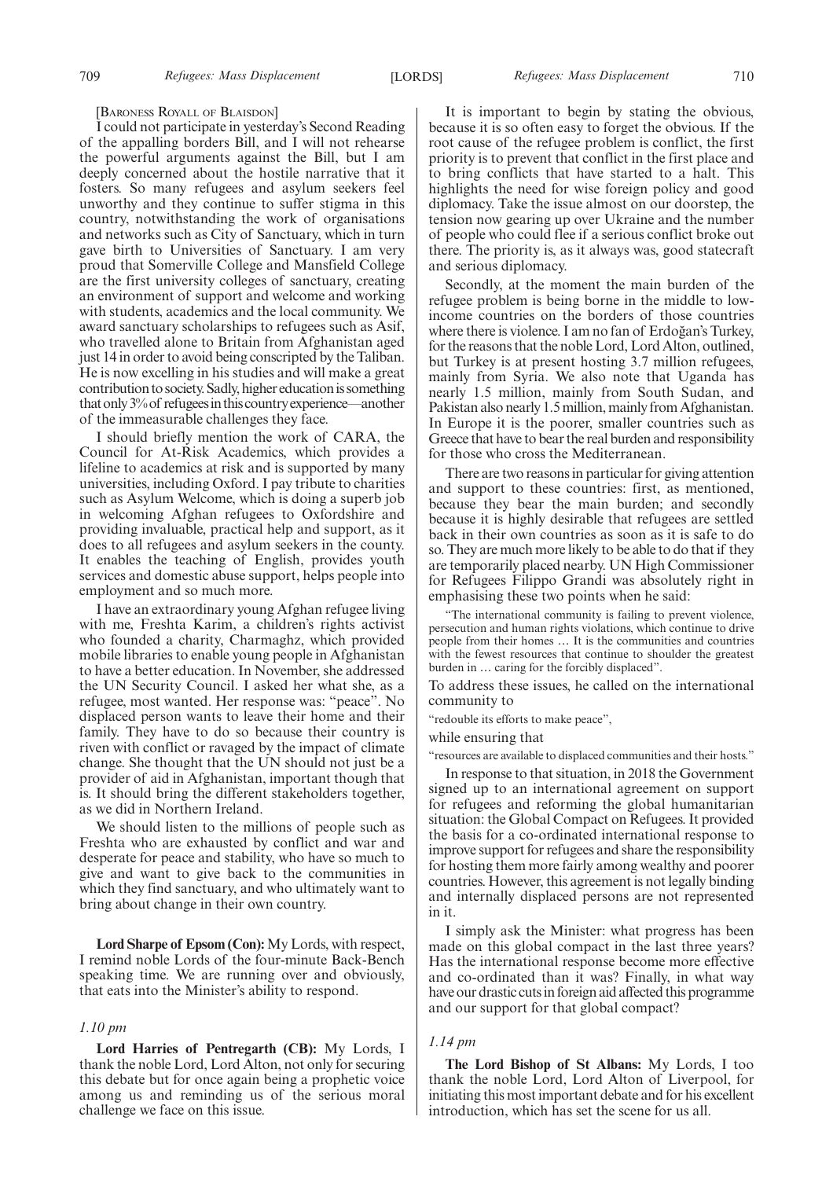[BARONESS ROYALL OF BLAISDON]

I could not participate in yesterday's Second Reading of the appalling borders Bill, and I will not rehearse the powerful arguments against the Bill, but I am deeply concerned about the hostile narrative that it fosters. So many refugees and asylum seekers feel unworthy and they continue to suffer stigma in this country, notwithstanding the work of organisations and networks such as City of Sanctuary, which in turn gave birth to Universities of Sanctuary. I am very proud that Somerville College and Mansfield College are the first university colleges of sanctuary, creating an environment of support and welcome and working with students, academics and the local community. We award sanctuary scholarships to refugees such as Asif, who travelled alone to Britain from Afghanistan aged just 14 in order to avoid being conscripted by the Taliban. He is now excelling in his studies and will make a great contribution to society. Sadly, higher education is something that only 3% of refugees in this country experience—another of the immeasurable challenges they face.

I should briefly mention the work of CARA, the Council for At-Risk Academics, which provides a lifeline to academics at risk and is supported by many universities, including Oxford. I pay tribute to charities such as Asylum Welcome, which is doing a superb job in welcoming Afghan refugees to Oxfordshire and providing invaluable, practical help and support, as it does to all refugees and asylum seekers in the county. It enables the teaching of English, provides youth services and domestic abuse support, helps people into employment and so much more.

I have an extraordinary young Afghan refugee living with me, Freshta Karim, a children's rights activist who founded a charity, Charmaghz, which provided mobile libraries to enable young people in Afghanistan to have a better education. In November, she addressed the UN Security Council. I asked her what she, as a refugee, most wanted. Her response was: "peace". No displaced person wants to leave their home and their family. They have to do so because their country is riven with conflict or ravaged by the impact of climate change. She thought that the UN should not just be a provider of aid in Afghanistan, important though that is. It should bring the different stakeholders together, as we did in Northern Ireland.

We should listen to the millions of people such as Freshta who are exhausted by conflict and war and desperate for peace and stability, who have so much to give and want to give back to the communities in which they find sanctuary, and who ultimately want to bring about change in their own country.

**Lord Sharpe of Epsom (Con):** My Lords, with respect, I remind noble Lords of the four-minute Back-Bench speaking time. We are running over and obviously, that eats into the Minister's ability to respond.

*1.10 pm*

**Lord Harries of Pentregarth (CB):** My Lords, I thank the noble Lord, Lord Alton, not only for securing this debate but for once again being a prophetic voice among us and reminding us of the serious moral challenge we face on this issue.

It is important to begin by stating the obvious, because it is so often easy to forget the obvious. If the root cause of the refugee problem is conflict, the first priority is to prevent that conflict in the first place and to bring conflicts that have started to a halt. This highlights the need for wise foreign policy and good diplomacy. Take the issue almost on our doorstep, the tension now gearing up over Ukraine and the number of people who could flee if a serious conflict broke out there. The priority is, as it always was, good statecraft and serious diplomacy.

Secondly, at the moment the main burden of the refugee problem is being borne in the middle to low-income countries on the borders of those countries where there is violence. I am no fan of Erdoğan's Turkey, for the reasons that the noble Lord, Lord Alton, outlined, but Turkey is at present hosting 3.7 million refugees, mainly from Syria. We also note that Uganda has nearly 1.5 million, mainly from South Sudan, and Pakistan also nearly 1.5 million, mainly from Afghanistan. In Europe it is the poorer, smaller countries such as Greece that have to bear the real burden and responsibility for those who cross the Mediterranean.

There are two reasons in particular for giving attention and support to these countries: first, as mentioned, because they bear the main burden; and secondly because it is highly desirable that refugees are settled back in their own countries as soon as it is safe to do so. They are much more likely to be able to do that if they are temporarily placed nearby. UN High Commissioner for Refugees Filippo Grandi was absolutely right in emphasising these two points when he said:

> "The international community is failing to prevent violence, persecution and human rights violations, which continue to drive people from their homes … It is the communities and countries with the fewest resources that continue to shoulder the greatest burden in … caring for the forcibly displaced".

To address these issues, he called on the international community to

> "redouble its efforts to make peace",

while ensuring that

> "resources are available to displaced communities and their hosts."

In response to that situation, in 2018 the Government signed up to an international agreement on support for refugees and reforming the global humanitarian situation: the Global Compact on Refugees. It provided the basis for a co-ordinated international response to improve support for refugees and share the responsibility for hosting them more fairly among wealthy and poorer countries. However, this agreement is not legally binding and internally displaced persons are not represented in it.

I simply ask the Minister: what progress has been made on this global compact in the last three years? Has the international response become more effective and co-ordinated than it was? Finally, in what way have our drastic cuts in foreign aid affected this programme and our support for that global compact?

*1.14 pm*

**The Lord Bishop of St Albans:** My Lords, I too thank the noble Lord, Lord Alton of Liverpool, for initiating this most important debate and for his excellent introduction, which has set the scene for us all.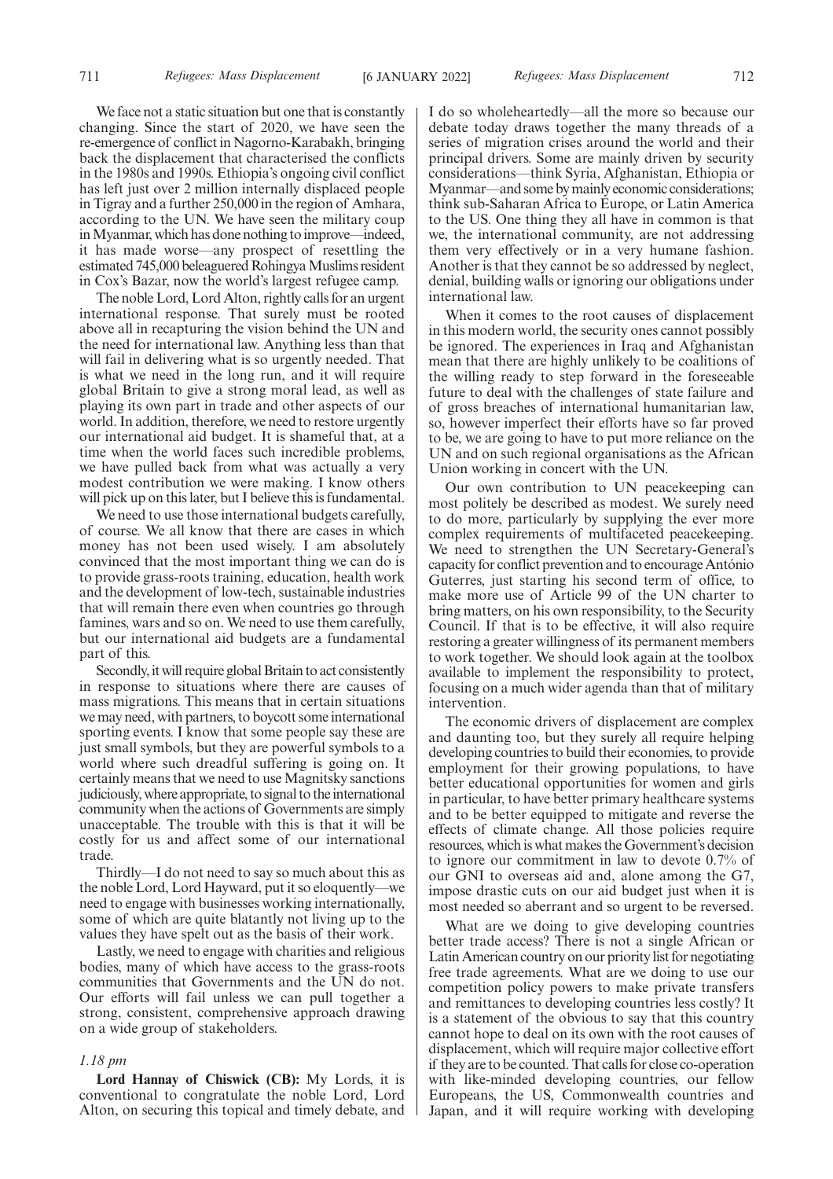We face not a static situation but one that is constantly changing. Since the start of 2020, we have seen the re-emergence of conflict in Nagorno-Karabakh, bringing back the displacement that characterised the conflicts in the 1980s and 1990s. Ethiopia's ongoing civil conflict has left just over 2 million internally displaced people in Tigray and a further 250,000 in the region of Amhara, according to the UN. We have seen the military coup in Myanmar, which has done nothing to improve—indeed, it has made worse—any prospect of resettling the estimated 745,000 beleaguered Rohingya Muslims resident in Cox's Bazar, now the world's largest refugee camp.

The noble Lord, Lord Alton, rightly calls for an urgent international response. That surely must be rooted above all in recapturing the vision behind the UN and the need for international law. Anything less than that will fail in delivering what is so urgently needed. That is what we need in the long run, and it will require global Britain to give a strong moral lead, as well as playing its own part in trade and other aspects of our world. In addition, therefore, we need to restore urgently our international aid budget. It is shameful that, at a time when the world faces such incredible problems, we have pulled back from what was actually a very modest contribution we were making. I know others will pick up on this later, but I believe this is fundamental.

We need to use those international budgets carefully, of course. We all know that there are cases in which money has not been used wisely. I am absolutely convinced that the most important thing we can do is to provide grass-roots training, education, health work and the development of low-tech, sustainable industries that will remain there even when countries go through famines, wars and so on. We need to use them carefully, but our international aid budgets are a fundamental part of this.

Secondly, it will require global Britain to act consistently in response to situations where there are causes of mass migrations. This means that in certain situations we may need, with partners, to boycott some international sporting events. I know that some people say these are just small symbols, but they are powerful symbols to a world where such dreadful suffering is going on. It certainly means that we need to use Magnitsky sanctions judiciously, where appropriate, to signal to the international community when the actions of Governments are simply unacceptable. The trouble with this is that it will be costly for us and affect some of our international trade.

Thirdly—I do not need to say so much about this as the noble Lord, Lord Hayward, put it so eloquently—we need to engage with businesses working internationally, some of which are quite blatantly not living up to the values they have spelt out as the basis of their work.

Lastly, we need to engage with charities and religious bodies, many of which have access to the grass-roots communities that Governments and the UN do not. Our efforts will fail unless we can pull together a strong, consistent, comprehensive approach drawing on a wide group of stakeholders.

*1.18 pm*

**Lord Hannay of Chiswick (CB):** My Lords, it is conventional to congratulate the noble Lord, Lord Alton, on securing this topical and timely debate, and I do so wholeheartedly—all the more so because our debate today draws together the many threads of a series of migration crises around the world and their principal drivers. Some are mainly driven by security considerations—think Syria, Afghanistan, Ethiopia or Myanmar—and some by mainly economic considerations; think sub-Saharan Africa to Europe, or Latin America to the US. One thing they all have in common is that we, the international community, are not addressing them very effectively or in a very humane fashion. Another is that they cannot be so addressed by neglect, denial, building walls or ignoring our obligations under international law.

When it comes to the root causes of displacement in this modern world, the security ones cannot possibly be ignored. The experiences in Iraq and Afghanistan mean that there are highly unlikely to be coalitions of the willing ready to step forward in the foreseeable future to deal with the challenges of state failure and of gross breaches of international humanitarian law, so, however imperfect their efforts have so far proved to be, we are going to have to put more reliance on the UN and on such regional organisations as the African Union working in concert with the UN.

Our own contribution to UN peacekeeping can most politely be described as modest. We surely need to do more, particularly by supplying the ever more complex requirements of multifaceted peacekeeping. We need to strengthen the UN Secretary-General's capacity for conflict prevention and to encourage António Guterres, just starting his second term of office, to make more use of Article 99 of the UN charter to bring matters, on his own responsibility, to the Security Council. If that is to be effective, it will also require restoring a greater willingness of its permanent members to work together. We should look again at the toolbox available to implement the responsibility to protect, focusing on a much wider agenda than that of military intervention.

The economic drivers of displacement are complex and daunting too, but they surely all require helping developing countries to build their economies, to provide employment for their growing populations, to have better educational opportunities for women and girls in particular, to have better primary healthcare systems and to be better equipped to mitigate and reverse the effects of climate change. All those policies require resources, which is what makes the Government's decision to ignore our commitment in law to devote 0.7% of our GNI to overseas aid and, alone among the G7, impose drastic cuts on our aid budget just when it is most needed so aberrant and so urgent to be reversed.

What are we doing to give developing countries better trade access? There is not a single African or Latin American country on our priority list for negotiating free trade agreements. What are we doing to use our competition policy powers to make private transfers and remittances to developing countries less costly? It is a statement of the obvious to say that this country cannot hope to deal on its own with the root causes of displacement, which will require major collective effort if they are to be countered. That calls for close co-operation with like-minded developing countries, our fellow Europeans, the US, Commonwealth countries and Japan, and it will require working with developing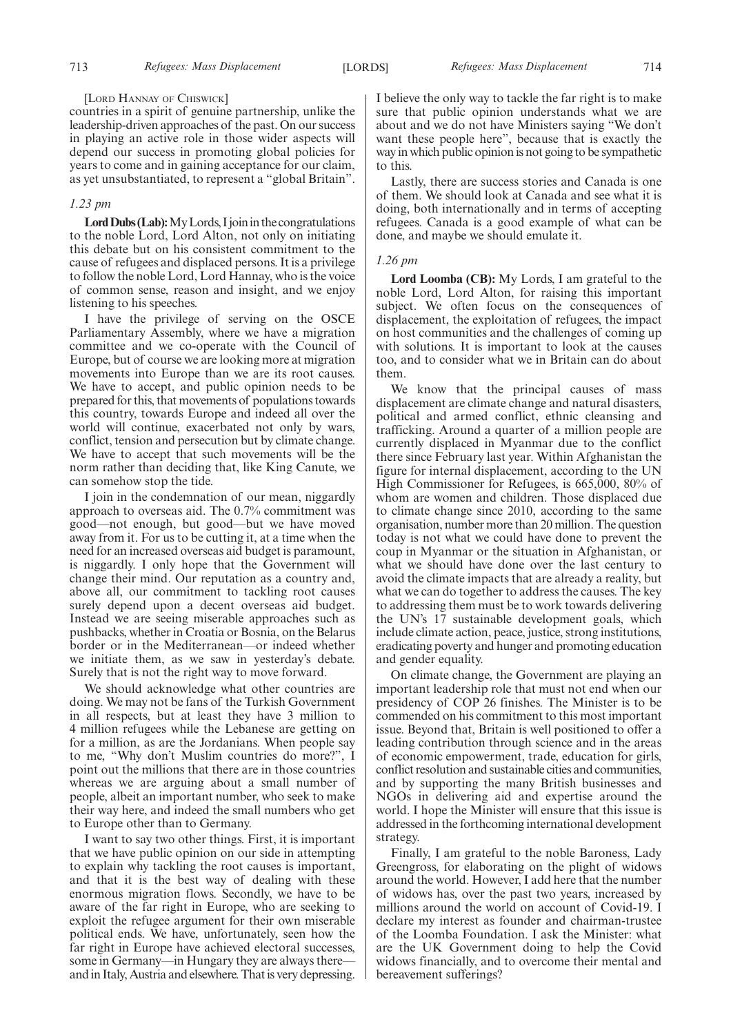[Lord Hannay of Chiswick]

countries in a spirit of genuine partnership, unlike the leadership-driven approaches of the past. On our success in playing an active role in those wider aspects will depend our success in promoting global policies for years to come and in gaining acceptance for our claim, as yet unsubstantiated, to represent a "global Britain".

*1.23 pm*

**Lord Dubs (Lab):** My Lords, I join in the congratulations to the noble Lord, Lord Alton, not only on initiating this debate but on his consistent commitment to the cause of refugees and displaced persons. It is a privilege to follow the noble Lord, Lord Hannay, who is the voice of common sense, reason and insight, and we enjoy listening to his speeches.

I have the privilege of serving on the OSCE Parliamentary Assembly, where we have a migration committee and we co-operate with the Council of Europe, but of course we are looking more at migration movements into Europe than we are its root causes. We have to accept, and public opinion needs to be prepared for this, that movements of populations towards this country, towards Europe and indeed all over the world will continue, exacerbated not only by wars, conflict, tension and persecution but by climate change. We have to accept that such movements will be the norm rather than deciding that, like King Canute, we can somehow stop the tide.

I join in the condemnation of our mean, niggardly approach to overseas aid. The 0.7% commitment was good—not enough, but good—but we have moved away from it. For us to be cutting it, at a time when the need for an increased overseas aid budget is paramount, is niggardly. I only hope that the Government will change their mind. Our reputation as a country and, above all, our commitment to tackling root causes surely depend upon a decent overseas aid budget. Instead we are seeing miserable approaches such as pushbacks, whether in Croatia or Bosnia, on the Belarus border or in the Mediterranean—or indeed whether we initiate them, as we saw in yesterday's debate. Surely that is not the right way to move forward.

We should acknowledge what other countries are doing. We may not be fans of the Turkish Government in all respects, but at least they have 3 million to 4 million refugees while the Lebanese are getting on for a million, as are the Jordanians. When people say to me, "Why don't Muslim countries do more?", I point out the millions that there are in those countries whereas we are arguing about a small number of people, albeit an important number, who seek to make their way here, and indeed the small numbers who get to Europe other than to Germany.

I want to say two other things. First, it is important that we have public opinion on our side in attempting to explain why tackling the root causes is important, and that it is the best way of dealing with these enormous migration flows. Secondly, we have to be aware of the far right in Europe, who are seeking to exploit the refugee argument for their own miserable political ends. We have, unfortunately, seen how the far right in Europe have achieved electoral successes, some in Germany—in Hungary they are always there—and in Italy, Austria and elsewhere. That is very depressing. I believe the only way to tackle the far right is to make sure that public opinion understands what we are about and we do not have Ministers saying "We don't want these people here", because that is exactly the way in which public opinion is not going to be sympathetic to this.

Lastly, there are success stories and Canada is one of them. We should look at Canada and see what it is doing, both internationally and in terms of accepting refugees. Canada is a good example of what can be done, and maybe we should emulate it.

*1.26 pm*

**Lord Loomba (CB):** My Lords, I am grateful to the noble Lord, Lord Alton, for raising this important subject. We often focus on the consequences of displacement, the exploitation of refugees, the impact on host communities and the challenges of coming up with solutions. It is important to look at the causes too, and to consider what we in Britain can do about them.

We know that the principal causes of mass displacement are climate change and natural disasters, political and armed conflict, ethnic cleansing and trafficking. Around a quarter of a million people are currently displaced in Myanmar due to the conflict there since February last year. Within Afghanistan the figure for internal displacement, according to the UN High Commissioner for Refugees, is 665,000, 80% of whom are women and children. Those displaced due to climate change since 2010, according to the same organisation, number more than 20 million. The question today is not what we could have done to prevent the coup in Myanmar or the situation in Afghanistan, or what we should have done over the last century to avoid the climate impacts that are already a reality, but what we can do together to address the causes. The key to addressing them must be to work towards delivering the UN's 17 sustainable development goals, which include climate action, peace, justice, strong institutions, eradicating poverty and hunger and promoting education and gender equality.

On climate change, the Government are playing an important leadership role that must not end when our presidency of COP 26 finishes. The Minister is to be commended on his commitment to this most important issue. Beyond that, Britain is well positioned to offer a leading contribution through science and in the areas of economic empowerment, trade, education for girls, conflict resolution and sustainable cities and communities, and by supporting the many British businesses and NGOs in delivering aid and expertise around the world. I hope the Minister will ensure that this issue is addressed in the forthcoming international development strategy.

Finally, I am grateful to the noble Baroness, Lady Greengross, for elaborating on the plight of widows around the world. However, I add here that the number of widows has, over the past two years, increased by millions around the world on account of Covid-19. I declare my interest as founder and chairman-trustee of the Loomba Foundation. I ask the Minister: what are the UK Government doing to help the Covid widows financially, and to overcome their mental and bereavement sufferings?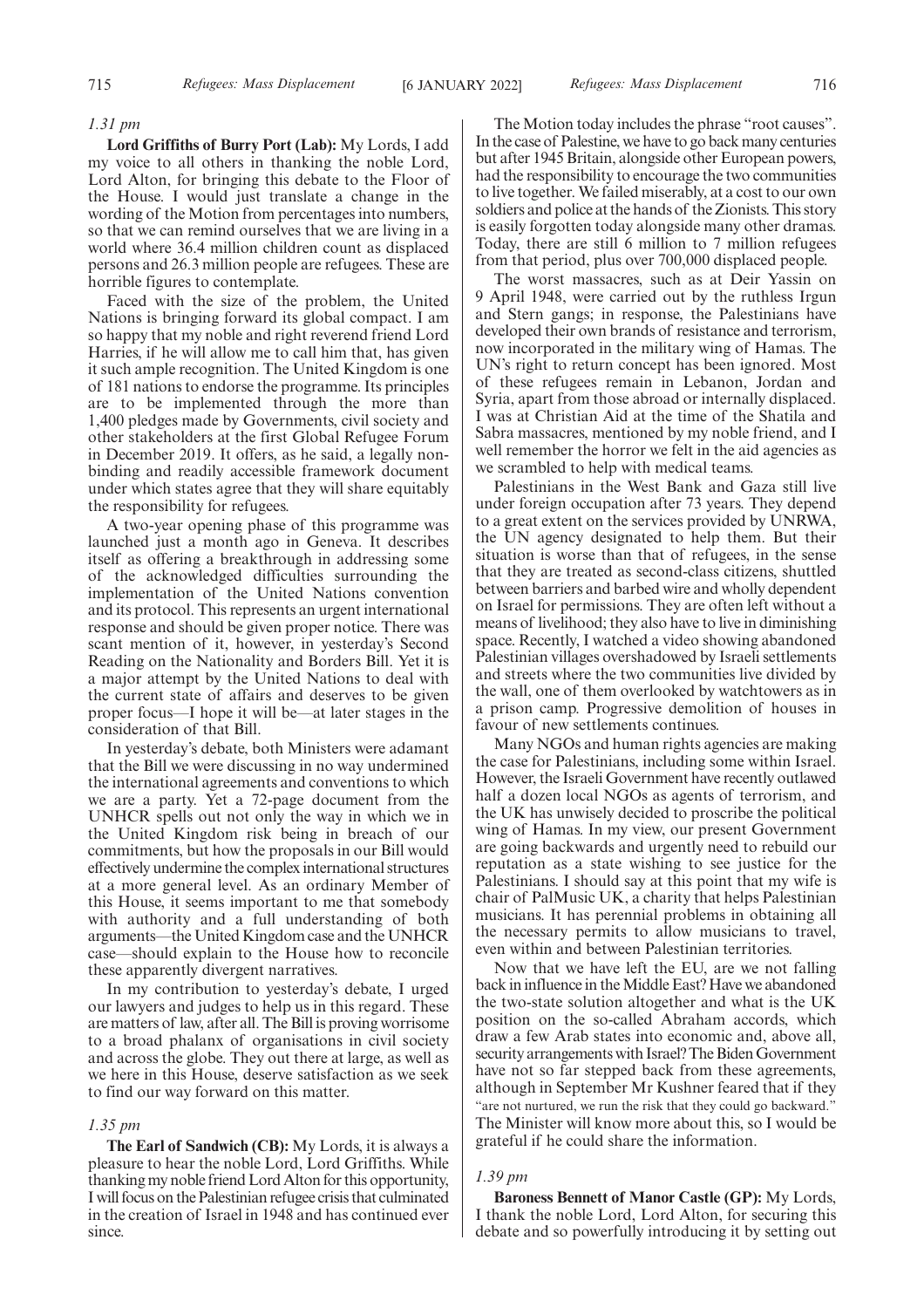*1.31 pm*

**Lord Griffiths of Burry Port (Lab):** My Lords, I add my voice to all others in thanking the noble Lord, Lord Alton, for bringing this debate to the Floor of the House. I would just translate a change in the wording of the Motion from percentages into numbers, so that we can remind ourselves that we are living in a world where 36.4 million children count as displaced persons and 26.3 million people are refugees. These are horrible figures to contemplate.

Faced with the size of the problem, the United Nations is bringing forward its global compact. I am so happy that my noble and right reverend friend Lord Harries, if he will allow me to call him that, has given it such ample recognition. The United Kingdom is one of 181 nations to endorse the programme. Its principles are to be implemented through the more than 1,400 pledges made by Governments, civil society and other stakeholders at the first Global Refugee Forum in December 2019. It offers, as he said, a legally non-binding and readily accessible framework document under which states agree that they will share equitably the responsibility for refugees.

A two-year opening phase of this programme was launched just a month ago in Geneva. It describes itself as offering a breakthrough in addressing some of the acknowledged difficulties surrounding the implementation of the United Nations convention and its protocol. This represents an urgent international response and should be given proper notice. There was scant mention of it, however, in yesterday's Second Reading on the Nationality and Borders Bill. Yet it is a major attempt by the United Nations to deal with the current state of affairs and deserves to be given proper focus—I hope it will be—at later stages in the consideration of that Bill.

In yesterday's debate, both Ministers were adamant that the Bill we were discussing in no way undermined the international agreements and conventions to which we are a party. Yet a 72-page document from the UNHCR spells out not only the way in which we in the United Kingdom risk being in breach of our commitments, but how the proposals in our Bill would effectively undermine the complex international structures at a more general level. As an ordinary Member of this House, it seems important to me that somebody with authority and a full understanding of both arguments—the United Kingdom case and the UNHCR case—should explain to the House how to reconcile these apparently divergent narratives.

In my contribution to yesterday's debate, I urged our lawyers and judges to help us in this regard. These are matters of law, after all. The Bill is proving worrisome to a broad phalanx of organisations in civil society and across the globe. They out there at large, as well as we here in this House, deserve satisfaction as we seek to find our way forward on this matter.

*1.35 pm*

**The Earl of Sandwich (CB):** My Lords, it is always a pleasure to hear the noble Lord, Lord Griffiths. While thanking my noble friend Lord Alton for this opportunity, I will focus on the Palestinian refugee crisis that culminated in the creation of Israel in 1948 and has continued ever since.

The Motion today includes the phrase "root causes". In the case of Palestine, we have to go back many centuries but after 1945 Britain, alongside other European powers, had the responsibility to encourage the two communities to live together. We failed miserably, at a cost to our own soldiers and police at the hands of the Zionists. This story is easily forgotten today alongside many other dramas. Today, there are still 6 million to 7 million refugees from that period, plus over 700,000 displaced people.

The worst massacres, such as at Deir Yassin on 9 April 1948, were carried out by the ruthless Irgun and Stern gangs; in response, the Palestinians have developed their own brands of resistance and terrorism, now incorporated in the military wing of Hamas. The UN's right to return concept has been ignored. Most of these refugees remain in Lebanon, Jordan and Syria, apart from those abroad or internally displaced. I was at Christian Aid at the time of the Shatila and Sabra massacres, mentioned by my noble friend, and I well remember the horror we felt in the aid agencies as we scrambled to help with medical teams.

Palestinians in the West Bank and Gaza still live under foreign occupation after 73 years. They depend to a great extent on the services provided by UNRWA, the UN agency designated to help them. But their situation is worse than that of refugees, in the sense that they are treated as second-class citizens, shuttled between barriers and barbed wire and wholly dependent on Israel for permissions. They are often left without a means of livelihood; they also have to live in diminishing space. Recently, I watched a video showing abandoned Palestinian villages overshadowed by Israeli settlements and streets where the two communities live divided by the wall, one of them overlooked by watchtowers as in a prison camp. Progressive demolition of houses in favour of new settlements continues.

Many NGOs and human rights agencies are making the case for Palestinians, including some within Israel. However, the Israeli Government have recently outlawed half a dozen local NGOs as agents of terrorism, and the UK has unwisely decided to proscribe the political wing of Hamas. In my view, our present Government are going backwards and urgently need to rebuild our reputation as a state wishing to see justice for the Palestinians. I should say at this point that my wife is chair of PalMusic UK, a charity that helps Palestinian musicians. It has perennial problems in obtaining all the necessary permits to allow musicians to travel, even within and between Palestinian territories.

Now that we have left the EU, are we not falling back in influence in the Middle East? Have we abandoned the two-state solution altogether and what is the UK position on the so-called Abraham accords, which draw a few Arab states into economic and, above all, security arrangements with Israel? The Biden Government have not so far stepped back from these agreements, although in September Mr Kushner feared that if they "are not nurtured, we run the risk that they could go backward." The Minister will know more about this, so I would be grateful if he could share the information.

*1.39 pm*

**Baroness Bennett of Manor Castle (GP):** My Lords, I thank the noble Lord, Lord Alton, for securing this debate and so powerfully introducing it by setting out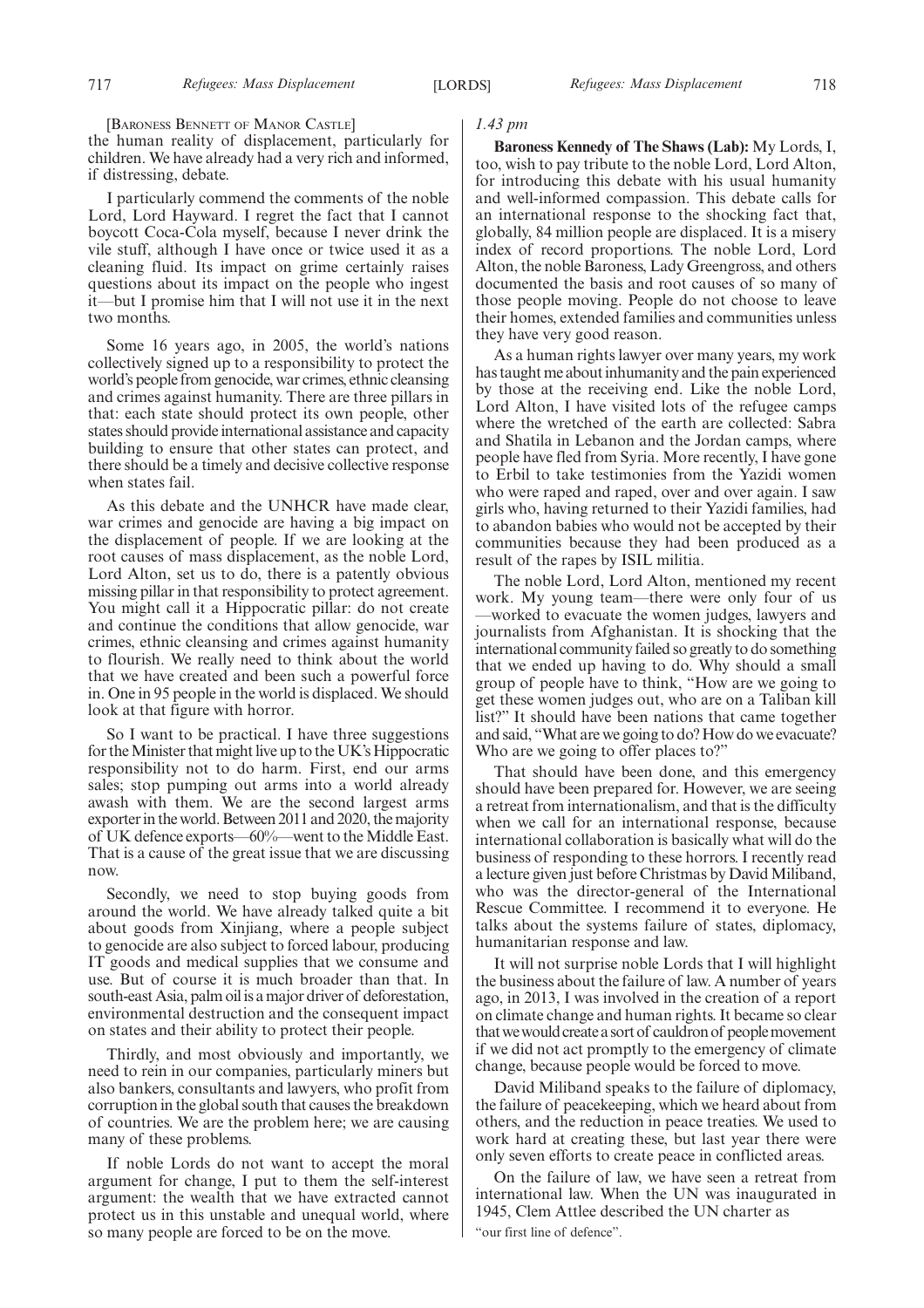[Baroness Bennett of Manor Castle]

the human reality of displacement, particularly for children. We have already had a very rich and informed, if distressing, debate.

I particularly commend the comments of the noble Lord, Lord Hayward. I regret the fact that I cannot boycott Coca-Cola myself, because I never drink the vile stuff, although I have once or twice used it as a cleaning fluid. Its impact on grime certainly raises questions about its impact on the people who ingest it—but I promise him that I will not use it in the next two months.

Some 16 years ago, in 2005, the world's nations collectively signed up to a responsibility to protect the world's people from genocide, war crimes, ethnic cleansing and crimes against humanity. There are three pillars in that: each state should protect its own people, other states should provide international assistance and capacity building to ensure that other states can protect, and there should be a timely and decisive collective response when states fail.

As this debate and the UNHCR have made clear, war crimes and genocide are having a big impact on the displacement of people. If we are looking at the root causes of mass displacement, as the noble Lord, Lord Alton, set us to do, there is a patently obvious missing pillar in that responsibility to protect agreement. You might call it a Hippocratic pillar: do not create and continue the conditions that allow genocide, war crimes, ethnic cleansing and crimes against humanity to flourish. We really need to think about the world that we have created and been such a powerful force in. One in 95 people in the world is displaced. We should look at that figure with horror.

So I want to be practical. I have three suggestions for the Minister that might live up to the UK's Hippocratic responsibility not to do harm. First, end our arms sales; stop pumping out arms into a world already awash with them. We are the second largest arms exporter in the world. Between 2011 and 2020, the majority of UK defence exports—60%—went to the Middle East. That is a cause of the great issue that we are discussing now.

Secondly, we need to stop buying goods from around the world. We have already talked quite a bit about goods from Xinjiang, where a people subject to genocide are also subject to forced labour, producing IT goods and medical supplies that we consume and use. But of course it is much broader than that. In south-east Asia, palm oil is a major driver of deforestation, environmental destruction and the consequent impact on states and their ability to protect their people.

Thirdly, and most obviously and importantly, we need to rein in our companies, particularly miners but also bankers, consultants and lawyers, who profit from corruption in the global south that causes the breakdown of countries. We are the problem here; we are causing many of these problems.

If noble Lords do not want to accept the moral argument for change, I put to them the self-interest argument: the wealth that we have extracted cannot protect us in this unstable and unequal world, where so many people are forced to be on the move.

*1.43 pm*

**Baroness Kennedy of The Shaws (Lab):** My Lords, I, too, wish to pay tribute to the noble Lord, Lord Alton, for introducing this debate with his usual humanity and well-informed compassion. This debate calls for an international response to the shocking fact that, globally, 84 million people are displaced. It is a misery index of record proportions. The noble Lord, Lord Alton, the noble Baroness, Lady Greengross, and others documented the basis and root causes of so many of those people moving. People do not choose to leave their homes, extended families and communities unless they have very good reason.

As a human rights lawyer over many years, my work has taught me about inhumanity and the pain experienced by those at the receiving end. Like the noble Lord, Lord Alton, I have visited lots of the refugee camps where the wretched of the earth are collected: Sabra and Shatila in Lebanon and the Jordan camps, where people have fled from Syria. More recently, I have gone to Erbil to take testimonies from the Yazidi women who were raped and raped, over and over again. I saw girls who, having returned to their Yazidi families, had to abandon babies who would not be accepted by their communities because they had been produced as a result of the rapes by ISIL militia.

The noble Lord, Lord Alton, mentioned my recent work. My young team—there were only four of us—worked to evacuate the women judges, lawyers and journalists from Afghanistan. It is shocking that the international community failed so greatly to do something that we ended up having to do. Why should a small group of people have to think, "How are we going to get these women judges out, who are on a Taliban kill list?" It should have been nations that came together and said, "What are we going to do? How do we evacuate? Who are we going to offer places to?"

That should have been done, and this emergency should have been prepared for. However, we are seeing a retreat from internationalism, and that is the difficulty when we call for an international response, because international collaboration is basically what will do the business of responding to these horrors. I recently read a lecture given just before Christmas by David Miliband, who was the director-general of the International Rescue Committee. I recommend it to everyone. He talks about the systems failure of states, diplomacy, humanitarian response and law.

It will not surprise noble Lords that I will highlight the business about the failure of law. A number of years ago, in 2013, I was involved in the creation of a report on climate change and human rights. It became so clear that we would create a sort of cauldron of people movement if we did not act promptly to the emergency of climate change, because people would be forced to move.

David Miliband speaks to the failure of diplomacy, the failure of peacekeeping, which we heard about from others, and the reduction in peace treaties. We used to work hard at creating these, but last year there were only seven efforts to create peace in conflicted areas.

On the failure of law, we have seen a retreat from international law. When the UN was inaugurated in 1945, Clem Attlee described the UN charter as

"our first line of defence".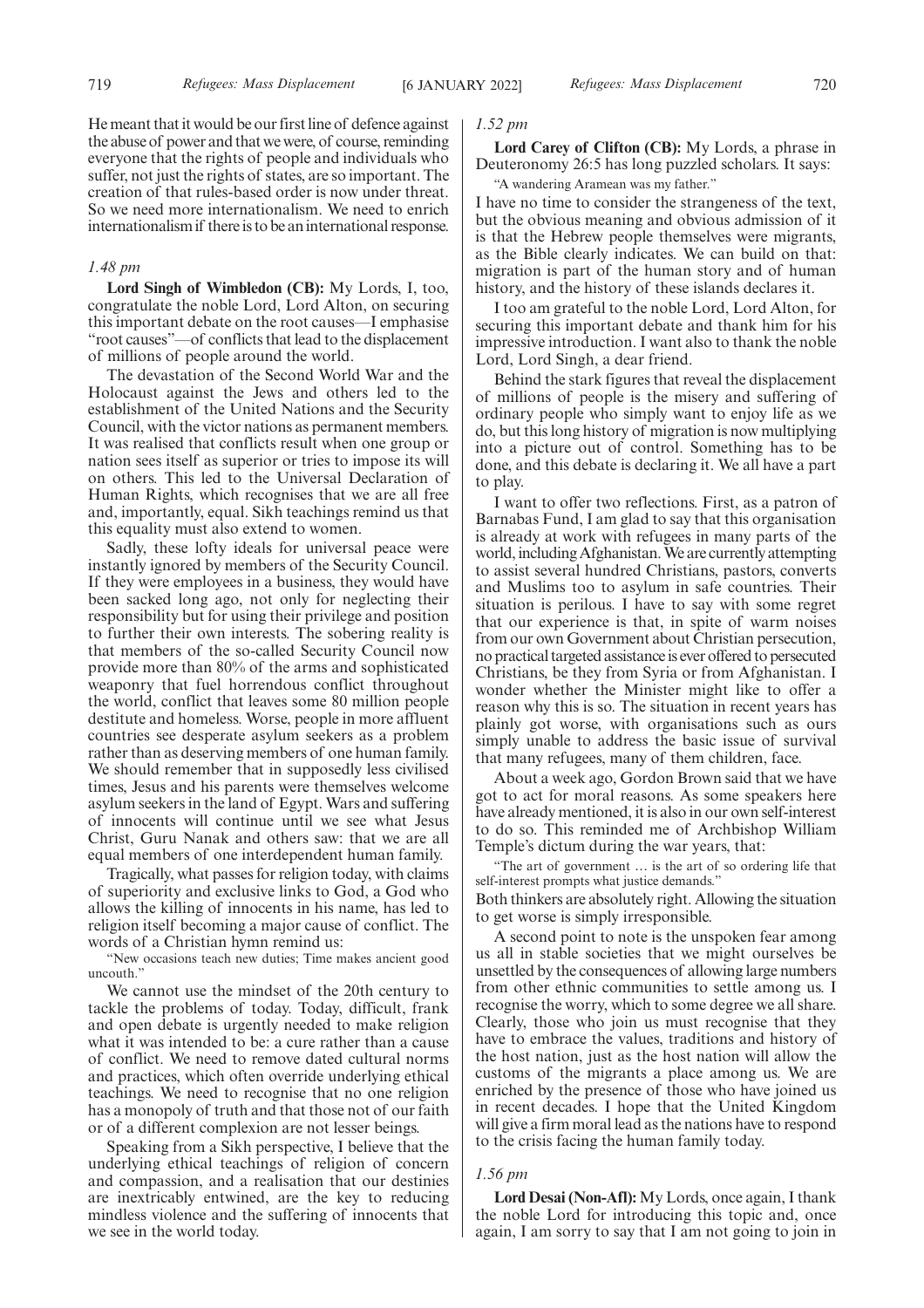He meant that it would be our first line of defence against the abuse of power and that we were, of course, reminding everyone that the rights of people and individuals who suffer, not just the rights of states, are so important. The creation of that rules-based order is now under threat. So we need more internationalism. We need to enrich internationalism if there is to be an international response.

*1.48 pm*

**Lord Singh of Wimbledon (CB):** My Lords, I, too, congratulate the noble Lord, Lord Alton, on securing this important debate on the root causes—I emphasise "root causes"—of conflicts that lead to the displacement of millions of people around the world.

The devastation of the Second World War and the Holocaust against the Jews and others led to the establishment of the United Nations and the Security Council, with the victor nations as permanent members. It was realised that conflicts result when one group or nation sees itself as superior or tries to impose its will on others. This led to the Universal Declaration of Human Rights, which recognises that we are all free and, importantly, equal. Sikh teachings remind us that this equality must also extend to women.

Sadly, these lofty ideals for universal peace were instantly ignored by members of the Security Council. If they were employees in a business, they would have been sacked long ago, not only for neglecting their responsibility but for using their privilege and position to further their own interests. The sobering reality is that members of the so-called Security Council now provide more than 80% of the arms and sophisticated weaponry that fuel horrendous conflict throughout the world, conflict that leaves some 80 million people destitute and homeless. Worse, people in more affluent countries see desperate asylum seekers as a problem rather than as deserving members of one human family. We should remember that in supposedly less civilised times, Jesus and his parents were themselves welcome asylum seekers in the land of Egypt. Wars and suffering of innocents will continue until we see what Jesus Christ, Guru Nanak and others saw: that we are all equal members of one interdependent human family.

Tragically, what passes for religion today, with claims of superiority and exclusive links to God, a God who allows the killing of innocents in his name, has led to religion itself becoming a major cause of conflict. The words of a Christian hymn remind us:

"New occasions teach new duties; Time makes ancient good uncouth."

We cannot use the mindset of the 20th century to tackle the problems of today. Today, difficult, frank and open debate is urgently needed to make religion what it was intended to be: a cure rather than a cause of conflict. We need to remove dated cultural norms and practices, which often override underlying ethical teachings. We need to recognise that no one religion has a monopoly of truth and that those not of our faith or of a different complexion are not lesser beings.

Speaking from a Sikh perspective, I believe that the underlying ethical teachings of religion of concern and compassion, and a realisation that our destinies are inextricably entwined, are the key to reducing mindless violence and the suffering of innocents that we see in the world today.

*1.52 pm*

**Lord Carey of Clifton (CB):** My Lords, a phrase in Deuteronomy 26:5 has long puzzled scholars. It says:

"A wandering Aramean was my father."

I have no time to consider the strangeness of the text, but the obvious meaning and obvious admission of it is that the Hebrew people themselves were migrants, as the Bible clearly indicates. We can build on that: migration is part of the human story and of human history, and the history of these islands declares it.

I too am grateful to the noble Lord, Lord Alton, for securing this important debate and thank him for his impressive introduction. I want also to thank the noble Lord, Lord Singh, a dear friend.

Behind the stark figures that reveal the displacement of millions of people is the misery and suffering of ordinary people who simply want to enjoy life as we do, but this long history of migration is now multiplying into a picture out of control. Something has to be done, and this debate is declaring it. We all have a part to play.

I want to offer two reflections. First, as a patron of Barnabas Fund, I am glad to say that this organisation is already at work with refugees in many parts of the world, including Afghanistan. We are currently attempting to assist several hundred Christians, pastors, converts and Muslims too to asylum in safe countries. Their situation is perilous. I have to say with some regret that our experience is that, in spite of warm noises from our own Government about Christian persecution, no practical targeted assistance is ever offered to persecuted Christians, be they from Syria or from Afghanistan. I wonder whether the Minister might like to offer a reason why this is so. The situation in recent years has plainly got worse, with organisations such as ours simply unable to address the basic issue of survival that many refugees, many of them children, face.

About a week ago, Gordon Brown said that we have got to act for moral reasons. As some speakers here have already mentioned, it is also in our own self-interest to do so. This reminded me of Archbishop William Temple's dictum during the war years, that:

"The art of government … is the art of so ordering life that self-interest prompts what justice demands."

Both thinkers are absolutely right. Allowing the situation to get worse is simply irresponsible.

A second point to note is the unspoken fear among us all in stable societies that we might ourselves be unsettled by the consequences of allowing large numbers from other ethnic communities to settle among us. I recognise the worry, which to some degree we all share. Clearly, those who join us must recognise that they have to embrace the values, traditions and history of the host nation, just as the host nation will allow the customs of the migrants a place among us. We are enriched by the presence of those who have joined us in recent decades. I hope that the United Kingdom will give a firm moral lead as the nations have to respond to the crisis facing the human family today.

*1.56 pm*

**Lord Desai (Non-Afl):** My Lords, once again, I thank the noble Lord for introducing this topic and, once again, I am sorry to say that I am not going to join in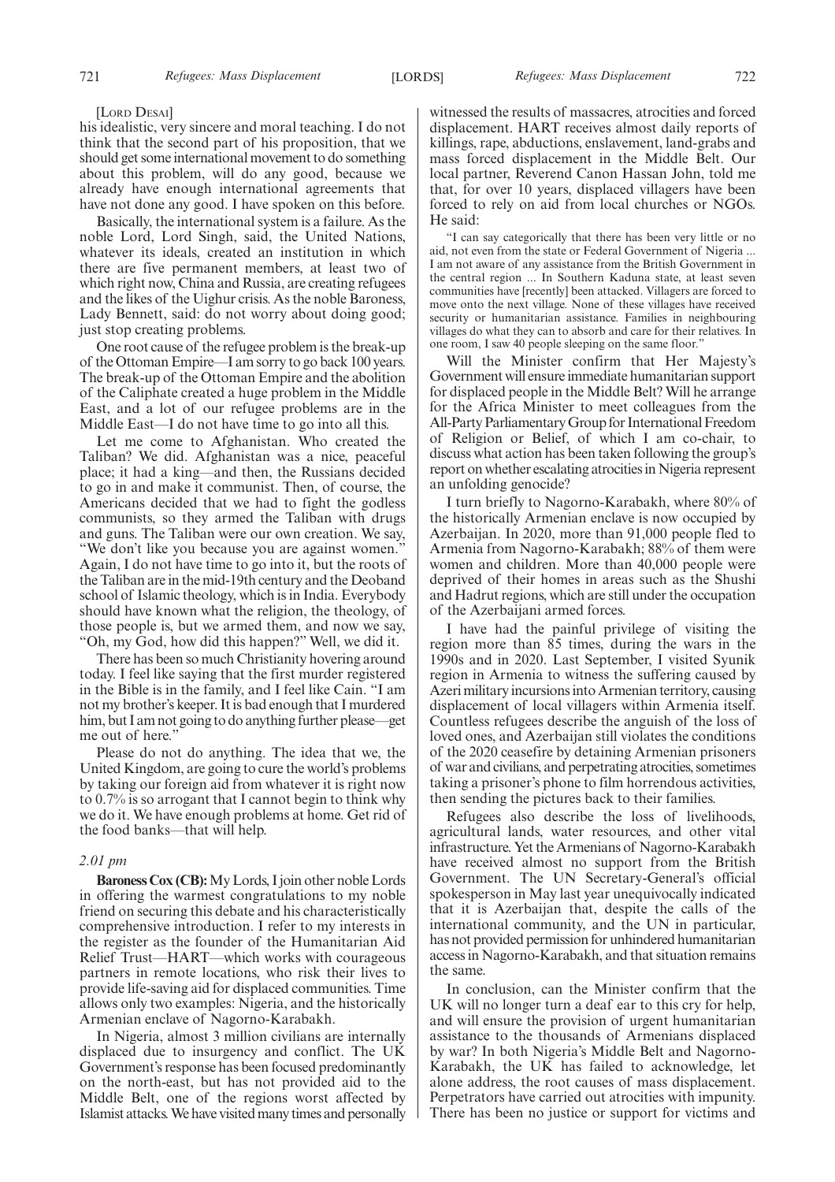[LORD DESAI]

his idealistic, very sincere and moral teaching. I do not think that the second part of his proposition, that we should get some international movement to do something about this problem, will do any good, because we already have enough international agreements that have not done any good. I have spoken on this before.

Basically, the international system is a failure. As the noble Lord, Lord Singh, said, the United Nations, whatever its ideals, created an institution in which there are five permanent members, at least two of which right now, China and Russia, are creating refugees and the likes of the Uighur crisis. As the noble Baroness, Lady Bennett, said: do not worry about doing good; just stop creating problems.

One root cause of the refugee problem is the break-up of the Ottoman Empire—I am sorry to go back 100 years. The break-up of the Ottoman Empire and the abolition of the Caliphate created a huge problem in the Middle East, and a lot of our refugee problems are in the Middle East—I do not have time to go into all this.

Let me come to Afghanistan. Who created the Taliban? We did. Afghanistan was a nice, peaceful place; it had a king—and then, the Russians decided to go in and make it communist. Then, of course, the Americans decided that we had to fight the godless communists, so they armed the Taliban with drugs and guns. The Taliban were our own creation. We say, "We don't like you because you are against women." Again, I do not have time to go into it, but the roots of the Taliban are in the mid-19th century and the Deoband school of Islamic theology, which is in India. Everybody should have known what the religion, the theology, of those people is, but we armed them, and now we say, "Oh, my God, how did this happen?" Well, we did it.

There has been so much Christianity hovering around today. I feel like saying that the first murder registered in the Bible is in the family, and I feel like Cain. "I am not my brother's keeper. It is bad enough that I murdered him, but I am not going to do anything further please—get me out of here."

Please do not do anything. The idea that we, the United Kingdom, are going to cure the world's problems by taking our foreign aid from whatever it is right now to 0.7% is so arrogant that I cannot begin to think why we do it. We have enough problems at home. Get rid of the food banks—that will help.

*2.01 pm*

**Baroness Cox (CB):** My Lords, I join other noble Lords in offering the warmest congratulations to my noble friend on securing this debate and his characteristically comprehensive introduction. I refer to my interests in the register as the founder of the Humanitarian Aid Relief Trust—HART—which works with courageous partners in remote locations, who risk their lives to provide life-saving aid for displaced communities. Time allows only two examples: Nigeria, and the historically Armenian enclave of Nagorno-Karabakh.

In Nigeria, almost 3 million civilians are internally displaced due to insurgency and conflict. The UK Government's response has been focused predominantly on the north-east, but has not provided aid to the Middle Belt, one of the regions worst affected by Islamist attacks. We have visited many times and personally witnessed the results of massacres, atrocities and forced displacement. HART receives almost daily reports of killings, rape, abductions, enslavement, land-grabs and mass forced displacement in the Middle Belt. Our local partner, Reverend Canon Hassan John, told me that, for over 10 years, displaced villagers have been forced to rely on aid from local churches or NGOs. He said:

> "I can say categorically that there has been very little or no aid, not even from the state or Federal Government of Nigeria ... I am not aware of any assistance from the British Government in the central region ... In Southern Kaduna state, at least seven communities have [recently] been attacked. Villagers are forced to move onto the next village. None of these villages have received security or humanitarian assistance. Families in neighbouring villages do what they can to absorb and care for their relatives. In one room, I saw 40 people sleeping on the same floor."

Will the Minister confirm that His Majesty's Government will ensure immediate humanitarian support for displaced people in the Middle Belt? Will he arrange for the Africa Minister to meet colleagues from the All-Party Parliamentary Group for International Freedom of Religion or Belief, of which I am co-chair, to discuss what action has been taken following the group's report on whether escalating atrocities in Nigeria represent an unfolding genocide?

I turn briefly to Nagorno-Karabakh, where 80% of the historically Armenian enclave is now occupied by Azerbaijan. In 2020, more than 91,000 people fled to Armenia from Nagorno-Karabakh; 88% of them were women and children. More than 40,000 people were deprived of their homes in areas such as the Shushi and Hadrut regions, which are still under the occupation of the Azerbaijani armed forces.

I have had the painful privilege of visiting the region more than 85 times, during the wars in the 1990s and in 2020. Last September, I visited Syunik region in Armenia to witness the suffering caused by Azeri military incursions into Armenian territory, causing displacement of local villagers within Armenia itself. Countless refugees describe the anguish of the loss of loved ones, and Azerbaijan still violates the conditions of the 2020 ceasefire by detaining Armenian prisoners of war and civilians, and perpetrating atrocities, sometimes taking a prisoner's phone to film horrendous activities, then sending the pictures back to their families.

Refugees also describe the loss of livelihoods, agricultural lands, water resources, and other vital infrastructure. Yet the Armenians of Nagorno-Karabakh have received almost no support from the British Government. The UN Secretary-General's official spokesperson in May last year unequivocally indicated that it is Azerbaijan that, despite the calls of the international community, and the UN in particular, has not provided permission for unhindered humanitarian access in Nagorno-Karabakh, and that situation remains the same.

In conclusion, can the Minister confirm that the UK will no longer turn a deaf ear to this cry for help, and will ensure the provision of urgent humanitarian assistance to the thousands of Armenians displaced by war? In both Nigeria's Middle Belt and Nagorno-Karabakh, the UK has failed to acknowledge, let alone address, the root causes of mass displacement. Perpetrators have carried out atrocities with impunity. There has been no justice or support for victims and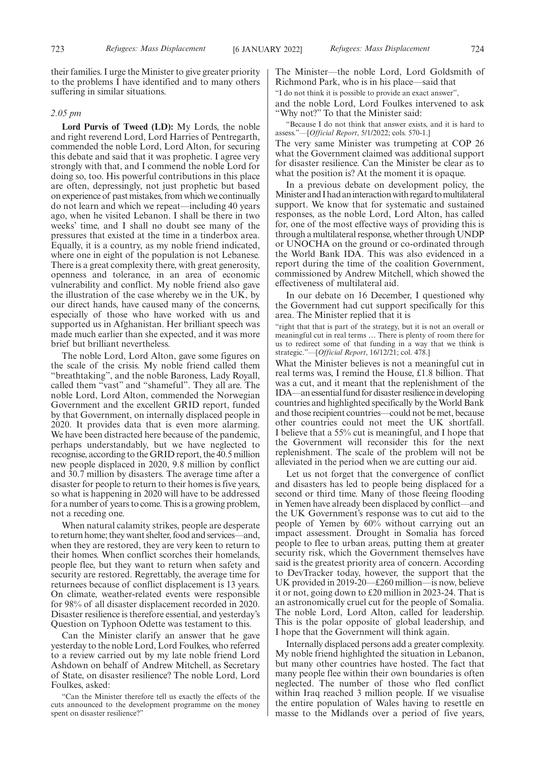their families. I urge the Minister to give greater priority to the problems I have identified and to many others suffering in similar situations.

*2.05 pm*

**Lord Purvis of Tweed (LD):** My Lords, the noble and right reverend Lord, Lord Harries of Pentregarth, commended the noble Lord, Lord Alton, for securing this debate and said that it was prophetic. I agree very strongly with that, and I commend the noble Lord for doing so, too. His powerful contributions in this place are often, depressingly, not just prophetic but based on experience of past mistakes, from which we continually do not learn and which we repeat—including 40 years ago, when he visited Lebanon. I shall be there in two weeks' time, and I shall no doubt see many of the pressures that existed at the time in a tinderbox area. Equally, it is a country, as my noble friend indicated, where one in eight of the population is not Lebanese. There is a great complexity there, with great generosity, openness and tolerance, in an area of economic vulnerability and conflict. My noble friend also gave the illustration of the case whereby we in the UK, by our direct hands, have caused many of the concerns, especially of those who have worked with us and supported us in Afghanistan. Her brilliant speech was made much earlier than she expected, and it was more brief but brilliant nevertheless.

The noble Lord, Lord Alton, gave some figures on the scale of the crisis. My noble friend called them "breathtaking", and the noble Baroness, Lady Royall, called them "vast" and "shameful". They all are. The noble Lord, Lord Alton, commended the Norwegian Government and the excellent GRID report, funded by that Government, on internally displaced people in 2020. It provides data that is even more alarming. We have been distracted here because of the pandemic, perhaps understandably, but we have neglected to recognise, according to the GRID report, the 40.5 million new people displaced in 2020, 9.8 million by conflict and 30.7 million by disasters. The average time after a disaster for people to return to their homes is five years, so what is happening in 2020 will have to be addressed for a number of years to come. This is a growing problem, not a receding one.

When natural calamity strikes, people are desperate to return home; they want shelter, food and services—and, when they are restored, they are very keen to return to their homes. When conflict scorches their homelands, people flee, but they want to return when safety and security are restored. Regrettably, the average time for returnees because of conflict displacement is 13 years. On climate, weather-related events were responsible for 98% of all disaster displacement recorded in 2020. Disaster resilience is therefore essential, and yesterday's Question on Typhoon Odette was testament to this.

Can the Minister clarify an answer that he gave yesterday to the noble Lord, Lord Foulkes, who referred to a review carried out by my late noble friend Lord Ashdown on behalf of Andrew Mitchell, as Secretary of State, on disaster resilience? The noble Lord, Lord Foulkes, asked:

"Can the Minister therefore tell us exactly the effects of the cuts announced to the development programme on the money spent on disaster resilience?"

The Minister—the noble Lord, Lord Goldsmith of Richmond Park, who is in his place—said that

"I do not think it is possible to provide an exact answer",

and the noble Lord, Lord Foulkes intervened to ask "Why not?" To that the Minister said:

"Because I do not think that answer exists, and it is hard to assess."—[*Official Report*, 5/1/2022; cols. 570-1.]

The very same Minister was trumpeting at COP 26 what the Government claimed was additional support for disaster resilience. Can the Minister be clear as to what the position is? At the moment it is opaque.

In a previous debate on development policy, the Minister and I had an interaction with regard to multilateral support. We know that for systematic and sustained responses, as the noble Lord, Lord Alton, has called for, one of the most effective ways of providing this is through a multilateral response, whether through UNDP or UNOCHA on the ground or co-ordinated through the World Bank IDA. This was also evidenced in a report during the time of the coalition Government, commissioned by Andrew Mitchell, which showed the effectiveness of multilateral aid.

In our debate on 16 December, I questioned why the Government had cut support specifically for this area. The Minister replied that it is

"right that that is part of the strategy, but it is not an overall or meaningful cut in real terms … There is plenty of room there for us to redirect some of that funding in a way that we think is strategic."—[*Official Report*, 16/12/21; col. 478.]

What the Minister believes is not a meaningful cut in real terms was, I remind the House, £1.8 billion. That was a cut, and it meant that the replenishment of the IDA—an essential fund for disaster resilience in developing countries and highlighted specifically by the World Bank and those recipient countries—could not be met, because other countries could not meet the UK shortfall. I believe that a 55% cut is meaningful, and I hope that the Government will reconsider this for the next replenishment. The scale of the problem will not be alleviated in the period when we are cutting our aid.

Let us not forget that the convergence of conflict and disasters has led to people being displaced for a second or third time. Many of those fleeing flooding in Yemen have already been displaced by conflict—and the UK Government's response was to cut aid to the people of Yemen by 60% without carrying out an impact assessment. Drought in Somalia has forced people to flee to urban areas, putting them at greater security risk, which the Government themselves have said is the greatest priority area of concern. According to DevTracker today, however, the support that the UK provided in 2019-20—£260 million—is now, believe it or not, going down to £20 million in 2023-24. That is an astronomically cruel cut for the people of Somalia. The noble Lord, Lord Alton, called for leadership. This is the polar opposite of global leadership, and I hope that the Government will think again.

Internally displaced persons add a greater complexity. My noble friend highlighted the situation in Lebanon, but many other countries have hosted. The fact that many people flee within their own boundaries is often neglected. The number of those who fled conflict within Iraq reached 3 million people. If we visualise the entire population of Wales having to resettle en masse to the Midlands over a period of five years,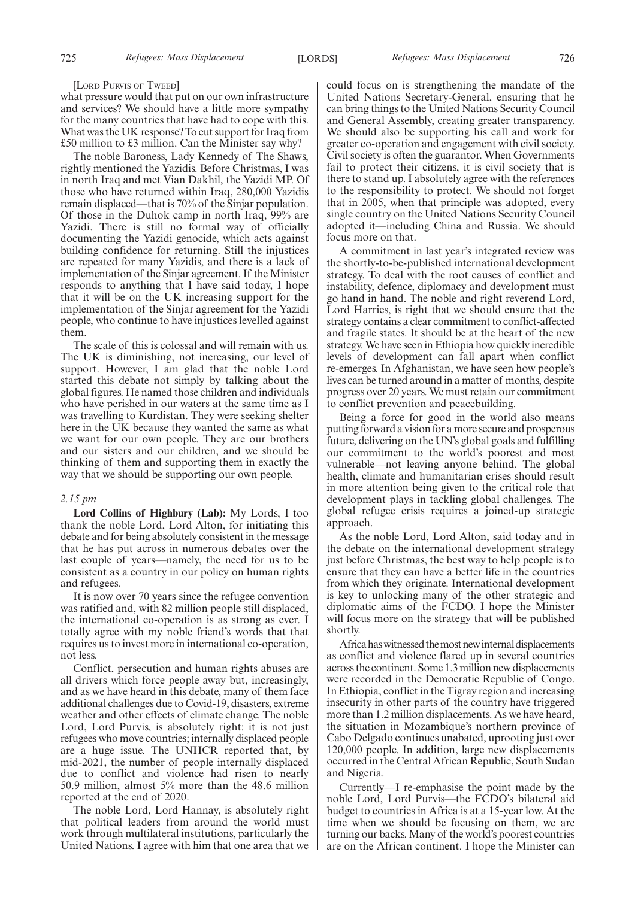[LORD PURVIS OF TWEED]

what pressure would that put on our own infrastructure and services? We should have a little more sympathy for the many countries that have had to cope with this. What was the UK response? To cut support for Iraq from £50 million to £3 million. Can the Minister say why?

The noble Baroness, Lady Kennedy of The Shaws, rightly mentioned the Yazidis. Before Christmas, I was in north Iraq and met Vian Dakhil, the Yazidi MP. Of those who have returned within Iraq, 280,000 Yazidis remain displaced—that is 70% of the Sinjar population. Of those in the Duhok camp in north Iraq, 99% are Yazidi. There is still no formal way of officially documenting the Yazidi genocide, which acts against building confidence for returning. Still the injustices are repeated for many Yazidis, and there is a lack of implementation of the Sinjar agreement. If the Minister responds to anything that I have said today, I hope that it will be on the UK increasing support for the implementation of the Sinjar agreement for the Yazidi people, who continue to have injustices levelled against them.

The scale of this is colossal and will remain with us. The UK is diminishing, not increasing, our level of support. However, I am glad that the noble Lord started this debate not simply by talking about the global figures. He named those children and individuals who have perished in our waters at the same time as I was travelling to Kurdistan. They were seeking shelter here in the UK because they wanted the same as what we want for our own people. They are our brothers and our sisters and our children, and we should be thinking of them and supporting them in exactly the way that we should be supporting our own people.

*2.15 pm*

**Lord Collins of Highbury (Lab):** My Lords, I too thank the noble Lord, Lord Alton, for initiating this debate and for being absolutely consistent in the message that he has put across in numerous debates over the last couple of years—namely, the need for us to be consistent as a country in our policy on human rights and refugees.

It is now over 70 years since the refugee convention was ratified and, with 82 million people still displaced, the international co-operation is as strong as ever. I totally agree with my noble friend's words that that requires us to invest more in international co-operation, not less.

Conflict, persecution and human rights abuses are all drivers which force people away but, increasingly, and as we have heard in this debate, many of them face additional challenges due to Covid-19, disasters, extreme weather and other effects of climate change. The noble Lord, Lord Purvis, is absolutely right: it is not just refugees who move countries; internally displaced people are a huge issue. The UNHCR reported that, by mid-2021, the number of people internally displaced due to conflict and violence had risen to nearly 50.9 million, almost 5% more than the 48.6 million reported at the end of 2020.

The noble Lord, Lord Hannay, is absolutely right that political leaders from around the world must work through multilateral institutions, particularly the United Nations. I agree with him that one area that we could focus on is strengthening the mandate of the United Nations Secretary-General, ensuring that he can bring things to the United Nations Security Council and General Assembly, creating greater transparency. We should also be supporting his call and work for greater co-operation and engagement with civil society. Civil society is often the guarantor. When Governments fail to protect their citizens, it is civil society that is there to stand up. I absolutely agree with the references to the responsibility to protect. We should not forget that in 2005, when that principle was adopted, every single country on the United Nations Security Council adopted it—including China and Russia. We should focus more on that.

A commitment in last year's integrated review was the shortly-to-be-published international development strategy. To deal with the root causes of conflict and instability, defence, diplomacy and development must go hand in hand. The noble and right reverend Lord, Lord Harries, is right that we should ensure that the strategy contains a clear commitment to conflict-affected and fragile states. It should be at the heart of the new strategy. We have seen in Ethiopia how quickly incredible levels of development can fall apart when conflict re-emerges. In Afghanistan, we have seen how people's lives can be turned around in a matter of months, despite progress over 20 years. We must retain our commitment to conflict prevention and peacebuilding.

Being a force for good in the world also means putting forward a vision for a more secure and prosperous future, delivering on the UN's global goals and fulfilling our commitment to the world's poorest and most vulnerable—not leaving anyone behind. The global health, climate and humanitarian crises should result in more attention being given to the critical role that development plays in tackling global challenges. The global refugee crisis requires a joined-up strategic approach.

As the noble Lord, Lord Alton, said today and in the debate on the international development strategy just before Christmas, the best way to help people is to ensure that they can have a better life in the countries from which they originate. International development is key to unlocking many of the other strategic and diplomatic aims of the FCDO. I hope the Minister will focus more on the strategy that will be published shortly.

Africa has witnessed the most new internal displacements as conflict and violence flared up in several countries across the continent. Some 1.3 million new displacements were recorded in the Democratic Republic of Congo. In Ethiopia, conflict in the Tigray region and increasing insecurity in other parts of the country have triggered more than 1.2 million displacements. As we have heard, the situation in Mozambique's northern province of Cabo Delgado continues unabated, uprooting just over 120,000 people. In addition, large new displacements occurred in the Central African Republic, South Sudan and Nigeria.

Currently—I re-emphasise the point made by the noble Lord, Lord Purvis—the FCDO's bilateral aid budget to countries in Africa is at a 15-year low. At the time when we should be focusing on them, we are turning our backs. Many of the world's poorest countries are on the African continent. I hope the Minister can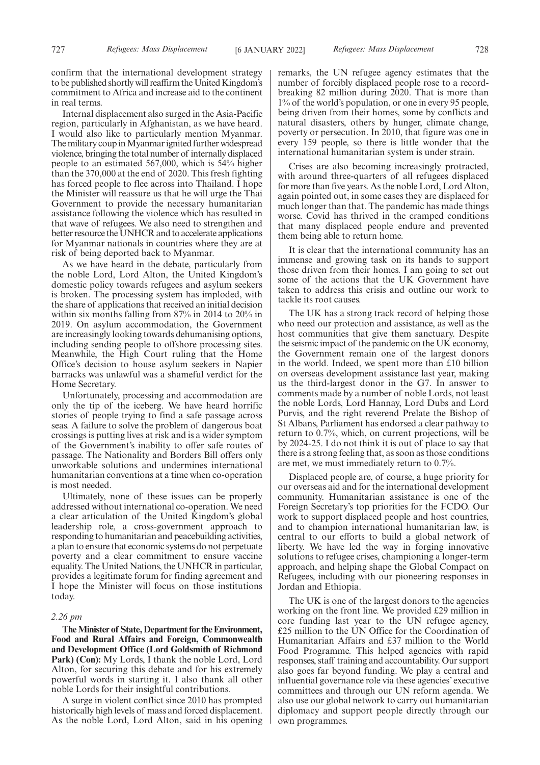confirm that the international development strategy to be published shortly will reaffirm the United Kingdom's commitment to Africa and increase aid to the continent in real terms.

Internal displacement also surged in the Asia-Pacific region, particularly in Afghanistan, as we have heard. I would also like to particularly mention Myanmar. The military coup in Myanmar ignited further widespread violence, bringing the total number of internally displaced people to an estimated 567,000, which is 54% higher than the 370,000 at the end of 2020. This fresh fighting has forced people to flee across into Thailand. I hope the Minister will reassure us that he will urge the Thai Government to provide the necessary humanitarian assistance following the violence which has resulted in that wave of refugees. We also need to strengthen and better resource the UNHCR and to accelerate applications for Myanmar nationals in countries where they are at risk of being deported back to Myanmar.

As we have heard in the debate, particularly from the noble Lord, Lord Alton, the United Kingdom's domestic policy towards refugees and asylum seekers is broken. The processing system has imploded, with the share of applications that received an initial decision within six months falling from 87% in 2014 to 20% in 2019. On asylum accommodation, the Government are increasingly looking towards dehumanising options, including sending people to offshore processing sites. Meanwhile, the High Court ruling that the Home Office's decision to house asylum seekers in Napier barracks was unlawful was a shameful verdict for the Home Secretary.

Unfortunately, processing and accommodation are only the tip of the iceberg. We have heard horrific stories of people trying to find a safe passage across seas. A failure to solve the problem of dangerous boat crossings is putting lives at risk and is a wider symptom of the Government's inability to offer safe routes of passage. The Nationality and Borders Bill offers only unworkable solutions and undermines international humanitarian conventions at a time when co-operation is most needed.

Ultimately, none of these issues can be properly addressed without international co-operation. We need a clear articulation of the United Kingdom's global leadership role, a cross-government approach to responding to humanitarian and peacebuilding activities, a plan to ensure that economic systems do not perpetuate poverty and a clear commitment to ensure vaccine equality. The United Nations, the UNHCR in particular, provides a legitimate forum for finding agreement and I hope the Minister will focus on those institutions today.

*2.26 pm*

**The Minister of State, Department for the Environment, Food and Rural Affairs and Foreign, Commonwealth and Development Office (Lord Goldsmith of Richmond Park) (Con):** My Lords, I thank the noble Lord, Lord Alton, for securing this debate and for his extremely powerful words in starting it. I also thank all other noble Lords for their insightful contributions.

A surge in violent conflict since 2010 has prompted historically high levels of mass and forced displacement. As the noble Lord, Lord Alton, said in his opening remarks, the UN refugee agency estimates that the number of forcibly displaced people rose to a record-breaking 82 million during 2020. That is more than 1% of the world's population, or one in every 95 people, being driven from their homes, some by conflicts and natural disasters, others by hunger, climate change, poverty or persecution. In 2010, that figure was one in every 159 people, so there is little wonder that the international humanitarian system is under strain.

Crises are also becoming increasingly protracted, with around three-quarters of all refugees displaced for more than five years. As the noble Lord, Lord Alton, again pointed out, in some cases they are displaced for much longer than that. The pandemic has made things worse. Covid has thrived in the cramped conditions that many displaced people endure and prevented them being able to return home.

It is clear that the international community has an immense and growing task on its hands to support those driven from their homes. I am going to set out some of the actions that the UK Government have taken to address this crisis and outline our work to tackle its root causes.

The UK has a strong track record of helping those who need our protection and assistance, as well as the host communities that give them sanctuary. Despite the seismic impact of the pandemic on the UK economy, the Government remain one of the largest donors in the world. Indeed, we spent more than £10 billion on overseas development assistance last year, making us the third-largest donor in the G7. In answer to comments made by a number of noble Lords, not least the noble Lords, Lord Hannay, Lord Dubs and Lord Purvis, and the right reverend Prelate the Bishop of St Albans, Parliament has endorsed a clear pathway to return to 0.7%, which, on current projections, will be by 2024-25. I do not think it is out of place to say that there is a strong feeling that, as soon as those conditions are met, we must immediately return to 0.7%.

Displaced people are, of course, a huge priority for our overseas aid and for the international development community. Humanitarian assistance is one of the Foreign Secretary's top priorities for the FCDO. Our work to support displaced people and host countries, and to champion international humanitarian law, is central to our efforts to build a global network of liberty. We have led the way in forging innovative solutions to refugee crises, championing a longer-term approach, and helping shape the Global Compact on Refugees, including with our pioneering responses in Jordan and Ethiopia.

The UK is one of the largest donors to the agencies working on the front line. We provided £29 million in core funding last year to the UN refugee agency, £25 million to the UN Office for the Coordination of Humanitarian Affairs and £37 million to the World Food Programme. This helped agencies with rapid responses, staff training and accountability. Our support also goes far beyond funding. We play a central and influential governance role via these agencies' executive committees and through our UN reform agenda. We also use our global network to carry out humanitarian diplomacy and support people directly through our own programmes.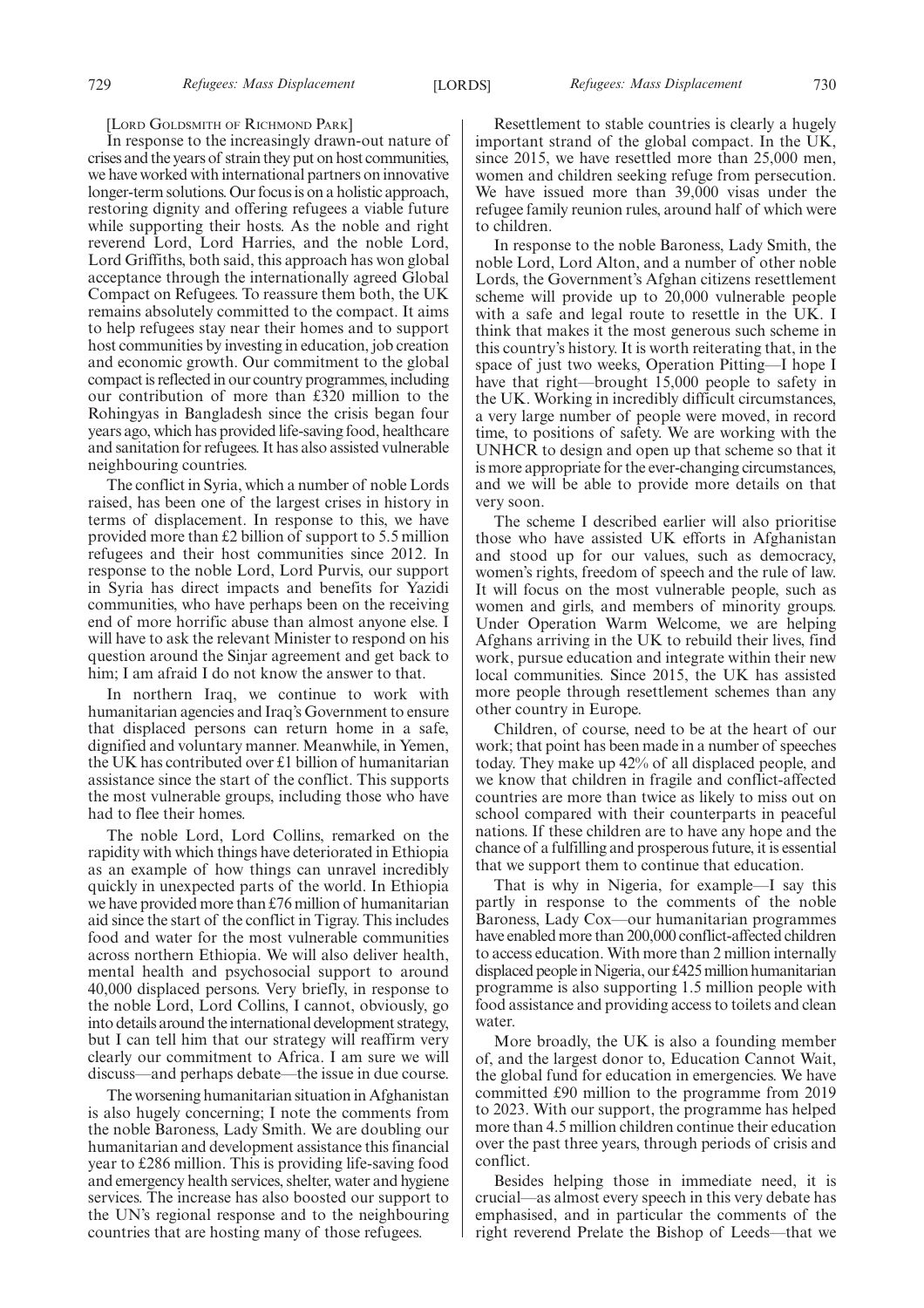[LORD GOLDSMITH OF RICHMOND PARK]

In response to the increasingly drawn-out nature of crises and the years of strain they put on host communities, we have worked with international partners on innovative longer-term solutions. Our focus is on a holistic approach, restoring dignity and offering refugees a viable future while supporting their hosts. As the noble and right reverend Lord, Lord Harries, and the noble Lord, Lord Griffiths, both said, this approach has won global acceptance through the internationally agreed Global Compact on Refugees. To reassure them both, the UK remains absolutely committed to the compact. It aims to help refugees stay near their homes and to support host communities by investing in education, job creation and economic growth. Our commitment to the global compact is reflected in our country programmes, including our contribution of more than £320 million to the Rohingyas in Bangladesh since the crisis began four years ago, which has provided life-saving food, healthcare and sanitation for refugees. It has also assisted vulnerable neighbouring countries.

The conflict in Syria, which a number of noble Lords raised, has been one of the largest crises in history in terms of displacement. In response to this, we have provided more than £2 billion of support to 5.5 million refugees and their host communities since 2012. In response to the noble Lord, Lord Purvis, our support in Syria has direct impacts and benefits for Yazidi communities, who have perhaps been on the receiving end of more horrific abuse than almost anyone else. I will have to ask the relevant Minister to respond on his question around the Sinjar agreement and get back to him; I am afraid I do not know the answer to that.

In northern Iraq, we continue to work with humanitarian agencies and Iraq's Government to ensure that displaced persons can return home in a safe, dignified and voluntary manner. Meanwhile, in Yemen, the UK has contributed over £1 billion of humanitarian assistance since the start of the conflict. This supports the most vulnerable groups, including those who have had to flee their homes.

The noble Lord, Lord Collins, remarked on the rapidity with which things have deteriorated in Ethiopia as an example of how things can unravel incredibly quickly in unexpected parts of the world. In Ethiopia we have provided more than £76 million of humanitarian aid since the start of the conflict in Tigray. This includes food and water for the most vulnerable communities across northern Ethiopia. We will also deliver health, mental health and psychosocial support to around 40,000 displaced persons. Very briefly, in response to the noble Lord, Lord Collins, I cannot, obviously, go into details around the international development strategy, but I can tell him that our strategy will reaffirm very clearly our commitment to Africa. I am sure we will discuss—and perhaps debate—the issue in due course.

The worsening humanitarian situation in Afghanistan is also hugely concerning; I note the comments from the noble Baroness, Lady Smith. We are doubling our humanitarian and development assistance this financial year to £286 million. This is providing life-saving food and emergency health services, shelter, water and hygiene services. The increase has also boosted our support to the UN's regional response and to the neighbouring countries that are hosting many of those refugees.

Resettlement to stable countries is clearly a hugely important strand of the global compact. In the UK, since 2015, we have resettled more than 25,000 men, women and children seeking refuge from persecution. We have issued more than 39,000 visas under the refugee family reunion rules, around half of which were to children.

In response to the noble Baroness, Lady Smith, the noble Lord, Lord Alton, and a number of other noble Lords, the Government's Afghan citizens resettlement scheme will provide up to 20,000 vulnerable people with a safe and legal route to resettle in the UK. I think that makes it the most generous such scheme in this country's history. It is worth reiterating that, in the space of just two weeks, Operation Pitting—I hope I have that right—brought 15,000 people to safety in the UK. Working in incredibly difficult circumstances, a very large number of people were moved, in record time, to positions of safety. We are working with the UNHCR to design and open up that scheme so that it is more appropriate for the ever-changing circumstances, and we will be able to provide more details on that very soon.

The scheme I described earlier will also prioritise those who have assisted UK efforts in Afghanistan and stood up for our values, such as democracy, women's rights, freedom of speech and the rule of law. It will focus on the most vulnerable people, such as women and girls, and members of minority groups. Under Operation Warm Welcome, we are helping Afghans arriving in the UK to rebuild their lives, find work, pursue education and integrate within their new local communities. Since 2015, the UK has assisted more people through resettlement schemes than any other country in Europe.

Children, of course, need to be at the heart of our work; that point has been made in a number of speeches today. They make up 42% of all displaced people, and we know that children in fragile and conflict-affected countries are more than twice as likely to miss out on school compared with their counterparts in peaceful nations. If these children are to have any hope and the chance of a fulfilling and prosperous future, it is essential that we support them to continue that education.

That is why in Nigeria, for example—I say this partly in response to the comments of the noble Baroness, Lady Cox—our humanitarian programmes have enabled more than 200,000 conflict-affected children to access education. With more than 2 million internally displaced people in Nigeria, our £425 million humanitarian programme is also supporting 1.5 million people with food assistance and providing access to toilets and clean water.

More broadly, the UK is also a founding member of, and the largest donor to, Education Cannot Wait, the global fund for education in emergencies. We have committed £90 million to the programme from 2019 to 2023. With our support, the programme has helped more than 4.5 million children continue their education over the past three years, through periods of crisis and conflict.

Besides helping those in immediate need, it is crucial—as almost every speech in this very debate has emphasised, and in particular the comments of the right reverend Prelate the Bishop of Leeds—that we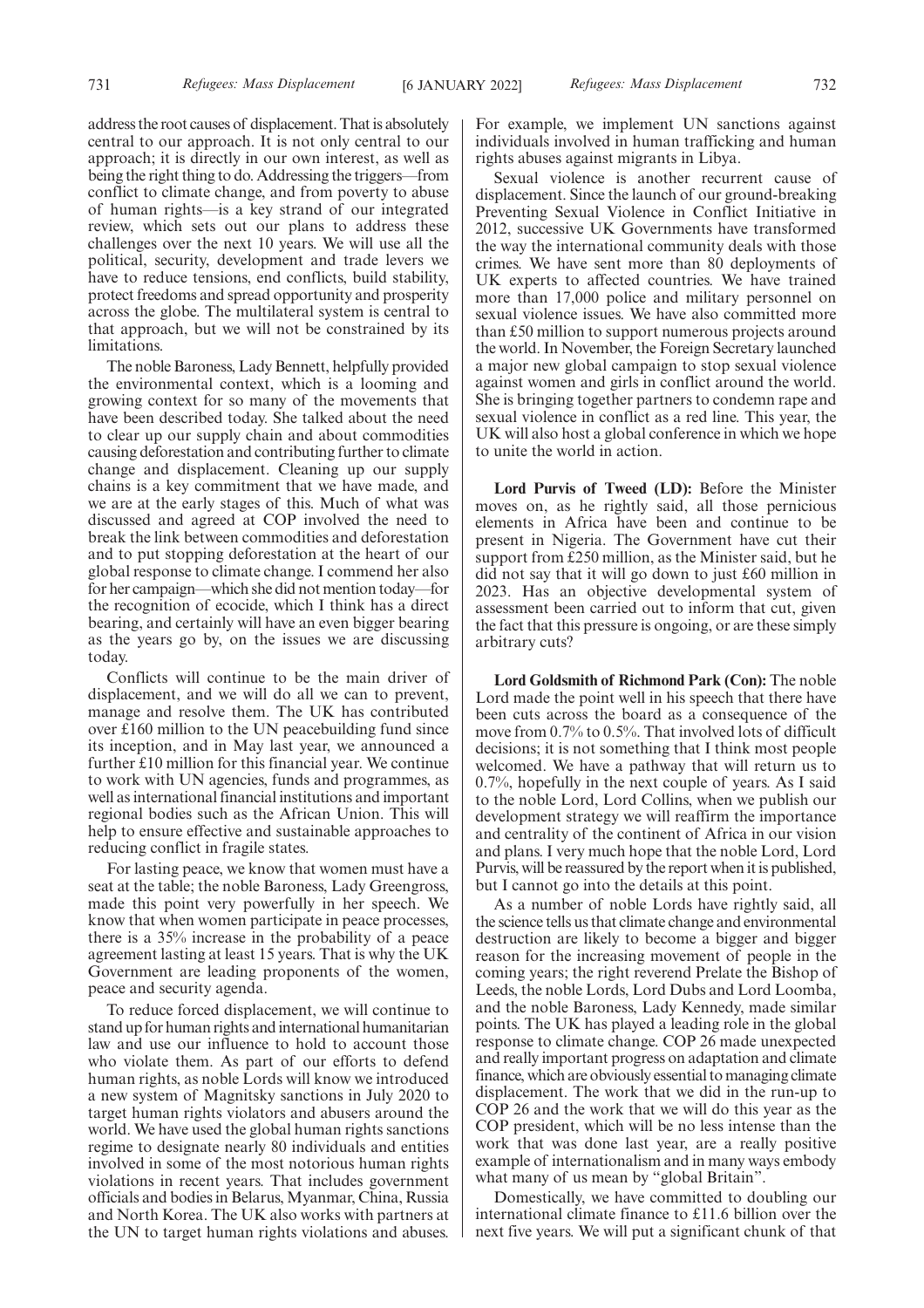address the root causes of displacement. That is absolutely central to our approach. It is not only central to our approach; it is directly in our own interest, as well as being the right thing to do. Addressing the triggers—from conflict to climate change, and from poverty to abuse of human rights—is a key strand of our integrated review, which sets out our plans to address these challenges over the next 10 years. We will use all the political, security, development and trade levers we have to reduce tensions, end conflicts, build stability, protect freedoms and spread opportunity and prosperity across the globe. The multilateral system is central to that approach, but we will not be constrained by its limitations.

The noble Baroness, Lady Bennett, helpfully provided the environmental context, which is a looming and growing context for so many of the movements that have been described today. She talked about the need to clear up our supply chain and about commodities causing deforestation and contributing further to climate change and displacement. Cleaning up our supply chains is a key commitment that we have made, and we are at the early stages of this. Much of what was discussed and agreed at COP involved the need to break the link between commodities and deforestation and to put stopping deforestation at the heart of our global response to climate change. I commend her also for her campaign—which she did not mention today—for the recognition of ecocide, which I think has a direct bearing, and certainly will have an even bigger bearing as the years go by, on the issues we are discussing today.

Conflicts will continue to be the main driver of displacement, and we will do all we can to prevent, manage and resolve them. The UK has contributed over £160 million to the UN peacebuilding fund since its inception, and in May last year, we announced a further £10 million for this financial year. We continue to work with UN agencies, funds and programmes, as well as international financial institutions and important regional bodies such as the African Union. This will help to ensure effective and sustainable approaches to reducing conflict in fragile states.

For lasting peace, we know that women must have a seat at the table; the noble Baroness, Lady Greengross, made this point very powerfully in her speech. We know that when women participate in peace processes, there is a 35% increase in the probability of a peace agreement lasting at least 15 years. That is why the UK Government are leading proponents of the women, peace and security agenda.

To reduce forced displacement, we will continue to stand up for human rights and international humanitarian law and use our influence to hold to account those who violate them. As part of our efforts to defend human rights, as noble Lords will know we introduced a new system of Magnitsky sanctions in July 2020 to target human rights violators and abusers around the world. We have used the global human rights sanctions regime to designate nearly 80 individuals and entities involved in some of the most notorious human rights violations in recent years. That includes government officials and bodies in Belarus, Myanmar, China, Russia and North Korea. The UK also works with partners at the UN to target human rights violations and abuses. For example, we implement UN sanctions against individuals involved in human trafficking and human rights abuses against migrants in Libya.

Sexual violence is another recurrent cause of displacement. Since the launch of our ground-breaking Preventing Sexual Violence in Conflict Initiative in 2012, successive UK Governments have transformed the way the international community deals with those crimes. We have sent more than 80 deployments of UK experts to affected countries. We have trained more than 17,000 police and military personnel on sexual violence issues. We have also committed more than £50 million to support numerous projects around the world. In November, the Foreign Secretary launched a major new global campaign to stop sexual violence against women and girls in conflict around the world. She is bringing together partners to condemn rape and sexual violence in conflict as a red line. This year, the UK will also host a global conference in which we hope to unite the world in action.

**Lord Purvis of Tweed (LD):** Before the Minister moves on, as he rightly said, all those pernicious elements in Africa have been and continue to be present in Nigeria. The Government have cut their support from £250 million, as the Minister said, but he did not say that it will go down to just £60 million in 2023. Has an objective developmental system of assessment been carried out to inform that cut, given the fact that this pressure is ongoing, or are these simply arbitrary cuts?

**Lord Goldsmith of Richmond Park (Con):** The noble Lord made the point well in his speech that there have been cuts across the board as a consequence of the move from 0.7% to 0.5%. That involved lots of difficult decisions; it is not something that I think most people welcomed. We have a pathway that will return us to 0.7%, hopefully in the next couple of years. As I said to the noble Lord, Lord Collins, when we publish our development strategy we will reaffirm the importance and centrality of the continent of Africa in our vision and plans. I very much hope that the noble Lord, Lord Purvis, will be reassured by the report when it is published, but I cannot go into the details at this point.

As a number of noble Lords have rightly said, all the science tells us that climate change and environmental destruction are likely to become a bigger and bigger reason for the increasing movement of people in the coming years; the right reverend Prelate the Bishop of Leeds, the noble Lords, Lord Dubs and Lord Loomba, and the noble Baroness, Lady Kennedy, made similar points. The UK has played a leading role in the global response to climate change. COP 26 made unexpected and really important progress on adaptation and climate finance, which are obviously essential to managing climate displacement. The work that we did in the run-up to COP 26 and the work that we will do this year as the COP president, which will be no less intense than the work that was done last year, are a really positive example of internationalism and in many ways embody what many of us mean by "global Britain".

Domestically, we have committed to doubling our international climate finance to £11.6 billion over the next five years. We will put a significant chunk of that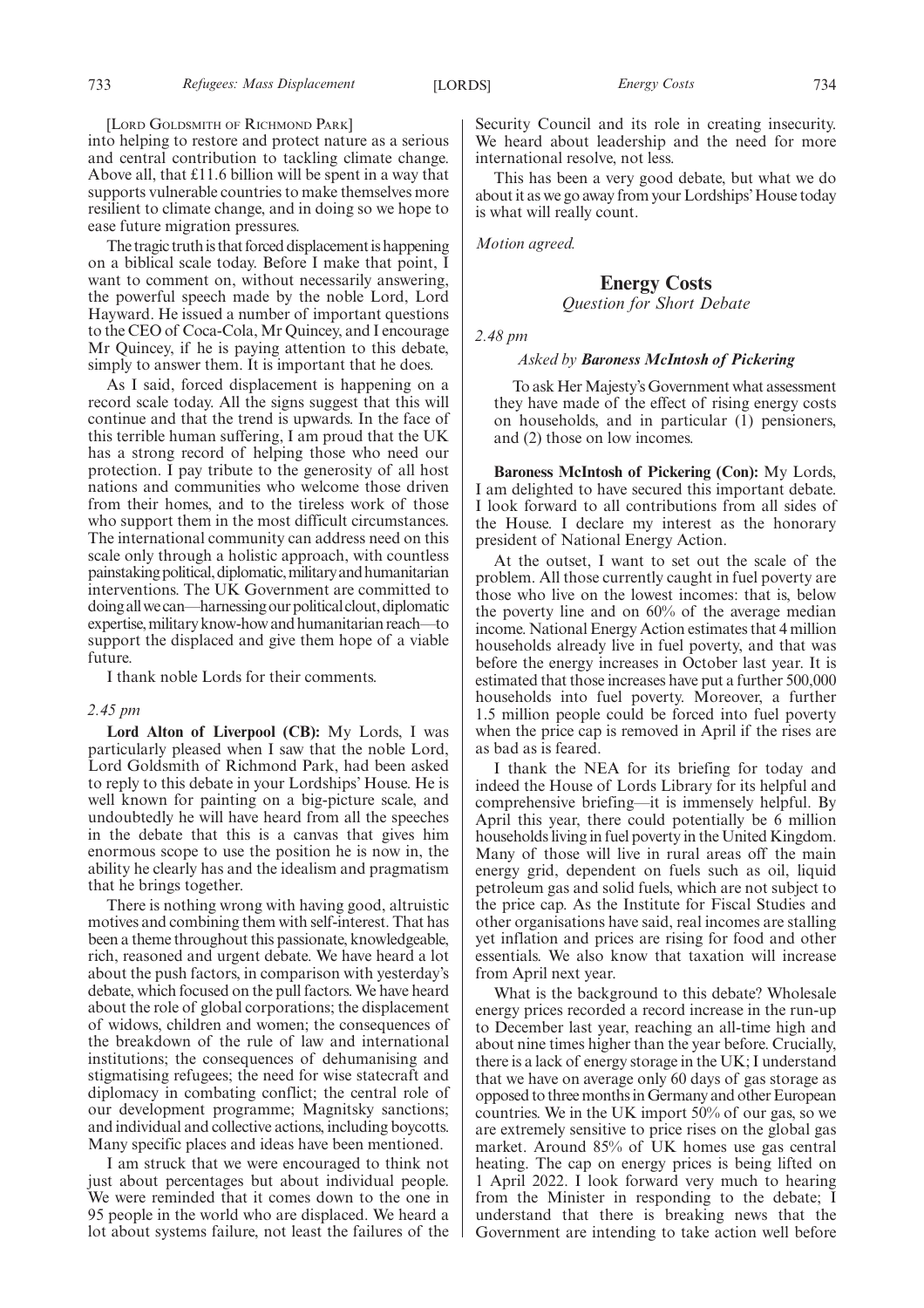[Lord Goldsmith of Richmond Park]

into helping to restore and protect nature as a serious and central contribution to tackling climate change. Above all, that £11.6 billion will be spent in a way that supports vulnerable countries to make themselves more resilient to climate change, and in doing so we hope to ease future migration pressures.

The tragic truth is that forced displacement is happening on a biblical scale today. Before I make that point, I want to comment on, without necessarily answering, the powerful speech made by the noble Lord, Lord Hayward. He issued a number of important questions to the CEO of Coca-Cola, Mr Quincey, and I encourage Mr Quincey, if he is paying attention to this debate, simply to answer them. It is important that he does.

As I said, forced displacement is happening on a record scale today. All the signs suggest that this will continue and that the trend is upwards. In the face of this terrible human suffering, I am proud that the UK has a strong record of helping those who need our protection. I pay tribute to the generosity of all host nations and communities who welcome those driven from their homes, and to the tireless work of those who support them in the most difficult circumstances. The international community can address need on this scale only through a holistic approach, with countless painstaking political, diplomatic, military and humanitarian interventions. The UK Government are committed to doing all we can—harnessing our political clout, diplomatic expertise, military know-how and humanitarian reach—to support the displaced and give them hope of a viable future.

I thank noble Lords for their comments.

*2.45 pm*

**Lord Alton of Liverpool (CB):** My Lords, I was particularly pleased when I saw that the noble Lord, Lord Goldsmith of Richmond Park, had been asked to reply to this debate in your Lordships' House. He is well known for painting on a big-picture scale, and undoubtedly he will have heard from all the speeches in the debate that this is a canvas that gives him enormous scope to use the position he is now in, the ability he clearly has and the idealism and pragmatism that he brings together.

There is nothing wrong with having good, altruistic motives and combining them with self-interest. That has been a theme throughout this passionate, knowledgeable, rich, reasoned and urgent debate. We have heard a lot about the push factors, in comparison with yesterday's debate, which focused on the pull factors. We have heard about the role of global corporations; the displacement of widows, children and women; the consequences of the breakdown of the rule of law and international institutions; the consequences of dehumanising and stigmatising refugees; the need for wise statecraft and diplomacy in combating conflict; the central role of our development programme; Magnitsky sanctions; and individual and collective actions, including boycotts. Many specific places and ideas have been mentioned.

I am struck that we were encouraged to think not just about percentages but about individual people. We were reminded that it comes down to the one in 95 people in the world who are displaced. We heard a lot about systems failure, not least the failures of the Security Council and its role in creating insecurity. We heard about leadership and the need for more international resolve, not less.

This has been a very good debate, but what we do about it as we go away from your Lordships' House today is what will really count.

*Motion agreed.*

## Energy Costs

*Question for Short Debate*

*2.48 pm*

*Asked by* ***Baroness McIntosh of Pickering***

To ask Her Majesty's Government what assessment they have made of the effect of rising energy costs on households, and in particular (1) pensioners, and (2) those on low incomes.

**Baroness McIntosh of Pickering (Con):** My Lords, I am delighted to have secured this important debate. I look forward to all contributions from all sides of the House. I declare my interest as the honorary president of National Energy Action.

At the outset, I want to set out the scale of the problem. All those currently caught in fuel poverty are those who live on the lowest incomes: that is, below the poverty line and on 60% of the average median income. National Energy Action estimates that 4 million households already live in fuel poverty, and that was before the energy increases in October last year. It is estimated that those increases have put a further 500,000 households into fuel poverty. Moreover, a further 1.5 million people could be forced into fuel poverty when the price cap is removed in April if the rises are as bad as is feared.

I thank the NEA for its briefing for today and indeed the House of Lords Library for its helpful and comprehensive briefing—it is immensely helpful. By April this year, there could potentially be 6 million households living in fuel poverty in the United Kingdom. Many of those will live in rural areas off the main energy grid, dependent on fuels such as oil, liquid petroleum gas and solid fuels, which are not subject to the price cap. As the Institute for Fiscal Studies and other organisations have said, real incomes are stalling yet inflation and prices are rising for food and other essentials. We also know that taxation will increase from April next year.

What is the background to this debate? Wholesale energy prices recorded a record increase in the run-up to December last year, reaching an all-time high and about nine times higher than the year before. Crucially, there is a lack of energy storage in the UK; I understand that we have on average only 60 days of gas storage as opposed to three months in Germany and other European countries. We in the UK import 50% of our gas, so we are extremely sensitive to price rises on the global gas market. Around 85% of UK homes use gas central heating. The cap on energy prices is being lifted on 1 April 2022. I look forward very much to hearing from the Minister in responding to the debate; I understand that there is breaking news that the Government are intending to take action well before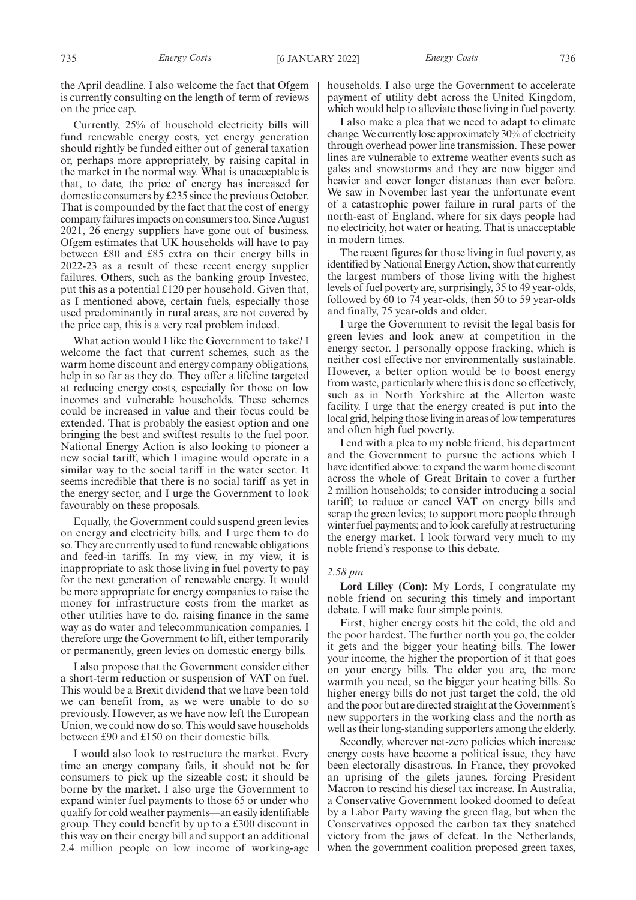the April deadline. I also welcome the fact that Ofgem is currently consulting on the length of term of reviews on the price cap.

Currently, 25% of household electricity bills will fund renewable energy costs, yet energy generation should rightly be funded either out of general taxation or, perhaps more appropriately, by raising capital in the market in the normal way. What is unacceptable is that, to date, the price of energy has increased for domestic consumers by £235 since the previous October. That is compounded by the fact that the cost of energy company failures impacts on consumers too. Since August 2021, 26 energy suppliers have gone out of business. Ofgem estimates that UK households will have to pay between £80 and £85 extra on their energy bills in 2022-23 as a result of these recent energy supplier failures. Others, such as the banking group Investec, put this as a potential £120 per household. Given that, as I mentioned above, certain fuels, especially those used predominantly in rural areas, are not covered by the price cap, this is a very real problem indeed.

What action would I like the Government to take? I welcome the fact that current schemes, such as the warm home discount and energy company obligations, help in so far as they do. They offer a lifeline targeted at reducing energy costs, especially for those on low incomes and vulnerable households. These schemes could be increased in value and their focus could be extended. That is probably the easiest option and one bringing the best and swiftest results to the fuel poor. National Energy Action is also looking to pioneer a new social tariff, which I imagine would operate in a similar way to the social tariff in the water sector. It seems incredible that there is no social tariff as yet in the energy sector, and I urge the Government to look favourably on these proposals.

Equally, the Government could suspend green levies on energy and electricity bills, and I urge them to do so. They are currently used to fund renewable obligations and feed-in tariffs. In my view, in my view, it is inappropriate to ask those living in fuel poverty to pay for the next generation of renewable energy. It would be more appropriate for energy companies to raise the money for infrastructure costs from the market as other utilities have to do, raising finance in the same way as do water and telecommunication companies. I therefore urge the Government to lift, either temporarily or permanently, green levies on domestic energy bills.

I also propose that the Government consider either a short-term reduction or suspension of VAT on fuel. This would be a Brexit dividend that we have been told we can benefit from, as we were unable to do so previously. However, as we have now left the European Union, we could now do so. This would save households between £90 and £150 on their domestic bills.

I would also look to restructure the market. Every time an energy company fails, it should not be for consumers to pick up the sizeable cost; it should be borne by the market. I also urge the Government to expand winter fuel payments to those 65 or under who qualify for cold weather payments—an easily identifiable group. They could benefit by up to a £300 discount in this way on their energy bill and support an additional 2.4 million people on low income of working-age households. I also urge the Government to accelerate payment of utility debt across the United Kingdom, which would help to alleviate those living in fuel poverty.

I also make a plea that we need to adapt to climate change. We currently lose approximately 30% of electricity through overhead power line transmission. These power lines are vulnerable to extreme weather events such as gales and snowstorms and they are now bigger and heavier and cover longer distances than ever before. We saw in November last year the unfortunate event of a catastrophic power failure in rural parts of the north-east of England, where for six days people had no electricity, hot water or heating. That is unacceptable in modern times.

The recent figures for those living in fuel poverty, as identified by National Energy Action, show that currently the largest numbers of those living with the highest levels of fuel poverty are, surprisingly, 35 to 49 year-olds, followed by 60 to 74 year-olds, then 50 to 59 year-olds and finally, 75 year-olds and older.

I urge the Government to revisit the legal basis for green levies and look anew at competition in the energy sector. I personally oppose fracking, which is neither cost effective nor environmentally sustainable. However, a better option would be to boost energy from waste, particularly where this is done so effectively, such as in North Yorkshire at the Allerton waste facility. I urge that the energy created is put into the local grid, helping those living in areas of low temperatures and often high fuel poverty.

I end with a plea to my noble friend, his department and the Government to pursue the actions which I have identified above: to expand the warm home discount across the whole of Great Britain to cover a further 2 million households; to consider introducing a social tariff; to reduce or cancel VAT on energy bills and scrap the green levies; to support more people through winter fuel payments; and to look carefully at restructuring the energy market. I look forward very much to my noble friend's response to this debate.

*2.58 pm*

**Lord Lilley (Con):** My Lords, I congratulate my noble friend on securing this timely and important debate. I will make four simple points.

First, higher energy costs hit the cold, the old and the poor hardest. The further north you go, the colder it gets and the bigger your heating bills. The lower your income, the higher the proportion of it that goes on your energy bills. The older you are, the more warmth you need, so the bigger your heating bills. So higher energy bills do not just target the cold, the old and the poor but are directed straight at the Government's new supporters in the working class and the north as well as their long-standing supporters among the elderly.

Secondly, wherever net-zero policies which increase energy costs have become a political issue, they have been electorally disastrous. In France, they provoked an uprising of the gilets jaunes, forcing President Macron to rescind his diesel tax increase. In Australia, a Conservative Government looked doomed to defeat by a Labor Party waving the green flag, but when the Conservatives opposed the carbon tax they snatched victory from the jaws of defeat. In the Netherlands, when the government coalition proposed green taxes,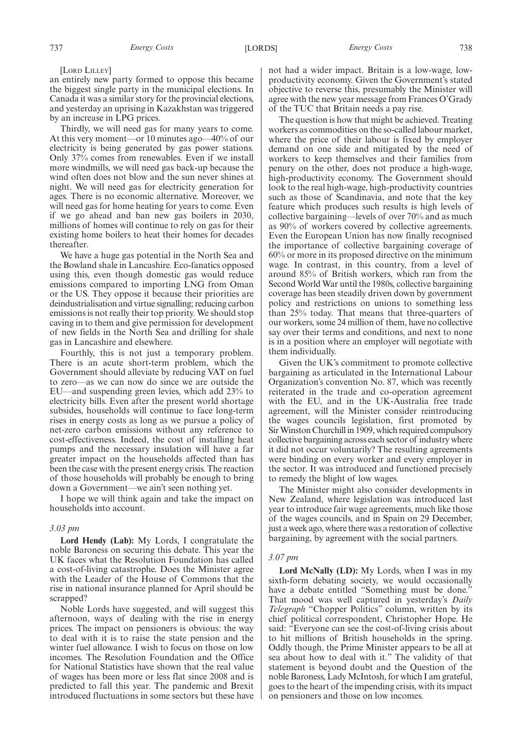[Lord Lilley]

an entirely new party formed to oppose this became the biggest single party in the municipal elections. In Canada it was a similar story for the provincial elections, and yesterday an uprising in Kazakhstan was triggered by an increase in LPG prices.

Thirdly, we will need gas for many years to come. At this very moment—or 10 minutes ago—40% of our electricity is being generated by gas power stations. Only 37% comes from renewables. Even if we install more windmills, we will need gas back-up because the wind often does not blow and the sun never shines at night. We will need gas for electricity generation for ages. There is no economic alternative. Moreover, we will need gas for home heating for years to come. Even if we go ahead and ban new gas boilers in 2030, millions of homes will continue to rely on gas for their existing home boilers to heat their homes for decades thereafter.

We have a huge gas potential in the North Sea and the Bowland shale in Lancashire. Eco-fanatics opposed using this, even though domestic gas would reduce emissions compared to importing LNG from Oman or the US. They oppose it because their priorities are deindustrialisation and virtue signalling; reducing carbon emissions is not really their top priority. We should stop caving in to them and give permission for development of new fields in the North Sea and drilling for shale gas in Lancashire and elsewhere.

Fourthly, this is not just a temporary problem. There is an acute short-term problem, which the Government should alleviate by reducing VAT on fuel to zero—as we can now do since we are outside the EU—and suspending green levies, which add 23% to electricity bills. Even after the present world shortage subsides, households will continue to face long-term rises in energy costs as long as we pursue a policy of net-zero carbon emissions without any reference to cost-effectiveness. Indeed, the cost of installing heat pumps and the necessary insulation will have a far greater impact on the households affected than has been the case with the present energy crisis. The reaction of those households will probably be enough to bring down a Government—we ain't seen nothing yet.

I hope we will think again and take the impact on households into account.

*3.03 pm*

**Lord Hendy (Lab):** My Lords, I congratulate the noble Baroness on securing this debate. This year the UK faces what the Resolution Foundation has called a cost-of-living catastrophe. Does the Minister agree with the Leader of the House of Commons that the rise in national insurance planned for April should be scrapped?

Noble Lords have suggested, and will suggest this afternoon, ways of dealing with the rise in energy prices. The impact on pensioners is obvious: the way to deal with it is to raise the state pension and the winter fuel allowance. I wish to focus on those on low incomes. The Resolution Foundation and the Office for National Statistics have shown that the real value of wages has been more or less flat since 2008 and is predicted to fall this year. The pandemic and Brexit introduced fluctuations in some sectors but these have not had a wider impact. Britain is a low-wage, low-productivity economy. Given the Government's stated objective to reverse this, presumably the Minister will agree with the new year message from Frances O'Grady of the TUC that Britain needs a pay rise.

The question is how that might be achieved. Treating workers as commodities on the so-called labour market, where the price of their labour is fixed by employer demand on one side and mitigated by the need of workers to keep themselves and their families from penury on the other, does not produce a high-wage, high-productivity economy. The Government should look to the real high-wage, high-productivity countries such as those of Scandinavia, and note that the key feature which produces such results is high levels of collective bargaining—levels of over 70% and as much as 90% of workers covered by collective agreements. Even the European Union has now finally recognised the importance of collective bargaining coverage of 60% or more in its proposed directive on the minimum wage. In contrast, in this country, from a level of around 85% of British workers, which ran from the Second World War until the 1980s, collective bargaining coverage has been steadily driven down by government policy and restrictions on unions to something less than 25% today. That means that three-quarters of our workers, some 24 million of them, have no collective say over their terms and conditions, and next to none is in a position where an employer will negotiate with them individually.

Given the UK's commitment to promote collective bargaining as articulated in the International Labour Organization's convention No. 87, which was recently reiterated in the trade and co-operation agreement with the EU, and in the UK-Australia free trade agreement, will the Minister consider reintroducing the wages councils legislation, first promoted by Sir Winston Churchill in 1909, which required compulsory collective bargaining across each sector of industry where it did not occur voluntarily? The resulting agreements were binding on every worker and every employer in the sector. It was introduced and functioned precisely to remedy the blight of low wages.

The Minister might also consider developments in New Zealand, where legislation was introduced last year to introduce fair wage agreements, much like those of the wages councils, and in Spain on 29 December, just a week ago, where there was a restoration of collective bargaining, by agreement with the social partners.

*3.07 pm*

**Lord McNally (LD):** My Lords, when I was in my sixth-form debating society, we would occasionally have a debate entitled "Something must be done." That mood was well captured in yesterday's *Daily Telegraph* "Chopper Politics" column, written by its chief political correspondent, Christopher Hope. He said: "Everyone can see the cost-of-living crisis about to hit millions of British households in the spring. Oddly though, the Prime Minister appears to be all at sea about how to deal with it." The validity of that statement is beyond doubt and the Question of the noble Baroness, Lady McIntosh, for which I am grateful, goes to the heart of the impending crisis, with its impact on pensioners and those on low incomes.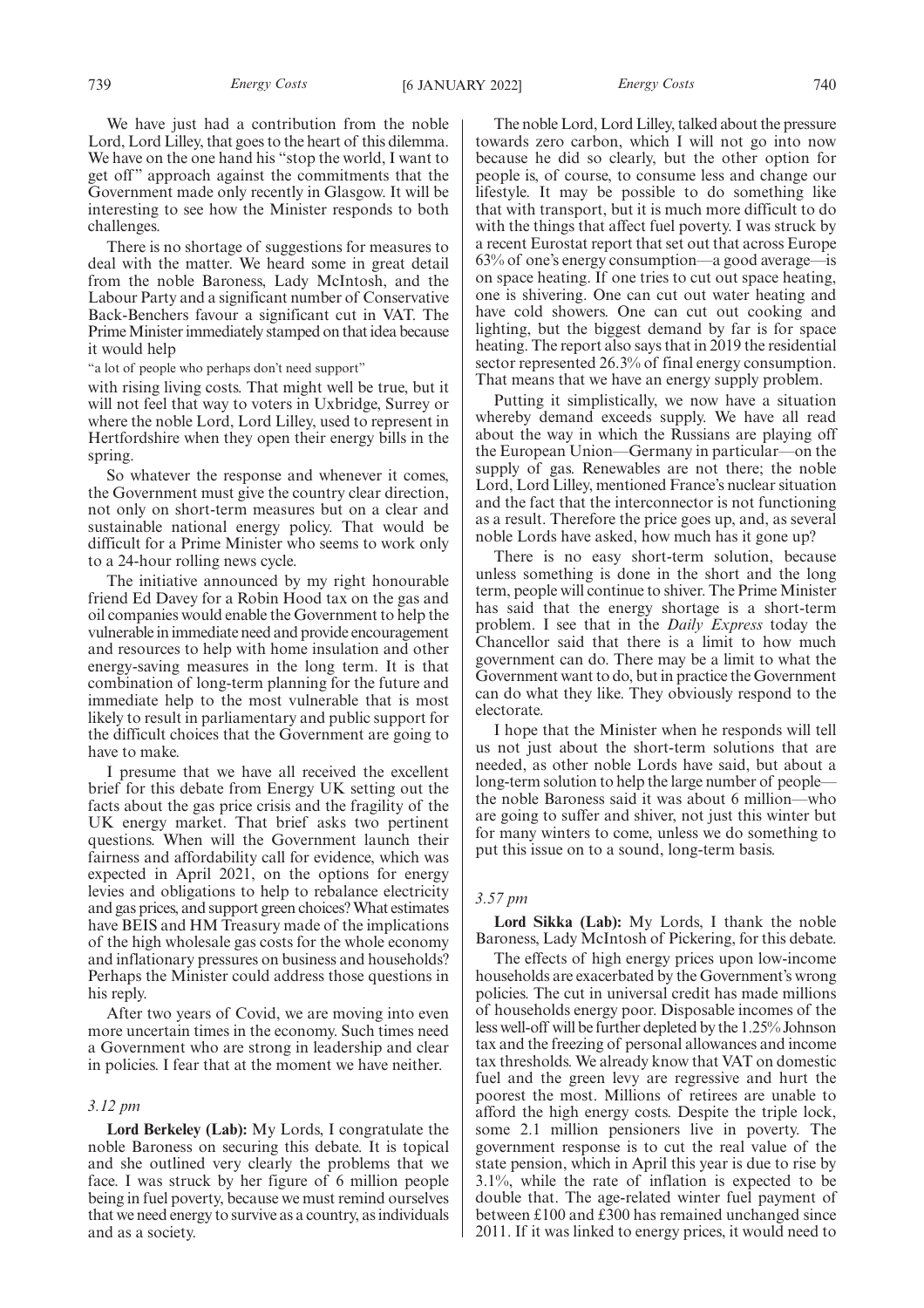We have just had a contribution from the noble Lord, Lord Lilley, that goes to the heart of this dilemma. We have on the one hand his "stop the world, I want to get off" approach against the commitments that the Government made only recently in Glasgow. It will be interesting to see how the Minister responds to both challenges.

There is no shortage of suggestions for measures to deal with the matter. We heard some in great detail from the noble Baroness, Lady McIntosh, and the Labour Party and a significant number of Conservative Back-Benchers favour a significant cut in VAT. The Prime Minister immediately stamped on that idea because it would help

"a lot of people who perhaps don't need support"

with rising living costs. That might well be true, but it will not feel that way to voters in Uxbridge, Surrey or where the noble Lord, Lord Lilley, used to represent in Hertfordshire when they open their energy bills in the spring.

So whatever the response and whenever it comes, the Government must give the country clear direction, not only on short-term measures but on a clear and sustainable national energy policy. That would be difficult for a Prime Minister who seems to work only to a 24-hour rolling news cycle.

The initiative announced by my right honourable friend Ed Davey for a Robin Hood tax on the gas and oil companies would enable the Government to help the vulnerable in immediate need and provide encouragement and resources to help with home insulation and other energy-saving measures in the long term. It is that combination of long-term planning for the future and immediate help to the most vulnerable that is most likely to result in parliamentary and public support for the difficult choices that the Government are going to have to make.

I presume that we have all received the excellent brief for this debate from Energy UK setting out the facts about the gas price crisis and the fragility of the UK energy market. That brief asks two pertinent questions. When will the Government launch their fairness and affordability call for evidence, which was expected in April 2021, on the options for energy levies and obligations to help to rebalance electricity and gas prices, and support green choices? What estimates have BEIS and HM Treasury made of the implications of the high wholesale gas costs for the whole economy and inflationary pressures on business and households? Perhaps the Minister could address those questions in his reply.

After two years of Covid, we are moving into even more uncertain times in the economy. Such times need a Government who are strong in leadership and clear in policies. I fear that at the moment we have neither.

*3.12 pm*

**Lord Berkeley (Lab):** My Lords, I congratulate the noble Baroness on securing this debate. It is topical and she outlined very clearly the problems that we face. I was struck by her figure of 6 million people being in fuel poverty, because we must remind ourselves that we need energy to survive as a country, as individuals and as a society.

The noble Lord, Lord Lilley, talked about the pressure towards zero carbon, which I will not go into now because he did so clearly, but the other option for people is, of course, to consume less and change our lifestyle. It may be possible to do something like that with transport, but it is much more difficult to do with the things that affect fuel poverty. I was struck by a recent Eurostat report that set out that across Europe 63% of one's energy consumption—a good average—is on space heating. If one tries to cut out space heating, one is shivering. One can cut out water heating and have cold showers. One can cut out cooking and lighting, but the biggest demand by far is for space heating. The report also says that in 2019 the residential sector represented 26.3% of final energy consumption. That means that we have an energy supply problem.

Putting it simplistically, we now have a situation whereby demand exceeds supply. We have all read about the way in which the Russians are playing off the European Union—Germany in particular—on the supply of gas. Renewables are not there; the noble Lord, Lord Lilley, mentioned France's nuclear situation and the fact that the interconnector is not functioning as a result. Therefore the price goes up, and, as several noble Lords have asked, how much has it gone up?

There is no easy short-term solution, because unless something is done in the short and the long term, people will continue to shiver. The Prime Minister has said that the energy shortage is a short-term problem. I see that in the *Daily Express* today the Chancellor said that there is a limit to how much government can do. There may be a limit to what the Government want to do, but in practice the Government can do what they like. They obviously respond to the electorate.

I hope that the Minister when he responds will tell us not just about the short-term solutions that are needed, as other noble Lords have said, but about a long-term solution to help the large number of people—the noble Baroness said it was about 6 million—who are going to suffer and shiver, not just this winter but for many winters to come, unless we do something to put this issue on to a sound, long-term basis.

*3.57 pm*

**Lord Sikka (Lab):** My Lords, I thank the noble Baroness, Lady McIntosh of Pickering, for this debate.

The effects of high energy prices upon low-income households are exacerbated by the Government's wrong policies. The cut in universal credit has made millions of households energy poor. Disposable incomes of the less well-off will be further depleted by the 1.25% Johnson tax and the freezing of personal allowances and income tax thresholds. We already know that VAT on domestic fuel and the green levy are regressive and hurt the poorest the most. Millions of retirees are unable to afford the high energy costs. Despite the triple lock, some 2.1 million pensioners live in poverty. The government response is to cut the real value of the state pension, which in April this year is due to rise by 3.1%, while the rate of inflation is expected to be double that. The age-related winter fuel payment of between £100 and £300 has remained unchanged since 2011. If it was linked to energy prices, it would need to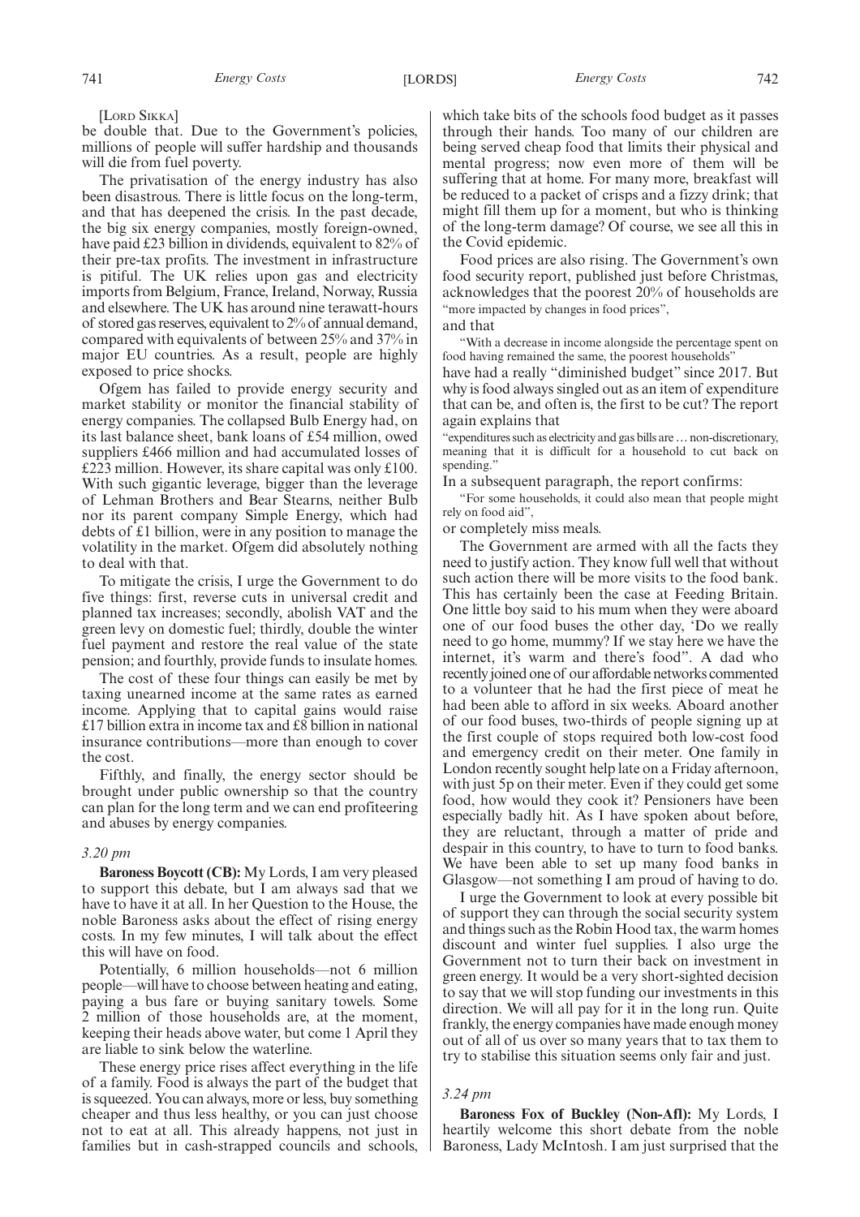[Lord Sikka]

be double that. Due to the Government's policies, millions of people will suffer hardship and thousands will die from fuel poverty.

The privatisation of the energy industry has also been disastrous. There is little focus on the long-term, and that has deepened the crisis. In the past decade, the big six energy companies, mostly foreign-owned, have paid £23 billion in dividends, equivalent to 82% of their pre-tax profits. The investment in infrastructure is pitiful. The UK relies upon gas and electricity imports from Belgium, France, Ireland, Norway, Russia and elsewhere. The UK has around nine terawatt-hours of stored gas reserves, equivalent to 2% of annual demand, compared with equivalents of between 25% and 37% in major EU countries. As a result, people are highly exposed to price shocks.

Ofgem has failed to provide energy security and market stability or monitor the financial stability of energy companies. The collapsed Bulb Energy had, on its last balance sheet, bank loans of £54 million, owed suppliers £466 million and had accumulated losses of £223 million. However, its share capital was only £100. With such gigantic leverage, bigger than the leverage of Lehman Brothers and Bear Stearns, neither Bulb nor its parent company Simple Energy, which had debts of £1 billion, were in any position to manage the volatility in the market. Ofgem did absolutely nothing to deal with that.

To mitigate the crisis, I urge the Government to do five things: first, reverse cuts in universal credit and planned tax increases; secondly, abolish VAT and the green levy on domestic fuel; thirdly, double the winter fuel payment and restore the real value of the state pension; and fourthly, provide funds to insulate homes.

The cost of these four things can easily be met by taxing unearned income at the same rates as earned income. Applying that to capital gains would raise £17 billion extra in income tax and £8 billion in national insurance contributions—more than enough to cover the cost.

Fifthly, and finally, the energy sector should be brought under public ownership so that the country can plan for the long term and we can end profiteering and abuses by energy companies.

*3.20 pm*

**Baroness Boycott (CB):** My Lords, I am very pleased to support this debate, but I am always sad that we have to have it at all. In her Question to the House, the noble Baroness asks about the effect of rising energy costs. In my few minutes, I will talk about the effect this will have on food.

Potentially, 6 million households—not 6 million people—will have to choose between heating and eating, paying a bus fare or buying sanitary towels. Some 2 million of those households are, at the moment, keeping their heads above water, but come 1 April they are liable to sink below the waterline.

These energy price rises affect everything in the life of a family. Food is always the part of the budget that is squeezed. You can always, more or less, buy something cheaper and thus less healthy, or you can just choose not to eat at all. This already happens, not just in families but in cash-strapped councils and schools, which take bits of the schools food budget as it passes through their hands. Too many of our children are being served cheap food that limits their physical and mental progress; now even more of them will be suffering that at home. For many more, breakfast will be reduced to a packet of crisps and a fizzy drink; that might fill them up for a moment, but who is thinking of the long-term damage? Of course, we see all this in the Covid epidemic.

Food prices are also rising. The Government's own food security report, published just before Christmas, acknowledges that the poorest 20% of households are "more impacted by changes in food prices",

and that

"With a decrease in income alongside the percentage spent on food having remained the same, the poorest households"

have had a really "diminished budget" since 2017. But why is food always singled out as an item of expenditure that can be, and often is, the first to be cut? The report again explains that

"expenditures such as electricity and gas bills are … non-discretionary, meaning that it is difficult for a household to cut back on spending."

In a subsequent paragraph, the report confirms:

"For some households, it could also mean that people might rely on food aid",

or completely miss meals.

The Government are armed with all the facts they need to justify action. They know full well that without such action there will be more visits to the food bank. This has certainly been the case at Feeding Britain. One little boy said to his mum when they were aboard one of our food buses the other day, 'Do we really need to go home, mummy? If we stay here we have the internet, it's warm and there's food". A dad who recently joined one of our affordable networks commented to a volunteer that he had the first piece of meat he had been able to afford in six weeks. Aboard another of our food buses, two-thirds of people signing up at the first couple of stops required both low-cost food and emergency credit on their meter. One family in London recently sought help late on a Friday afternoon, with just 5p on their meter. Even if they could get some food, how would they cook it? Pensioners have been especially badly hit. As I have spoken about before, they are reluctant, through a matter of pride and despair in this country, to have to turn to food banks. We have been able to set up many food banks in Glasgow—not something I am proud of having to do.

I urge the Government to look at every possible bit of support they can through the social security system and things such as the Robin Hood tax, the warm homes discount and winter fuel supplies. I also urge the Government not to turn their back on investment in green energy. It would be a very short-sighted decision to say that we will stop funding our investments in this direction. We will all pay for it in the long run. Quite frankly, the energy companies have made enough money out of all of us over so many years that to tax them to try to stabilise this situation seems only fair and just.

*3.24 pm*

**Baroness Fox of Buckley (Non-Afl):** My Lords, I heartily welcome this short debate from the noble Baroness, Lady McIntosh. I am just surprised that the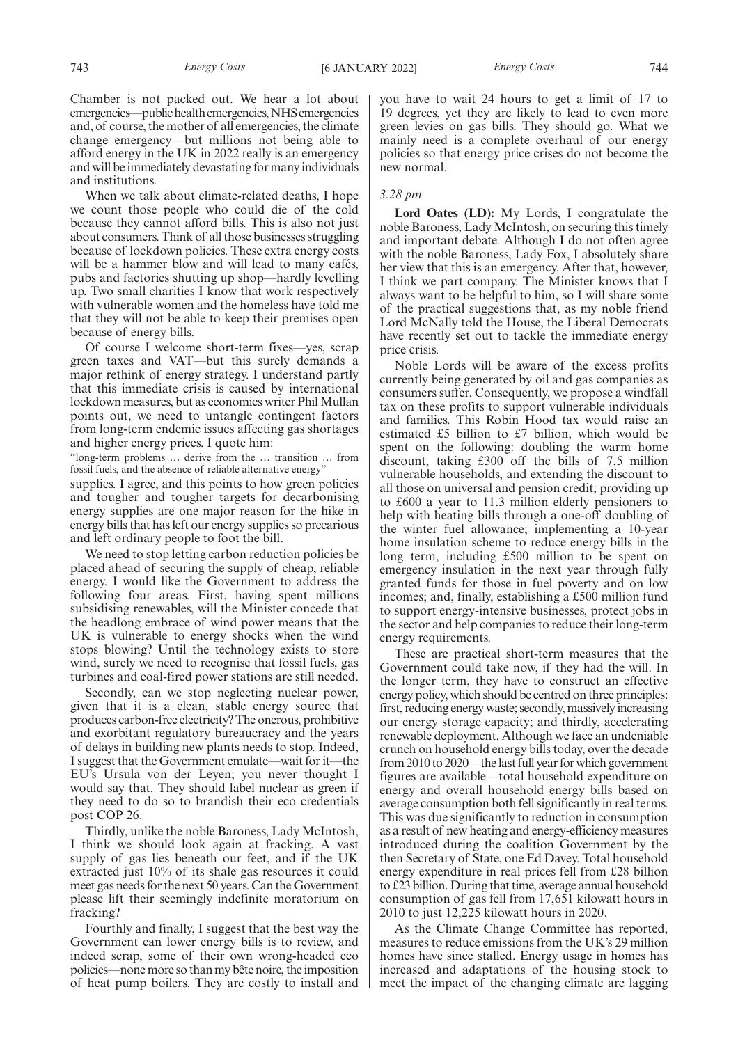Chamber is not packed out. We hear a lot about emergencies—public health emergencies, NHS emergencies and, of course, the mother of all emergencies, the climate change emergency—but millions not being able to afford energy in the UK in 2022 really is an emergency and will be immediately devastating for many individuals and institutions.

When we talk about climate-related deaths, I hope we count those people who could die of the cold because they cannot afford bills. This is also not just about consumers. Think of all those businesses struggling because of lockdown policies. These extra energy costs will be a hammer blow and will lead to many cafés, pubs and factories shutting up shop—hardly levelling up. Two small charities I know that work respectively with vulnerable women and the homeless have told me that they will not be able to keep their premises open because of energy bills.

Of course I welcome short-term fixes—yes, scrap green taxes and VAT—but this surely demands a major rethink of energy strategy. I understand partly that this immediate crisis is caused by international lockdown measures, but as economics writer Phil Mullan points out, we need to untangle contingent factors from long-term endemic issues affecting gas shortages and higher energy prices. I quote him:

"long-term problems … derive from the … transition … from fossil fuels, and the absence of reliable alternative energy"

supplies. I agree, and this points to how green policies and tougher and tougher targets for decarbonising energy supplies are one major reason for the hike in energy bills that has left our energy supplies so precarious and left ordinary people to foot the bill.

We need to stop letting carbon reduction policies be placed ahead of securing the supply of cheap, reliable energy. I would like the Government to address the following four areas. First, having spent millions subsidising renewables, will the Minister concede that the headlong embrace of wind power means that the UK is vulnerable to energy shocks when the wind stops blowing? Until the technology exists to store wind, surely we need to recognise that fossil fuels, gas turbines and coal-fired power stations are still needed.

Secondly, can we stop neglecting nuclear power, given that it is a clean, stable energy source that produces carbon-free electricity? The onerous, prohibitive and exorbitant regulatory bureaucracy and the years of delays in building new plants needs to stop. Indeed, I suggest that the Government emulate—wait for it—the EU's Ursula von der Leyen; you never thought I would say that. They should label nuclear as green if they need to do so to brandish their eco credentials post COP 26.

Thirdly, unlike the noble Baroness, Lady McIntosh, I think we should look again at fracking. A vast supply of gas lies beneath our feet, and if the UK extracted just 10% of its shale gas resources it could meet gas needs for the next 50 years. Can the Government please lift their seemingly indefinite moratorium on fracking?

Fourthly and finally, I suggest that the best way the Government can lower energy bills is to review, and indeed scrap, some of their own wrong-headed eco policies—none more so than my bête noire, the imposition of heat pump boilers. They are costly to install and you have to wait 24 hours to get a limit of 17 to 19 degrees, yet they are likely to lead to even more green levies on gas bills. They should go. What we mainly need is a complete overhaul of our energy policies so that energy price crises do not become the new normal.

*3.28 pm*

**Lord Oates (LD):** My Lords, I congratulate the noble Baroness, Lady McIntosh, on securing this timely and important debate. Although I do not often agree with the noble Baroness, Lady Fox, I absolutely share her view that this is an emergency. After that, however, I think we part company. The Minister knows that I always want to be helpful to him, so I will share some of the practical suggestions that, as my noble friend Lord McNally told the House, the Liberal Democrats have recently set out to tackle the immediate energy price crisis.

Noble Lords will be aware of the excess profits currently being generated by oil and gas companies as consumers suffer. Consequently, we propose a windfall tax on these profits to support vulnerable individuals and families. This Robin Hood tax would raise an estimated £5 billion to £7 billion, which would be spent on the following: doubling the warm home discount, taking £300 off the bills of 7.5 million vulnerable households, and extending the discount to all those on universal and pension credit; providing up to £600 a year to 11.3 million elderly pensioners to help with heating bills through a one-off doubling of the winter fuel allowance; implementing a 10-year home insulation scheme to reduce energy bills in the long term, including £500 million to be spent on emergency insulation in the next year through fully granted funds for those in fuel poverty and on low incomes; and, finally, establishing a £500 million fund to support energy-intensive businesses, protect jobs in the sector and help companies to reduce their long-term energy requirements.

These are practical short-term measures that the Government could take now, if they had the will. In the longer term, they have to construct an effective energy policy, which should be centred on three principles: first, reducing energy waste; secondly, massively increasing our energy storage capacity; and thirdly, accelerating renewable deployment. Although we face an undeniable crunch on household energy bills today, over the decade from 2010 to 2020—the last full year for which government figures are available—total household expenditure on energy and overall household energy bills based on average consumption both fell significantly in real terms. This was due significantly to reduction in consumption as a result of new heating and energy-efficiency measures introduced during the coalition Government by the then Secretary of State, one Ed Davey. Total household energy expenditure in real prices fell from £28 billion to £23 billion. During that time, average annual household consumption of gas fell from 17,651 kilowatt hours in 2010 to just 12,225 kilowatt hours in 2020.

As the Climate Change Committee has reported, measures to reduce emissions from the UK's 29 million homes have since stalled. Energy usage in homes has increased and adaptations of the housing stock to meet the impact of the changing climate are lagging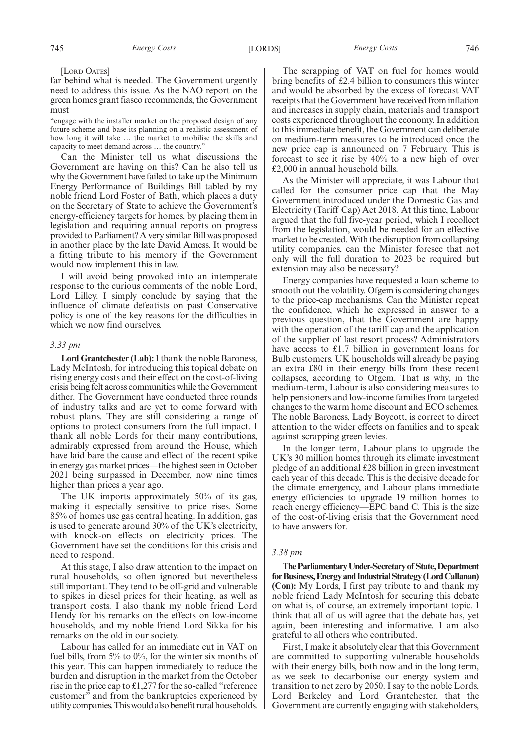[LORD OATES]

far behind what is needed. The Government urgently need to address this issue. As the NAO report on the green homes grant fiasco recommends, the Government must

"engage with the installer market on the proposed design of any future scheme and base its planning on a realistic assessment of how long it will take … the market to mobilise the skills and capacity to meet demand across … the country."

Can the Minister tell us what discussions the Government are having on this? Can he also tell us why the Government have failed to take up the Minimum Energy Performance of Buildings Bill tabled by my noble friend Lord Foster of Bath, which places a duty on the Secretary of State to achieve the Government's energy-efficiency targets for homes, by placing them in legislation and requiring annual reports on progress provided to Parliament? A very similar Bill was proposed in another place by the late David Amess. It would be a fitting tribute to his memory if the Government would now implement this in law.

I will avoid being provoked into an intemperate response to the curious comments of the noble Lord, Lord Lilley. I simply conclude by saying that the influence of climate defeatists on past Conservative policy is one of the key reasons for the difficulties in which we now find ourselves.

*3.33 pm*

**Lord Grantchester (Lab):** I thank the noble Baroness, Lady McIntosh, for introducing this topical debate on rising energy costs and their effect on the cost-of-living crisis being felt across communities while the Government dither. The Government have conducted three rounds of industry talks and are yet to come forward with robust plans. They are still considering a range of options to protect consumers from the full impact. I thank all noble Lords for their many contributions, admirably expressed from around the House, which have laid bare the cause and effect of the recent spike in energy gas market prices—the highest seen in October 2021 being surpassed in December, now nine times higher than prices a year ago.

The UK imports approximately 50% of its gas, making it especially sensitive to price rises. Some 85% of homes use gas central heating. In addition, gas is used to generate around 30% of the UK's electricity, with knock-on effects on electricity prices. The Government have set the conditions for this crisis and need to respond.

At this stage, I also draw attention to the impact on rural households, so often ignored but nevertheless still important. They tend to be off-grid and vulnerable to spikes in diesel prices for their heating, as well as transport costs. I also thank my noble friend Lord Hendy for his remarks on the effects on low-income households, and my noble friend Lord Sikka for his remarks on the old in our society.

Labour has called for an immediate cut in VAT on fuel bills, from 5% to 0%, for the winter six months of this year. This can happen immediately to reduce the burden and disruption in the market from the October rise in the price cap to £1,277 for the so-called "reference customer" and from the bankruptcies experienced by utility companies. This would also benefit rural households.

The scrapping of VAT on fuel for homes would bring benefits of £2.4 billion to consumers this winter and would be absorbed by the excess of forecast VAT receipts that the Government have received from inflation and increases in supply chain, materials and transport costs experienced throughout the economy. In addition to this immediate benefit, the Government can deliberate on medium-term measures to be introduced once the new price cap is announced on 7 February. This is forecast to see it rise by 40% to a new high of over £2,000 in annual household bills.

As the Minister will appreciate, it was Labour that called for the consumer price cap that the May Government introduced under the Domestic Gas and Electricity (Tariff Cap) Act 2018. At this time, Labour argued that the full five-year period, which I recollect from the legislation, would be needed for an effective market to be created. With the disruption from collapsing utility companies, can the Minister foresee that not only will the full duration to 2023 be required but extension may also be necessary?

Energy companies have requested a loan scheme to smooth out the volatility. Ofgem is considering changes to the price-cap mechanisms. Can the Minister repeat the confidence, which he expressed in answer to a previous question, that the Government are happy with the operation of the tariff cap and the application of the supplier of last resort process? Administrators have access to £1.7 billion in government loans for Bulb customers. UK households will already be paying an extra £80 in their energy bills from these recent collapses, according to Ofgem. That is why, in the medium-term, Labour is also considering measures to help pensioners and low-income families from targeted changes to the warm home discount and ECO schemes. The noble Baroness, Lady Boycott, is correct to direct attention to the wider effects on families and to speak against scrapping green levies.

In the longer term, Labour plans to upgrade the UK's 30 million homes through its climate investment pledge of an additional £28 billion in green investment each year of this decade. This is the decisive decade for the climate emergency, and Labour plans immediate energy efficiencies to upgrade 19 million homes to reach energy efficiency—EPC band C. This is the size of the cost-of-living crisis that the Government need to have answers for.

*3.38 pm*

**The Parliamentary Under-Secretary of State, Department for Business, Energy and Industrial Strategy (Lord Callanan) (Con):** My Lords, I first pay tribute to and thank my noble friend Lady McIntosh for securing this debate on what is, of course, an extremely important topic. I think that all of us will agree that the debate has, yet again, been interesting and informative. I am also grateful to all others who contributed.

First, I make it absolutely clear that this Government are committed to supporting vulnerable households with their energy bills, both now and in the long term, as we seek to decarbonise our energy system and transition to net zero by 2050. I say to the noble Lords, Lord Berkeley and Lord Grantchester, that the Government are currently engaging with stakeholders,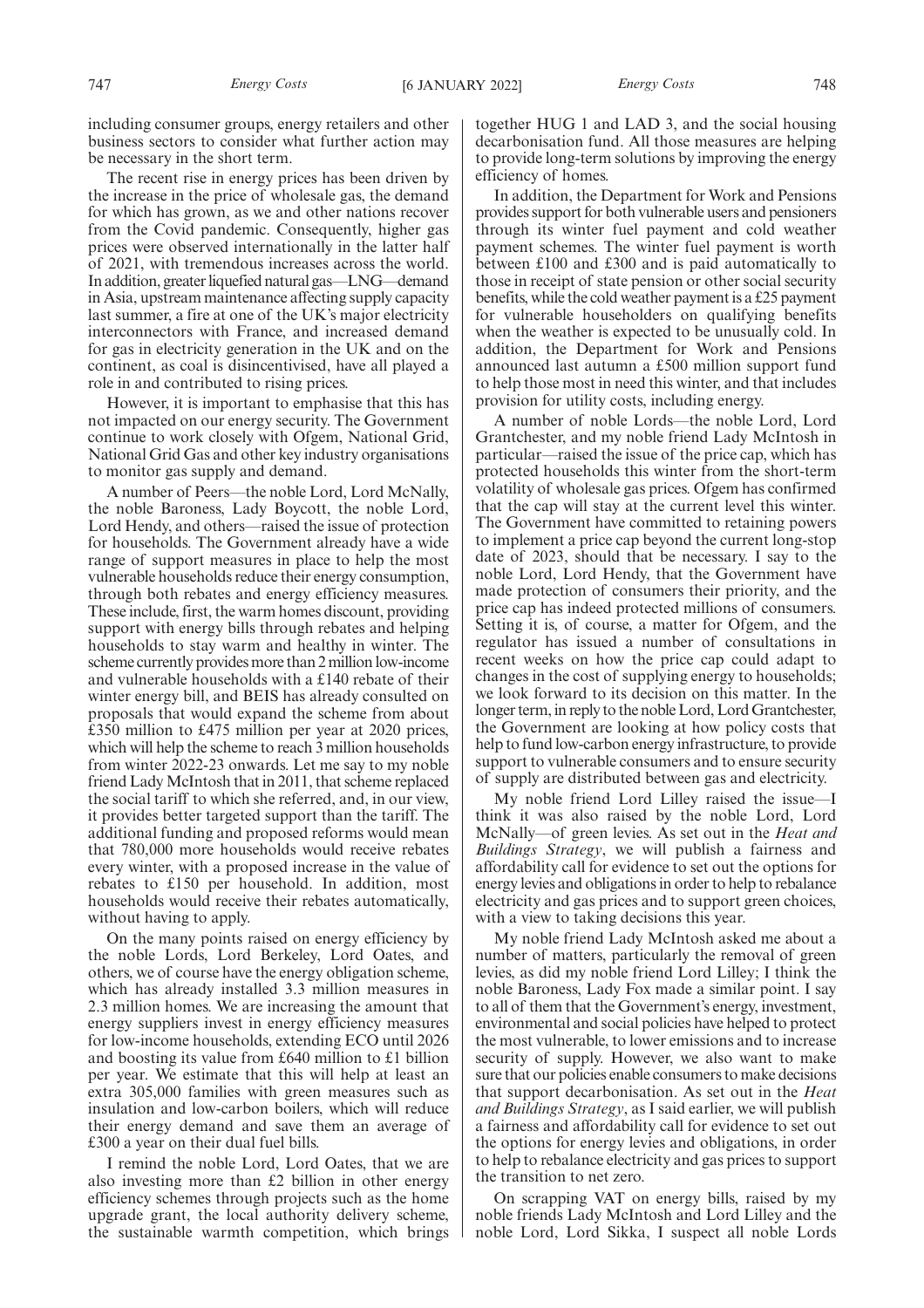including consumer groups, energy retailers and other business sectors to consider what further action may be necessary in the short term.

The recent rise in energy prices has been driven by the increase in the price of wholesale gas, the demand for which has grown, as we and other nations recover from the Covid pandemic. Consequently, higher gas prices were observed internationally in the latter half of 2021, with tremendous increases across the world. In addition, greater liquefied natural gas—LNG—demand in Asia, upstream maintenance affecting supply capacity last summer, a fire at one of the UK's major electricity interconnectors with France, and increased demand for gas in electricity generation in the UK and on the continent, as coal is disincentivised, have all played a role in and contributed to rising prices.

However, it is important to emphasise that this has not impacted on our energy security. The Government continue to work closely with Ofgem, National Grid, National Grid Gas and other key industry organisations to monitor gas supply and demand.

A number of Peers—the noble Lord, Lord McNally, the noble Baroness, Lady Boycott, the noble Lord, Lord Hendy, and others—raised the issue of protection for households. The Government already have a wide range of support measures in place to help the most vulnerable households reduce their energy consumption, through both rebates and energy efficiency measures. These include, first, the warm homes discount, providing support with energy bills through rebates and helping households to stay warm and healthy in winter. The scheme currently provides more than 2 million low-income and vulnerable households with a £140 rebate of their winter energy bill, and BEIS has already consulted on proposals that would expand the scheme from about £350 million to £475 million per year at 2020 prices, which will help the scheme to reach 3 million households from winter 2022-23 onwards. Let me say to my noble friend Lady McIntosh that in 2011, that scheme replaced the social tariff to which she referred, and, in our view, it provides better targeted support than the tariff. The additional funding and proposed reforms would mean that 780,000 more households would receive rebates every winter, with a proposed increase in the value of rebates to £150 per household. In addition, most households would receive their rebates automatically, without having to apply.

On the many points raised on energy efficiency by the noble Lords, Lord Berkeley, Lord Oates, and others, we of course have the energy obligation scheme, which has already installed 3.3 million measures in 2.3 million homes. We are increasing the amount that energy suppliers invest in energy efficiency measures for low-income households, extending ECO until 2026 and boosting its value from £640 million to £1 billion per year. We estimate that this will help at least an extra 305,000 families with green measures such as insulation and low-carbon boilers, which will reduce their energy demand and save them an average of £300 a year on their dual fuel bills.

I remind the noble Lord, Lord Oates, that we are also investing more than £2 billion in other energy efficiency schemes through projects such as the home upgrade grant, the local authority delivery scheme, the sustainable warmth competition, which brings together HUG 1 and LAD 3, and the social housing decarbonisation fund. All those measures are helping to provide long-term solutions by improving the energy efficiency of homes.

In addition, the Department for Work and Pensions provides support for both vulnerable users and pensioners through its winter fuel payment and cold weather payment schemes. The winter fuel payment is worth between £100 and £300 and is paid automatically to those in receipt of state pension or other social security benefits, while the cold weather payment is a £25 payment for vulnerable householders on qualifying benefits when the weather is expected to be unusually cold. In addition, the Department for Work and Pensions announced last autumn a £500 million support fund to help those most in need this winter, and that includes provision for utility costs, including energy.

A number of noble Lords—the noble Lord, Lord Grantchester, and my noble friend Lady McIntosh in particular—raised the issue of the price cap, which has protected households this winter from the short-term volatility of wholesale gas prices. Ofgem has confirmed that the cap will stay at the current level this winter. The Government have committed to retaining powers to implement a price cap beyond the current long-stop date of 2023, should that be necessary. I say to the noble Lord, Lord Hendy, that the Government have made protection of consumers their priority, and the price cap has indeed protected millions of consumers. Setting it is, of course, a matter for Ofgem, and the regulator has issued a number of consultations in recent weeks on how the price cap could adapt to changes in the cost of supplying energy to households; we look forward to its decision on this matter. In the longer term, in reply to the noble Lord, Lord Grantchester, the Government are looking at how policy costs that help to fund low-carbon energy infrastructure, to provide support to vulnerable consumers and to ensure security of supply are distributed between gas and electricity.

My noble friend Lord Lilley raised the issue—I think it was also raised by the noble Lord, Lord McNally—of green levies. As set out in the *Heat and Buildings Strategy*, we will publish a fairness and affordability call for evidence to set out the options for energy levies and obligations in order to help to rebalance electricity and gas prices and to support green choices, with a view to taking decisions this year.

My noble friend Lady McIntosh asked me about a number of matters, particularly the removal of green levies, as did my noble friend Lord Lilley; I think the noble Baroness, Lady Fox made a similar point. I say to all of them that the Government's energy, investment, environmental and social policies have helped to protect the most vulnerable, to lower emissions and to increase security of supply. However, we also want to make sure that our policies enable consumers to make decisions that support decarbonisation. As set out in the *Heat and Buildings Strategy*, as I said earlier, we will publish a fairness and affordability call for evidence to set out the options for energy levies and obligations, in order to help to rebalance electricity and gas prices to support the transition to net zero.

On scrapping VAT on energy bills, raised by my noble friends Lady McIntosh and Lord Lilley and the noble Lord, Lord Sikka, I suspect all noble Lords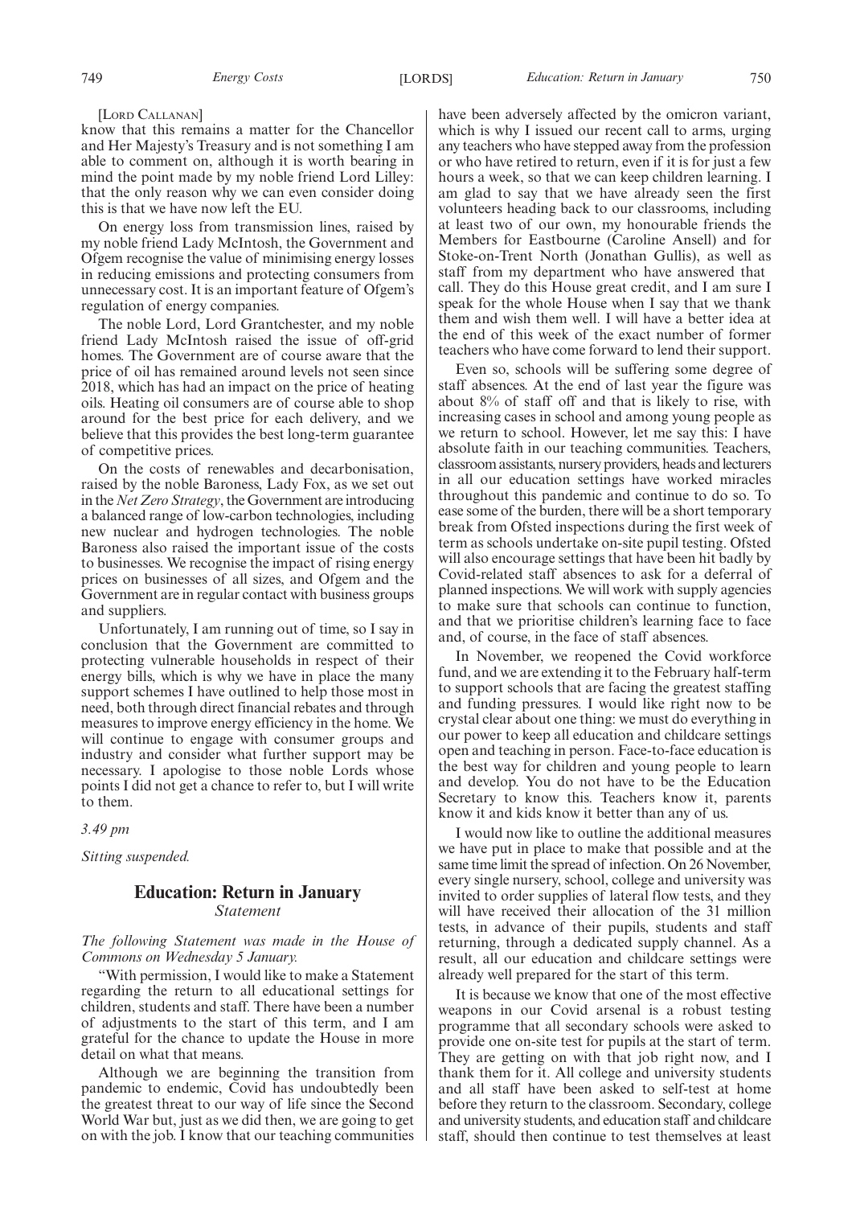[LORD CALLANAN]

know that this remains a matter for the Chancellor and Her Majesty's Treasury and is not something I am able to comment on, although it is worth bearing in mind the point made by my noble friend Lord Lilley: that the only reason why we can even consider doing this is that we have now left the EU.

On energy loss from transmission lines, raised by my noble friend Lady McIntosh, the Government and Ofgem recognise the value of minimising energy losses in reducing emissions and protecting consumers from unnecessary cost. It is an important feature of Ofgem's regulation of energy companies.

The noble Lord, Lord Grantchester, and my noble friend Lady McIntosh raised the issue of off-grid homes. The Government are of course aware that the price of oil has remained around levels not seen since 2018, which has had an impact on the price of heating oils. Heating oil consumers are of course able to shop around for the best price for each delivery, and we believe that this provides the best long-term guarantee of competitive prices.

On the costs of renewables and decarbonisation, raised by the noble Baroness, Lady Fox, as we set out in the *Net Zero Strategy*, the Government are introducing a balanced range of low-carbon technologies, including new nuclear and hydrogen technologies. The noble Baroness also raised the important issue of the costs to businesses. We recognise the impact of rising energy prices on businesses of all sizes, and Ofgem and the Government are in regular contact with business groups and suppliers.

Unfortunately, I am running out of time, so I say in conclusion that the Government are committed to protecting vulnerable households in respect of their energy bills, which is why we have in place the many support schemes I have outlined to help those most in need, both through direct financial rebates and through measures to improve energy efficiency in the home. We will continue to engage with consumer groups and industry and consider what further support may be necessary. I apologise to those noble Lords whose points I did not get a chance to refer to, but I will write to them.

*3.49 pm*

*Sitting suspended.*

## Education: Return in January
*Statement*

*The following Statement was made in the House of Commons on Wednesday 5 January.*

"With permission, I would like to make a Statement regarding the return to all educational settings for children, students and staff. There have been a number of adjustments to the start of this term, and I am grateful for the chance to update the House in more detail on what that means.

Although we are beginning the transition from pandemic to endemic, Covid has undoubtedly been the greatest threat to our way of life since the Second World War but, just as we did then, we are going to get on with the job. I know that our teaching communities have been adversely affected by the omicron variant, which is why I issued our recent call to arms, urging any teachers who have stepped away from the profession or who have retired to return, even if it is for just a few hours a week, so that we can keep children learning. I am glad to say that we have already seen the first volunteers heading back to our classrooms, including at least two of our own, my honourable friends the Members for Eastbourne (Caroline Ansell) and for Stoke-on-Trent North (Jonathan Gullis), as well as staff from my department who have answered that call. They do this House great credit, and I am sure I speak for the whole House when I say that we thank them and wish them well. I will have a better idea at the end of this week of the exact number of former teachers who have come forward to lend their support.

Even so, schools will be suffering some degree of staff absences. At the end of last year the figure was about 8% of staff off and that is likely to rise, with increasing cases in school and among young people as we return to school. However, let me say this: I have absolute faith in our teaching communities. Teachers, classroom assistants, nursery providers, heads and lecturers in all our education settings have worked miracles throughout this pandemic and continue to do so. To ease some of the burden, there will be a short temporary break from Ofsted inspections during the first week of term as schools undertake on-site pupil testing. Ofsted will also encourage settings that have been hit badly by Covid-related staff absences to ask for a deferral of planned inspections. We will work with supply agencies to make sure that schools can continue to function, and that we prioritise children's learning face to face and, of course, in the face of staff absences.

In November, we reopened the Covid workforce fund, and we are extending it to the February half-term to support schools that are facing the greatest staffing and funding pressures. I would like right now to be crystal clear about one thing: we must do everything in our power to keep all education and childcare settings open and teaching in person. Face-to-face education is the best way for children and young people to learn and develop. You do not have to be the Education Secretary to know this. Teachers know it, parents know it and kids know it better than any of us.

I would now like to outline the additional measures we have put in place to make that possible and at the same time limit the spread of infection. On 26 November, every single nursery, school, college and university was invited to order supplies of lateral flow tests, and they will have received their allocation of the 31 million tests, in advance of their pupils, students and staff returning, through a dedicated supply channel. As a result, all our education and childcare settings were already well prepared for the start of this term.

It is because we know that one of the most effective weapons in our Covid arsenal is a robust testing programme that all secondary schools were asked to provide one on-site test for pupils at the start of term. They are getting on with that job right now, and I thank them for it. All college and university students and all staff have been asked to self-test at home before they return to the classroom. Secondary, college and university students, and education staff and childcare staff, should then continue to test themselves at least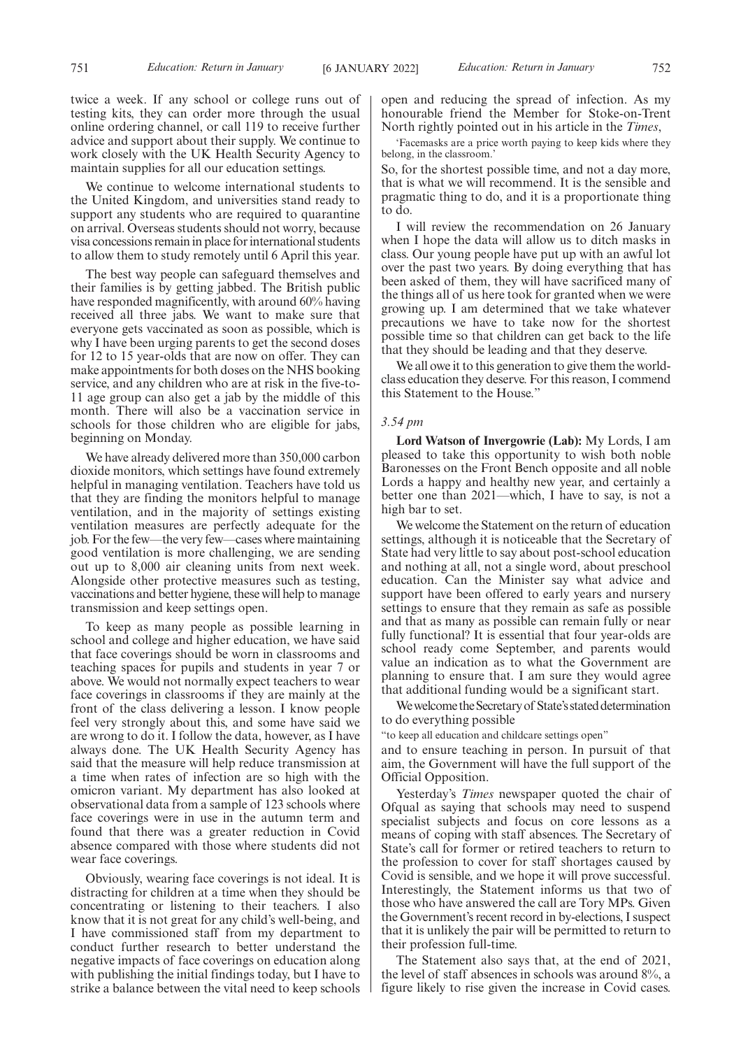twice a week. If any school or college runs out of testing kits, they can order more through the usual online ordering channel, or call 119 to receive further advice and support about their supply. We continue to work closely with the UK Health Security Agency to maintain supplies for all our education settings.

We continue to welcome international students to the United Kingdom, and universities stand ready to support any students who are required to quarantine on arrival. Overseas students should not worry, because visa concessions remain in place for international students to allow them to study remotely until 6 April this year.

The best way people can safeguard themselves and their families is by getting jabbed. The British public have responded magnificently, with around 60% having received all three jabs. We want to make sure that everyone gets vaccinated as soon as possible, which is why I have been urging parents to get the second doses for 12 to 15 year-olds that are now on offer. They can make appointments for both doses on the NHS booking service, and any children who are at risk in the five-to-11 age group can also get a jab by the middle of this month. There will also be a vaccination service in schools for those children who are eligible for jabs, beginning on Monday.

We have already delivered more than 350,000 carbon dioxide monitors, which settings have found extremely helpful in managing ventilation. Teachers have told us that they are finding the monitors helpful to manage ventilation, and in the majority of settings existing ventilation measures are perfectly adequate for the job. For the few—the very few—cases where maintaining good ventilation is more challenging, we are sending out up to 8,000 air cleaning units from next week. Alongside other protective measures such as testing, vaccinations and better hygiene, these will help to manage transmission and keep settings open.

To keep as many people as possible learning in school and college and higher education, we have said that face coverings should be worn in classrooms and teaching spaces for pupils and students in year 7 or above. We would not normally expect teachers to wear face coverings in classrooms if they are mainly at the front of the class delivering a lesson. I know people feel very strongly about this, and some have said we are wrong to do it. I follow the data, however, as I have always done. The UK Health Security Agency has said that the measure will help reduce transmission at a time when rates of infection are so high with the omicron variant. My department has also looked at observational data from a sample of 123 schools where face coverings were in use in the autumn term and found that there was a greater reduction in Covid absence compared with those where students did not wear face coverings.

Obviously, wearing face coverings is not ideal. It is distracting for children at a time when they should be concentrating or listening to their teachers. I also know that it is not great for any child's well-being, and I have commissioned staff from my department to conduct further research to better understand the negative impacts of face coverings on education along with publishing the initial findings today, but I have to strike a balance between the vital need to keep schools open and reducing the spread of infection. As my honourable friend the Member for Stoke-on-Trent North rightly pointed out in his article in the *Times*,

'Facemasks are a price worth paying to keep kids where they belong, in the classroom.'

So, for the shortest possible time, and not a day more, that is what we will recommend. It is the sensible and pragmatic thing to do, and it is a proportionate thing to do.

I will review the recommendation on 26 January when I hope the data will allow us to ditch masks in class. Our young people have put up with an awful lot over the past two years. By doing everything that has been asked of them, they will have sacrificed many of the things all of us here took for granted when we were growing up. I am determined that we take whatever precautions we have to take now for the shortest possible time so that children can get back to the life that they should be leading and that they deserve.

We all owe it to this generation to give them the world-class education they deserve. For this reason, I commend this Statement to the House."

*3.54 pm*

**Lord Watson of Invergowrie (Lab):** My Lords, I am pleased to take this opportunity to wish both noble Baronesses on the Front Bench opposite and all noble Lords a happy and healthy new year, and certainly a better one than 2021—which, I have to say, is not a high bar to set.

We welcome the Statement on the return of education settings, although it is noticeable that the Secretary of State had very little to say about post-school education and nothing at all, not a single word, about preschool education. Can the Minister say what advice and support have been offered to early years and nursery settings to ensure that they remain as safe as possible and that as many as possible can remain fully or near fully functional? It is essential that four year-olds are school ready come September, and parents would value an indication as to what the Government are planning to ensure that. I am sure they would agree that additional funding would be a significant start.

We welcome the Secretary of State's stated determination to do everything possible

"to keep all education and childcare settings open"

and to ensure teaching in person. In pursuit of that aim, the Government will have the full support of the Official Opposition.

Yesterday's *Times* newspaper quoted the chair of Ofqual as saying that schools may need to suspend specialist subjects and focus on core lessons as a means of coping with staff absences. The Secretary of State's call for former or retired teachers to return to the profession to cover for staff shortages caused by Covid is sensible, and we hope it will prove successful. Interestingly, the Statement informs us that two of those who have answered the call are Tory MPs. Given the Government's recent record in by-elections, I suspect that it is unlikely the pair will be permitted to return to their profession full-time.

The Statement also says that, at the end of 2021, the level of staff absences in schools was around 8%, a figure likely to rise given the increase in Covid cases.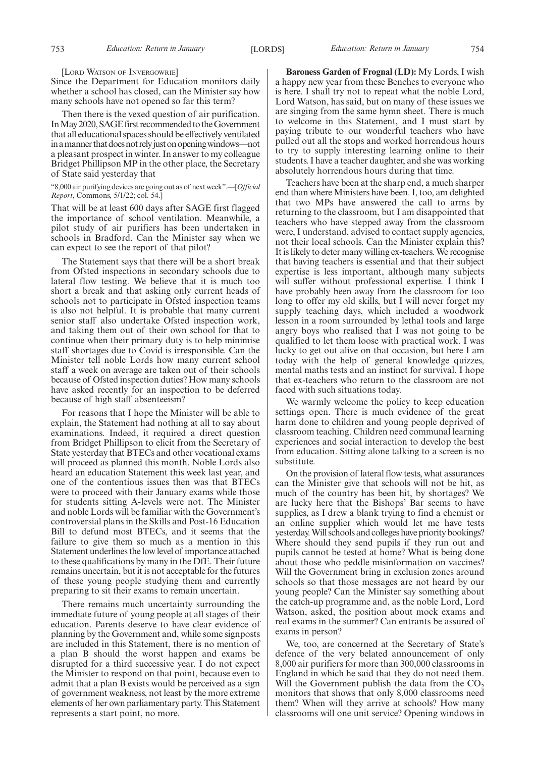[LORD WATSON OF INVERGOWRIE]

Since the Department for Education monitors daily whether a school has closed, can the Minister say how many schools have not opened so far this term?

Then there is the vexed question of air purification. In May 2020, SAGE first recommended to the Government that all educational spaces should be effectively ventilated in a manner that does not rely just on opening windows—not a pleasant prospect in winter. In answer to my colleague Bridget Phillipson MP in the other place, the Secretary of State said yesterday that

"8,000 air purifying devices are going out as of next week".—[*Official Report*, Commons, 5/1/22; col. 54.]

That will be at least 600 days after SAGE first flagged the importance of school ventilation. Meanwhile, a pilot study of air purifiers has been undertaken in schools in Bradford. Can the Minister say when we can expect to see the report of that pilot?

The Statement says that there will be a short break from Ofsted inspections in secondary schools due to lateral flow testing. We believe that it is much too short a break and that asking only current heads of schools not to participate in Ofsted inspection teams is also not helpful. It is probable that many current senior staff also undertake Ofsted inspection work, and taking them out of their own school for that to continue when their primary duty is to help minimise staff shortages due to Covid is irresponsible. Can the Minister tell noble Lords how many current school staff a week on average are taken out of their schools because of Ofsted inspection duties? How many schools have asked recently for an inspection to be deferred because of high staff absenteeism?

For reasons that I hope the Minister will be able to explain, the Statement had nothing at all to say about examinations. Indeed, it required a direct question from Bridget Phillipson to elicit from the Secretary of State yesterday that BTECs and other vocational exams will proceed as planned this month. Noble Lords also heard an education Statement this week last year, and one of the contentious issues then was that BTECs were to proceed with their January exams while those for students sitting A-levels were not. The Minister and noble Lords will be familiar with the Government's controversial plans in the Skills and Post-16 Education Bill to defund most BTECs, and it seems that the failure to give them so much as a mention in this Statement underlines the low level of importance attached to these qualifications by many in the DfE. Their future remains uncertain, but it is not acceptable for the futures of these young people studying them and currently preparing to sit their exams to remain uncertain.

There remains much uncertainty surrounding the immediate future of young people at all stages of their education. Parents deserve to have clear evidence of planning by the Government and, while some signposts are included in this Statement, there is no mention of a plan B should the worst happen and exams be disrupted for a third successive year. I do not expect the Minister to respond on that point, because even to admit that a plan B exists would be perceived as a sign of government weakness, not least by the more extreme elements of her own parliamentary party. This Statement represents a start point, no more.

**Baroness Garden of Frognal (LD):** My Lords, I wish a happy new year from these Benches to everyone who is here. I shall try not to repeat what the noble Lord, Lord Watson, has said, but on many of these issues we are singing from the same hymn sheet. There is much to welcome in this Statement, and I must start by paying tribute to our wonderful teachers who have pulled out all the stops and worked horrendous hours to try to supply interesting learning online to their students. I have a teacher daughter, and she was working absolutely horrendous hours during that time.

Teachers have been at the sharp end, a much sharper end than where Ministers have been. I, too, am delighted that two MPs have answered the call to arms by returning to the classroom, but I am disappointed that teachers who have stepped away from the classroom were, I understand, advised to contact supply agencies, not their local schools. Can the Minister explain this? It is likely to deter many willing ex-teachers. We recognise that having teachers is essential and that their subject expertise is less important, although many subjects will suffer without professional expertise. I think I have probably been away from the classroom for too long to offer my old skills, but I will never forget my supply teaching days, which included a woodwork lesson in a room surrounded by lethal tools and large angry boys who realised that I was not going to be qualified to let them loose with practical work. I was lucky to get out alive on that occasion, but here I am today with the help of general knowledge quizzes, mental maths tests and an instinct for survival. I hope that ex-teachers who return to the classroom are not faced with such situations today.

We warmly welcome the policy to keep education settings open. There is much evidence of the great harm done to children and young people deprived of classroom teaching. Children need communal learning experiences and social interaction to develop the best from education. Sitting alone talking to a screen is no substitute.

On the provision of lateral flow tests, what assurances can the Minister give that schools will not be hit, as much of the country has been hit, by shortages? We are lucky here that the Bishops' Bar seems to have supplies, as I drew a blank trying to find a chemist or an online supplier which would let me have tests yesterday. Will schools and colleges have priority bookings? Where should they send pupils if they run out and pupils cannot be tested at home? What is being done about those who peddle misinformation on vaccines? Will the Government bring in exclusion zones around schools so that those messages are not heard by our young people? Can the Minister say something about the catch-up programme and, as the noble Lord, Lord Watson, asked, the position about mock exams and real exams in the summer? Can entrants be assured of exams in person?

We, too, are concerned at the Secretary of State's defence of the very belated announcement of only 8,000 air purifiers for more than 300,000 classrooms in England in which he said that they do not need them. Will the Government publish the data from the $CO_2$ monitors that shows that only 8,000 classrooms need them? When will they arrive at schools? How many classrooms will one unit service? Opening windows in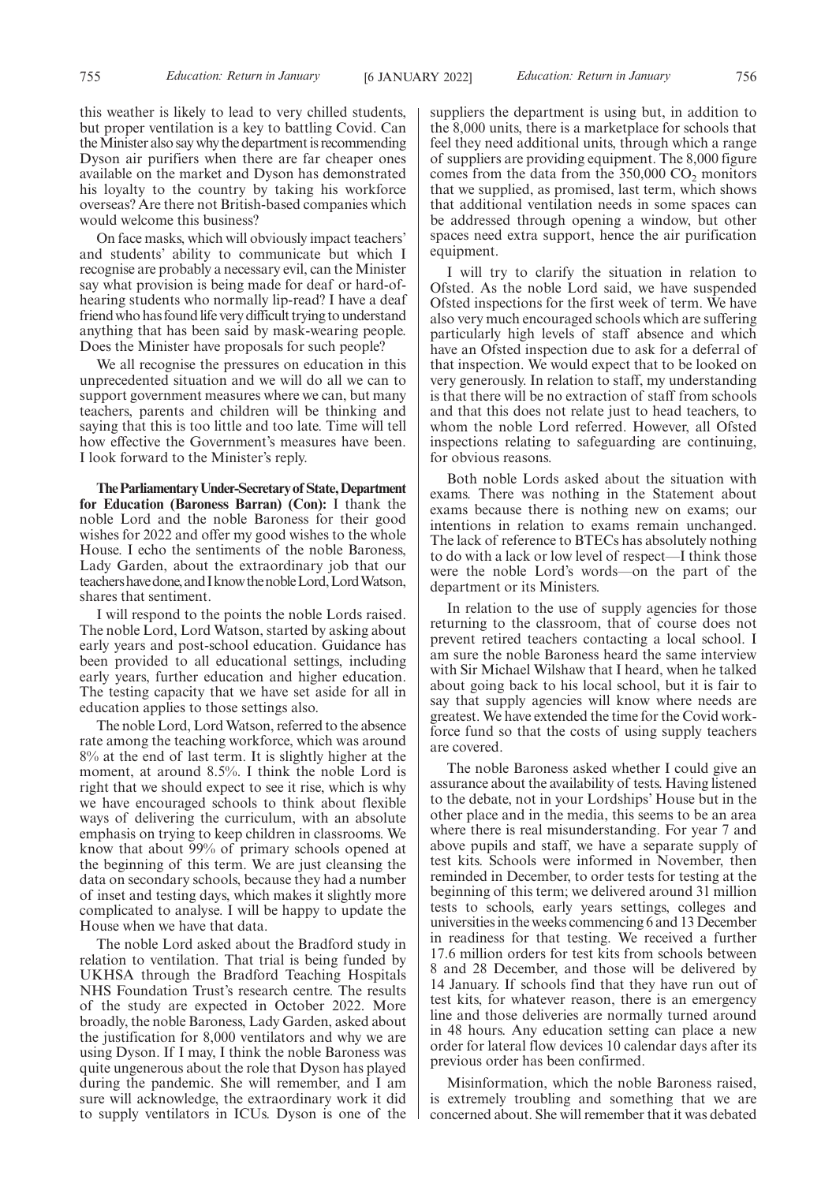this weather is likely to lead to very chilled students, but proper ventilation is a key to battling Covid. Can the Minister also say why the department is recommending Dyson air purifiers when there are far cheaper ones available on the market and Dyson has demonstrated his loyalty to the country by taking his workforce overseas? Are there not British-based companies which would welcome this business?

On face masks, which will obviously impact teachers' and students' ability to communicate but which I recognise are probably a necessary evil, can the Minister say what provision is being made for deaf or hard-of-hearing students who normally lip-read? I have a deaf friend who has found life very difficult trying to understand anything that has been said by mask-wearing people. Does the Minister have proposals for such people?

We all recognise the pressures on education in this unprecedented situation and we will do all we can to support government measures where we can, but many teachers, parents and children will be thinking and saying that this is too little and too late. Time will tell how effective the Government's measures have been. I look forward to the Minister's reply.

**The Parliamentary Under-Secretary of State, Department for Education (Baroness Barran) (Con):** I thank the noble Lord and the noble Baroness for their good wishes for 2022 and offer my good wishes to the whole House. I echo the sentiments of the noble Baroness, Lady Garden, about the extraordinary job that our teachers have done, and I know the noble Lord, Lord Watson, shares that sentiment.

I will respond to the points the noble Lords raised. The noble Lord, Lord Watson, started by asking about early years and post-school education. Guidance has been provided to all educational settings, including early years, further education and higher education. The testing capacity that we have set aside for all in education applies to those settings also.

The noble Lord, Lord Watson, referred to the absence rate among the teaching workforce, which was around 8% at the end of last term. It is slightly higher at the moment, at around 8.5%. I think the noble Lord is right that we should expect to see it rise, which is why we have encouraged schools to think about flexible ways of delivering the curriculum, with an absolute emphasis on trying to keep children in classrooms. We know that about 99% of primary schools opened at the beginning of this term. We are just cleansing the data on secondary schools, because they had a number of inset and testing days, which makes it slightly more complicated to analyse. I will be happy to update the House when we have that data.

The noble Lord asked about the Bradford study in relation to ventilation. That trial is being funded by UKHSA through the Bradford Teaching Hospitals NHS Foundation Trust's research centre. The results of the study are expected in October 2022. More broadly, the noble Baroness, Lady Garden, asked about the justification for 8,000 ventilators and why we are using Dyson. If I may, I think the noble Baroness was quite ungenerous about the role that Dyson has played during the pandemic. She will remember, and I am sure will acknowledge, the extraordinary work it did to supply ventilators in ICUs. Dyson is one of the suppliers the department is using but, in addition to the 8,000 units, there is a marketplace for schools that feel they need additional units, through which a range of suppliers are providing equipment. The 8,000 figure comes from the data from the 350,000 $CO_2$ monitors that we supplied, as promised, last term, which shows that additional ventilation needs in some spaces can be addressed through opening a window, but other spaces need extra support, hence the air purification equipment.

I will try to clarify the situation in relation to Ofsted. As the noble Lord said, we have suspended Ofsted inspections for the first week of term. We have also very much encouraged schools which are suffering particularly high levels of staff absence and which have an Ofsted inspection due to ask for a deferral of that inspection. We would expect that to be looked on very generously. In relation to staff, my understanding is that there will be no extraction of staff from schools and that this does not relate just to head teachers, to whom the noble Lord referred. However, all Ofsted inspections relating to safeguarding are continuing, for obvious reasons.

Both noble Lords asked about the situation with exams. There was nothing in the Statement about exams because there is nothing new on exams; our intentions in relation to exams remain unchanged. The lack of reference to BTECs has absolutely nothing to do with a lack or low level of respect—I think those were the noble Lord's words—on the part of the department or its Ministers.

In relation to the use of supply agencies for those returning to the classroom, that of course does not prevent retired teachers contacting a local school. I am sure the noble Baroness heard the same interview with Sir Michael Wilshaw that I heard, when he talked about going back to his local school, but it is fair to say that supply agencies will know where needs are greatest. We have extended the time for the Covid workforce fund so that the costs of using supply teachers are covered.

The noble Baroness asked whether I could give an assurance about the availability of tests. Having listened to the debate, not in your Lordships' House but in the other place and in the media, this seems to be an area where there is real misunderstanding. For year 7 and above pupils and staff, we have a separate supply of test kits. Schools were informed in November, then reminded in December, to order tests for testing at the beginning of this term; we delivered around 31 million tests to schools, early years settings, colleges and universities in the weeks commencing 6 and 13 December in readiness for that testing. We received a further 17.6 million orders for test kits from schools between 8 and 28 December, and those will be delivered by 14 January. If schools find that they have run out of test kits, for whatever reason, there is an emergency line and those deliveries are normally turned around in 48 hours. Any education setting can place a new order for lateral flow devices 10 calendar days after its previous order has been confirmed.

Misinformation, which the noble Baroness raised, is extremely troubling and something that we are concerned about. She will remember that it was debated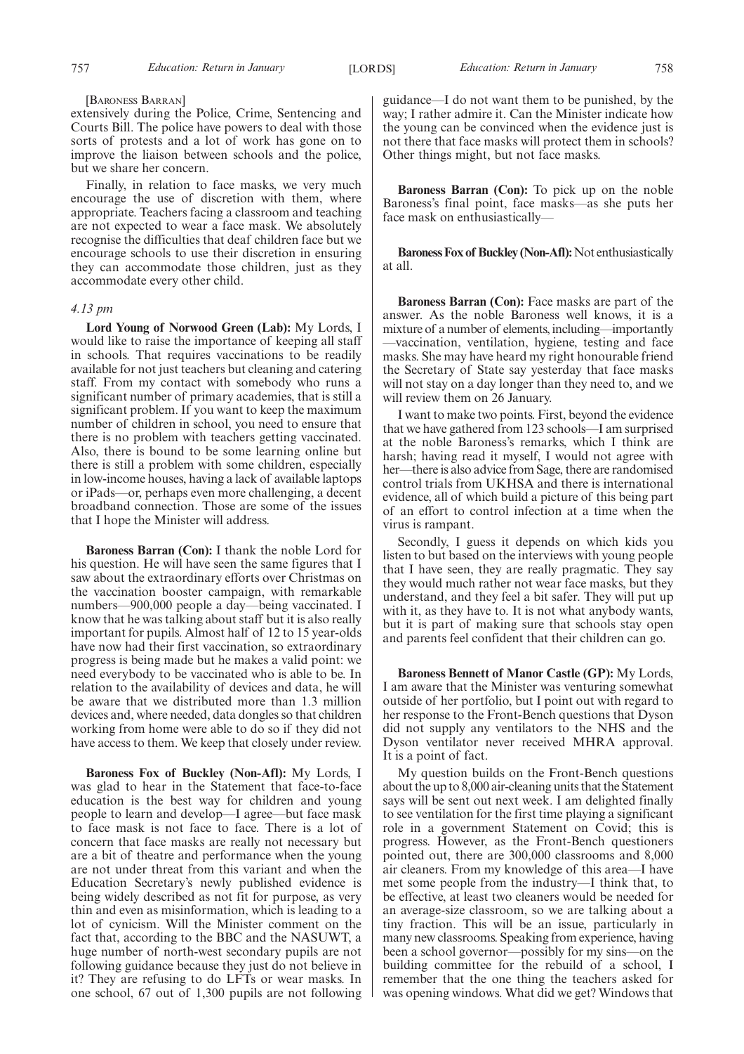[Baroness Barran]

extensively during the Police, Crime, Sentencing and Courts Bill. The police have powers to deal with those sorts of protests and a lot of work has gone on to improve the liaison between schools and the police, but we share her concern.

Finally, in relation to face masks, we very much encourage the use of discretion with them, where appropriate. Teachers facing a classroom and teaching are not expected to wear a face mask. We absolutely recognise the difficulties that deaf children face but we encourage schools to use their discretion in ensuring they can accommodate those children, just as they accommodate every other child.

*4.13 pm*

**Lord Young of Norwood Green (Lab):** My Lords, I would like to raise the importance of keeping all staff in schools. That requires vaccinations to be readily available for not just teachers but cleaning and catering staff. From my contact with somebody who runs a significant number of primary academies, that is still a significant problem. If you want to keep the maximum number of children in school, you need to ensure that there is no problem with teachers getting vaccinated. Also, there is bound to be some learning online but there is still a problem with some children, especially in low-income houses, having a lack of available laptops or iPads—or, perhaps even more challenging, a decent broadband connection. Those are some of the issues that I hope the Minister will address.

**Baroness Barran (Con):** I thank the noble Lord for his question. He will have seen the same figures that I saw about the extraordinary efforts over Christmas on the vaccination booster campaign, with remarkable numbers—900,000 people a day—being vaccinated. I know that he was talking about staff but it is also really important for pupils. Almost half of 12 to 15 year-olds have now had their first vaccination, so extraordinary progress is being made but he makes a valid point: we need everybody to be vaccinated who is able to be. In relation to the availability of devices and data, he will be aware that we distributed more than 1.3 million devices and, where needed, data dongles so that children working from home were able to do so if they did not have access to them. We keep that closely under review.

**Baroness Fox of Buckley (Non-Afl):** My Lords, I was glad to hear in the Statement that face-to-face education is the best way for children and young people to learn and develop—I agree—but face mask to face mask is not face to face. There is a lot of concern that face masks are really not necessary but are a bit of theatre and performance when the young are not under threat from this variant and when the Education Secretary's newly published evidence is being widely described as not fit for purpose, as very thin and even as misinformation, which is leading to a lot of cynicism. Will the Minister comment on the fact that, according to the BBC and the NASUWT, a huge number of north-west secondary pupils are not following guidance because they just do not believe in it? They are refusing to do LFTs or wear masks. In one school, 67 out of 1,300 pupils are not following guidance—I do not want them to be punished, by the way; I rather admire it. Can the Minister indicate how the young can be convinced when the evidence just is not there that face masks will protect them in schools? Other things might, but not face masks.

**Baroness Barran (Con):** To pick up on the noble Baroness's final point, face masks—as she puts her face mask on enthusiastically—

**Baroness Fox of Buckley (Non-Afl):** Not enthusiastically at all.

**Baroness Barran (Con):** Face masks are part of the answer. As the noble Baroness well knows, it is a mixture of a number of elements, including—importantly—vaccination, ventilation, hygiene, testing and face masks. She may have heard my right honourable friend the Secretary of State say yesterday that face masks will not stay on a day longer than they need to, and we will review them on 26 January.

I want to make two points. First, beyond the evidence that we have gathered from 123 schools—I am surprised at the noble Baroness's remarks, which I think are harsh; having read it myself, I would not agree with her—there is also advice from Sage, there are randomised control trials from UKHSA and there is international evidence, all of which build a picture of this being part of an effort to control infection at a time when the virus is rampant.

Secondly, I guess it depends on which kids you listen to but based on the interviews with young people that I have seen, they are really pragmatic. They say they would much rather not wear face masks, but they understand, and they feel a bit safer. They will put up with it, as they have to. It is not what anybody wants, but it is part of making sure that schools stay open and parents feel confident that their children can go.

**Baroness Bennett of Manor Castle (GP):** My Lords, I am aware that the Minister was venturing somewhat outside of her portfolio, but I point out with regard to her response to the Front-Bench questions that Dyson did not supply any ventilators to the NHS and the Dyson ventilator never received MHRA approval. It is a point of fact.

My question builds on the Front-Bench questions about the up to 8,000 air-cleaning units that the Statement says will be sent out next week. I am delighted finally to see ventilation for the first time playing a significant role in a government Statement on Covid; this is progress. However, as the Front-Bench questioners pointed out, there are 300,000 classrooms and 8,000 air cleaners. From my knowledge of this area—I have met some people from the industry—I think that, to be effective, at least two cleaners would be needed for an average-size classroom, so we are talking about a tiny fraction. This will be an issue, particularly in many new classrooms. Speaking from experience, having been a school governor—possibly for my sins—on the building committee for the rebuild of a school, I remember that the one thing the teachers asked for was opening windows. What did we get? Windows that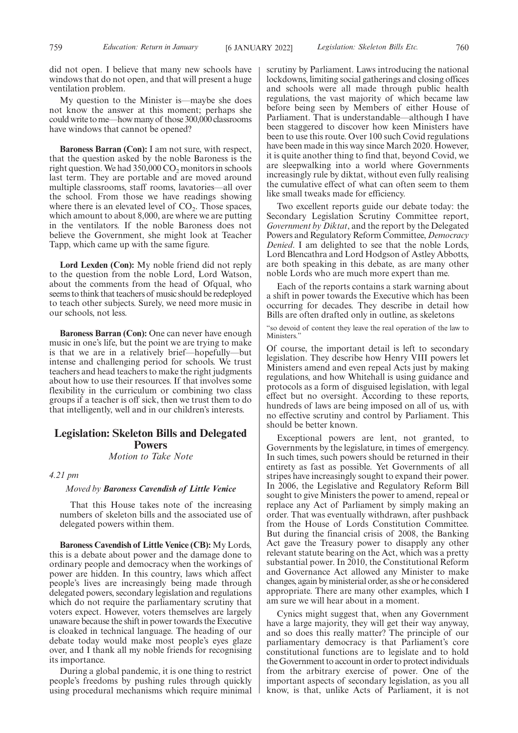did not open. I believe that many new schools have windows that do not open, and that will present a huge ventilation problem.

My question to the Minister is—maybe she does not know the answer at this moment; perhaps she could write to me—how many of those 300,000 classrooms have windows that cannot be opened?

**Baroness Barran (Con):** I am not sure, with respect, that the question asked by the noble Baroness is the right question. We had 350,000 $CO_2$ monitors in schools last term. They are portable and are moved around multiple classrooms, staff rooms, lavatories—all over the school. From those we have readings showing where there is an elevated level of $CO_2$. Those spaces, which amount to about 8,000, are where we are putting in the ventilators. If the noble Baroness does not believe the Government, she might look at Teacher Tapp, which came up with the same figure.

**Lord Lexden (Con):** My noble friend did not reply to the question from the noble Lord, Lord Watson, about the comments from the head of Ofqual, who seems to think that teachers of music should be redeployed to teach other subjects. Surely, we need more music in our schools, not less.

**Baroness Barran (Con):** One can never have enough music in one's life, but the point we are trying to make is that we are in a relatively brief—hopefully—but intense and challenging period for schools. We trust teachers and head teachers to make the right judgments about how to use their resources. If that involves some flexibility in the curriculum or combining two class groups if a teacher is off sick, then we trust them to do that intelligently, well and in our children's interests.

## Legislation: Skeleton Bills and Delegated Powers

*Motion to Take Note*

*4.21 pm*

*Moved by* ***Baroness Cavendish of Little Venice***

That this House takes note of the increasing numbers of skeleton bills and the associated use of delegated powers within them.

**Baroness Cavendish of Little Venice (CB):** My Lords, this is a debate about power and the damage done to ordinary people and democracy when the workings of power are hidden. In this country, laws which affect people's lives are increasingly being made through delegated powers, secondary legislation and regulations which do not require the parliamentary scrutiny that voters expect. However, voters themselves are largely unaware because the shift in power towards the Executive is cloaked in technical language. The heading of our debate today would make most people's eyes glaze over, and I thank all my noble friends for recognising its importance.

During a global pandemic, it is one thing to restrict people's freedoms by pushing rules through quickly using procedural mechanisms which require minimal scrutiny by Parliament. Laws introducing the national lockdowns, limiting social gatherings and closing offices and schools were all made through public health regulations, the vast majority of which became law before being seen by Members of either House of Parliament. That is understandable—although I have been staggered to discover how keen Ministers have been to use this route. Over 100 such Covid regulations have been made in this way since March 2020. However, it is quite another thing to find that, beyond Covid, we are sleepwalking into a world where Governments increasingly rule by diktat, without even fully realising the cumulative effect of what can often seem to them like small tweaks made for efficiency.

Two excellent reports guide our debate today: the Secondary Legislation Scrutiny Committee report, *Government by Diktat*, and the report by the Delegated Powers and Regulatory Reform Committee, *Democracy Denied*. I am delighted to see that the noble Lords, Lord Blencathra and Lord Hodgson of Astley Abbotts, are both speaking in this debate, as are many other noble Lords who are much more expert than me.

Each of the reports contains a stark warning about a shift in power towards the Executive which has been occurring for decades. They describe in detail how Bills are often drafted only in outline, as skeletons

"so devoid of content they leave the real operation of the law to Ministers."

Of course, the important detail is left to secondary legislation. They describe how Henry VIII powers let Ministers amend and even repeal Acts just by making regulations, and how Whitehall is using guidance and protocols as a form of disguised legislation, with legal effect but no oversight. According to these reports, hundreds of laws are being imposed on all of us, with no effective scrutiny and control by Parliament. This should be better known.

Exceptional powers are lent, not granted, to Governments by the legislature, in times of emergency. In such times, such powers should be returned in their entirety as fast as possible. Yet Governments of all stripes have increasingly sought to expand their power. In 2006, the Legislative and Regulatory Reform Bill sought to give Ministers the power to amend, repeal or replace any Act of Parliament by simply making an order. That was eventually withdrawn, after pushback from the House of Lords Constitution Committee. But during the financial crisis of 2008, the Banking Act gave the Treasury power to disapply any other relevant statute bearing on the Act, which was a pretty substantial power. In 2010, the Constitutional Reform and Governance Act allowed any Minister to make changes, again by ministerial order, as she or he considered appropriate. There are many other examples, which I am sure we will hear about in a moment.

Cynics might suggest that, when any Government have a large majority, they will get their way anyway, and so does this really matter? The principle of our parliamentary democracy is that Parliament's core constitutional functions are to legislate and to hold the Government to account in order to protect individuals from the arbitrary exercise of power. One of the important aspects of secondary legislation, as you all know, is that, unlike Acts of Parliament, it is not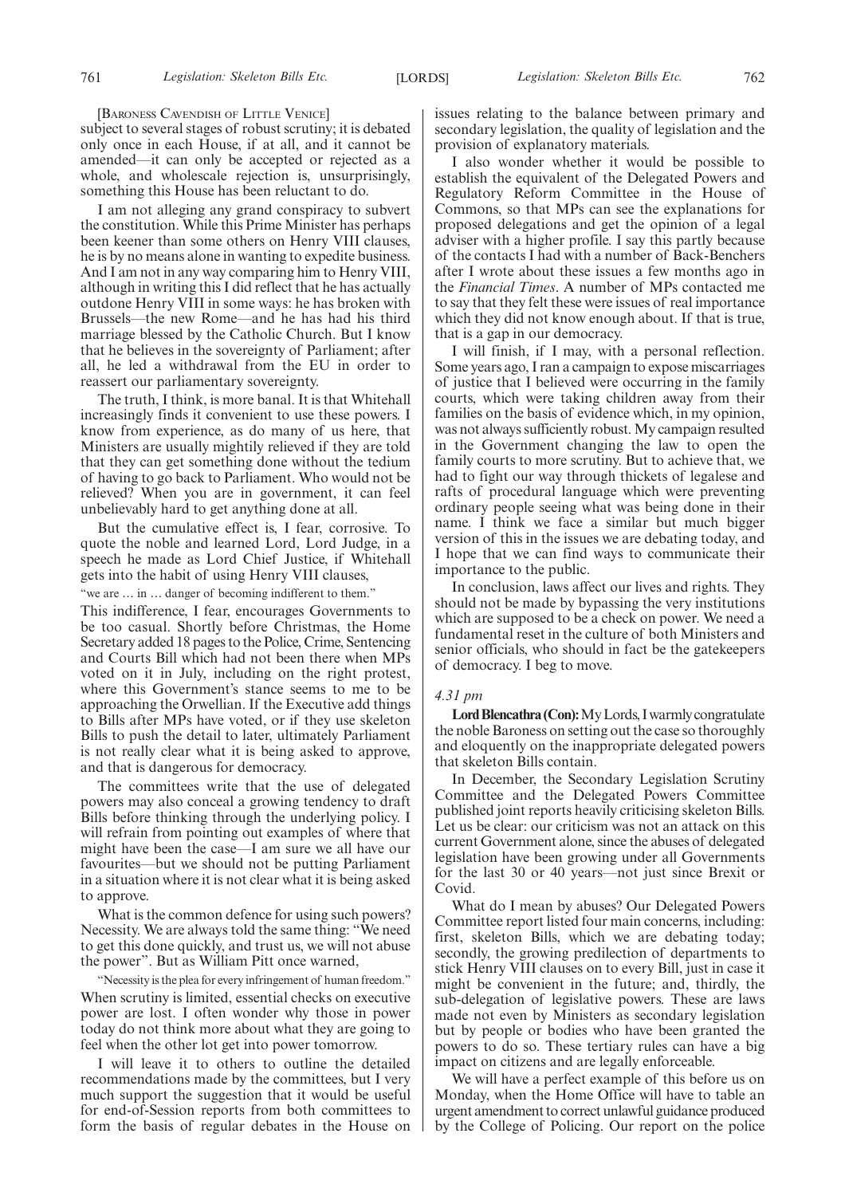[BARONESS CAVENDISH OF LITTLE VENICE]

subject to several stages of robust scrutiny; it is debated only once in each House, if at all, and it cannot be amended—it can only be accepted or rejected as a whole, and wholescale rejection is, unsurprisingly, something this House has been reluctant to do.

I am not alleging any grand conspiracy to subvert the constitution. While this Prime Minister has perhaps been keener than some others on Henry VIII clauses, he is by no means alone in wanting to expedite business. And I am not in any way comparing him to Henry VIII, although in writing this I did reflect that he has actually outdone Henry VIII in some ways: he has broken with Brussels—the new Rome—and he has had his third marriage blessed by the Catholic Church. But I know that he believes in the sovereignty of Parliament; after all, he led a withdrawal from the EU in order to reassert our parliamentary sovereignty.

The truth, I think, is more banal. It is that Whitehall increasingly finds it convenient to use these powers. I know from experience, as do many of us here, that Ministers are usually mightily relieved if they are told that they can get something done without the tedium of having to go back to Parliament. Who would not be relieved? When you are in government, it can feel unbelievably hard to get anything done at all.

But the cumulative effect is, I fear, corrosive. To quote the noble and learned Lord, Lord Judge, in a speech he made as Lord Chief Justice, if Whitehall gets into the habit of using Henry VIII clauses,

"we are … in … danger of becoming indifferent to them."

This indifference, I fear, encourages Governments to be too casual. Shortly before Christmas, the Home Secretary added 18 pages to the Police, Crime, Sentencing and Courts Bill which had not been there when MPs voted on it in July, including on the right protest, where this Government's stance seems to me to be approaching the Orwellian. If the Executive add things to Bills after MPs have voted, or if they use skeleton Bills to push the detail to later, ultimately Parliament is not really clear what it is being asked to approve, and that is dangerous for democracy.

The committees write that the use of delegated powers may also conceal a growing tendency to draft Bills before thinking through the underlying policy. I will refrain from pointing out examples of where that might have been the case—I am sure we all have our favourites—but we should not be putting Parliament in a situation where it is not clear what it is being asked to approve.

What is the common defence for using such powers? Necessity. We are always told the same thing: "We need to get this done quickly, and trust us, we will not abuse the power". But as William Pitt once warned,

"Necessity is the plea for every infringement of human freedom."

When scrutiny is limited, essential checks on executive power are lost. I often wonder why those in power today do not think more about what they are going to feel when the other lot get into power tomorrow.

I will leave it to others to outline the detailed recommendations made by the committees, but I very much support the suggestion that it would be useful for end-of-Session reports from both committees to form the basis of regular debates in the House on issues relating to the balance between primary and secondary legislation, the quality of legislation and the provision of explanatory materials.

I also wonder whether it would be possible to establish the equivalent of the Delegated Powers and Regulatory Reform Committee in the House of Commons, so that MPs can see the explanations for proposed delegations and get the opinion of a legal adviser with a higher profile. I say this partly because of the contacts I had with a number of Back-Benchers after I wrote about these issues a few months ago in the *Financial Times*. A number of MPs contacted me to say that they felt these were issues of real importance which they did not know enough about. If that is true, that is a gap in our democracy.

I will finish, if I may, with a personal reflection. Some years ago, I ran a campaign to expose miscarriages of justice that I believed were occurring in the family courts, which were taking children away from their families on the basis of evidence which, in my opinion, was not always sufficiently robust. My campaign resulted in the Government changing the law to open the family courts to more scrutiny. But to achieve that, we had to fight our way through thickets of legalese and rafts of procedural language which were preventing ordinary people seeing what was being done in their name. I think we face a similar but much bigger version of this in the issues we are debating today, and I hope that we can find ways to communicate their importance to the public.

In conclusion, laws affect our lives and rights. They should not be made by bypassing the very institutions which are supposed to be a check on power. We need a fundamental reset in the culture of both Ministers and senior officials, who should in fact be the gatekeepers of democracy. I beg to move.

*4.31 pm*

**Lord Blencathra (Con):** My Lords, I warmly congratulate the noble Baroness on setting out the case so thoroughly and eloquently on the inappropriate delegated powers that skeleton Bills contain.

In December, the Secondary Legislation Scrutiny Committee and the Delegated Powers Committee published joint reports heavily criticising skeleton Bills. Let us be clear: our criticism was not an attack on this current Government alone, since the abuses of delegated legislation have been growing under all Governments for the last 30 or 40 years—not just since Brexit or Covid.

What do I mean by abuses? Our Delegated Powers Committee report listed four main concerns, including: first, skeleton Bills, which we are debating today; secondly, the growing predilection of departments to stick Henry VIII clauses on to every Bill, just in case it might be convenient in the future; and, thirdly, the sub-delegation of legislative powers. These are laws made not even by Ministers as secondary legislation but by people or bodies who have been granted the powers to do so. These tertiary rules can have a big impact on citizens and are legally enforceable.

We will have a perfect example of this before us on Monday, when the Home Office will have to table an urgent amendment to correct unlawful guidance produced by the College of Policing. Our report on the police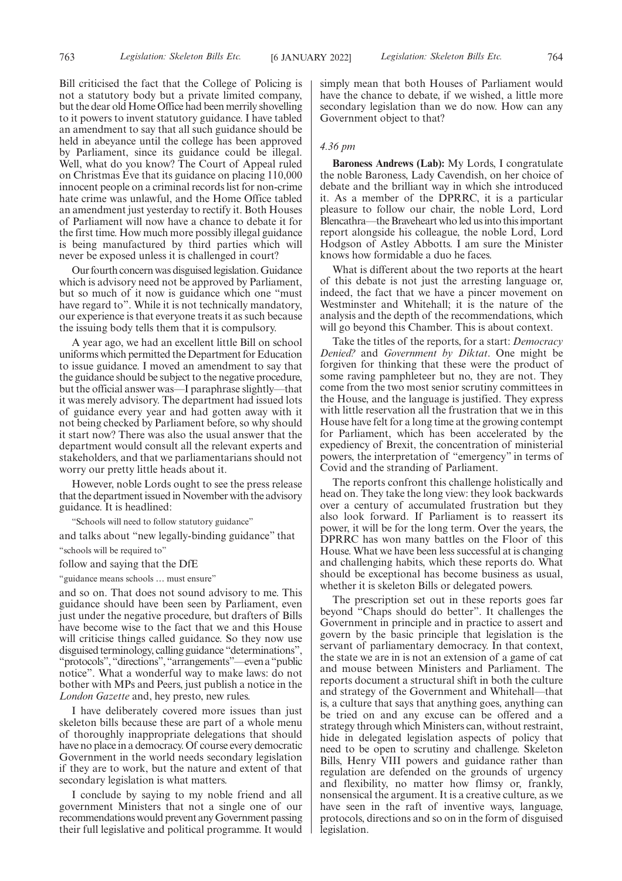Bill criticised the fact that the College of Policing is not a statutory body but a private limited company, but the dear old Home Office had been merrily shovelling to it powers to invent statutory guidance. I have tabled an amendment to say that all such guidance should be held in abeyance until the college has been approved by Parliament, since its guidance could be illegal. Well, what do you know? The Court of Appeal ruled on Christmas Eve that its guidance on placing 110,000 innocent people on a criminal records list for non-crime hate crime was unlawful, and the Home Office tabled an amendment just yesterday to rectify it. Both Houses of Parliament will now have a chance to debate it for the first time. How much more possibly illegal guidance is being manufactured by third parties which will never be exposed unless it is challenged in court?

Our fourth concern was disguised legislation. Guidance which is advisory need not be approved by Parliament, but so much of it now is guidance which one "must have regard to". While it is not technically mandatory, our experience is that everyone treats it as such because the issuing body tells them that it is compulsory.

A year ago, we had an excellent little Bill on school uniforms which permitted the Department for Education to issue guidance. I moved an amendment to say that the guidance should be subject to the negative procedure, but the official answer was—I paraphrase slightly—that it was merely advisory. The department had issued lots of guidance every year and had gotten away with it not being checked by Parliament before, so why should it start now? There was also the usual answer that the department would consult all the relevant experts and stakeholders, and that we parliamentarians should not worry our pretty little heads about it.

However, noble Lords ought to see the press release that the department issued in November with the advisory guidance. It is headlined:

"Schools will need to follow statutory guidance"

and talks about "new legally-binding guidance" that

"schools will be required to"

follow and saying that the DfE

"guidance means schools … must ensure"

and so on. That does not sound advisory to me. This guidance should have been seen by Parliament, even just under the negative procedure, but drafters of Bills have become wise to the fact that we and this House will criticise things called guidance. So they now use disguised terminology, calling guidance "determinations", "protocols", "directions", "arrangements"—even a "public notice". What a wonderful way to make laws: do not bother with MPs and Peers, just publish a notice in the *London Gazette* and, hey presto, new rules.

I have deliberately covered more issues than just skeleton bills because these are part of a whole menu of thoroughly inappropriate delegations that should have no place in a democracy. Of course every democratic Government in the world needs secondary legislation if they are to work, but the nature and extent of that secondary legislation is what matters.

I conclude by saying to my noble friend and all government Ministers that not a single one of our recommendations would prevent any Government passing their full legislative and political programme. It would simply mean that both Houses of Parliament would have the chance to debate, if we wished, a little more secondary legislation than we do now. How can any Government object to that?

*4.36 pm*

**Baroness Andrews (Lab):** My Lords, I congratulate the noble Baroness, Lady Cavendish, on her choice of debate and the brilliant way in which she introduced it. As a member of the DPRRC, it is a particular pleasure to follow our chair, the noble Lord, Lord Blencathra—the Braveheart who led us into this important report alongside his colleague, the noble Lord, Lord Hodgson of Astley Abbotts. I am sure the Minister knows how formidable a duo he faces.

What is different about the two reports at the heart of this debate is not just the arresting language or, indeed, the fact that we have a pincer movement on Westminster and Whitehall; it is the nature of the analysis and the depth of the recommendations, which will go beyond this Chamber. This is about context.

Take the titles of the reports, for a start: *Democracy Denied?* and *Government by Diktat*. One might be forgiven for thinking that these were the product of some raving pamphleteer but no, they are not. They come from the two most senior scrutiny committees in the House, and the language is justified. They express with little reservation all the frustration that we in this House have felt for a long time at the growing contempt for Parliament, which has been accelerated by the expediency of Brexit, the concentration of ministerial powers, the interpretation of "emergency" in terms of Covid and the stranding of Parliament.

The reports confront this challenge holistically and head on. They take the long view: they look backwards over a century of accumulated frustration but they also look forward. If Parliament is to reassert its power, it will be for the long term. Over the years, the DPRRC has won many battles on the Floor of this House. What we have been less successful at is changing and challenging habits, which these reports do. What should be exceptional has become business as usual, whether it is skeleton Bills or delegated powers.

The prescription set out in these reports goes far beyond "Chaps should do better". It challenges the Government in principle and in practice to assert and govern by the basic principle that legislation is the servant of parliamentary democracy. In that context, the state we are in is not an extension of a game of cat and mouse between Ministers and Parliament. The reports document a structural shift in both the culture and strategy of the Government and Whitehall—that is, a culture that says that anything goes, anything can be tried on and any excuse can be offered and a strategy through which Ministers can, without restraint, hide in delegated legislation aspects of policy that need to be open to scrutiny and challenge. Skeleton Bills, Henry VIII powers and guidance rather than regulation are defended on the grounds of urgency and flexibility, no matter how flimsy or, frankly, nonsensical the argument. It is a creative culture, as we have seen in the raft of inventive ways, language, protocols, directions and so on in the form of disguised legislation.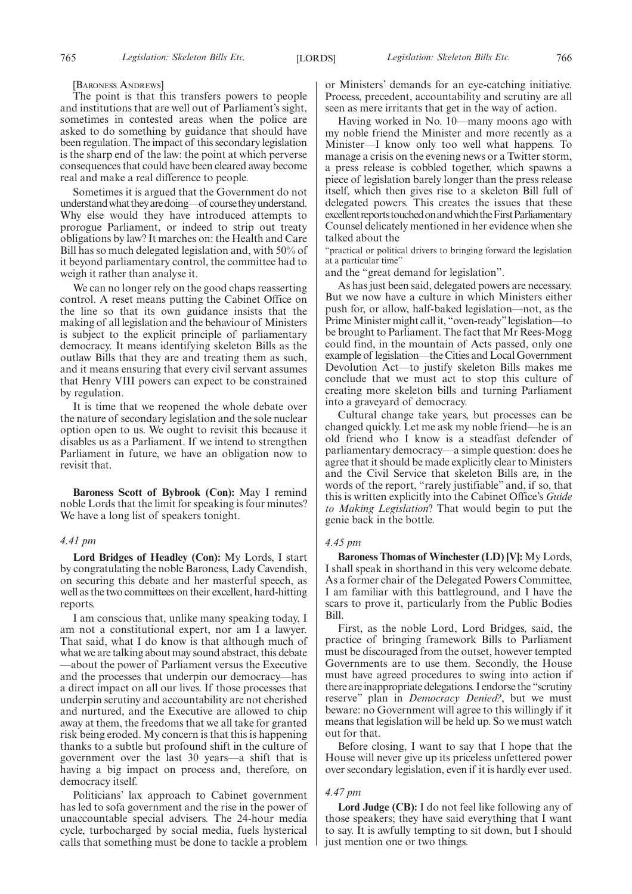[BARONESS ANDREWS]

The point is that this transfers powers to people and institutions that are well out of Parliament's sight, sometimes in contested areas when the police are asked to do something by guidance that should have been regulation. The impact of this secondary legislation is the sharp end of the law: the point at which perverse consequences that could have been cleared away become real and make a real difference to people.

Sometimes it is argued that the Government do not understand what they are doing—of course they understand. Why else would they have introduced attempts to prorogue Parliament, or indeed to strip out treaty obligations by law? It marches on: the Health and Care Bill has so much delegated legislation and, with 50% of it beyond parliamentary control, the committee had to weigh it rather than analyse it.

We can no longer rely on the good chaps reasserting control. A reset means putting the Cabinet Office on the line so that its own guidance insists that the making of all legislation and the behaviour of Ministers is subject to the explicit principle of parliamentary democracy. It means identifying skeleton Bills as the outlaw Bills that they are and treating them as such, and it means ensuring that every civil servant assumes that Henry VIII powers can expect to be constrained by regulation.

It is time that we reopened the whole debate over the nature of secondary legislation and the sole nuclear option open to us. We ought to revisit this because it disables us as a Parliament. If we intend to strengthen Parliament in future, we have an obligation now to revisit that.

**Baroness Scott of Bybrook (Con):** May I remind noble Lords that the limit for speaking is four minutes? We have a long list of speakers tonight.

*4.41 pm*

**Lord Bridges of Headley (Con):** My Lords, I start by congratulating the noble Baroness, Lady Cavendish, on securing this debate and her masterful speech, as well as the two committees on their excellent, hard-hitting reports.

I am conscious that, unlike many speaking today, I am not a constitutional expert, nor am I a lawyer. That said, what I do know is that although much of what we are talking about may sound abstract, this debate—about the power of Parliament versus the Executive and the processes that underpin our democracy—has a direct impact on all our lives. If those processes that underpin scrutiny and accountability are not cherished and nurtured, and the Executive are allowed to chip away at them, the freedoms that we all take for granted risk being eroded. My concern is that this is happening thanks to a subtle but profound shift in the culture of government over the last 30 years—a shift that is having a big impact on process and, therefore, on democracy itself.

Politicians' lax approach to Cabinet government has led to sofa government and the rise in the power of unaccountable special advisers. The 24-hour media cycle, turbocharged by social media, fuels hysterical calls that something must be done to tackle a problem or Ministers' demands for an eye-catching initiative. Process, precedent, accountability and scrutiny are all seen as mere irritants that get in the way of action.

Having worked in No. 10—many moons ago with my noble friend the Minister and more recently as a Minister—I know only too well what happens. To manage a crisis on the evening news or a Twitter storm, a press release is cobbled together, which spawns a piece of legislation barely longer than the press release itself, which then gives rise to a skeleton Bill full of delegated powers. This creates the issues that these excellent reports touched on and which the First Parliamentary Counsel delicately mentioned in her evidence when she talked about the

"practical or political drivers to bringing forward the legislation at a particular time"

and the "great demand for legislation".

As has just been said, delegated powers are necessary. But we now have a culture in which Ministers either push for, or allow, half-baked legislation—not, as the Prime Minister might call it, "oven-ready" legislation—to be brought to Parliament. The fact that Mr Rees-Mogg could find, in the mountain of Acts passed, only one example of legislation—the Cities and Local Government Devolution Act—to justify skeleton Bills makes me conclude that we must act to stop this culture of creating more skeleton bills and turning Parliament into a graveyard of democracy.

Cultural change take years, but processes can be changed quickly. Let me ask my noble friend—he is an old friend who I know is a steadfast defender of parliamentary democracy—a simple question: does he agree that it should be made explicitly clear to Ministers and the Civil Service that skeleton Bills are, in the words of the report, "rarely justifiable" and, if so, that this is written explicitly into the Cabinet Office's *Guide to Making Legislation*? That would begin to put the genie back in the bottle.

*4.45 pm*

**Baroness Thomas of Winchester (LD) [V]:** My Lords, I shall speak in shorthand in this very welcome debate. As a former chair of the Delegated Powers Committee, I am familiar with this battleground, and I have the scars to prove it, particularly from the Public Bodies Bill.

First, as the noble Lord, Lord Bridges, said, the practice of bringing framework Bills to Parliament must be discouraged from the outset, however tempted Governments are to use them. Secondly, the House must have agreed procedures to swing into action if there are inappropriate delegations. I endorse the "scrutiny reserve" plan in *Democracy Denied?*, but we must beware: no Government will agree to this willingly if it means that legislation will be held up. So we must watch out for that.

Before closing, I want to say that I hope that the House will never give up its priceless unfettered power over secondary legislation, even if it is hardly ever used.

*4.47 pm*

**Lord Judge (CB):** I do not feel like following any of those speakers; they have said everything that I want to say. It is awfully tempting to sit down, but I should just mention one or two things.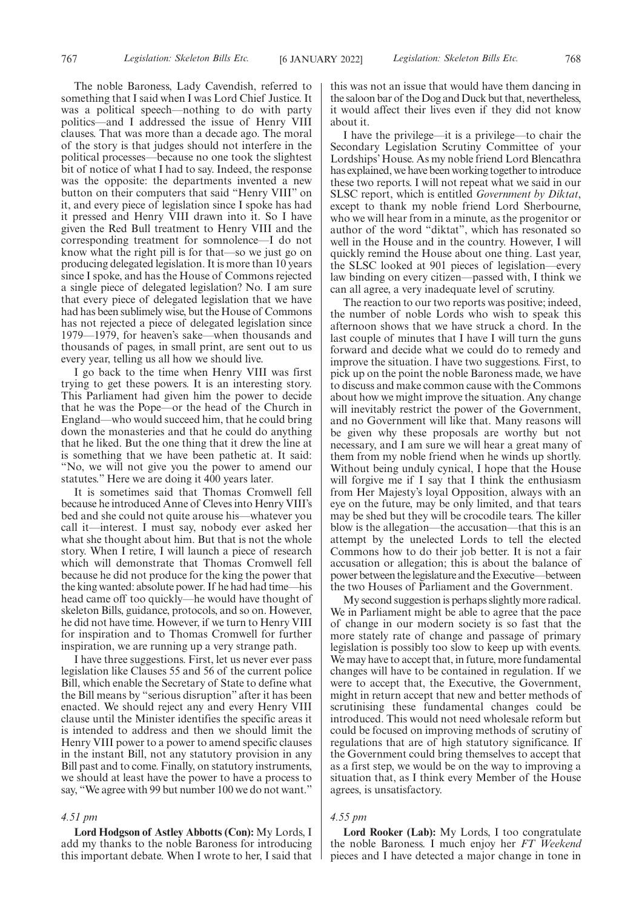The noble Baroness, Lady Cavendish, referred to something that I said when I was Lord Chief Justice. It was a political speech—nothing to do with party politics—and I addressed the issue of Henry VIII clauses. That was more than a decade ago. The moral of the story is that judges should not interfere in the political processes—because no one took the slightest bit of notice of what I had to say. Indeed, the response was the opposite: the departments invented a new button on their computers that said "Henry VIII" on it, and every piece of legislation since I spoke has had it pressed and Henry VIII drawn into it. So I have given the Red Bull treatment to Henry VIII and the corresponding treatment for somnolence—I do not know what the right pill is for that—so we just go on producing delegated legislation. It is more than 10 years since I spoke, and has the House of Commons rejected a single piece of delegated legislation? No. I am sure that every piece of delegated legislation that we have had has been sublimely wise, but the House of Commons has not rejected a piece of delegated legislation since 1979—1979, for heaven's sake—when thousands and thousands of pages, in small print, are sent out to us every year, telling us all how we should live.

I go back to the time when Henry VIII was first trying to get these powers. It is an interesting story. This Parliament had given him the power to decide that he was the Pope—or the head of the Church in England—who would succeed him, that he could bring down the monasteries and that he could do anything that he liked. But the one thing that it drew the line at is something that we have been pathetic at. It said: "No, we will not give you the power to amend our statutes." Here we are doing it 400 years later.

It is sometimes said that Thomas Cromwell fell because he introduced Anne of Cleves into Henry VIII's bed and she could not quite arouse his—whatever you call it—interest. I must say, nobody ever asked her what she thought about him. But that is not the whole story. When I retire, I will launch a piece of research which will demonstrate that Thomas Cromwell fell because he did not produce for the king the power that the king wanted: absolute power. If he had had time—his head came off too quickly—he would have thought of skeleton Bills, guidance, protocols, and so on. However, he did not have time. However, if we turn to Henry VIII for inspiration and to Thomas Cromwell for further inspiration, we are running up a very strange path.

I have three suggestions. First, let us never ever pass legislation like Clauses 55 and 56 of the current police Bill, which enable the Secretary of State to define what the Bill means by "serious disruption" after it has been enacted. We should reject any and every Henry VIII clause until the Minister identifies the specific areas it is intended to address and then we should limit the Henry VIII power to a power to amend specific clauses in the instant Bill, not any statutory provision in any Bill past and to come. Finally, on statutory instruments, we should at least have the power to have a process to say, "We agree with 99 but number 100 we do not want."

*4.51 pm*

**Lord Hodgson of Astley Abbotts (Con):** My Lords, I add my thanks to the noble Baroness for introducing this important debate. When I wrote to her, I said that this was not an issue that would have them dancing in the saloon bar of the Dog and Duck but that, nevertheless, it would affect their lives even if they did not know about it.

I have the privilege—it is a privilege—to chair the Secondary Legislation Scrutiny Committee of your Lordships' House. As my noble friend Lord Blencathra has explained, we have been working together to introduce these two reports. I will not repeat what we said in our SLSC report, which is entitled *Government by Diktat*, except to thank my noble friend Lord Sherbourne, who we will hear from in a minute, as the progenitor or author of the word "diktat", which has resonated so well in the House and in the country. However, I will quickly remind the House about one thing. Last year, the SLSC looked at 901 pieces of legislation—every law binding on every citizen—passed with, I think we can all agree, a very inadequate level of scrutiny.

The reaction to our two reports was positive; indeed, the number of noble Lords who wish to speak this afternoon shows that we have struck a chord. In the last couple of minutes that I have I will turn the guns forward and decide what we could do to remedy and improve the situation. I have two suggestions. First, to pick up on the point the noble Baroness made, we have to discuss and make common cause with the Commons about how we might improve the situation. Any change will inevitably restrict the power of the Government, and no Government will like that. Many reasons will be given why these proposals are worthy but not necessary, and I am sure we will hear a great many of them from my noble friend when he winds up shortly. Without being unduly cynical, I hope that the House will forgive me if I say that I think the enthusiasm from Her Majesty's loyal Opposition, always with an eye on the future, may be only limited, and that tears may be shed but they will be crocodile tears. The killer blow is the allegation—the accusation—that this is an attempt by the unelected Lords to tell the elected Commons how to do their job better. It is not a fair accusation or allegation; this is about the balance of power between the legislature and the Executive—between the two Houses of Parliament and the Government.

My second suggestion is perhaps slightly more radical. We in Parliament might be able to agree that the pace of change in our modern society is so fast that the more stately rate of change and passage of primary legislation is possibly too slow to keep up with events. We may have to accept that, in future, more fundamental changes will have to be contained in regulation. If we were to accept that, the Executive, the Government, might in return accept that new and better methods of scrutinising these fundamental changes could be introduced. This would not need wholesale reform but could be focused on improving methods of scrutiny of regulations that are of high statutory significance. If the Government could bring themselves to accept that as a first step, we would be on the way to improving a situation that, as I think every Member of the House agrees, is unsatisfactory.

*4.55 pm*

**Lord Rooker (Lab):** My Lords, I too congratulate the noble Baroness. I much enjoy her *FT Weekend* pieces and I have detected a major change in tone in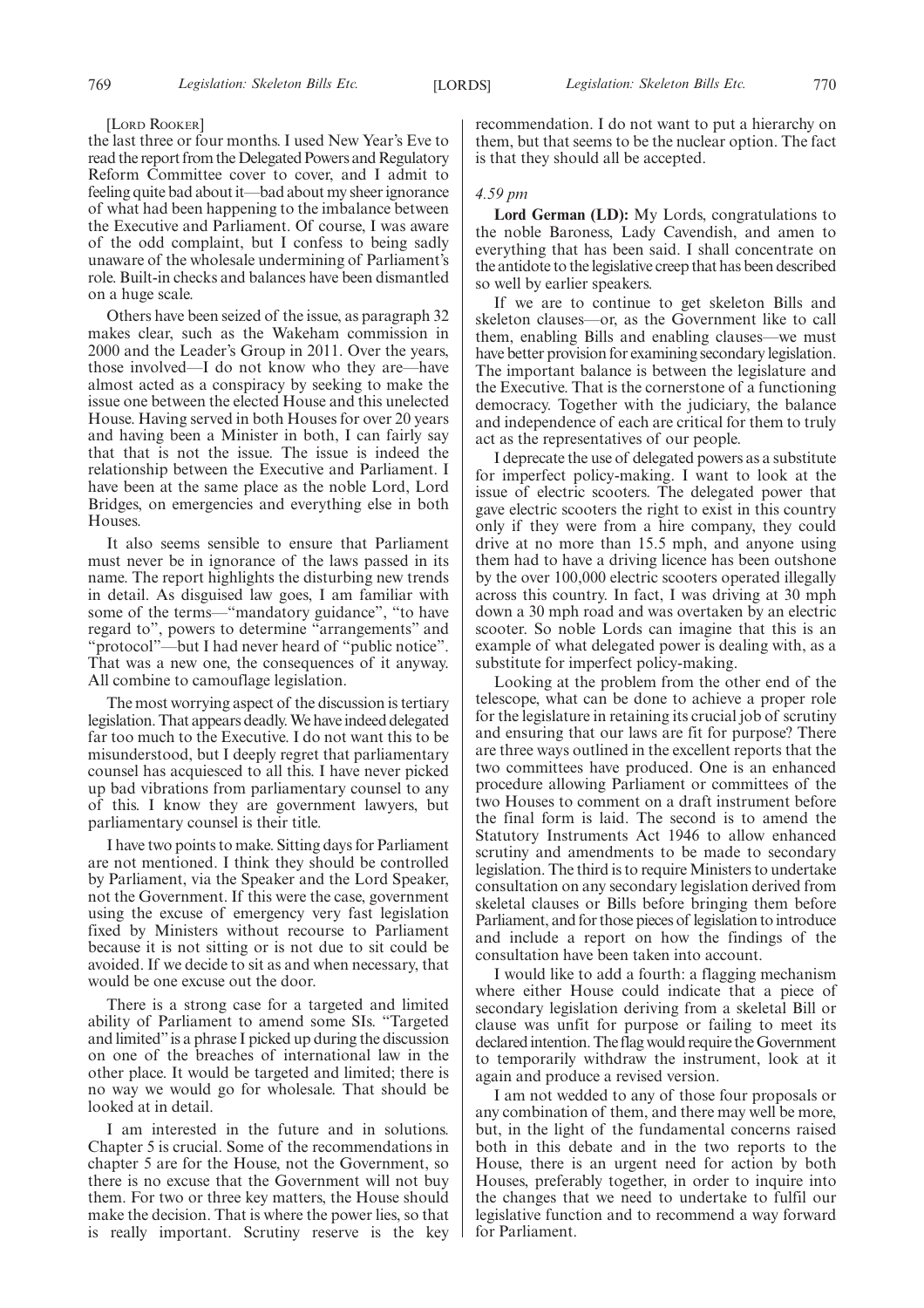[Lord Rooker]

the last three or four months. I used New Year's Eve to read the report from the Delegated Powers and Regulatory Reform Committee cover to cover, and I admit to feeling quite bad about it—bad about my sheer ignorance of what had been happening to the imbalance between the Executive and Parliament. Of course, I was aware of the odd complaint, but I confess to being sadly unaware of the wholesale undermining of Parliament's role. Built-in checks and balances have been dismantled on a huge scale.

Others have been seized of the issue, as paragraph 32 makes clear, such as the Wakeham commission in 2000 and the Leader's Group in 2011. Over the years, those involved—I do not know who they are—have almost acted as a conspiracy by seeking to make the issue one between the elected House and this unelected House. Having served in both Houses for over 20 years and having been a Minister in both, I can fairly say that that is not the issue. The issue is indeed the relationship between the Executive and Parliament. I have been at the same place as the noble Lord, Lord Bridges, on emergencies and everything else in both Houses.

It also seems sensible to ensure that Parliament must never be in ignorance of the laws passed in its name. The report highlights the disturbing new trends in detail. As disguised law goes, I am familiar with some of the terms—"mandatory guidance", "to have regard to", powers to determine "arrangements" and "protocol"—but I had never heard of "public notice". That was a new one, the consequences of it anyway. All combine to camouflage legislation.

The most worrying aspect of the discussion is tertiary legislation. That appears deadly. We have indeed delegated far too much to the Executive. I do not want this to be misunderstood, but I deeply regret that parliamentary counsel has acquiesced to all this. I have never picked up bad vibrations from parliamentary counsel to any of this. I know they are government lawyers, but parliamentary counsel is their title.

I have two points to make. Sitting days for Parliament are not mentioned. I think they should be controlled by Parliament, via the Speaker and the Lord Speaker, not the Government. If this were the case, government using the excuse of emergency very fast legislation fixed by Ministers without recourse to Parliament because it is not sitting or is not due to sit could be avoided. If we decide to sit as and when necessary, that would be one excuse out the door.

There is a strong case for a targeted and limited ability of Parliament to amend some SIs. "Targeted and limited" is a phrase I picked up during the discussion on one of the breaches of international law in the other place. It would be targeted and limited; there is no way we would go for wholesale. That should be looked at in detail.

I am interested in the future and in solutions. Chapter 5 is crucial. Some of the recommendations in chapter 5 are for the House, not the Government, so there is no excuse that the Government will not buy them. For two or three key matters, the House should make the decision. That is where the power lies, so that is really important. Scrutiny reserve is the key recommendation. I do not want to put a hierarchy on them, but that seems to be the nuclear option. The fact is that they should all be accepted.

*4.59 pm*

**Lord German (LD):** My Lords, congratulations to the noble Baroness, Lady Cavendish, and amen to everything that has been said. I shall concentrate on the antidote to the legislative creep that has been described so well by earlier speakers.

If we are to continue to get skeleton Bills and skeleton clauses—or, as the Government like to call them, enabling Bills and enabling clauses—we must have better provision for examining secondary legislation. The important balance is between the legislature and the Executive. That is the cornerstone of a functioning democracy. Together with the judiciary, the balance and independence of each are critical for them to truly act as the representatives of our people.

I deprecate the use of delegated powers as a substitute for imperfect policy-making. I want to look at the issue of electric scooters. The delegated power that gave electric scooters the right to exist in this country only if they were from a hire company, they could drive at no more than 15.5 mph, and anyone using them had to have a driving licence has been outshone by the over 100,000 electric scooters operated illegally across this country. In fact, I was driving at 30 mph down a 30 mph road and was overtaken by an electric scooter. So noble Lords can imagine that this is an example of what delegated power is dealing with, as a substitute for imperfect policy-making.

Looking at the problem from the other end of the telescope, what can be done to achieve a proper role for the legislature in retaining its crucial job of scrutiny and ensuring that our laws are fit for purpose? There are three ways outlined in the excellent reports that the two committees have produced. One is an enhanced procedure allowing Parliament or committees of the two Houses to comment on a draft instrument before the final form is laid. The second is to amend the Statutory Instruments Act 1946 to allow enhanced scrutiny and amendments to be made to secondary legislation. The third is to require Ministers to undertake consultation on any secondary legislation derived from skeletal clauses or Bills before bringing them before Parliament, and for those pieces of legislation to introduce and include a report on how the findings of the consultation have been taken into account.

I would like to add a fourth: a flagging mechanism where either House could indicate that a piece of secondary legislation deriving from a skeletal Bill or clause was unfit for purpose or failing to meet its declared intention. The flag would require the Government to temporarily withdraw the instrument, look at it again and produce a revised version.

I am not wedded to any of those four proposals or any combination of them, and there may well be more, but, in the light of the fundamental concerns raised both in this debate and in the two reports to the House, there is an urgent need for action by both Houses, preferably together, in order to inquire into the changes that we need to undertake to fulfil our legislative function and to recommend a way forward for Parliament.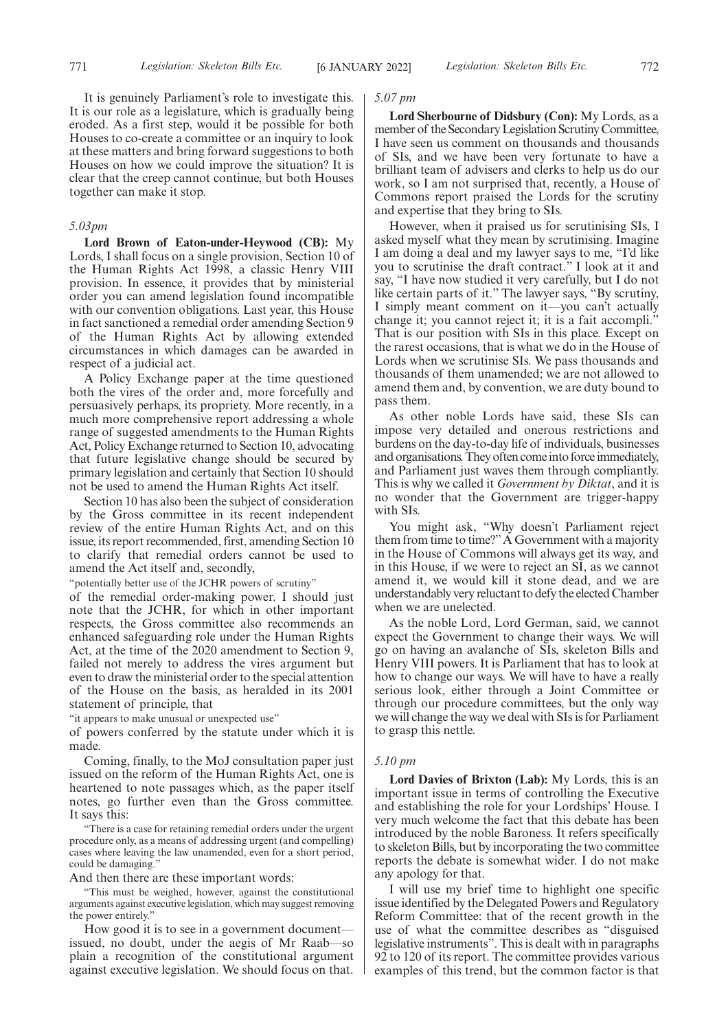It is genuinely Parliament's role to investigate this. It is our role as a legislature, which is gradually being eroded. As a first step, would it be possible for both Houses to co-create a committee or an inquiry to look at these matters and bring forward suggestions to both Houses on how we could improve the situation? It is clear that the creep cannot continue, but both Houses together can make it stop.

*5.03pm*

**Lord Brown of Eaton-under-Heywood (CB):** My Lords, I shall focus on a single provision, Section 10 of the Human Rights Act 1998, a classic Henry VIII provision. In essence, it provides that by ministerial order you can amend legislation found incompatible with our convention obligations. Last year, this House in fact sanctioned a remedial order amending Section 9 of the Human Rights Act by allowing extended circumstances in which damages can be awarded in respect of a judicial act.

A Policy Exchange paper at the time questioned both the vires of the order and, more forcefully and persuasively perhaps, its propriety. More recently, in a much more comprehensive report addressing a whole range of suggested amendments to the Human Rights Act, Policy Exchange returned to Section 10, advocating that future legislative change should be secured by primary legislation and certainly that Section 10 should not be used to amend the Human Rights Act itself.

Section 10 has also been the subject of consideration by the Gross committee in its recent independent review of the entire Human Rights Act, and on this issue, its report recommended, first, amending Section 10 to clarify that remedial orders cannot be used to amend the Act itself and, secondly,

"potentially better use of the JCHR powers of scrutiny"

of the remedial order-making power. I should just note that the JCHR, for which in other important respects, the Gross committee also recommends an enhanced safeguarding role under the Human Rights Act, at the time of the 2020 amendment to Section 9, failed not merely to address the vires argument but even to draw the ministerial order to the special attention of the House on the basis, as heralded in its 2001 statement of principle, that

"it appears to make unusual or unexpected use"

of powers conferred by the statute under which it is made.

Coming, finally, to the MoJ consultation paper just issued on the reform of the Human Rights Act, one is heartened to note passages which, as the paper itself notes, go further even than the Gross committee. It says this:

"There is a case for retaining remedial orders under the urgent procedure only, as a means of addressing urgent (and compelling) cases where leaving the law unamended, even for a short period, could be damaging."

And then there are these important words:

"This must be weighed, however, against the constitutional arguments against executive legislation, which may suggest removing the power entirely."

How good it is to see in a government document—issued, no doubt, under the aegis of Mr Raab—so plain a recognition of the constitutional argument against executive legislation. We should focus on that.

*5.07 pm*

**Lord Sherbourne of Didsbury (Con):** My Lords, as a member of the Secondary Legislation Scrutiny Committee, I have seen us comment on thousands and thousands of SIs, and we have been very fortunate to have a brilliant team of advisers and clerks to help us do our work, so I am not surprised that, recently, a House of Commons report praised the Lords for the scrutiny and expertise that they bring to SIs.

However, when it praised us for scrutinising SIs, I asked myself what they mean by scrutinising. Imagine I am doing a deal and my lawyer says to me, "I'd like you to scrutinise the draft contract." I look at it and say, "I have now studied it very carefully, but I do not like certain parts of it." The lawyer says, "By scrutiny, I simply meant comment on it—you can't actually change it; you cannot reject it; it is a fait accompli." That is our position with SIs in this place. Except on the rarest occasions, that is what we do in the House of Lords when we scrutinise SIs. We pass thousands and thousands of them unamended; we are not allowed to amend them and, by convention, we are duty bound to pass them.

As other noble Lords have said, these SIs can impose very detailed and onerous restrictions and burdens on the day-to-day life of individuals, businesses and organisations. They often come into force immediately, and Parliament just waves them through compliantly. This is why we called it *Government by Diktat*, and it is no wonder that the Government are trigger-happy with SIs.

You might ask, "Why doesn't Parliament reject them from time to time?" A Government with a majority in the House of Commons will always get its way, and in this House, if we were to reject an SI, as we cannot amend it, we would kill it stone dead, and we are understandably very reluctant to defy the elected Chamber when we are unelected.

As the noble Lord, Lord German, said, we cannot expect the Government to change their ways. We will go on having an avalanche of SIs, skeleton Bills and Henry VIII powers. It is Parliament that has to look at how to change our ways. We will have to have a really serious look, either through a Joint Committee or through our procedure committees, but the only way we will change the way we deal with SIs is for Parliament to grasp this nettle.

*5.10 pm*

**Lord Davies of Brixton (Lab):** My Lords, this is an important issue in terms of controlling the Executive and establishing the role for your Lordships' House. I very much welcome the fact that this debate has been introduced by the noble Baroness. It refers specifically to skeleton Bills, but by incorporating the two committee reports the debate is somewhat wider. I do not make any apology for that.

I will use my brief time to highlight one specific issue identified by the Delegated Powers and Regulatory Reform Committee: that of the recent growth in the use of what the committee describes as "disguised legislative instruments". This is dealt with in paragraphs 92 to 120 of its report. The committee provides various examples of this trend, but the common factor is that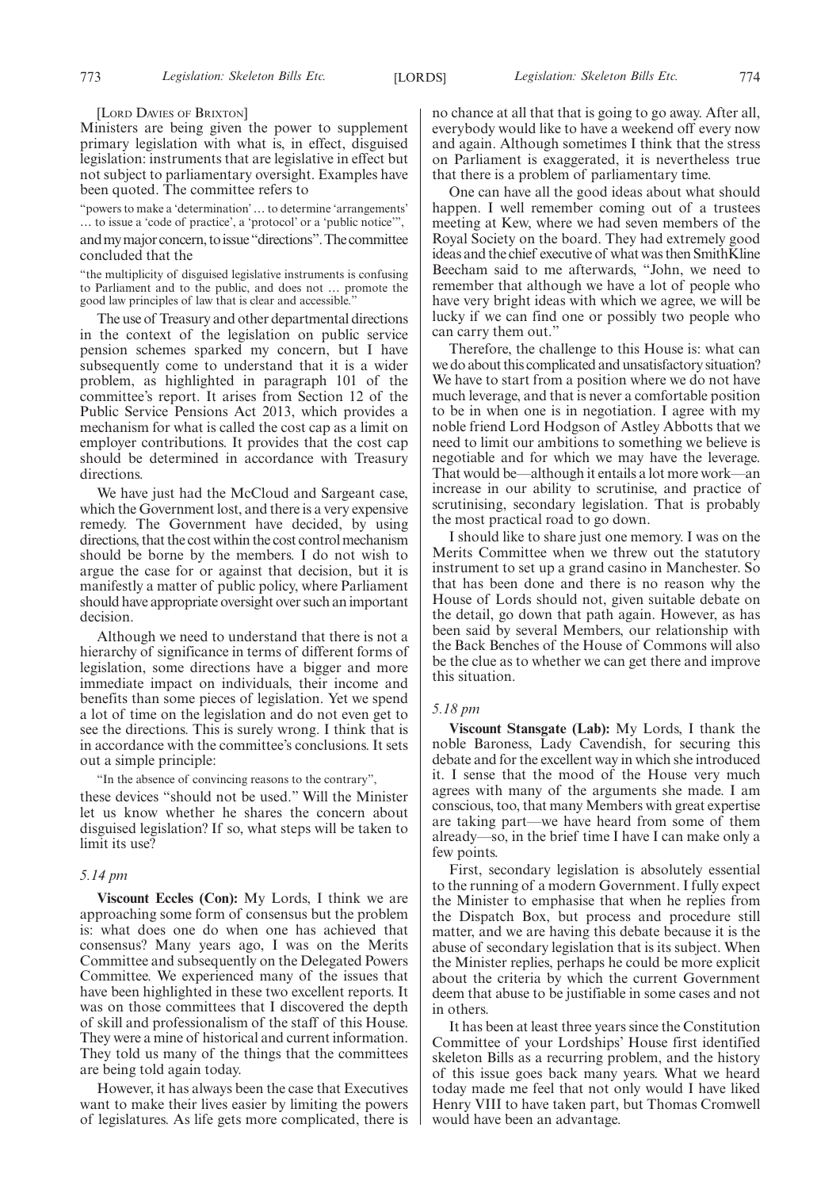[LORD DAVIES OF BRIXTON]

Ministers are being given the power to supplement primary legislation with what is, in effect, disguised legislation: instruments that are legislative in effect but not subject to parliamentary oversight. Examples have been quoted. The committee refers to

"powers to make a 'determination' … to determine 'arrangements' … to issue a 'code of practice', a 'protocol' or a 'public notice'",

and my major concern, to issue "directions". The committee concluded that the

"the multiplicity of disguised legislative instruments is confusing to Parliament and to the public, and does not … promote the good law principles of law that is clear and accessible."

The use of Treasury and other departmental directions in the context of the legislation on public service pension schemes sparked my concern, but I have subsequently come to understand that it is a wider problem, as highlighted in paragraph 101 of the committee's report. It arises from Section 12 of the Public Service Pensions Act 2013, which provides a mechanism for what is called the cost cap as a limit on employer contributions. It provides that the cost cap should be determined in accordance with Treasury directions.

We have just had the McCloud and Sargeant case, which the Government lost, and there is a very expensive remedy. The Government have decided, by using directions, that the cost within the cost control mechanism should be borne by the members. I do not wish to argue the case for or against that decision, but it is manifestly a matter of public policy, where Parliament should have appropriate oversight over such an important decision.

Although we need to understand that there is not a hierarchy of significance in terms of different forms of legislation, some directions have a bigger and more immediate impact on individuals, their income and benefits than some pieces of legislation. Yet we spend a lot of time on the legislation and do not even get to see the directions. This is surely wrong. I think that is in accordance with the committee's conclusions. It sets out a simple principle:

"In the absence of convincing reasons to the contrary",

these devices "should not be used." Will the Minister let us know whether he shares the concern about disguised legislation? If so, what steps will be taken to limit its use?

*5.14 pm*

**Viscount Eccles (Con):** My Lords, I think we are approaching some form of consensus but the problem is: what does one do when one has achieved that consensus? Many years ago, I was on the Merits Committee and subsequently on the Delegated Powers Committee. We experienced many of the issues that have been highlighted in these two excellent reports. It was on those committees that I discovered the depth of skill and professionalism of the staff of this House. They were a mine of historical and current information. They told us many of the things that the committees are being told again today.

However, it has always been the case that Executives want to make their lives easier by limiting the powers of legislatures. As life gets more complicated, there is no chance at all that that is going to go away. After all, everybody would like to have a weekend off every now and again. Although sometimes I think that the stress on Parliament is exaggerated, it is nevertheless true that there is a problem of parliamentary time.

One can have all the good ideas about what should happen. I well remember coming out of a trustees meeting at Kew, where we had seven members of the Royal Society on the board. They had extremely good ideas and the chief executive of what was then SmithKline Beecham said to me afterwards, "John, we need to remember that although we have a lot of people who have very bright ideas with which we agree, we will be lucky if we can find one or possibly two people who can carry them out."

Therefore, the challenge to this House is: what can we do about this complicated and unsatisfactory situation? We have to start from a position where we do not have much leverage, and that is never a comfortable position to be in when one is in negotiation. I agree with my noble friend Lord Hodgson of Astley Abbotts that we need to limit our ambitions to something we believe is negotiable and for which we may have the leverage. That would be—although it entails a lot more work—an increase in our ability to scrutinise, and practice of scrutinising, secondary legislation. That is probably the most practical road to go down.

I should like to share just one memory. I was on the Merits Committee when we threw out the statutory instrument to set up a grand casino in Manchester. So that has been done and there is no reason why the House of Lords should not, given suitable debate on the detail, go down that path again. However, as has been said by several Members, our relationship with the Back Benches of the House of Commons will also be the clue as to whether we can get there and improve this situation.

*5.18 pm*

**Viscount Stansgate (Lab):** My Lords, I thank the noble Baroness, Lady Cavendish, for securing this debate and for the excellent way in which she introduced it. I sense that the mood of the House very much agrees with many of the arguments she made. I am conscious, too, that many Members with great expertise are taking part—we have heard from some of them already—so, in the brief time I have I can make only a few points.

First, secondary legislation is absolutely essential to the running of a modern Government. I fully expect the Minister to emphasise that when he replies from the Dispatch Box, but process and procedure still matter, and we are having this debate because it is the abuse of secondary legislation that is its subject. When the Minister replies, perhaps he could be more explicit about the criteria by which the current Government deem that abuse to be justifiable in some cases and not in others.

It has been at least three years since the Constitution Committee of your Lordships' House first identified skeleton Bills as a recurring problem, and the history of this issue goes back many years. What we heard today made me feel that not only would I have liked Henry VIII to have taken part, but Thomas Cromwell would have been an advantage.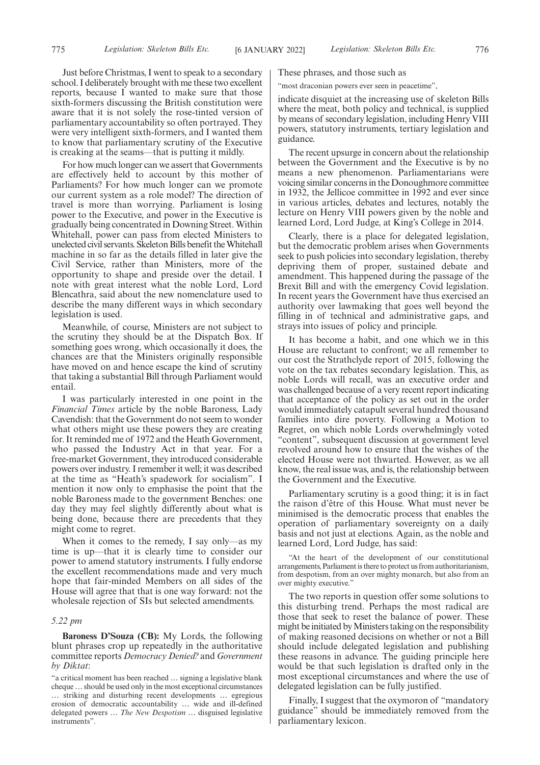Just before Christmas, I went to speak to a secondary school. I deliberately brought with me these two excellent reports, because I wanted to make sure that those sixth-formers discussing the British constitution were aware that it is not solely the rose-tinted version of parliamentary accountability so often portrayed. They were very intelligent sixth-formers, and I wanted them to know that parliamentary scrutiny of the Executive is creaking at the seams—that is putting it mildly.

For how much longer can we assert that Governments are effectively held to account by this mother of Parliaments? For how much longer can we promote our current system as a role model? The direction of travel is more than worrying. Parliament is losing power to the Executive, and power in the Executive is gradually being concentrated in Downing Street. Within Whitehall, power can pass from elected Ministers to unelected civil servants. Skeleton Bills benefit the Whitehall machine in so far as the details filled in later give the Civil Service, rather than Ministers, more of the opportunity to shape and preside over the detail. I note with great interest what the noble Lord, Lord Blencathra, said about the new nomenclature used to describe the many different ways in which secondary legislation is used.

Meanwhile, of course, Ministers are not subject to the scrutiny they should be at the Dispatch Box. If something goes wrong, which occasionally it does, the chances are that the Ministers originally responsible have moved on and hence escape the kind of scrutiny that taking a substantial Bill through Parliament would entail.

I was particularly interested in one point in the *Financial Times* article by the noble Baroness, Lady Cavendish: that the Government do not seem to wonder what others might use these powers they are creating for. It reminded me of 1972 and the Heath Government, who passed the Industry Act in that year. For a free-market Government, they introduced considerable powers over industry. I remember it well; it was described at the time as "Heath's spadework for socialism". I mention it now only to emphasise the point that the noble Baroness made to the government Benches: one day they may feel slightly differently about what is being done, because there are precedents that they might come to regret.

When it comes to the remedy, I say only—as my time is up—that it is clearly time to consider our power to amend statutory instruments. I fully endorse the excellent recommendations made and very much hope that fair-minded Members on all sides of the House will agree that that is one way forward: not the wholesale rejection of SIs but selected amendments.

*5.22 pm*

**Baroness D'Souza (CB):** My Lords, the following blunt phrases crop up repeatedly in the authoritative committee reports *Democracy Denied?* and *Government by Diktat*:

"a critical moment has been reached … signing a legislative blank cheque … should be used only in the most exceptional circumstances … striking and disturbing recent developments … egregious erosion of democratic accountability … wide and ill-defined delegated powers … *The New Despotism* … disguised legislative instruments".

These phrases, and those such as

"most draconian powers ever seen in peacetime",

indicate disquiet at the increasing use of skeleton Bills where the meat, both policy and technical, is supplied by means of secondary legislation, including Henry VIII powers, statutory instruments, tertiary legislation and guidance.

The recent upsurge in concern about the relationship between the Government and the Executive is by no means a new phenomenon. Parliamentarians were voicing similar concerns in the Donoughmore committee in 1932, the Jellicoe committee in 1992 and ever since in various articles, debates and lectures, notably the lecture on Henry VIII powers given by the noble and learned Lord, Lord Judge, at King's College in 2014.

Clearly, there is a place for delegated legislation, but the democratic problem arises when Governments seek to push policies into secondary legislation, thereby depriving them of proper, sustained debate and amendment. This happened during the passage of the Brexit Bill and with the emergency Covid legislation. In recent years the Government have thus exercised an authority over lawmaking that goes well beyond the filling in of technical and administrative gaps, and strays into issues of policy and principle.

It has become a habit, and one which we in this House are reluctant to confront; we all remember to our cost the Strathclyde report of 2015, following the vote on the tax rebates secondary legislation. This, as noble Lords will recall, was an executive order and was challenged because of a very recent report indicating that acceptance of the policy as set out in the order would immediately catapult several hundred thousand families into dire poverty. Following a Motion to Regret, on which noble Lords overwhelmingly voted "content", subsequent discussion at government level revolved around how to ensure that the wishes of the elected House were not thwarted. However, as we all know, the real issue was, and is, the relationship between the Government and the Executive.

Parliamentary scrutiny is a good thing; it is in fact the raison d'être of this House. What must never be minimised is the democratic process that enables the operation of parliamentary sovereignty on a daily basis and not just at elections. Again, as the noble and learned Lord, Lord Judge, has said:

"At the heart of the development of our constitutional arrangements, Parliament is there to protect us from authoritarianism, from despotism, from an over mighty monarch, but also from an over mighty executive."

The two reports in question offer some solutions to this disturbing trend. Perhaps the most radical are those that seek to reset the balance of power. These might be initiated by Ministers taking on the responsibility of making reasoned decisions on whether or not a Bill should include delegated legislation and publishing these reasons in advance. The guiding principle here would be that such legislation is drafted only in the most exceptional circumstances and where the use of delegated legislation can be fully justified.

Finally, I suggest that the oxymoron of "mandatory guidance" should be immediately removed from the parliamentary lexicon.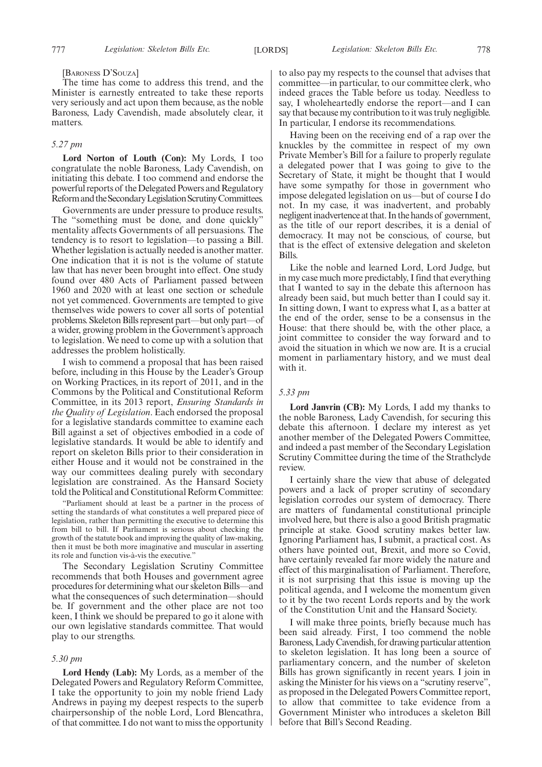[Baroness D'Souza]

The time has come to address this trend, and the Minister is earnestly entreated to take these reports very seriously and act upon them because, as the noble Baroness, Lady Cavendish, made absolutely clear, it matters.

*5.27 pm*

**Lord Norton of Louth (Con):** My Lords, I too congratulate the noble Baroness, Lady Cavendish, on initiating this debate. I too commend and endorse the powerful reports of the Delegated Powers and Regulatory Reform and the Secondary Legislation Scrutiny Committees.

Governments are under pressure to produce results. The "something must be done, and done quickly" mentality affects Governments of all persuasions. The tendency is to resort to legislation—to passing a Bill. Whether legislation is actually needed is another matter. One indication that it is not is the volume of statute law that has never been brought into effect. One study found over 480 Acts of Parliament passed between 1960 and 2020 with at least one section or schedule not yet commenced. Governments are tempted to give themselves wide powers to cover all sorts of potential problems. Skeleton Bills represent part—but only part—of a wider, growing problem in the Government's approach to legislation. We need to come up with a solution that addresses the problem holistically.

I wish to commend a proposal that has been raised before, including in this House by the Leader's Group on Working Practices, in its report of 2011, and in the Commons by the Political and Constitutional Reform Committee, in its 2013 report, *Ensuring Standards in the Quality of Legislation*. Each endorsed the proposal for a legislative standards committee to examine each Bill against a set of objectives embodied in a code of legislative standards. It would be able to identify and report on skeleton Bills prior to their consideration in either House and it would not be constrained in the way our committees dealing purely with secondary legislation are constrained. As the Hansard Society told the Political and Constitutional Reform Committee:

"Parliament should at least be a partner in the process of setting the standards of what constitutes a well prepared piece of legislation, rather than permitting the executive to determine this from bill to bill. If Parliament is serious about checking the growth of the statute book and improving the quality of law-making, then it must be both more imaginative and muscular in asserting its role and function vis-à-vis the executive."

The Secondary Legislation Scrutiny Committee recommends that both Houses and government agree procedures for determining what our skeleton Bills—and what the consequences of such determination—should be. If government and the other place are not too keen, I think we should be prepared to go it alone with our own legislative standards committee. That would play to our strengths.

*5.30 pm*

**Lord Hendy (Lab):** My Lords, as a member of the Delegated Powers and Regulatory Reform Committee, I take the opportunity to join my noble friend Lady Andrews in paying my deepest respects to the superb chairpersonship of the noble Lord, Lord Blencathra, of that committee. I do not want to miss the opportunity to also pay my respects to the counsel that advises that committee—in particular, to our committee clerk, who indeed graces the Table before us today. Needless to say, I wholeheartedly endorse the report—and I can say that because my contribution to it was truly negligible. In particular, I endorse its recommendations.

Having been on the receiving end of a rap over the knuckles by the committee in respect of my own Private Member's Bill for a failure to properly regulate a delegated power that I was going to give to the Secretary of State, it might be thought that I would have some sympathy for those in government who impose delegated legislation on us—but of course I do not. In my case, it was inadvertent, and probably negligent inadvertence at that. In the hands of government, as the title of our report describes, it is a denial of democracy. It may not be conscious, of course, but that is the effect of extensive delegation and skeleton Bills.

Like the noble and learned Lord, Lord Judge, but in my case much more predictably, I find that everything that I wanted to say in the debate this afternoon has already been said, but much better than I could say it. In sitting down, I want to express what I, as a batter at the end of the order, sense to be a consensus in the House: that there should be, with the other place, a joint committee to consider the way forward and to avoid the situation in which we now are. It is a crucial moment in parliamentary history, and we must deal with it.

*5.33 pm*

**Lord Janvrin (CB):** My Lords, I add my thanks to the noble Baroness, Lady Cavendish, for securing this debate this afternoon. I declare my interest as yet another member of the Delegated Powers Committee, and indeed a past member of the Secondary Legislation Scrutiny Committee during the time of the Strathclyde review.

I certainly share the view that abuse of delegated powers and a lack of proper scrutiny of secondary legislation corrodes our system of democracy. There are matters of fundamental constitutional principle involved here, but there is also a good British pragmatic principle at stake. Good scrutiny makes better law. Ignoring Parliament has, I submit, a practical cost. As others have pointed out, Brexit, and more so Covid, have certainly revealed far more widely the nature and effect of this marginalisation of Parliament. Therefore, it is not surprising that this issue is moving up the political agenda, and I welcome the momentum given to it by the two recent Lords reports and by the work of the Constitution Unit and the Hansard Society.

I will make three points, briefly because much has been said already. First, I too commend the noble Baroness, Lady Cavendish, for drawing particular attention to skeleton legislation. It has long been a source of parliamentary concern, and the number of skeleton Bills has grown significantly in recent years. I join in asking the Minister for his views on a "scrutiny reserve", as proposed in the Delegated Powers Committee report, to allow that committee to take evidence from a Government Minister who introduces a skeleton Bill before that Bill's Second Reading.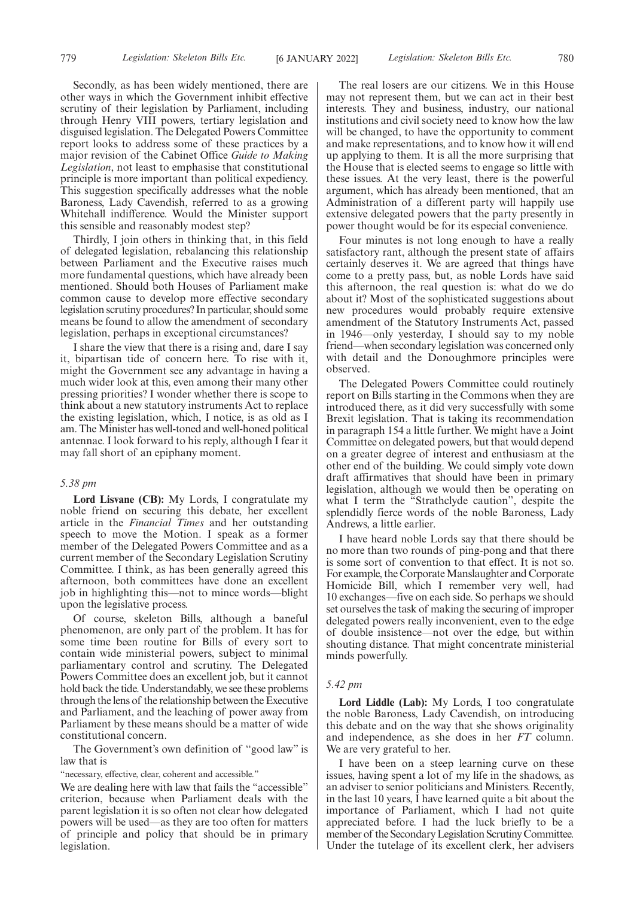Secondly, as has been widely mentioned, there are other ways in which the Government inhibit effective scrutiny of their legislation by Parliament, including through Henry VIII powers, tertiary legislation and disguised legislation. The Delegated Powers Committee report looks to address some of these practices by a major revision of the Cabinet Office *Guide to Making Legislation*, not least to emphasise that constitutional principle is more important than political expediency. This suggestion specifically addresses what the noble Baroness, Lady Cavendish, referred to as a growing Whitehall indifference. Would the Minister support this sensible and reasonably modest step?

Thirdly, I join others in thinking that, in this field of delegated legislation, rebalancing this relationship between Parliament and the Executive raises much more fundamental questions, which have already been mentioned. Should both Houses of Parliament make common cause to develop more effective secondary legislation scrutiny procedures? In particular, should some means be found to allow the amendment of secondary legislation, perhaps in exceptional circumstances?

I share the view that there is a rising and, dare I say it, bipartisan tide of concern here. To rise with it, might the Government see any advantage in having a much wider look at this, even among their many other pressing priorities? I wonder whether there is scope to think about a new statutory instruments Act to replace the existing legislation, which, I notice, is as old as I am. The Minister has well-toned and well-honed political antennae. I look forward to his reply, although I fear it may fall short of an epiphany moment.

*5.38 pm*

**Lord Lisvane (CB):** My Lords, I congratulate my noble friend on securing this debate, her excellent article in the *Financial Times* and her outstanding speech to move the Motion. I speak as a former member of the Delegated Powers Committee and as a current member of the Secondary Legislation Scrutiny Committee. I think, as has been generally agreed this afternoon, both committees have done an excellent job in highlighting this—not to mince words—blight upon the legislative process.

Of course, skeleton Bills, although a baneful phenomenon, are only part of the problem. It has for some time been routine for Bills of every sort to contain wide ministerial powers, subject to minimal parliamentary control and scrutiny. The Delegated Powers Committee does an excellent job, but it cannot hold back the tide. Understandably, we see these problems through the lens of the relationship between the Executive and Parliament, and the leaching of power away from Parliament by these means should be a matter of wide constitutional concern.

The Government's own definition of "good law" is law that is

"necessary, effective, clear, coherent and accessible."

We are dealing here with law that fails the "accessible" criterion, because when Parliament deals with the parent legislation it is so often not clear how delegated powers will be used—as they are too often for matters of principle and policy that should be in primary legislation.

The real losers are our citizens. We in this House may not represent them, but we can act in their best interests. They and business, industry, our national institutions and civil society need to know how the law will be changed, to have the opportunity to comment and make representations, and to know how it will end up applying to them. It is all the more surprising that the House that is elected seems to engage so little with these issues. At the very least, there is the powerful argument, which has already been mentioned, that an Administration of a different party will happily use extensive delegated powers that the party presently in power thought would be for its especial convenience.

Four minutes is not long enough to have a really satisfactory rant, although the present state of affairs certainly deserves it. We are agreed that things have come to a pretty pass, but, as noble Lords have said this afternoon, the real question is: what do we do about it? Most of the sophisticated suggestions about new procedures would probably require extensive amendment of the Statutory Instruments Act, passed in 1946—only yesterday, I should say to my noble friend—when secondary legislation was concerned only with detail and the Donoughmore principles were observed.

The Delegated Powers Committee could routinely report on Bills starting in the Commons when they are introduced there, as it did very successfully with some Brexit legislation. That is taking its recommendation in paragraph 154 a little further. We might have a Joint Committee on delegated powers, but that would depend on a greater degree of interest and enthusiasm at the other end of the building. We could simply vote down draft affirmatives that should have been in primary legislation, although we would then be operating on what I term the "Strathclyde caution", despite the splendidly fierce words of the noble Baroness, Lady Andrews, a little earlier.

I have heard noble Lords say that there should be no more than two rounds of ping-pong and that there is some sort of convention to that effect. It is not so. For example, the Corporate Manslaughter and Corporate Homicide Bill, which I remember very well, had 10 exchanges—five on each side. So perhaps we should set ourselves the task of making the securing of improper delegated powers really inconvenient, even to the edge of double insistence—not over the edge, but within shouting distance. That might concentrate ministerial minds powerfully.

*5.42 pm*

**Lord Liddle (Lab):** My Lords, I too congratulate the noble Baroness, Lady Cavendish, on introducing this debate and on the way that she shows originality and independence, as she does in her *FT* column. We are very grateful to her.

I have been on a steep learning curve on these issues, having spent a lot of my life in the shadows, as an adviser to senior politicians and Ministers. Recently, in the last 10 years, I have learned quite a bit about the importance of Parliament, which I had not quite appreciated before. I had the luck briefly to be a member of the Secondary Legislation Scrutiny Committee. Under the tutelage of its excellent clerk, her advisers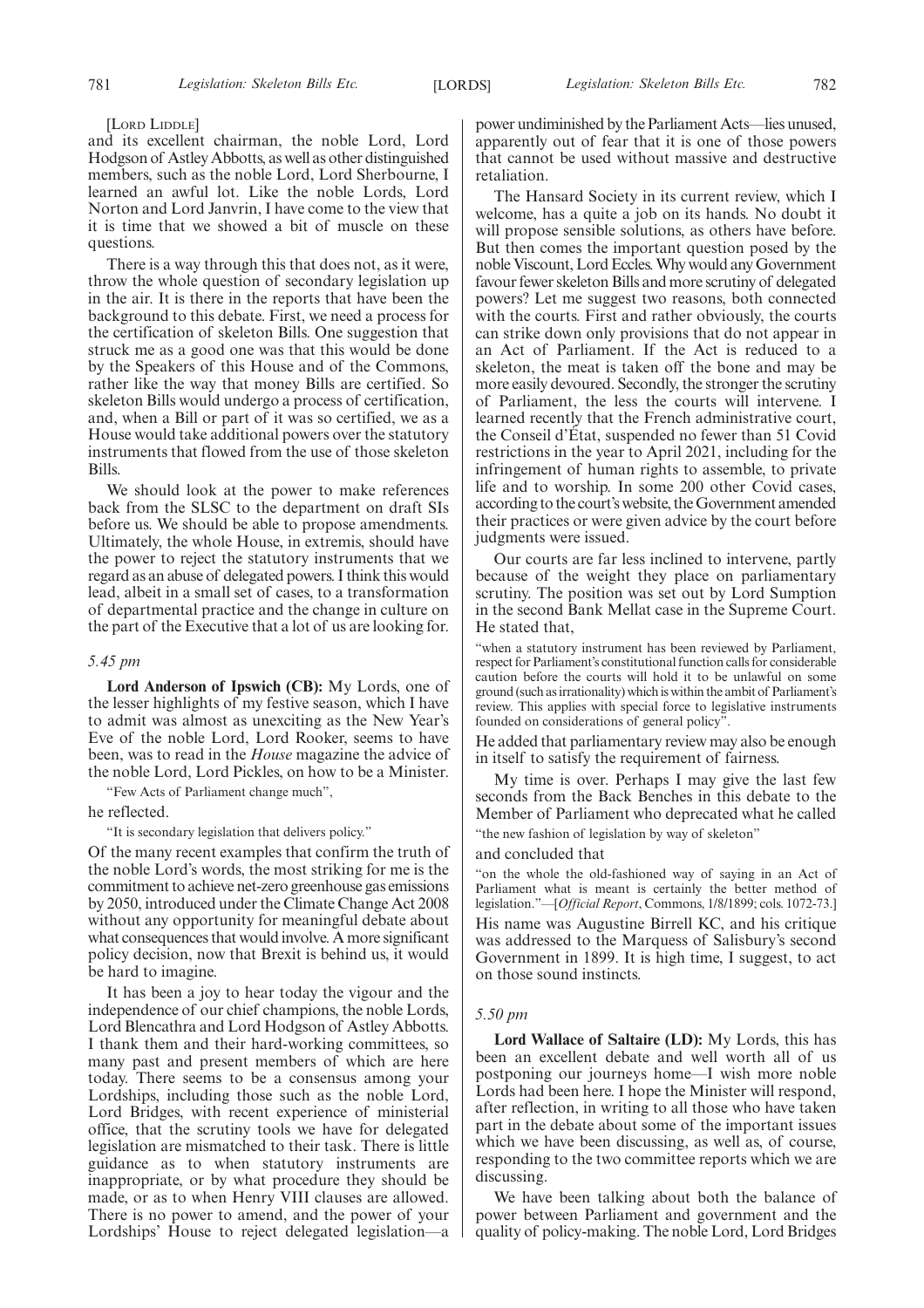[LORD LIDDLE]

and its excellent chairman, the noble Lord, Lord Hodgson of Astley Abbotts, as well as other distinguished members, such as the noble Lord, Lord Sherbourne, I learned an awful lot. Like the noble Lords, Lord Norton and Lord Janvrin, I have come to the view that it is time that we showed a bit of muscle on these questions.

There is a way through this that does not, as it were, throw the whole question of secondary legislation up in the air. It is there in the reports that have been the background to this debate. First, we need a process for the certification of skeleton Bills. One suggestion that struck me as a good one was that this would be done by the Speakers of this House and of the Commons, rather like the way that money Bills are certified. So skeleton Bills would undergo a process of certification, and, when a Bill or part of it was so certified, we as a House would take additional powers over the statutory instruments that flowed from the use of those skeleton Bills.

We should look at the power to make references back from the SLSC to the department on draft SIs before us. We should be able to propose amendments. Ultimately, the whole House, in extremis, should have the power to reject the statutory instruments that we regard as an abuse of delegated powers. I think this would lead, albeit in a small set of cases, to a transformation of departmental practice and the change in culture on the part of the Executive that a lot of us are looking for.

*5.45 pm*

**Lord Anderson of Ipswich (CB):** My Lords, one of the lesser highlights of my festive season, which I have to admit was almost as unexciting as the New Year's Eve of the noble Lord, Lord Rooker, seems to have been, was to read in the *House* magazine the advice of the noble Lord, Lord Pickles, on how to be a Minister.

"Few Acts of Parliament change much",

he reflected.

"It is secondary legislation that delivers policy."

Of the many recent examples that confirm the truth of the noble Lord's words, the most striking for me is the commitment to achieve net-zero greenhouse gas emissions by 2050, introduced under the Climate Change Act 2008 without any opportunity for meaningful debate about what consequences that would involve. A more significant policy decision, now that Brexit is behind us, it would be hard to imagine.

It has been a joy to hear today the vigour and the independence of our chief champions, the noble Lords, Lord Blencathra and Lord Hodgson of Astley Abbotts. I thank them and their hard-working committees, so many past and present members of which are here today. There seems to be a consensus among your Lordships, including those such as the noble Lord, Lord Bridges, with recent experience of ministerial office, that the scrutiny tools we have for delegated legislation are mismatched to their task. There is little guidance as to when statutory instruments are inappropriate, or by what procedure they should be made, or as to when Henry VIII clauses are allowed. There is no power to amend, and the power of your Lordships' House to reject delegated legislation—a power undiminished by the Parliament Acts—lies unused, apparently out of fear that it is one of those powers that cannot be used without massive and destructive retaliation.

The Hansard Society in its current review, which I welcome, has a quite a job on its hands. No doubt it will propose sensible solutions, as others have before. But then comes the important question posed by the noble Viscount, Lord Eccles. Why would any Government favour fewer skeleton Bills and more scrutiny of delegated powers? Let me suggest two reasons, both connected with the courts. First and rather obviously, the courts can strike down only provisions that do not appear in an Act of Parliament. If the Act is reduced to a skeleton, the meat is taken off the bone and may be more easily devoured. Secondly, the stronger the scrutiny of Parliament, the less the courts will intervene. I learned recently that the French administrative court, the Conseil d'État, suspended no fewer than 51 Covid restrictions in the year to April 2021, including for the infringement of human rights to assemble, to private life and to worship. In some 200 other Covid cases, according to the court's website, the Government amended their practices or were given advice by the court before judgments were issued.

Our courts are far less inclined to intervene, partly because of the weight they place on parliamentary scrutiny. The position was set out by Lord Sumption in the second Bank Mellat case in the Supreme Court. He stated that,

"when a statutory instrument has been reviewed by Parliament, respect for Parliament's constitutional function calls for considerable caution before the courts will hold it to be unlawful on some ground (such as irrationality) which is within the ambit of Parliament's review. This applies with special force to legislative instruments founded on considerations of general policy".

He added that parliamentary review may also be enough in itself to satisfy the requirement of fairness.

My time is over. Perhaps I may give the last few seconds from the Back Benches in this debate to the Member of Parliament who deprecated what he called

"the new fashion of legislation by way of skeleton"

and concluded that

"on the whole the old-fashioned way of saying in an Act of Parliament what is meant is certainly the better method of legislation."—[*Official Report*, Commons, 1/8/1899; cols. 1072-73.]

His name was Augustine Birrell KC, and his critique was addressed to the Marquess of Salisbury's second Government in 1899. It is high time, I suggest, to act on those sound instincts.

*5.50 pm*

**Lord Wallace of Saltaire (LD):** My Lords, this has been an excellent debate and well worth all of us postponing our journeys home—I wish more noble Lords had been here. I hope the Minister will respond, after reflection, in writing to all those who have taken part in the debate about some of the important issues which we have been discussing, as well as, of course, responding to the two committee reports which we are discussing.

We have been talking about both the balance of power between Parliament and government and the quality of policy-making. The noble Lord, Lord Bridges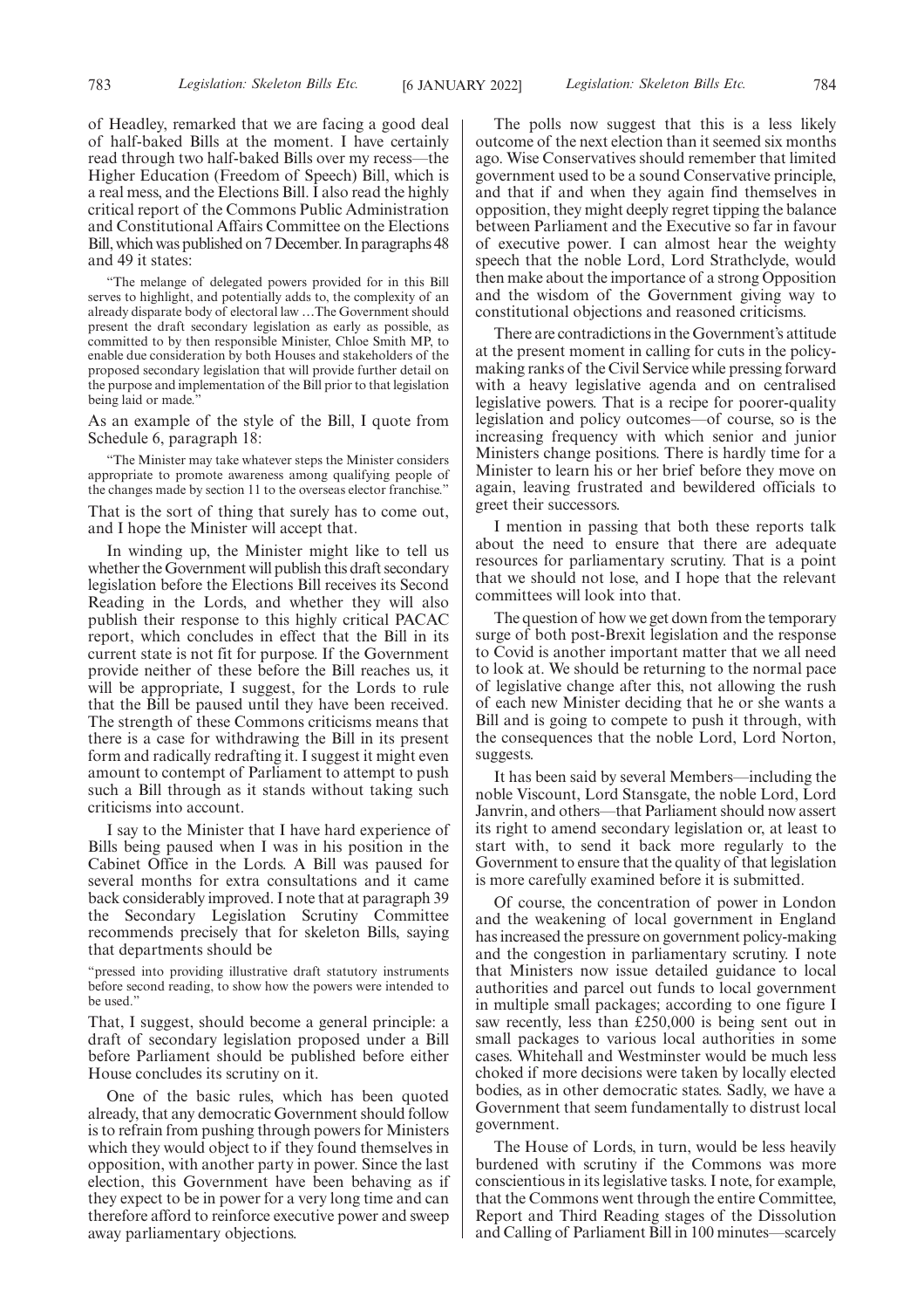of Headley, remarked that we are facing a good deal of half-baked Bills at the moment. I have certainly read through two half-baked Bills over my recess—the Higher Education (Freedom of Speech) Bill, which is a real mess, and the Elections Bill. I also read the highly critical report of the Commons Public Administration and Constitutional Affairs Committee on the Elections Bill, which was published on 7 December. In paragraphs 48 and 49 it states:

"The melange of delegated powers provided for in this Bill serves to highlight, and potentially adds to, the complexity of an already disparate body of electoral law …The Government should present the draft secondary legislation as early as possible, as committed to by then responsible Minister, Chloe Smith MP, to enable due consideration by both Houses and stakeholders of the proposed secondary legislation that will provide further detail on the purpose and implementation of the Bill prior to that legislation being laid or made."

As an example of the style of the Bill, I quote from Schedule 6, paragraph 18:

"The Minister may take whatever steps the Minister considers appropriate to promote awareness among qualifying people of the changes made by section 11 to the overseas elector franchise."

That is the sort of thing that surely has to come out, and I hope the Minister will accept that.

In winding up, the Minister might like to tell us whether the Government will publish this draft secondary legislation before the Elections Bill receives its Second Reading in the Lords, and whether they will also publish their response to this highly critical PACAC report, which concludes in effect that the Bill in its current state is not fit for purpose. If the Government provide neither of these before the Bill reaches us, it will be appropriate, I suggest, for the Lords to rule that the Bill be paused until they have been received. The strength of these Commons criticisms means that there is a case for withdrawing the Bill in its present form and radically redrafting it. I suggest it might even amount to contempt of Parliament to attempt to push such a Bill through as it stands without taking such criticisms into account.

I say to the Minister that I have hard experience of Bills being paused when I was in his position in the Cabinet Office in the Lords. A Bill was paused for several months for extra consultations and it came back considerably improved. I note that at paragraph 39 the Secondary Legislation Scrutiny Committee recommends precisely that for skeleton Bills, saying that departments should be

"pressed into providing illustrative draft statutory instruments before second reading, to show how the powers were intended to be used."

That, I suggest, should become a general principle: a draft of secondary legislation proposed under a Bill before Parliament should be published before either House concludes its scrutiny on it.

One of the basic rules, which has been quoted already, that any democratic Government should follow is to refrain from pushing through powers for Ministers which they would object to if they found themselves in opposition, with another party in power. Since the last election, this Government have been behaving as if they expect to be in power for a very long time and can therefore afford to reinforce executive power and sweep away parliamentary objections.

The polls now suggest that this is a less likely outcome of the next election than it seemed six months ago. Wise Conservatives should remember that limited government used to be a sound Conservative principle, and that if and when they again find themselves in opposition, they might deeply regret tipping the balance between Parliament and the Executive so far in favour of executive power. I can almost hear the weighty speech that the noble Lord, Lord Strathclyde, would then make about the importance of a strong Opposition and the wisdom of the Government giving way to constitutional objections and reasoned criticisms.

There are contradictions in the Government's attitude at the present moment in calling for cuts in the policy-making ranks of the Civil Service while pressing forward with a heavy legislative agenda and on centralised legislative powers. That is a recipe for poorer-quality legislation and policy outcomes—of course, so is the increasing frequency with which senior and junior Ministers change positions. There is hardly time for a Minister to learn his or her brief before they move on again, leaving frustrated and bewildered officials to greet their successors.

I mention in passing that both these reports talk about the need to ensure that there are adequate resources for parliamentary scrutiny. That is a point that we should not lose, and I hope that the relevant committees will look into that.

The question of how we get down from the temporary surge of both post-Brexit legislation and the response to Covid is another important matter that we all need to look at. We should be returning to the normal pace of legislative change after this, not allowing the rush of each new Minister deciding that he or she wants a Bill and is going to compete to push it through, with the consequences that the noble Lord, Lord Norton, suggests.

It has been said by several Members—including the noble Viscount, Lord Stansgate, the noble Lord, Lord Janvrin, and others—that Parliament should now assert its right to amend secondary legislation or, at least to start with, to send it back more regularly to the Government to ensure that the quality of that legislation is more carefully examined before it is submitted.

Of course, the concentration of power in London and the weakening of local government in England has increased the pressure on government policy-making and the congestion in parliamentary scrutiny. I note that Ministers now issue detailed guidance to local authorities and parcel out funds to local government in multiple small packages; according to one figure I saw recently, less than £250,000 is being sent out in small packages to various local authorities in some cases. Whitehall and Westminster would be much less choked if more decisions were taken by locally elected bodies, as in other democratic states. Sadly, we have a Government that seem fundamentally to distrust local government.

The House of Lords, in turn, would be less heavily burdened with scrutiny if the Commons was more conscientious in its legislative tasks. I note, for example, that the Commons went through the entire Committee, Report and Third Reading stages of the Dissolution and Calling of Parliament Bill in 100 minutes—scarcely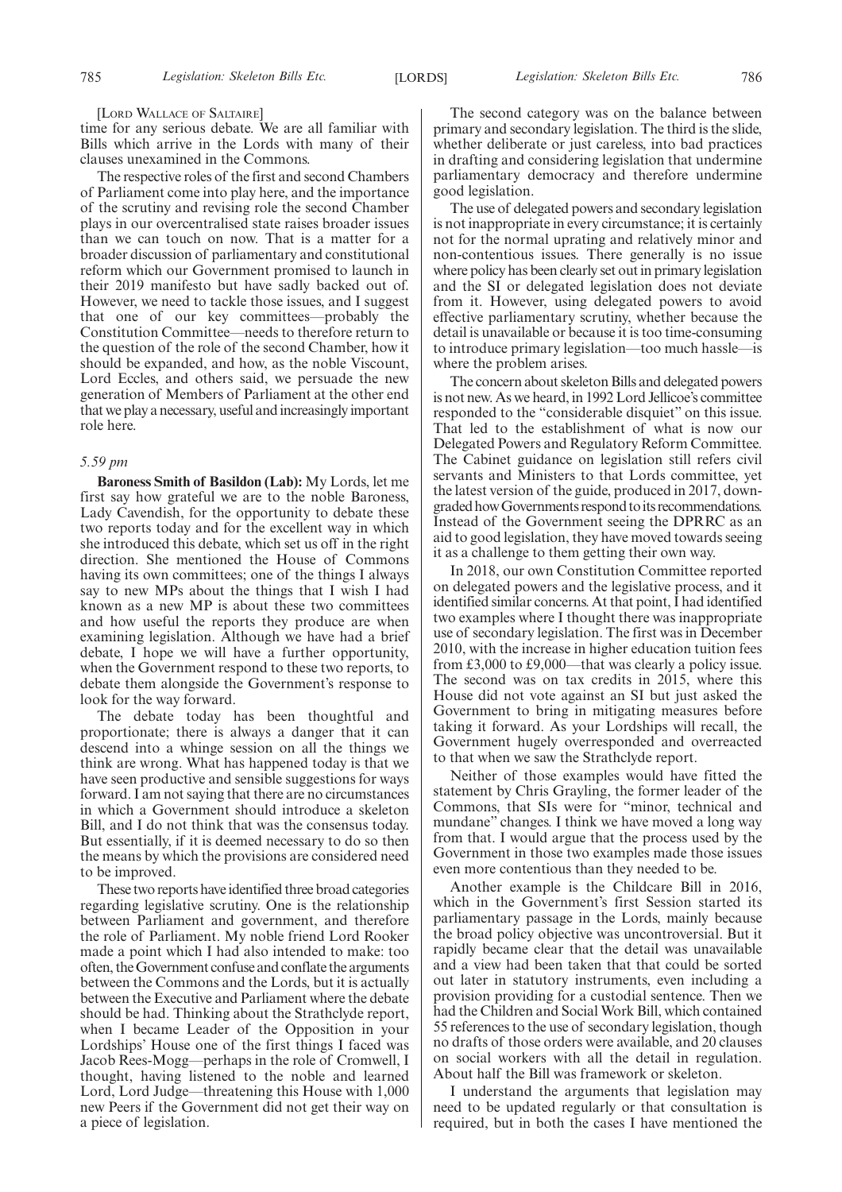[LORD WALLACE OF SALTAIRE]

time for any serious debate. We are all familiar with Bills which arrive in the Lords with many of their clauses unexamined in the Commons.

The respective roles of the first and second Chambers of Parliament come into play here, and the importance of the scrutiny and revising role the second Chamber plays in our overcentralised state raises broader issues than we can touch on now. That is a matter for a broader discussion of parliamentary and constitutional reform which our Government promised to launch in their 2019 manifesto but have sadly backed out of. However, we need to tackle those issues, and I suggest that one of our key committees—probably the Constitution Committee—needs to therefore return to the question of the role of the second Chamber, how it should be expanded, and how, as the noble Viscount, Lord Eccles, and others said, we persuade the new generation of Members of Parliament at the other end that we play a necessary, useful and increasingly important role here.

*5.59 pm*

**Baroness Smith of Basildon (Lab):** My Lords, let me first say how grateful we are to the noble Baroness, Lady Cavendish, for the opportunity to debate these two reports today and for the excellent way in which she introduced this debate, which set us off in the right direction. She mentioned the House of Commons having its own committees; one of the things I always say to new MPs about the things that I wish I had known as a new MP is about these two committees and how useful the reports they produce are when examining legislation. Although we have had a brief debate, I hope we will have a further opportunity, when the Government respond to these two reports, to debate them alongside the Government's response to look for the way forward.

The debate today has been thoughtful and proportionate; there is always a danger that it can descend into a whinge session on all the things we think are wrong. What has happened today is that we have seen productive and sensible suggestions for ways forward. I am not saying that there are no circumstances in which a Government should introduce a skeleton Bill, and I do not think that was the consensus today. But essentially, if it is deemed necessary to do so then the means by which the provisions are considered need to be improved.

These two reports have identified three broad categories regarding legislative scrutiny. One is the relationship between Parliament and government, and therefore the role of Parliament. My noble friend Lord Rooker made a point which I had also intended to make: too often, the Government confuse and conflate the arguments between the Commons and the Lords, but it is actually between the Executive and Parliament where the debate should be had. Thinking about the Strathclyde report, when I became Leader of the Opposition in your Lordships' House one of the first things I faced was Jacob Rees-Mogg—perhaps in the role of Cromwell, I thought, having listened to the noble and learned Lord, Lord Judge—threatening this House with 1,000 new Peers if the Government did not get their way on a piece of legislation.

The second category was on the balance between primary and secondary legislation. The third is the slide, whether deliberate or just careless, into bad practices in drafting and considering legislation that undermine parliamentary democracy and therefore undermine good legislation.

The use of delegated powers and secondary legislation is not inappropriate in every circumstance; it is certainly not for the normal uprating and relatively minor and non-contentious issues. There generally is no issue where policy has been clearly set out in primary legislation and the SI or delegated legislation does not deviate from it. However, using delegated powers to avoid effective parliamentary scrutiny, whether because the detail is unavailable or because it is too time-consuming to introduce primary legislation—too much hassle—is where the problem arises.

The concern about skeleton Bills and delegated powers is not new. As we heard, in 1992 Lord Jellicoe's committee responded to the "considerable disquiet" on this issue. That led to the establishment of what is now our Delegated Powers and Regulatory Reform Committee. The Cabinet guidance on legislation still refers civil servants and Ministers to that Lords committee, yet the latest version of the guide, produced in 2017, downgraded how Governments respond to its recommendations. Instead of the Government seeing the DPRRC as an aid to good legislation, they have moved towards seeing it as a challenge to them getting their own way.

In 2018, our own Constitution Committee reported on delegated powers and the legislative process, and it identified similar concerns. At that point, I had identified two examples where I thought there was inappropriate use of secondary legislation. The first was in December 2010, with the increase in higher education tuition fees from £3,000 to £9,000—that was clearly a policy issue. The second was on tax credits in 2015, where this House did not vote against an SI but just asked the Government to bring in mitigating measures before taking it forward. As your Lordships will recall, the Government hugely overresponded and overreacted to that when we saw the Strathclyde report.

Neither of those examples would have fitted the statement by Chris Grayling, the former leader of the Commons, that SIs were for "minor, technical and mundane" changes. I think we have moved a long way from that. I would argue that the process used by the Government in those two examples made those issues even more contentious than they needed to be.

Another example is the Childcare Bill in 2016, which in the Government's first Session started its parliamentary passage in the Lords, mainly because the broad policy objective was uncontroversial. But it rapidly became clear that the detail was unavailable and a view had been taken that that could be sorted out later in statutory instruments, even including a provision providing for a custodial sentence. Then we had the Children and Social Work Bill, which contained 55 references to the use of secondary legislation, though no drafts of those orders were available, and 20 clauses on social workers with all the detail in regulation. About half the Bill was framework or skeleton.

I understand the arguments that legislation may need to be updated regularly or that consultation is required, but in both the cases I have mentioned the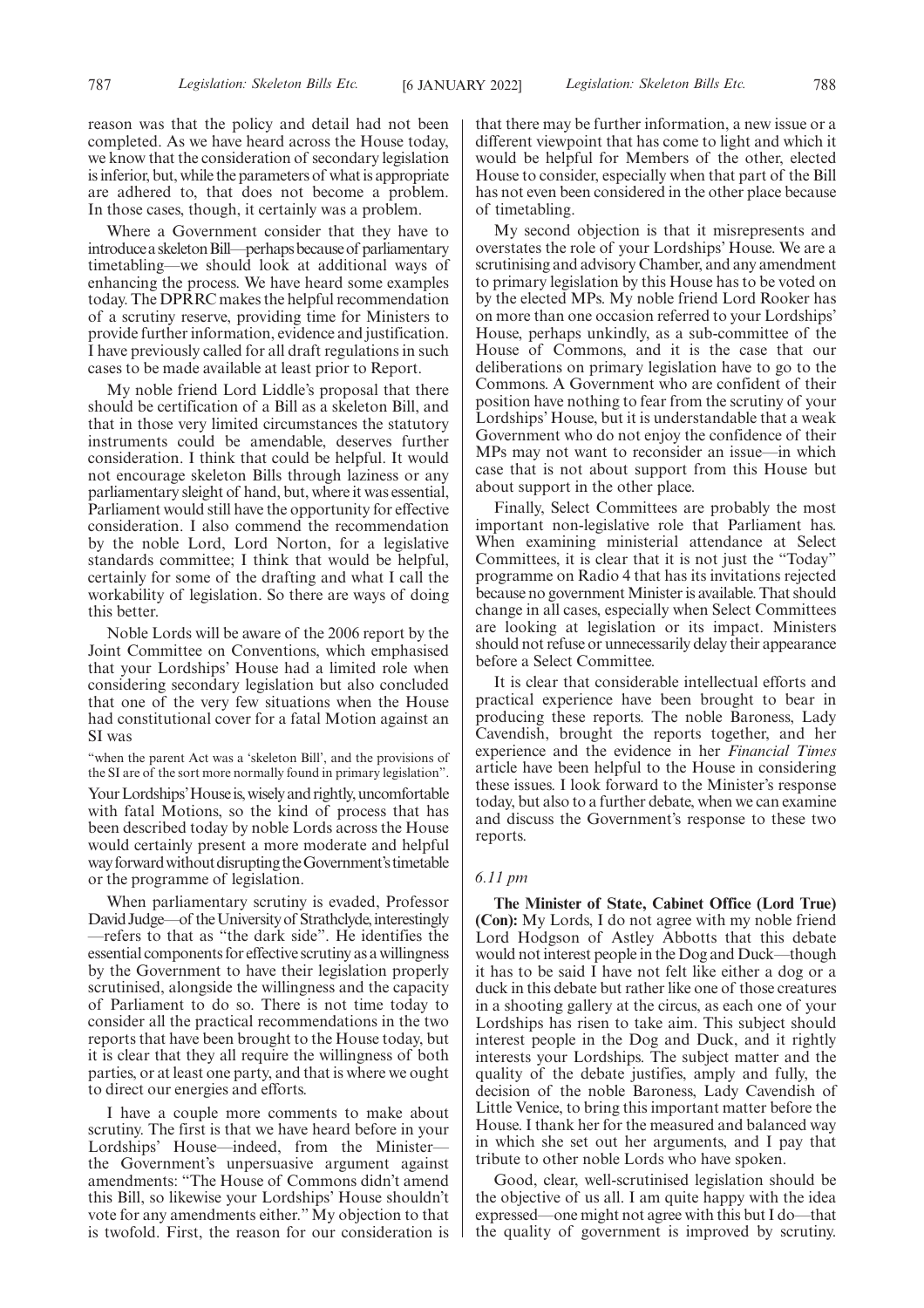reason was that the policy and detail had not been completed. As we have heard across the House today, we know that the consideration of secondary legislation is inferior, but, while the parameters of what is appropriate are adhered to, that does not become a problem. In those cases, though, it certainly was a problem.

Where a Government consider that they have to introduce a skeleton Bill—perhaps because of parliamentary timetabling—we should look at additional ways of enhancing the process. We have heard some examples today. The DPRRC makes the helpful recommendation of a scrutiny reserve, providing time for Ministers to provide further information, evidence and justification. I have previously called for all draft regulations in such cases to be made available at least prior to Report.

My noble friend Lord Liddle's proposal that there should be certification of a Bill as a skeleton Bill, and that in those very limited circumstances the statutory instruments could be amendable, deserves further consideration. I think that could be helpful. It would not encourage skeleton Bills through laziness or any parliamentary sleight of hand, but, where it was essential, Parliament would still have the opportunity for effective consideration. I also commend the recommendation by the noble Lord, Lord Norton, for a legislative standards committee; I think that would be helpful, certainly for some of the drafting and what I call the workability of legislation. So there are ways of doing this better.

Noble Lords will be aware of the 2006 report by the Joint Committee on Conventions, which emphasised that your Lordships' House had a limited role when considering secondary legislation but also concluded that one of the very few situations when the House had constitutional cover for a fatal Motion against an SI was

"when the parent Act was a 'skeleton Bill', and the provisions of the SI are of the sort more normally found in primary legislation".

Your Lordships' House is, wisely and rightly, uncomfortable with fatal Motions, so the kind of process that has been described today by noble Lords across the House would certainly present a more moderate and helpful way forward without disrupting the Government's timetable or the programme of legislation.

When parliamentary scrutiny is evaded, Professor David Judge—of the University of Strathclyde, interestingly—refers to that as "the dark side". He identifies the essential components for effective scrutiny as a willingness by the Government to have their legislation properly scrutinised, alongside the willingness and the capacity of Parliament to do so. There is not time today to consider all the practical recommendations in the two reports that have been brought to the House today, but it is clear that they all require the willingness of both parties, or at least one party, and that is where we ought to direct our energies and efforts.

I have a couple more comments to make about scrutiny. The first is that we have heard before in your Lordships' House—indeed, from the Minister—the Government's unpersuasive argument against amendments: "The House of Commons didn't amend this Bill, so likewise your Lordships' House shouldn't vote for any amendments either." My objection to that is twofold. First, the reason for our consideration is that there may be further information, a new issue or a different viewpoint that has come to light and which it would be helpful for Members of the other, elected House to consider, especially when that part of the Bill has not even been considered in the other place because of timetabling.

My second objection is that it misrepresents and overstates the role of your Lordships' House. We are a scrutinising and advisory Chamber, and any amendment to primary legislation by this House has to be voted on by the elected MPs. My noble friend Lord Rooker has on more than one occasion referred to your Lordships' House, perhaps unkindly, as a sub-committee of the House of Commons, and it is the case that our deliberations on primary legislation have to go to the Commons. A Government who are confident of their position have nothing to fear from the scrutiny of your Lordships' House, but it is understandable that a weak Government who do not enjoy the confidence of their MPs may not want to reconsider an issue—in which case that is not about support from this House but about support in the other place.

Finally, Select Committees are probably the most important non-legislative role that Parliament has. When examining ministerial attendance at Select Committees, it is clear that it is not just the "Today" programme on Radio 4 that has its invitations rejected because no government Minister is available. That should change in all cases, especially when Select Committees are looking at legislation or its impact. Ministers should not refuse or unnecessarily delay their appearance before a Select Committee.

It is clear that considerable intellectual efforts and practical experience have been brought to bear in producing these reports. The noble Baroness, Lady Cavendish, brought the reports together, and her experience and the evidence in her *Financial Times* article have been helpful to the House in considering these issues. I look forward to the Minister's response today, but also to a further debate, when we can examine and discuss the Government's response to these two reports.

*6.11 pm*

**The Minister of State, Cabinet Office (Lord True) (Con):** My Lords, I do not agree with my noble friend Lord Hodgson of Astley Abbotts that this debate would not interest people in the Dog and Duck—though it has to be said I have not felt like either a dog or a duck in this debate but rather like one of those creatures in a shooting gallery at the circus, as each one of your Lordships has risen to take aim. This subject should interest people in the Dog and Duck, and it rightly interests your Lordships. The subject matter and the quality of the debate justifies, amply and fully, the decision of the noble Baroness, Lady Cavendish of Little Venice, to bring this important matter before the House. I thank her for the measured and balanced way in which she set out her arguments, and I pay that tribute to other noble Lords who have spoken.

Good, clear, well-scrutinised legislation should be the objective of us all. I am quite happy with the idea expressed—one might not agree with this but I do—that the quality of government is improved by scrutiny.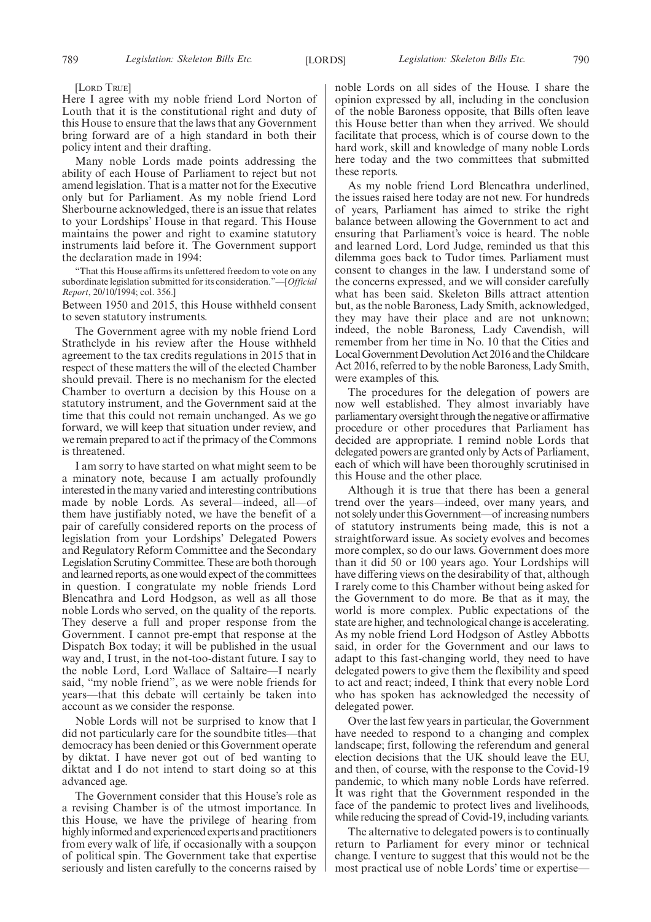[LORD TRUE]

Here I agree with my noble friend Lord Norton of Louth that it is the constitutional right and duty of this House to ensure that the laws that any Government bring forward are of a high standard in both their policy intent and their drafting.

Many noble Lords made points addressing the ability of each House of Parliament to reject but not amend legislation. That is a matter not for the Executive only but for Parliament. As my noble friend Lord Sherbourne acknowledged, there is an issue that relates to your Lordships' House in that regard. This House maintains the power and right to examine statutory instruments laid before it. The Government support the declaration made in 1994:

"That this House affirms its unfettered freedom to vote on any subordinate legislation submitted for its consideration."—[*Official Report*, 20/10/1994; col. 356.]

Between 1950 and 2015, this House withheld consent to seven statutory instruments.

The Government agree with my noble friend Lord Strathclyde in his review after the House withheld agreement to the tax credits regulations in 2015 that in respect of these matters the will of the elected Chamber should prevail. There is no mechanism for the elected Chamber to overturn a decision by this House on a statutory instrument, and the Government said at the time that this could not remain unchanged. As we go forward, we will keep that situation under review, and we remain prepared to act if the primacy of the Commons is threatened.

I am sorry to have started on what might seem to be a minatory note, because I am actually profoundly interested in the many varied and interesting contributions made by noble Lords. As several—indeed, all—of them have justifiably noted, we have the benefit of a pair of carefully considered reports on the process of legislation from your Lordships' Delegated Powers and Regulatory Reform Committee and the Secondary Legislation Scrutiny Committee. These are both thorough and learned reports, as one would expect of the committees in question. I congratulate my noble friends Lord Blencathra and Lord Hodgson, as well as all those noble Lords who served, on the quality of the reports. They deserve a full and proper response from the Government. I cannot pre-empt that response at the Dispatch Box today; it will be published in the usual way and, I trust, in the not-too-distant future. I say to the noble Lord, Lord Wallace of Saltaire—I nearly said, "my noble friend", as we were noble friends for years—that this debate will certainly be taken into account as we consider the response.

Noble Lords will not be surprised to know that I did not particularly care for the soundbite titles—that democracy has been denied or this Government operate by diktat. I have never got out of bed wanting to diktat and I do not intend to start doing so at this advanced age.

The Government consider that this House's role as a revising Chamber is of the utmost importance. In this House, we have the privilege of hearing from highly informed and experienced experts and practitioners from every walk of life, if occasionally with a soupçon of political spin. The Government take that expertise seriously and listen carefully to the concerns raised by noble Lords on all sides of the House. I share the opinion expressed by all, including in the conclusion of the noble Baroness opposite, that Bills often leave this House better than when they arrived. We should facilitate that process, which is of course down to the hard work, skill and knowledge of many noble Lords here today and the two committees that submitted these reports.

As my noble friend Lord Blencathra underlined, the issues raised here today are not new. For hundreds of years, Parliament has aimed to strike the right balance between allowing the Government to act and ensuring that Parliament's voice is heard. The noble and learned Lord, Lord Judge, reminded us that this dilemma goes back to Tudor times. Parliament must consent to changes in the law. I understand some of the concerns expressed, and we will consider carefully what has been said. Skeleton Bills attract attention but, as the noble Baroness, Lady Smith, acknowledged, they may have their place and are not unknown; indeed, the noble Baroness, Lady Cavendish, will remember from her time in No. 10 that the Cities and Local Government Devolution Act 2016 and the Childcare Act 2016, referred to by the noble Baroness, Lady Smith, were examples of this.

The procedures for the delegation of powers are now well established. They almost invariably have parliamentary oversight through the negative or affirmative procedure or other procedures that Parliament has decided are appropriate. I remind noble Lords that delegated powers are granted only by Acts of Parliament, each of which will have been thoroughly scrutinised in this House and the other place.

Although it is true that there has been a general trend over the years—indeed, over many years, and not solely under this Government—of increasing numbers of statutory instruments being made, this is not a straightforward issue. As society evolves and becomes more complex, so do our laws. Government does more than it did 50 or 100 years ago. Your Lordships will have differing views on the desirability of that, although I rarely come to this Chamber without being asked for the Government to do more. Be that as it may, the world is more complex. Public expectations of the state are higher, and technological change is accelerating. As my noble friend Lord Hodgson of Astley Abbotts said, in order for the Government and our laws to adapt to this fast-changing world, they need to have delegated powers to give them the flexibility and speed to act and react; indeed, I think that every noble Lord who has spoken has acknowledged the necessity of delegated power.

Over the last few years in particular, the Government have needed to respond to a changing and complex landscape; first, following the referendum and general election decisions that the UK should leave the EU, and then, of course, with the response to the Covid-19 pandemic, to which many noble Lords have referred. It was right that the Government responded in the face of the pandemic to protect lives and livelihoods, while reducing the spread of Covid-19, including variants.

The alternative to delegated powers is to continually return to Parliament for every minor or technical change. I venture to suggest that this would not be the most practical use of noble Lords' time or expertise—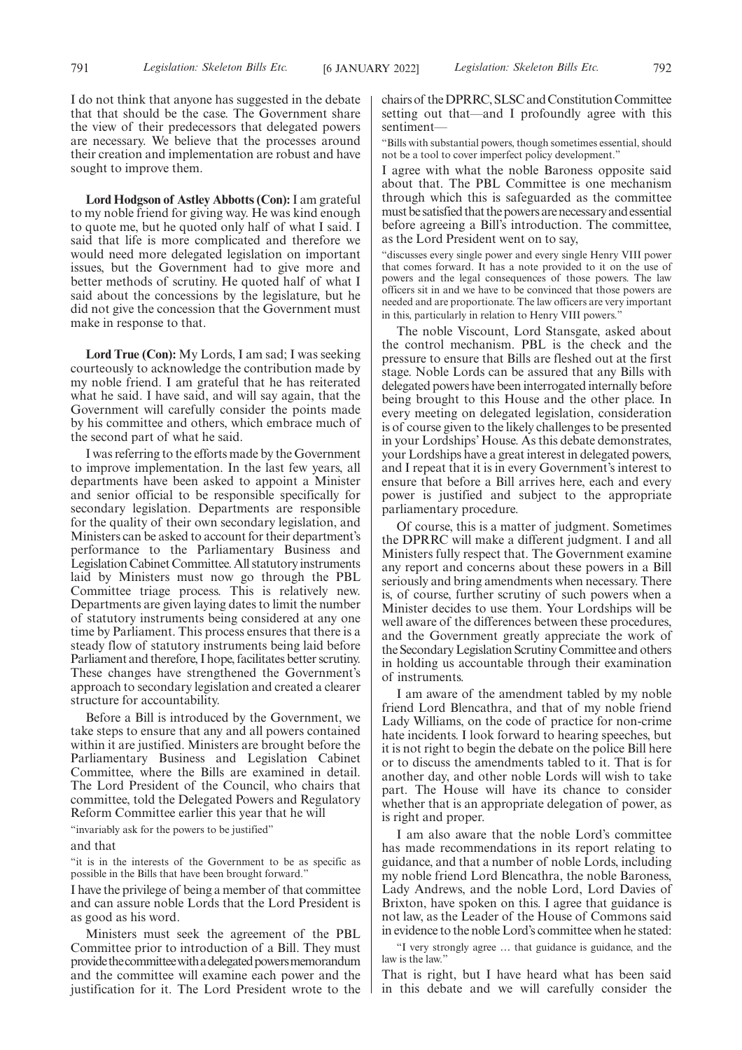I do not think that anyone has suggested in the debate that that should be the case. The Government share the view of their predecessors that delegated powers are necessary. We believe that the processes around their creation and implementation are robust and have sought to improve them.

**Lord Hodgson of Astley Abbotts (Con):** I am grateful to my noble friend for giving way. He was kind enough to quote me, but he quoted only half of what I said. I said that life is more complicated and therefore we would need more delegated legislation on important issues, but the Government had to give more and better methods of scrutiny. He quoted half of what I said about the concessions by the legislature, but he did not give the concession that the Government must make in response to that.

**Lord True (Con):** My Lords, I am sad; I was seeking courteously to acknowledge the contribution made by my noble friend. I am grateful that he has reiterated what he said. I have said, and will say again, that the Government will carefully consider the points made by his committee and others, which embrace much of the second part of what he said.

I was referring to the efforts made by the Government to improve implementation. In the last few years, all departments have been asked to appoint a Minister and senior official to be responsible specifically for secondary legislation. Departments are responsible for the quality of their own secondary legislation, and Ministers can be asked to account for their department's performance to the Parliamentary Business and Legislation Cabinet Committee. All statutory instruments laid by Ministers must now go through the PBL Committee triage process. This is relatively new. Departments are given laying dates to limit the number of statutory instruments being considered at any one time by Parliament. This process ensures that there is a steady flow of statutory instruments being laid before Parliament and therefore, I hope, facilitates better scrutiny. These changes have strengthened the Government's approach to secondary legislation and created a clearer structure for accountability.

Before a Bill is introduced by the Government, we take steps to ensure that any and all powers contained within it are justified. Ministers are brought before the Parliamentary Business and Legislation Cabinet Committee, where the Bills are examined in detail. The Lord President of the Council, who chairs that committee, told the Delegated Powers and Regulatory Reform Committee earlier this year that he will

"invariably ask for the powers to be justified"

and that

"it is in the interests of the Government to be as specific as possible in the Bills that have been brought forward."

I have the privilege of being a member of that committee and can assure noble Lords that the Lord President is as good as his word.

Ministers must seek the agreement of the PBL Committee prior to introduction of a Bill. They must provide the committee with a delegated powers memorandum and the committee will examine each power and the justification for it. The Lord President wrote to the chairs of the DPRRC, SLSC and Constitution Committee setting out that—and I profoundly agree with this sentiment—

"Bills with substantial powers, though sometimes essential, should not be a tool to cover imperfect policy development."

I agree with what the noble Baroness opposite said about that. The PBL Committee is one mechanism through which this is safeguarded as the committee must be satisfied that the powers are necessary and essential before agreeing a Bill's introduction. The committee, as the Lord President went on to say,

"discusses every single power and every single Henry VIII power that comes forward. It has a note provided to it on the use of powers and the legal consequences of those powers. The law officers sit in and we have to be convinced that those powers are needed and are proportionate. The law officers are very important in this, particularly in relation to Henry VIII powers."

The noble Viscount, Lord Stansgate, asked about the control mechanism. PBL is the check and the pressure to ensure that Bills are fleshed out at the first stage. Noble Lords can be assured that any Bills with delegated powers have been interrogated internally before being brought to this House and the other place. In every meeting on delegated legislation, consideration is of course given to the likely challenges to be presented in your Lordships' House. As this debate demonstrates, your Lordships have a great interest in delegated powers, and I repeat that it is in every Government's interest to ensure that before a Bill arrives here, each and every power is justified and subject to the appropriate parliamentary procedure.

Of course, this is a matter of judgment. Sometimes the DPRRC will make a different judgment. I and all Ministers fully respect that. The Government examine any report and concerns about these powers in a Bill seriously and bring amendments when necessary. There is, of course, further scrutiny of such powers when a Minister decides to use them. Your Lordships will be well aware of the differences between these procedures, and the Government greatly appreciate the work of the Secondary Legislation Scrutiny Committee and others in holding us accountable through their examination of instruments.

I am aware of the amendment tabled by my noble friend Lord Blencathra, and that of my noble friend Lady Williams, on the code of practice for non-crime hate incidents. I look forward to hearing speeches, but it is not right to begin the debate on the police Bill here or to discuss the amendments tabled to it. That is for another day, and other noble Lords will wish to take part. The House will have its chance to consider whether that is an appropriate delegation of power, as is right and proper.

I am also aware that the noble Lord's committee has made recommendations in its report relating to guidance, and that a number of noble Lords, including my noble friend Lord Blencathra, the noble Baroness, Lady Andrews, and the noble Lord, Lord Davies of Brixton, have spoken on this. I agree that guidance is not law, as the Leader of the House of Commons said in evidence to the noble Lord's committee when he stated:

"I very strongly agree … that guidance is guidance, and the law is the law."

That is right, but I have heard what has been said in this debate and we will carefully consider the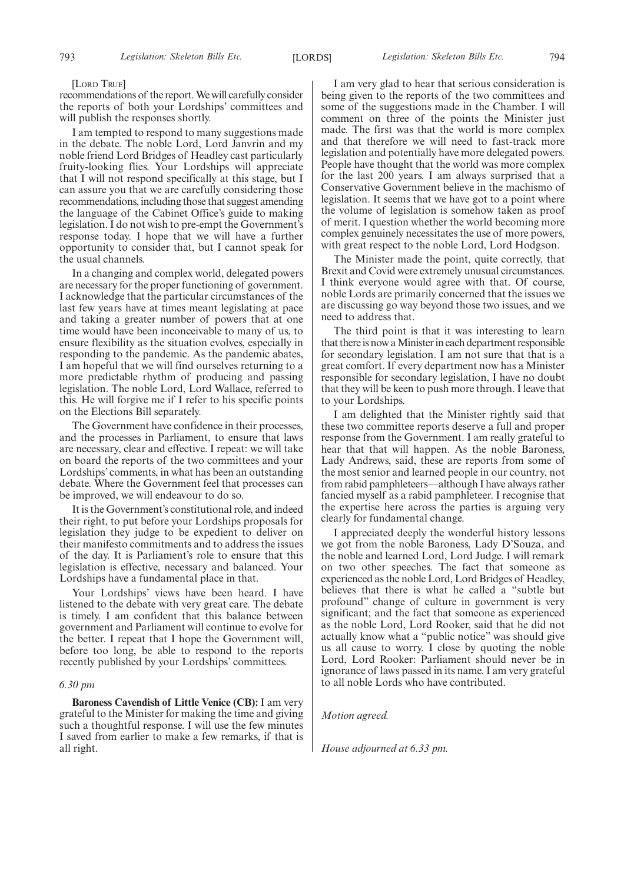[LORD TRUE]

recommendations of the report. We will carefully consider the reports of both your Lordships' committees and will publish the responses shortly.

I am tempted to respond to many suggestions made in the debate. The noble Lord, Lord Janvrin and my noble friend Lord Bridges of Headley cast particularly fruity-looking flies. Your Lordships will appreciate that I will not respond specifically at this stage, but I can assure you that we are carefully considering those recommendations, including those that suggest amending the language of the Cabinet Office's guide to making legislation. I do not wish to pre-empt the Government's response today. I hope that we will have a further opportunity to consider that, but I cannot speak for the usual channels.

In a changing and complex world, delegated powers are necessary for the proper functioning of government. I acknowledge that the particular circumstances of the last few years have at times meant legislating at pace and taking a greater number of powers that at one time would have been inconceivable to many of us, to ensure flexibility as the situation evolves, especially in responding to the pandemic. As the pandemic abates, I am hopeful that we will find ourselves returning to a more predictable rhythm of producing and passing legislation. The noble Lord, Lord Wallace, referred to this. He will forgive me if I refer to his specific points on the Elections Bill separately.

The Government have confidence in their processes, and the processes in Parliament, to ensure that laws are necessary, clear and effective. I repeat: we will take on board the reports of the two committees and your Lordships' comments, in what has been an outstanding debate. Where the Government feel that processes can be improved, we will endeavour to do so.

It is the Government's constitutional role, and indeed their right, to put before your Lordships proposals for legislation they judge to be expedient to deliver on their manifesto commitments and to address the issues of the day. It is Parliament's role to ensure that this legislation is effective, necessary and balanced. Your Lordships have a fundamental place in that.

Your Lordships' views have been heard. I have listened to the debate with very great care. The debate is timely. I am confident that this balance between government and Parliament will continue to evolve for the better. I repeat that I hope the Government will, before too long, be able to respond to the reports recently published by your Lordships' committees.

*6.30 pm*

**Baroness Cavendish of Little Venice (CB):** I am very grateful to the Minister for making the time and giving such a thoughtful response. I will use the few minutes I saved from earlier to make a few remarks, if that is all right.

I am very glad to hear that serious consideration is being given to the reports of the two committees and some of the suggestions made in the Chamber. I will comment on three of the points the Minister just made. The first was that the world is more complex and that therefore we will need to fast-track more legislation and potentially have more delegated powers. People have thought that the world was more complex for the last 200 years. I am always surprised that a Conservative Government believe in the machismo of legislation. It seems that we have got to a point where the volume of legislation is somehow taken as proof of merit. I question whether the world becoming more complex genuinely necessitates the use of more powers, with great respect to the noble Lord, Lord Hodgson.

The Minister made the point, quite correctly, that Brexit and Covid were extremely unusual circumstances. I think everyone would agree with that. Of course, noble Lords are primarily concerned that the issues we are discussing go way beyond those two issues, and we need to address that.

The third point is that it was interesting to learn that there is now a Minister in each department responsible for secondary legislation. I am not sure that that is a great comfort. If every department now has a Minister responsible for secondary legislation, I have no doubt that they will be keen to push more through. I leave that to your Lordships.

I am delighted that the Minister rightly said that these two committee reports deserve a full and proper response from the Government. I am really grateful to hear that that will happen. As the noble Baroness, Lady Andrews, said, these are reports from some of the most senior and learned people in our country, not from rabid pamphleteers—although I have always rather fancied myself as a rabid pamphleteer. I recognise that the expertise here across the parties is arguing very clearly for fundamental change.

I appreciated deeply the wonderful history lessons we got from the noble Baroness, Lady D'Souza, and the noble and learned Lord, Lord Judge. I will remark on two other speeches. The fact that someone as experienced as the noble Lord, Lord Bridges of Headley, believes that there is what he called a "subtle but profound" change of culture in government is very significant; and the fact that someone as experienced as the noble Lord, Lord Rooker, said that he did not actually know what a "public notice" was should give us all cause to worry. I close by quoting the noble Lord, Lord Rooker: Parliament should never be in ignorance of laws passed in its name. I am very grateful to all noble Lords who have contributed.

*Motion agreed.*

*House adjourned at 6.33 pm.*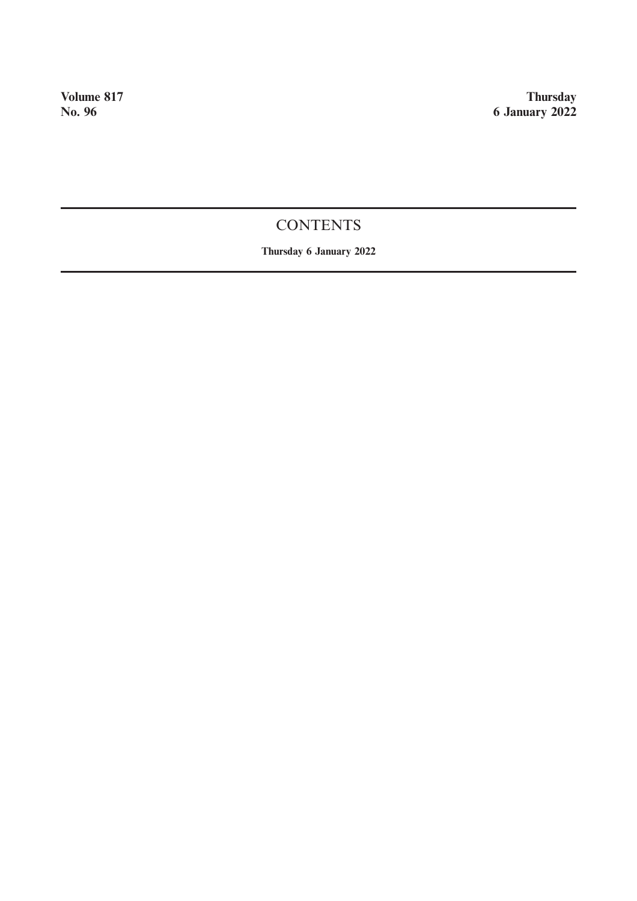Volume 817
No. 96

Thursday
6 January 2022

# CONTENTS

**Thursday 6 January 2022**